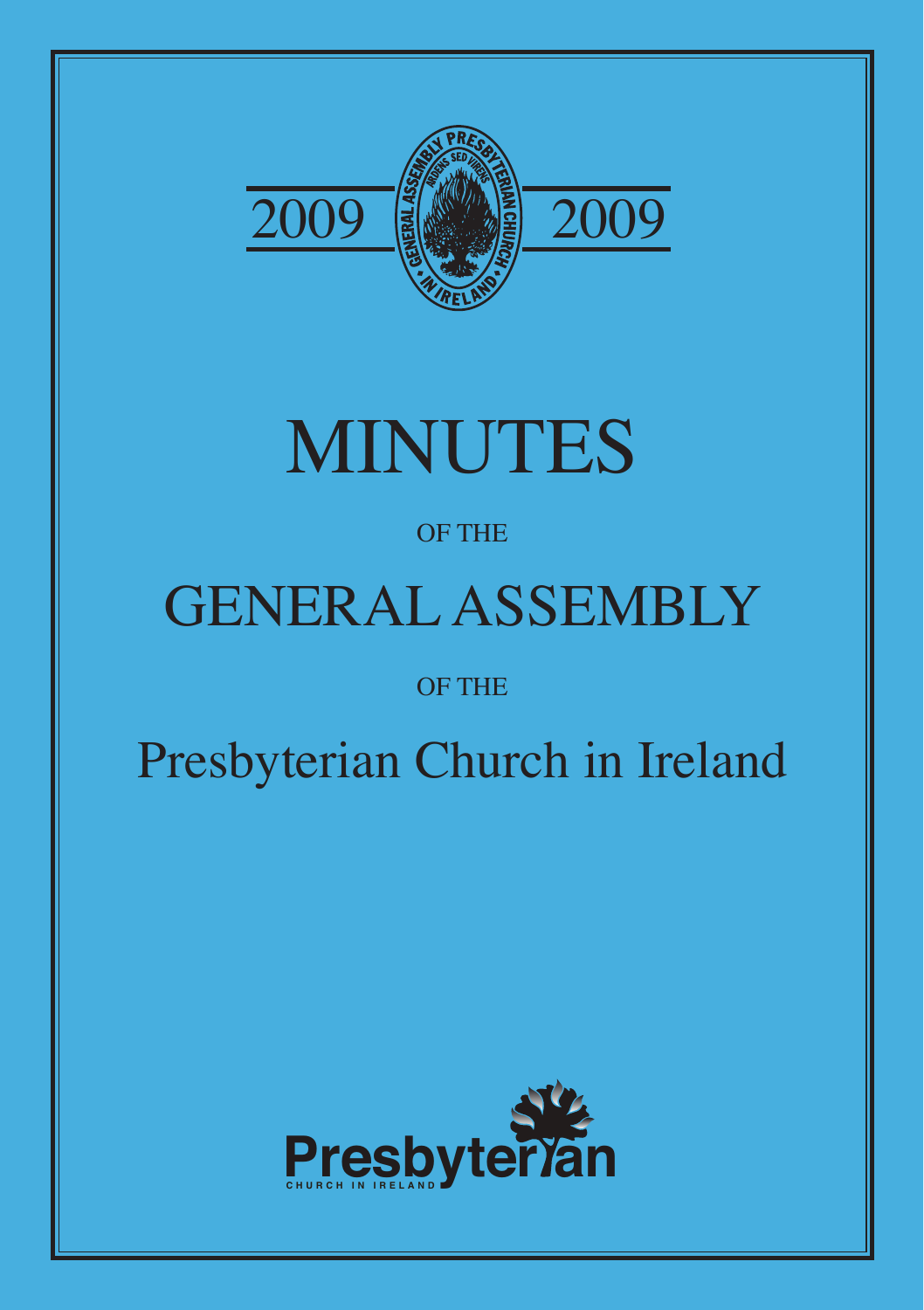2009 2009

# MINUTES

OF THE

# GENERAL ASSEMBLY

OF THE

# Presbyterian Church in Ireland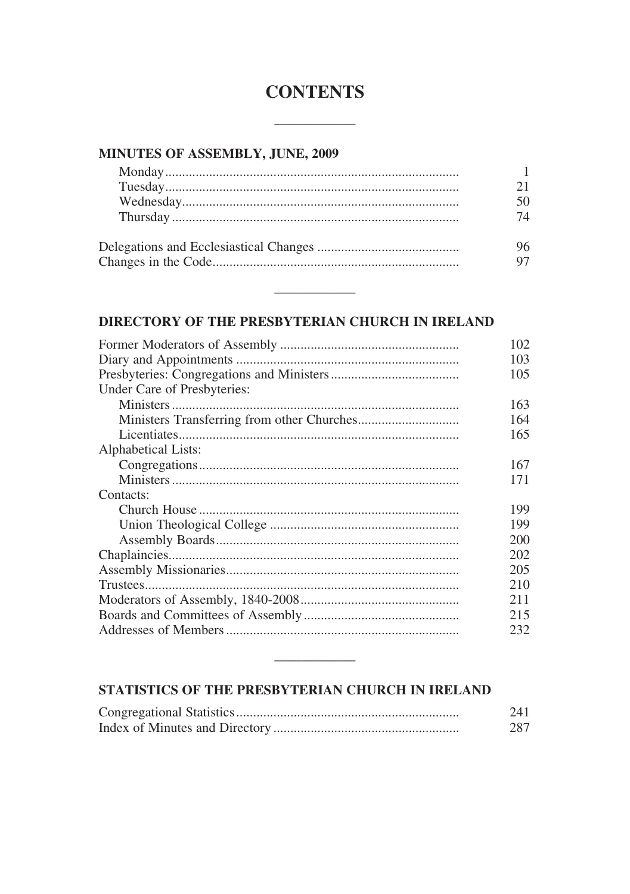# CONTENTS

## MINUTES OF ASSEMBLY, JUNE, 2009

| | |
|---|---|
| Monday | 1 |
| Tuesday | 21 |
| Wednesday | 50 |
| Thursday | 74 |
| | |
| Delegations and Ecclesiastical Changes | 96 |
| Changes in the Code | 97 |

## DIRECTORY OF THE PRESBYTERIAN CHURCH IN IRELAND

| | |
|---|---|
| Former Moderators of Assembly | 102 |
| Diary and Appointments | 103 |
| Presbyteries: Congregations and Ministers | 105 |
| Under Care of Presbyteries: | |
| Ministers | 163 |
| Ministers Transferring from other Churches | 164 |
| Licentiates | 165 |
| Alphabetical Lists: | |
| Congregations | 167 |
| Ministers | 171 |
| Contacts: | |
| Church House | 199 |
| Union Theological College | 199 |
| Assembly Boards | 200 |
| Chaplaincies | 202 |
| Assembly Missionaries | 205 |
| Trustees | 210 |
| Moderators of Assembly, 1840-2008 | 211 |
| Boards and Committees of Assembly | 215 |
| Addresses of Members | 232 |

## STATISTICS OF THE PRESBYTERIAN CHURCH IN IRELAND

| | |
|---|---|
| Congregational Statistics | 241 |
| Index of Minutes and Directory | 287 |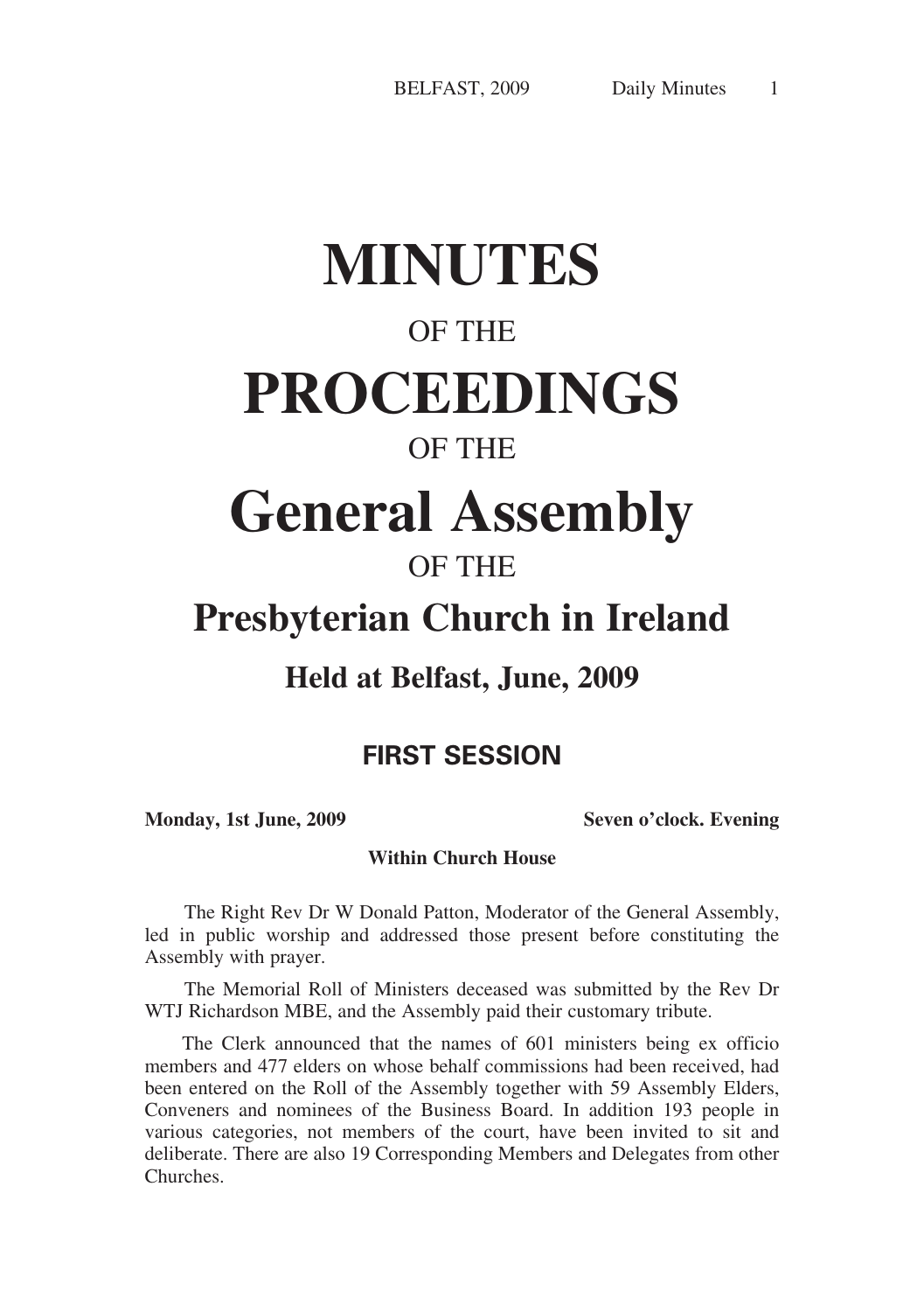# MINUTES

OF THE

# PROCEEDINGS

OF THE

# General Assembly

OF THE

## Presbyterian Church in Ireland

### Held at Belfast, June, 2009

## FIRST SESSION

**Monday, 1st June, 2009** **Seven o'clock. Evening**

**Within Church House**

The Right Rev Dr W Donald Patton, Moderator of the General Assembly, led in public worship and addressed those present before constituting the Assembly with prayer.

The Memorial Roll of Ministers deceased was submitted by the Rev Dr WTJ Richardson MBE, and the Assembly paid their customary tribute.

The Clerk announced that the names of 601 ministers being ex officio members and 477 elders on whose behalf commissions had been received, had been entered on the Roll of the Assembly together with 59 Assembly Elders, Conveners and nominees of the Business Board. In addition 193 people in various categories, not members of the court, have been invited to sit and deliberate. There are also 19 Corresponding Members and Delegates from other Churches.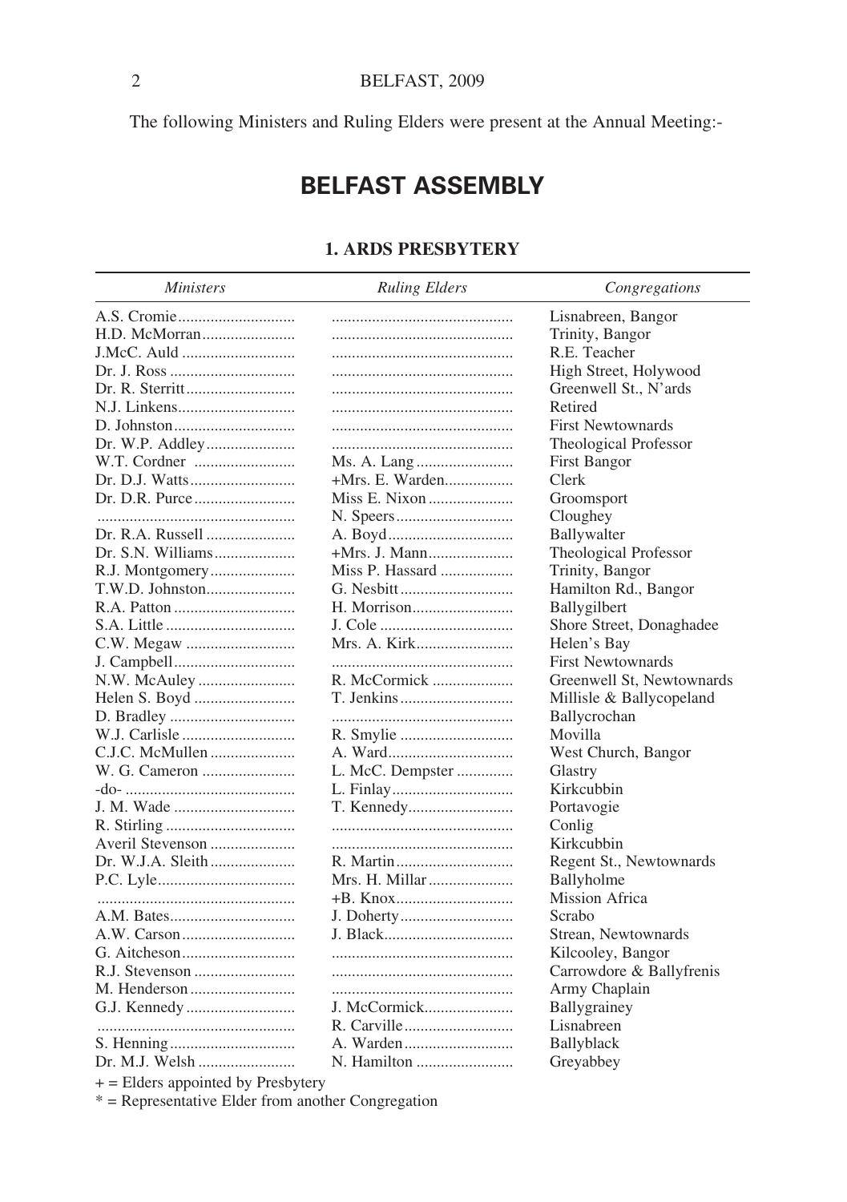The following Ministers and Ruling Elders were present at the Annual Meeting:-

# BELFAST ASSEMBLY

## 1. ARDS PRESBYTERY

| *Ministers* | *Ruling Elders* | *Congregations* |
|---|---|---|
| A.S. Cromie | | Lisnabreen, Bangor |
| H.D. McMorran | | Trinity, Bangor |
| J.McC. Auld | | R.E. Teacher |
| Dr. J. Ross | | High Street, Holywood |
| Dr. R. Sterritt | | Greenwell St., N'ards |
| N.J. Linkens | | Retired |
| D. Johnston | | First Newtownards |
| Dr. W.P. Addley | | Theological Professor |
| W.T. Cordner | Ms. A. Lang | First Bangor |
| Dr. D.J. Watts | +Mrs. E. Warden | Clerk |
| Dr. D.R. Purce | Miss E. Nixon | Groomsport |
| | N. Speers | Cloughey |
| Dr. R.A. Russell | A. Boyd | Ballywalter |
| Dr. S.N. Williams | +Mrs. J. Mann | Theological Professor |
| R.J. Montgomery | Miss P. Hassard | Trinity, Bangor |
| T.W.D. Johnston | G. Nesbitt | Hamilton Rd., Bangor |
| R.A. Patton | H. Morrison | Ballygilbert |
| S.A. Little | J. Cole | Shore Street, Donaghadee |
| C.W. Megaw | Mrs. A. Kirk | Helen's Bay |
| J. Campbell | | First Newtownards |
| N.W. McAuley | R. McCormick | Greenwell St, Newtownards |
| Helen S. Boyd | T. Jenkins | Millisle & Ballycopeland |
| D. Bradley | | Ballycrochan |
| W.J. Carlisle | R. Smylie | Movilla |
| C.J.C. McMullen | A. Ward | West Church, Bangor |
| W. G. Cameron | L. McC. Dempster | Glastry |
| -do- | L. Finlay | Kirkcubbin |
| J. M. Wade | T. Kennedy | Portavogie |
| R. Stirling | | Conlig |
| Averil Stevenson | | Kirkcubbin |
| Dr. W.J.A. Sleith | R. Martin | Regent St., Newtownards |
| P.C. Lyle | Mrs. H. Millar | Ballyholme |
| | +B. Knox | Mission Africa |
| A.M. Bates | J. Doherty | Scrabo |
| A.W. Carson | J. Black | Strean, Newtownards |
| G. Aitcheson | | Kilcooley, Bangor |
| R.J. Stevenson | | Carrowdore & Ballyfrenis |
| M. Henderson | | Army Chaplain |
| G.J. Kennedy | J. McCormick | Ballygrainey |
| | R. Carville | Lisnabreen |
| S. Henning | A. Warden | Ballyblack |
| Dr. M.J. Welsh | N. Hamilton | Greyabbey |

+ = Elders appointed by Presbytery

* = Representative Elder from another Congregation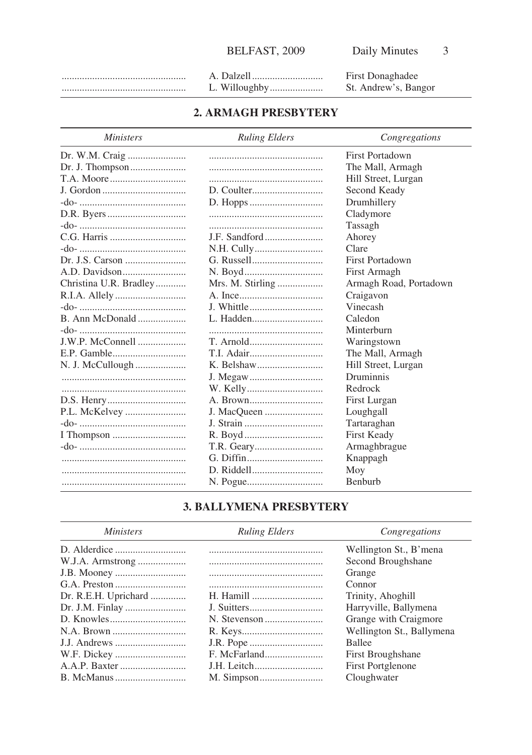| | | |
|---|---|---|
| | A. Dalzell | First Donaghadee |
| | L. Willoughby | St. Andrew's, Bangor |

## 2. ARMAGH PRESBYTERY

| *Ministers* | *Ruling Elders* | *Congregations* |
|---|---|---|
| Dr. W.M. Craig | | First Portadown |
| Dr. J. Thompson | | The Mall, Armagh |
| T.A. Moore | | Hill Street, Lurgan |
| J. Gordon | D. Coulter | Second Keady |
| -do- | D. Hopps | Drumhillery |
| D.R. Byers | | Cladymore |
| -do- | | Tassagh |
| C.G. Harris | J.F. Sandford | Ahorey |
| -do- | N.H. Cully | Clare |
| Dr. J.S. Carson | G. Russell | First Portadown |
| A.D. Davidson | N. Boyd | First Armagh |
| Christina U.R. Bradley | Mrs. M. Stirling | Armagh Road, Portadown |
| R.I.A. Allely | A. Ince | Craigavon |
| -do- | J. Whittle | Vinecash |
| B. Ann McDonald | L. Hadden | Caledon |
| -do- | | Minterburn |
| J.W.P. McConnell | T. Arnold | Waringstown |
| E.P. Gamble | T.I. Adair | The Mall, Armagh |
| N. J. McCullough | K. Belshaw | Hill Street, Lurgan |
| | J. Megaw | Druminnis |
| | W. Kelly | Redrock |
| D.S. Henry | A. Brown | First Lurgan |
| P.L. McKelvey | J. MacQueen | Loughgall |
| -do- | J. Strain | Tartaraghan |
| I Thompson | R. Boyd | First Keady |
| -do- | T.R. Geary | Armaghbrague |
| | G. Diffin | Knappagh |
| | D. Riddell | Moy |
| | N. Pogue | Benburb |

## 3. BALLYMENA PRESBYTERY

| *Ministers* | *Ruling Elders* | *Congregations* |
|---|---|---|
| D. Alderdice | | Wellington St., B'mena |
| W.J.A. Armstrong | | Second Broughshane |
| J.B. Mooney | | Grange |
| G.A. Preston | | Connor |
| Dr. R.E.H. Uprichard | H. Hamill | Trinity, Ahoghill |
| Dr. J.M. Finlay | J. Suitters | Harryville, Ballymena |
| D. Knowles | N. Stevenson | Grange with Craigmore |
| N.A. Brown | R. Keys | Wellington St., Ballymena |
| J.J. Andrews | J.R. Pope | Ballee |
| W.F. Dickey | F. McFarland | First Broughshane |
| A.A.P. Baxter | J.H. Leitch | First Portglenone |
| B. McManus | M. Simpson | Cloughwater |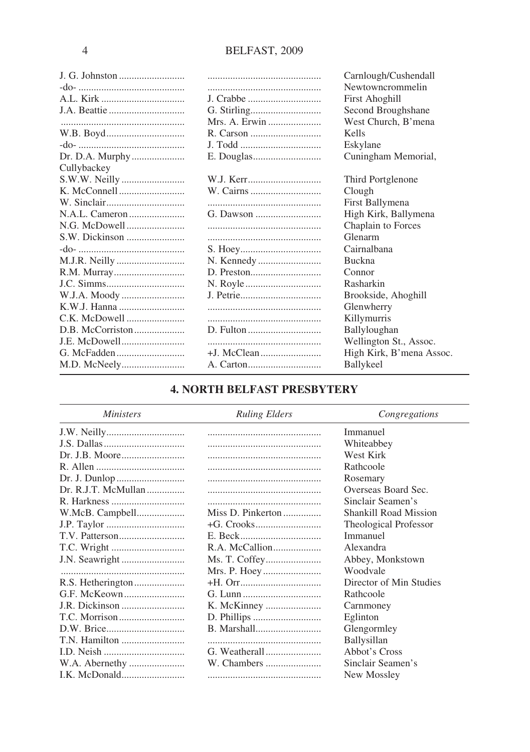| | | |
|---|---|---|
| J. G. Johnston | | Carnlough/Cushendall |
| -do- | | Newtowncrommelin |
| A.L. Kirk | J. Crabbe | First Ahoghill |
| J.A. Beattie | G. Stirling | Second Broughshane |
| | Mrs. A. Erwin | West Church, B'mena |
| W.B. Boyd | R. Carson | Kells |
| -do- | J. Todd | Eskylane |
| Dr. D.A. Murphy | E. Douglas | Cuningham Memorial, Cullybackey |
| S.W.W. Neilly | W.J. Kerr | Third Portglenone |
| K. McConnell | W. Cairns | Clough |
| W. Sinclair | | First Ballymena |
| N.A.L. Cameron | G. Dawson | High Kirk, Ballymena |
| N.G. McDowell | | Chaplain to Forces |
| S.W. Dickinson | | Glenarm |
| -do- | S. Hoey | Cairnalbana |
| M.J.R. Neilly | N. Kennedy | Buckna |
| R.M. Murray | D. Preston | Connor |
| J.C. Simms | N. Royle | Rasharkin |
| W.J.A. Moody | J. Petrie | Brookside, Ahoghill |
| K.W.J. Hanna | | Glenwherry |
| C.K. McDowell | | Killymurris |
| D.B. McCorriston | D. Fulton | Ballyloughan |
| J.E. McDowell | | Wellington St., Assoc. |
| G. McFadden | +J. McClean | High Kirk, B'mena Assoc. |
| M.D. McNeely | A. Carton | Ballykeel |

## 4. NORTH BELFAST PRESBYTERY

| *Ministers* | *Ruling Elders* | *Congregations* |
|---|---|---|
| J.W. Neilly | | Immanuel |
| J.S. Dallas | | Whiteabbey |
| Dr. J.B. Moore | | West Kirk |
| R. Allen | | Rathcoole |
| Dr. J. Dunlop | | Rosemary |
| Dr. R.J.T. McMullan | | Overseas Board Sec. |
| R. Harkness | | Sinclair Seamen's |
| W.McB. Campbell | Miss D. Pinkerton | Shankill Road Mission |
| J.P. Taylor | +G. Crooks | Theological Professor |
| T.V. Patterson | E. Beck | Immanuel |
| T.C. Wright | R.A. McCallion | Alexandra |
| J.N. Seawright | Ms. T. Coffey | Abbey, Monkstown |
| | Mrs. P. Hoey | Woodvale |
| R.S. Hetherington | +H. Orr | Director of Min Studies |
| G.F. McKeown | G. Lunn | Rathcoole |
| J.R. Dickinson | K. McKinney | Carnmoney |
| T.C. Morrison | D. Phillips | Eglinton |
| D.W. Brice | B. Marshall | Glengormley |
| T.N. Hamilton | | Ballysillan |
| I.D. Neish | G. Weatherall | Abbot's Cross |
| W.A. Abernethy | W. Chambers | Sinclair Seamen's |
| I.K. McDonald | | New Mossley |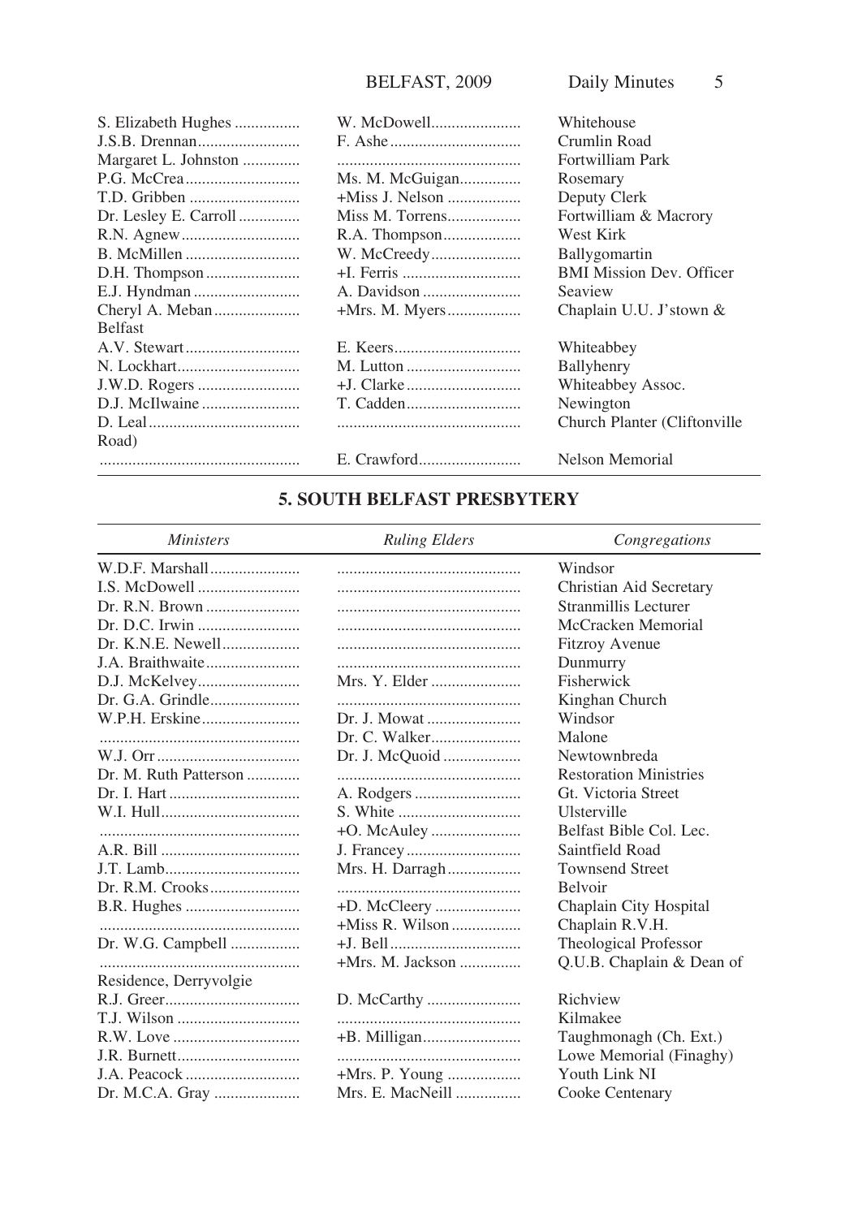| | | |
|---|---|---|
| S. Elizabeth Hughes | W. McDowell | Whitehouse |
| J.S.B. Drennan | F. Ashe | Crumlin Road |
| Margaret L. Johnston | | Fortwilliam Park |
| P.G. McCrea | Ms. M. McGuigan | Rosemary |
| T.D. Gribben | +Miss J. Nelson | Deputy Clerk |
| Dr. Lesley E. Carroll | Miss M. Torrens | Fortwilliam & Macrory |
| R.N. Agnew | R.A. Thompson | West Kirk |
| B. McMillen | W. McCreedy | Ballygomartin |
| D.H. Thompson | +I. Ferris | BMI Mission Dev. Officer |
| E.J. Hyndman | A. Davidson | Seaview |
| Cheryl A. Meban | +Mrs. M. Myers | Chaplain U.U. J'stown & Belfast |
| A.V. Stewart | E. Keers | Whiteabbey |
| N. Lockhart | M. Lutton | Ballyhenry |
| J.W.D. Rogers | +J. Clarke | Whiteabbey Assoc. |
| D.J. McIlwaine | T. Cadden | Newington |
| D. Leal | | Church Planter (Cliftonville Road) |
| | E. Crawford | Nelson Memorial |

## 5. SOUTH BELFAST PRESBYTERY

| *Ministers* | *Ruling Elders* | *Congregations* |
|---|---|---|
| W.D.F. Marshall | | Windsor |
| I.S. McDowell | | Christian Aid Secretary |
| Dr. R.N. Brown | | Stranmillis Lecturer |
| Dr. D.C. Irwin | | McCracken Memorial |
| Dr. K.N.E. Newell | | Fitzroy Avenue |
| J.A. Braithwaite | | Dunmurry |
| D.J. McKelvey | Mrs. Y. Elder | Fisherwick |
| Dr. G.A. Grindle | | Kinghan Church |
| W.P.H. Erskine | Dr. J. Mowat | Windsor |
| | Dr. C. Walker | Malone |
| W.J. Orr | Dr. J. McQuoid | Newtownbreda |
| Dr. M. Ruth Patterson | | Restoration Ministries |
| Dr. I. Hart | A. Rodgers | Gt. Victoria Street |
| W.I. Hull | S. White | Ulsterville |
| | +O. McAuley | Belfast Bible Col. Lec. |
| A.R. Bill | J. Francey | Saintfield Road |
| J.T. Lamb | Mrs. H. Darragh | Townsend Street |
| Dr. R.M. Crooks | | Belvoir |
| B.R. Hughes | +D. McCleery | Chaplain City Hospital |
| | +Miss R. Wilson | Chaplain R.V.H. |
| Dr. W.G. Campbell | +J. Bell | Theological Professor |
| | +Mrs. M. Jackson | Q.U.B. Chaplain & Dean of Residence, Derryvolgie |
| R.J. Greer | D. McCarthy | Richview |
| T.J. Wilson | | Kilmakee |
| R.W. Love | +B. Milligan | Taughmonagh (Ch. Ext.) |
| J.R. Burnett | | Lowe Memorial (Finaghy) |
| J.A. Peacock | +Mrs. P. Young | Youth Link NI |
| Dr. M.C.A. Gray | Mrs. E. MacNeill | Cooke Centenary |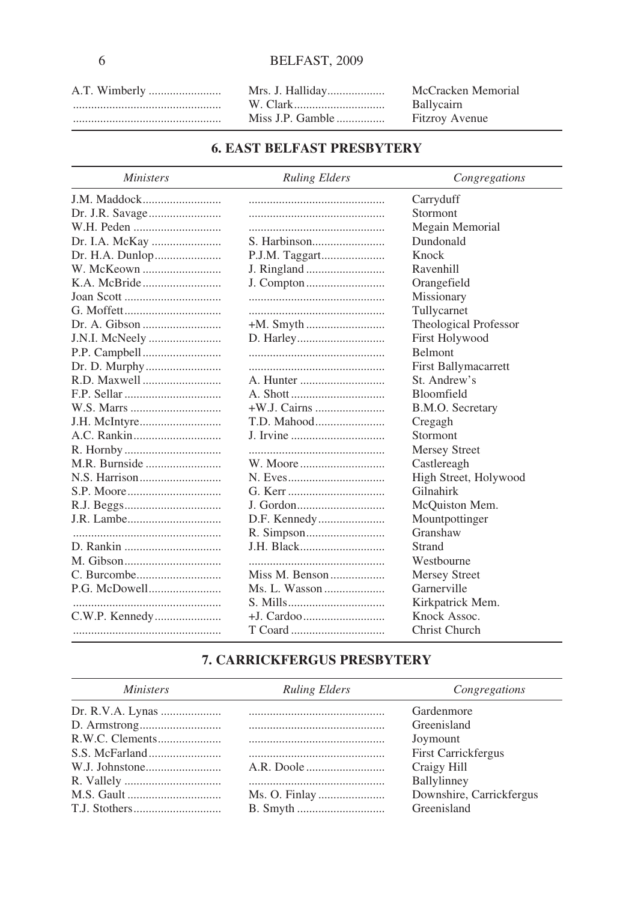| | | |
|---|---|---|
| A.T. Wimberly | Mrs. J. Halliday | McCracken Memorial |
| | W. Clark | Ballycairn |
| | Miss J.P. Gamble | Fitzroy Avenue |

## 6. EAST BELFAST PRESBYTERY

| *Ministers* | *Ruling Elders* | *Congregations* |
|---|---|---|
| J.M. Maddock | | Carryduff |
| Dr. J.R. Savage | | Stormont |
| W.H. Peden | | Megain Memorial |
| Dr. I.A. McKay | S. Harbinson | Dundonald |
| Dr. H.A. Dunlop | P.J.M. Taggart | Knock |
| W. McKeown | J. Ringland | Ravenhill |
| K.A. McBride | J. Compton | Orangefield |
| Joan Scott | | Missionary |
| G. Moffett | | Tullycarnet |
| Dr. A. Gibson | +M. Smyth | Theological Professor |
| J.N.I. McNeely | D. Harley | First Holywood |
| P.P. Campbell | | Belmont |
| Dr. D. Murphy | | First Ballymacarrett |
| R.D. Maxwell | A. Hunter | St. Andrew's |
| F.P. Sellar | A. Shott | Bloomfield |
| W.S. Marrs | +W.J. Cairns | B.M.O. Secretary |
| J.H. McIntyre | T.D. Mahood | Cregagh |
| A.C. Rankin | J. Irvine | Stormont |
| R. Hornby | | Mersey Street |
| M.R. Burnside | W. Moore | Castlereagh |
| N.S. Harrison | N. Eves | High Street, Holywood |
| S.P. Moore | G. Kerr | Gilnahirk |
| R.J. Beggs | J. Gordon | McQuiston Mem. |
| J.R. Lambe | D.F. Kennedy | Mountpottinger |
| | R. Simpson | Granshaw |
| D. Rankin | J.H. Black | Strand |
| M. Gibson | | Westbourne |
| C. Burcombe | Miss M. Benson | Mersey Street |
| P.G. McDowell | Ms. L. Wasson | Garnerville |
| | S. Mills | Kirkpatrick Mem. |
| C.W.P. Kennedy | +J. Cardoo | Knock Assoc. |
| | T Coard | Christ Church |

## 7. CARRICKFERGUS PRESBYTERY

| *Ministers* | *Ruling Elders* | *Congregations* |
|---|---|---|
| Dr. R.V.A. Lynas | | Gardenmore |
| D. Armstrong | | Greenisland |
| R.W.C. Clements | | Joymount |
| S.S. McFarland | | First Carrickfergus |
| W.J. Johnstone | A.R. Doole | Craigy Hill |
| R. Vallely | | Ballylinney |
| M.S. Gault | Ms. O. Finlay | Downshire, Carrickfergus |
| T.J. Stothers | B. Smyth | Greenisland |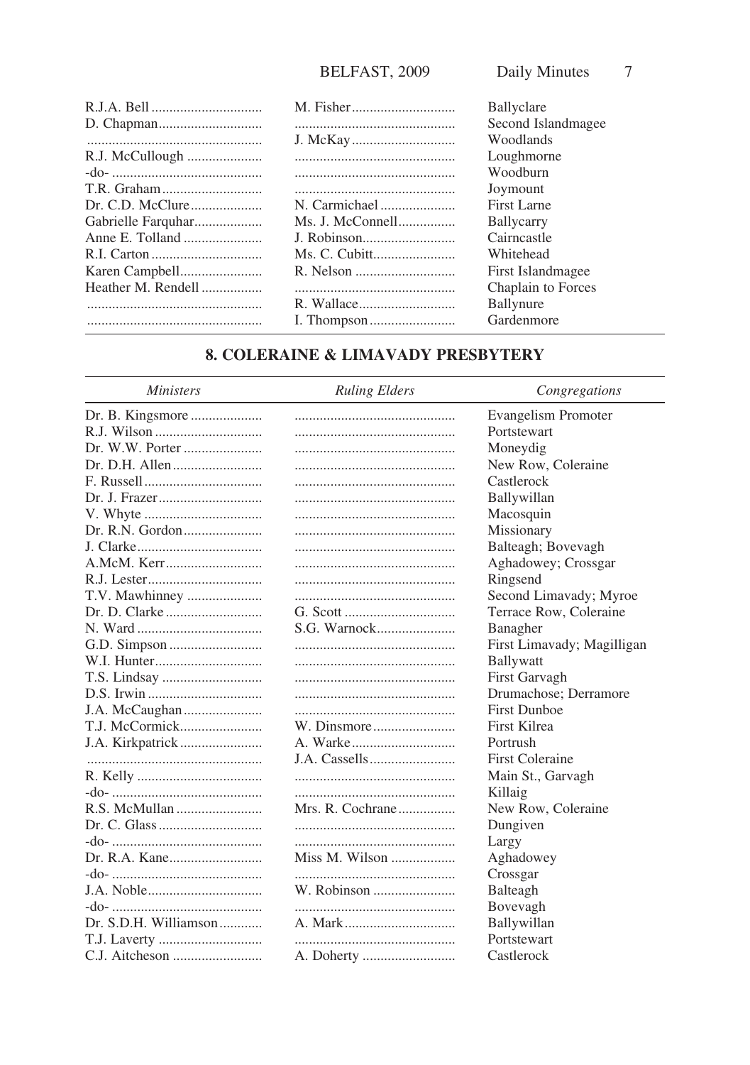| | | |
|---|---|---|
| R.J.A. Bell | M. Fisher | Ballyclare |
| D. Chapman | | Second Islandmagee |
| | J. McKay | Woodlands |
| R.J. McCullough | | Loughmorne |
| -do- | | Woodburn |
| T.R. Graham | | Joymount |
| Dr. C.D. McClure | N. Carmichael | First Larne |
| Gabrielle Farquhar | Ms. J. McConnell | Ballycarry |
| Anne E. Tolland | J. Robinson | Cairncastle |
| R.I. Carton | Ms. C. Cubitt | Whitehead |
| Karen Campbell | R. Nelson | First Islandmagee |
| Heather M. Rendell | | Chaplain to Forces |
| | R. Wallace | Ballynure |
| | I. Thompson | Gardenmore |

## 8. COLERAINE & LIMAVADY PRESBYTERY

| *Ministers* | *Ruling Elders* | *Congregations* |
|---|---|---|
| Dr. B. Kingsmore | | Evangelism Promoter |
| R.J. Wilson | | Portstewart |
| Dr. W.W. Porter | | Moneydig |
| Dr. D.H. Allen | | New Row, Coleraine |
| F. Russell | | Castlerock |
| Dr. J. Frazer | | Ballywillan |
| V. Whyte | | Macosquin |
| Dr. R.N. Gordon | | Missionary |
| J. Clarke | | Balteagh; Bovevagh |
| A.McM. Kerr | | Aghadowey; Crossgar |
| R.J. Lester | | Ringsend |
| T.V. Mawhinney | | Second Limavady; Myroe |
| Dr. D. Clarke | G. Scott | Terrace Row, Coleraine |
| N. Ward | S.G. Warnock | Banagher |
| G.D. Simpson | | First Limavady; Magilligan |
| W.I. Hunter | | Ballywatt |
| T.S. Lindsay | | First Garvagh |
| D.S. Irwin | | Drumachose; Derramore |
| J.A. McCaughan | | First Dunboe |
| T.J. McCormick | W. Dinsmore | First Kilrea |
| J.A. Kirkpatrick | A. Warke | Portrush |
| | J.A. Cassells | First Coleraine |
| R. Kelly | | Main St., Garvagh |
| -do- | | Killaig |
| R.S. McMullan | Mrs. R. Cochrane | New Row, Coleraine |
| Dr. C. Glass | | Dungiven |
| -do- | | Largy |
| Dr. R.A. Kane | Miss M. Wilson | Aghadowey |
| -do- | | Crossgar |
| J.A. Noble | W. Robinson | Balteagh |
| -do- | | Bovevagh |
| Dr. S.D.H. Williamson | A. Mark | Ballywillan |
| T.J. Laverty | | Portstewart |
| C.J. Aitcheson | A. Doherty | Castlerock |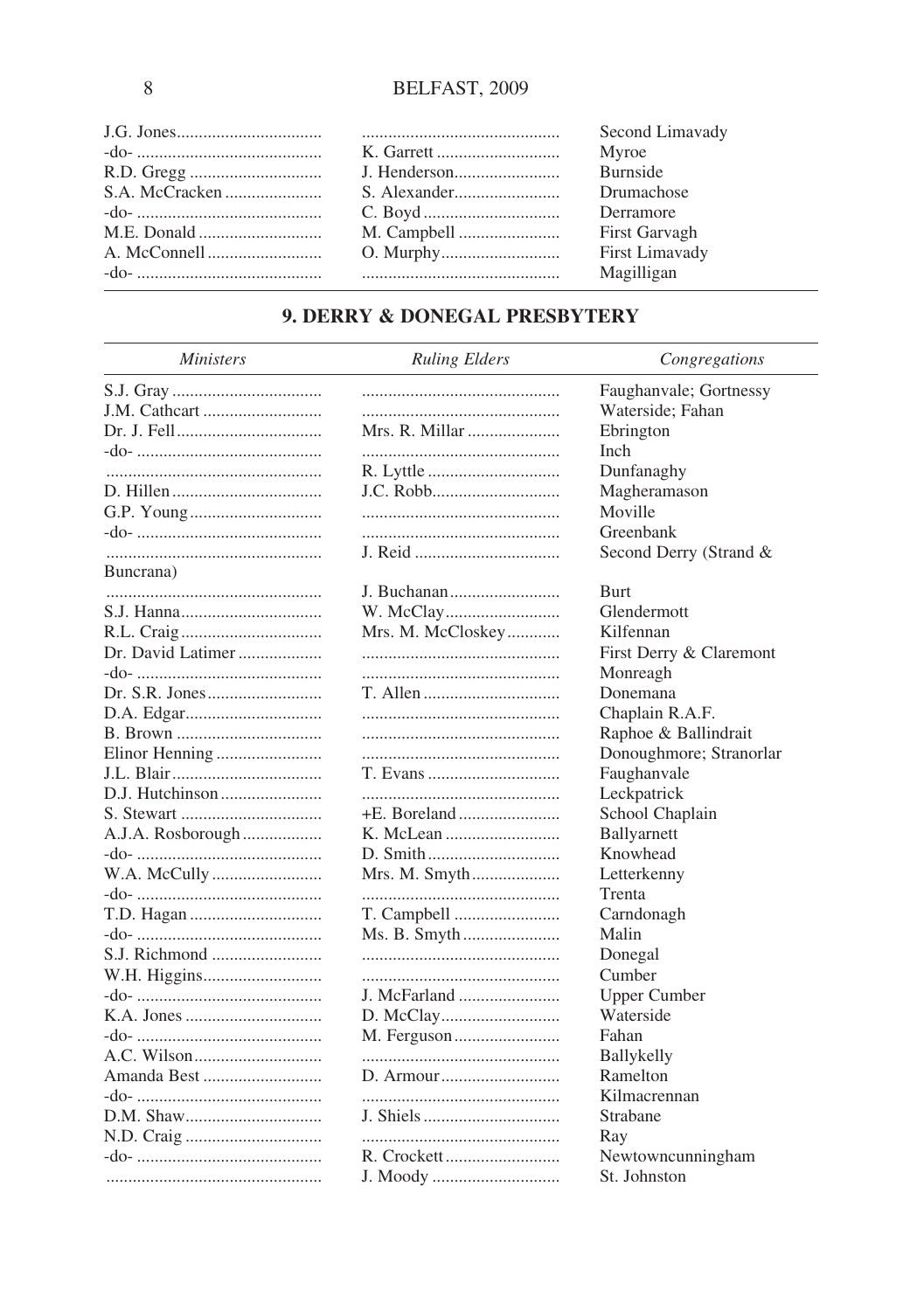| | | |
|---|---|---|
| J.G. Jones................................ | ............................................ | Second Limavady |
| -do- .......................................... | K. Garrett ............................ | Myroe |
| R.D. Gregg .............................. | J. Henderson........................ | Burnside |
| S.A. McCracken ...................... | S. Alexander........................ | Drumachose |
| -do- .......................................... | C. Boyd ............................... | Derramore |
| M.E. Donald ............................ | M. Campbell ........................ | First Garvagh |
| A. McConnell .......................... | O. Murphy........................... | First Limavady |
| -do- .......................................... | ............................................ | Magilligan |

## 9. DERRY & DONEGAL PRESBYTERY

| *Ministers* | *Ruling Elders* | *Congregations* |
|---|---|---|
| S.J. Gray .................................. | ............................................ | Faughanvale; Gortnessy |
| J.M. Cathcart ........................... | ............................................ | Waterside; Fahan |
| Dr. J. Fell................................. | Mrs. R. Millar ..................... | Ebrington |
| -do- .......................................... | ............................................ | Inch |
| ................................................. | R. Lyttle .............................. | Dunfanaghy |
| D. Hillen .................................. | J.C. Robb............................. | Magheramason |
| G.P. Young.............................. | ............................................ | Moville |
| -do- .......................................... | ............................................ | Greenbank |
| ................................................. | J. Reid ................................. | Second Derry (Strand & Buncrana) |
| ................................................. | J. Buchanan......................... | Burt |
| S.J. Hanna................................ | W. McClay.......................... | Glendermott |
| R.L. Craig ................................ | Mrs. M. McCloskey............ | Kilfennan |
| Dr. David Latimer ................... | ............................................ | First Derry & Claremont |
| -do- .......................................... | ............................................ | Monreagh |
| Dr. S.R. Jones.......................... | T. Allen ............................... | Donemana |
| D.A. Edgar............................... | ............................................ | Chaplain R.A.F. |
| B. Brown ................................. | ............................................ | Raphoe & Ballindrait |
| Elinor Henning ........................ | ............................................ | Donoughmore; Stranorlar |
| J.L. Blair.................................. | T. Evans .............................. | Faughanvale |
| D.J. Hutchinson ....................... | ............................................ | Leckpatrick |
| S. Stewart ................................ | +E. Boreland ....................... | School Chaplain |
| A.J.A. Rosborough .................. | K. McLean .......................... | Ballyarnett |
| -do- .......................................... | D. Smith.............................. | Knowhead |
| W.A. McCully ......................... | Mrs. M. Smyth.................... | Letterkenny |
| -do- .......................................... | ............................................ | Trenta |
| T.D. Hagan .............................. | T. Campbell ........................ | Carndonagh |
| -do- .......................................... | Ms. B. Smyth ...................... | Malin |
| S.J. Richmond ......................... | ............................................ | Donegal |
| W.H. Higgins........................... | ............................................ | Cumber |
| -do- .......................................... | J. McFarland ....................... | Upper Cumber |
| K.A. Jones ............................... | D. McClay........................... | Waterside |
| -do- .......................................... | M. Ferguson........................ | Fahan |
| A.C. Wilson............................. | ............................................ | Ballykelly |
| Amanda Best ........................... | D. Armour........................... | Ramelton |
| -do- .......................................... | ............................................ | Kilmacrennan |
| D.M. Shaw............................... | J. Shiels ............................... | Strabane |
| N.D. Craig ............................... | ............................................ | Ray |
| -do- .......................................... | R. Crockett.......................... | Newtowncunningham |
| ................................................. | J. Moody ............................ | St. Johnston |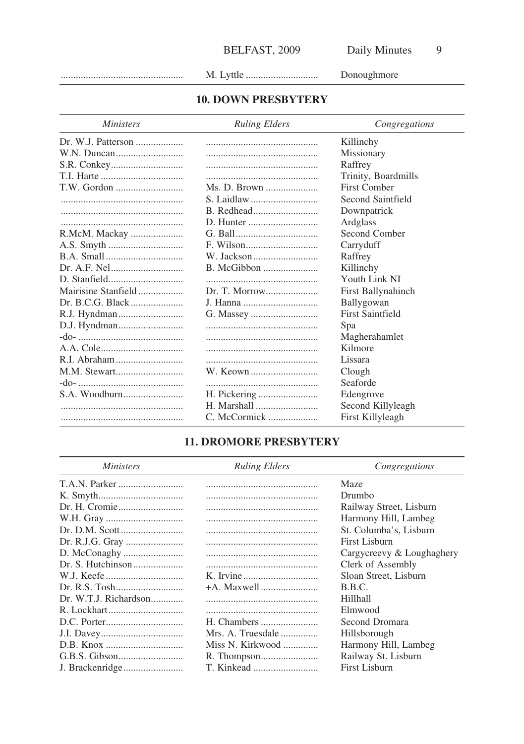| | | |
|---|---|---|
| | M. Lyttle | Donoughmore |

## 10. DOWN PRESBYTERY

| *Ministers* | *Ruling Elders* | *Congregations* |
|---|---|---|
| Dr. W.J. Patterson | | Killinchy |
| W.N. Duncan | | Missionary |
| S.R. Conkey | | Raffrey |
| T.I. Harte | | Trinity, Boardmills |
| T.W. Gordon | Ms. D. Brown | First Comber |
| | S. Laidlaw | Second Saintfield |
| | B. Redhead | Downpatrick |
| | D. Hunter | Ardglass |
| R.McM. Mackay | G. Ball | Second Comber |
| A.S. Smyth | F. Wilson | Carryduff |
| B.A. Small | W. Jackson | Raffrey |
| Dr. A.F. Nel | B. McGibbon | Killinchy |
| D. Stanfield | | Youth Link NI |
| Mairisine Stanfield | Dr. T. Morrow | First Ballynahinch |
| Dr. B.C.G. Black | J. Hanna | Ballygowan |
| R.J. Hyndman | G. Massey | First Saintfield |
| D.J. Hyndman | | Spa |
| -do- | | Magherahamlet |
| A.A. Cole | | Kilmore |
| R.I. Abraham | | Lissara |
| M.M. Stewart | W. Keown | Clough |
| -do- | | Seaforde |
| S.A. Woodburn | H. Pickering | Edengrove |
| | H. Marshall | Second Killyleagh |
| | C. McCormick | First Killyleagh |

## 11. DROMORE PRESBYTERY

| *Ministers* | *Ruling Elders* | *Congregations* |
|---|---|---|
| T.A.N. Parker | | Maze |
| K. Smyth | | Drumbo |
| Dr. H. Cromie | | Railway Street, Lisburn |
| W.H. Gray | | Harmony Hill, Lambeg |
| Dr. D.M. Scott | | St. Columba's, Lisburn |
| Dr. R.J.G. Gray | | First Lisburn |
| D. McConaghy | | Cargycreevy & Loughaghery |
| Dr. S. Hutchinson | | Clerk of Assembly |
| W.J. Keefe | K. Irvine | Sloan Street, Lisburn |
| Dr. R.S. Tosh | +A. Maxwell | B.B.C. |
| Dr. W.T.J. Richardson | | Hillhall |
| R. Lockhart | | Elmwood |
| D.C. Porter | H. Chambers | Second Dromara |
| J.I. Davey | Mrs. A. Truesdale | Hillsborough |
| D.B. Knox | Miss N. Kirkwood | Harmony Hill, Lambeg |
| G.B.S. Gibson | R. Thompson | Railway St. Lisburn |
| J. Brackenridge | T. Kinkead | First Lisburn |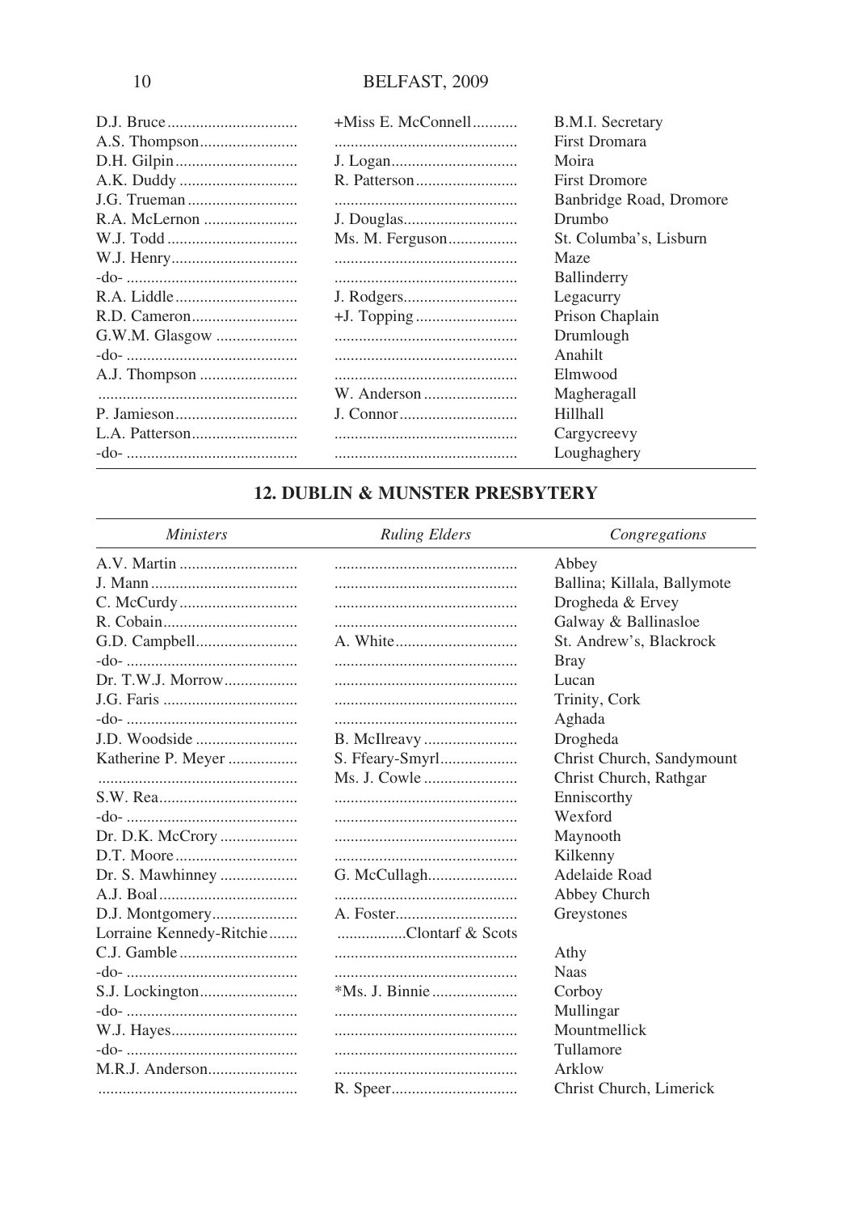| | | |
|---|---|---|
| D.J. Bruce | +Miss E. McConnell | B.M.I. Secretary |
| A.S. Thompson | | First Dromara |
| D.H. Gilpin | J. Logan | Moira |
| A.K. Duddy | R. Patterson | First Dromore |
| J.G. Trueman | | Banbridge Road, Dromore |
| R.A. McLernon | J. Douglas | Drumbo |
| W.J. Todd | Ms. M. Ferguson | St. Columba's, Lisburn |
| W.J. Henry | | Maze |
| -do- | | Ballinderry |
| R.A. Liddle | J. Rodgers | Legacurry |
| R.D. Cameron | +J. Topping | Prison Chaplain |
| G.W.M. Glasgow | | Drumlough |
| -do- | | Anahilt |
| A.J. Thompson | | Elmwood |
| | W. Anderson | Magheragall |
| P. Jamieson | J. Connor | Hillhall |
| L.A. Patterson | | Cargycreevy |
| -do- | | Loughaghery |

## 12. DUBLIN & MUNSTER PRESBYTERY

| *Ministers* | *Ruling Elders* | *Congregations* |
|---|---|---|
| A.V. Martin | | Abbey |
| J. Mann | | Ballina; Killala, Ballymote |
| C. McCurdy | | Drogheda & Ervey |
| R. Cobain | | Galway & Ballinasloe |
| G.D. Campbell | A. White | St. Andrew's, Blackrock |
| -do- | | Bray |
| Dr. T.W.J. Morrow | | Lucan |
| J.G. Faris | | Trinity, Cork |
| -do- | | Aghada |
| J.D. Woodside | B. McIlreavy | Drogheda |
| Katherine P. Meyer | S. Ffeary-Smyrl | Christ Church, Sandymount |
| | Ms. J. Cowle | Christ Church, Rathgar |
| S.W. Rea | | Enniscorthy |
| -do- | | Wexford |
| Dr. D.K. McCrory | | Maynooth |
| D.T. Moore | | Kilkenny |
| Dr. S. Mawhinney | G. McCullagh | Adelaide Road |
| A.J. Boal | | Abbey Church |
| D.J. Montgomery | A. Foster | Greystones |
| Lorraine Kennedy-Ritchie | Clontarf & Scots | |
| C.J. Gamble | | Athy |
| -do- | | Naas |
| S.J. Lockington | *Ms. J. Binnie | Corboy |
| -do- | | Mullingar |
| W.J. Hayes | | Mountmellick |
| -do- | | Tullamore |
| M.R.J. Anderson | | Arklow |
| | R. Speer | Christ Church, Limerick |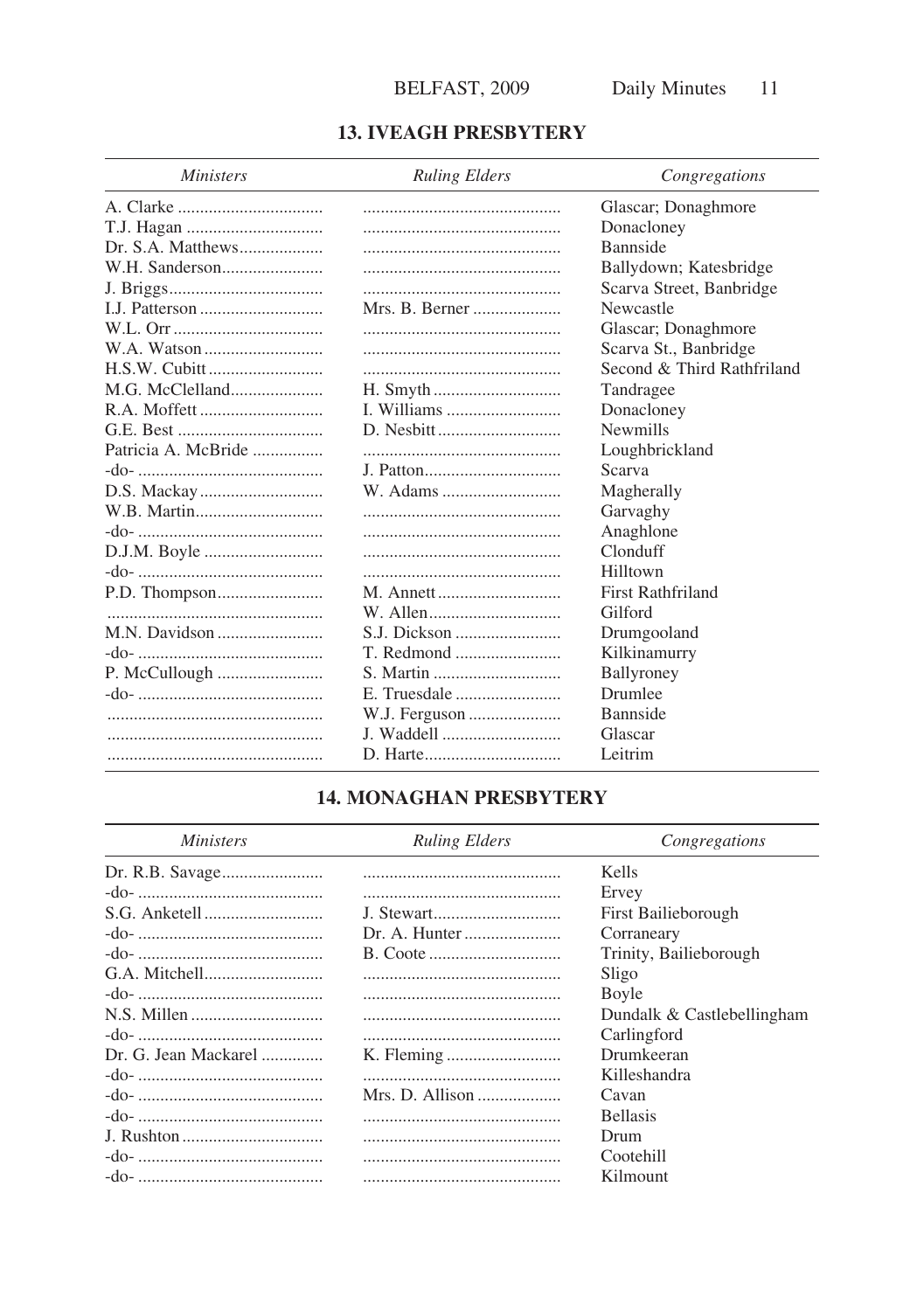## 13. IVEAGH PRESBYTERY

| *Ministers* | *Ruling Elders* | *Congregations* |
|---|---|---|
| A. Clarke | | Glascar; Donaghmore |
| T.J. Hagan | | Donacloney |
| Dr. S.A. Matthews | | Bannside |
| W.H. Sanderson | | Ballydown; Katesbridge |
| J. Briggs | | Scarva Street, Banbridge |
| I.J. Patterson | Mrs. B. Berner | Newcastle |
| W.L. Orr | | Glascar; Donaghmore |
| W.A. Watson | | Scarva St., Banbridge |
| H.S.W. Cubitt | | Second & Third Rathfriland |
| M.G. McClelland | H. Smyth | Tandragee |
| R.A. Moffett | I. Williams | Donacloney |
| G.E. Best | D. Nesbitt | Newmills |
| Patricia A. McBride | | Loughbrickland |
| -do- | J. Patton | Scarva |
| D.S. Mackay | W. Adams | Magherally |
| W.B. Martin | | Garvaghy |
| -do- | | Anaghlone |
| D.J.M. Boyle | | Clonduff |
| -do- | | Hilltown |
| P.D. Thompson | M. Annett | First Rathfriland |
| | W. Allen | Gilford |
| M.N. Davidson | S.J. Dickson | Drumgooland |
| -do- | T. Redmond | Kilkinamurry |
| P. McCullough | S. Martin | Ballyroney |
| -do- | E. Truesdale | Drumlee |
| | W.J. Ferguson | Bannside |
| | J. Waddell | Glascar |
| | D. Harte | Leitrim |

## 14. MONAGHAN PRESBYTERY

| *Ministers* | *Ruling Elders* | *Congregations* |
|---|---|---|
| Dr. R.B. Savage | | Kells |
| -do- | | Ervey |
| S.G. Anketell | J. Stewart | First Bailieborough |
| -do- | Dr. A. Hunter | Corraneary |
| -do- | B. Coote | Trinity, Bailieborough |
| G.A. Mitchell | | Sligo |
| -do- | | Boyle |
| N.S. Millen | | Dundalk & Castlebellingham |
| -do- | | Carlingford |
| Dr. G. Jean Mackarel | K. Fleming | Drumkeeran |
| -do- | | Killeshandra |
| -do- | Mrs. D. Allison | Cavan |
| -do- | | Bellasis |
| J. Rushton | | Drum |
| -do- | | Cootehill |
| -do- | | Kilmount |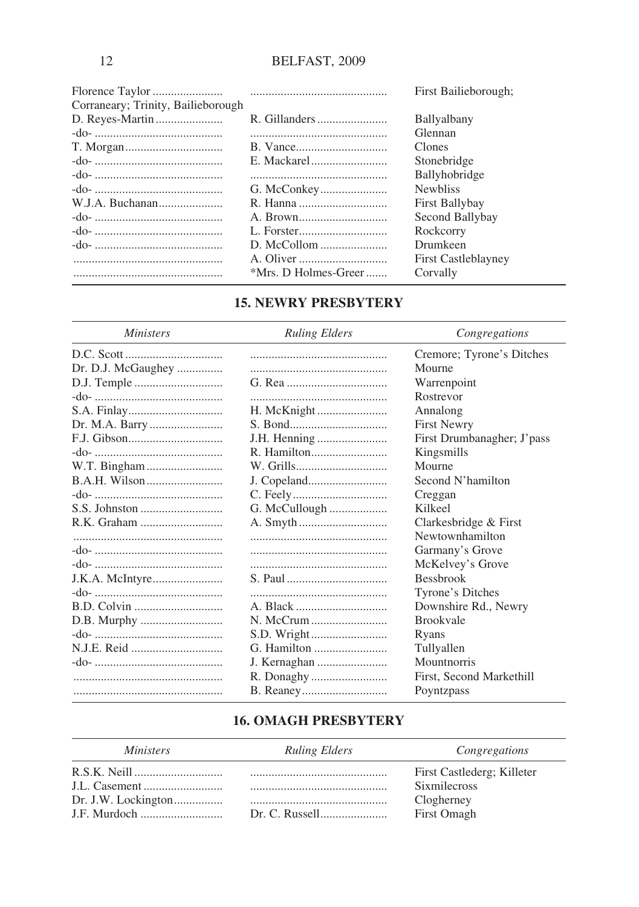| | | |
|---|---|---|
| Florence Taylor | | First Bailieborough; Corraneary; Trinity, Bailieborough |
| D. Reyes-Martin | R. Gillanders | Ballyalbany |
| -do- | | Glennan |
| T. Morgan | B. Vance | Clones |
| -do- | E. Mackarel | Stonebridge |
| -do- | | Ballyhobridge |
| -do- | G. McConkey | Newbliss |
| W.J.A. Buchanan | R. Hanna | First Ballybay |
| -do- | A. Brown | Second Ballybay |
| -do- | L. Forster | Rockcorry |
| -do- | D. McCollom | Drumkeen |
| | A. Oliver | First Castleblayney |
| | *Mrs. D Holmes-Greer | Corvally |

## 15. NEWRY PRESBYTERY

| *Ministers* | *Ruling Elders* | *Congregations* |
|---|---|---|
| D.C. Scott | | Cremore; Tyrone's Ditches |
| Dr. D.J. McGaughey | | Mourne |
| D.J. Temple | G. Rea | Warrenpoint |
| -do- | | Rostrevor |
| S.A. Finlay | H. McKnight | Annalong |
| Dr. M.A. Barry | S. Bond | First Newry |
| F.J. Gibson | J.H. Henning | First Drumbanagher; J'pass |
| -do- | R. Hamilton | Kingsmills |
| W.T. Bingham | W. Grills | Mourne |
| B.A.H. Wilson | J. Copeland | Second N'hamilton |
| -do- | C. Feely | Creggan |
| S.S. Johnston | G. McCullough | Kilkeel |
| R.K. Graham | A. Smyth | Clarkesbridge & First Newtownhamilton |
| -do- | | Garmany's Grove |
| -do- | | McKelvey's Grove |
| J.K.A. McIntyre | S. Paul | Bessbrook |
| -do- | | Tyrone's Ditches |
| B.D. Colvin | A. Black | Downshire Rd., Newry |
| D.B. Murphy | N. McCrum | Brookvale |
| -do- | S.D. Wright | Ryans |
| N.J.E. Reid | G. Hamilton | Tullyallen |
| -do- | J. Kernaghan | Mountnorris |
| | R. Donaghy | First, Second Markethill |
| | B. Reaney | Poyntzpass |

## 16. OMAGH PRESBYTERY

| *Ministers* | *Ruling Elders* | *Congregations* |
|---|---|---|
| R.S.K. Neill | | First Castlederg; Killeter |
| J.L. Casement | | Sixmilecross |
| Dr. J.W. Lockington | | Clogherney |
| J.F. Murdoch | Dr. C. Russell | First Omagh |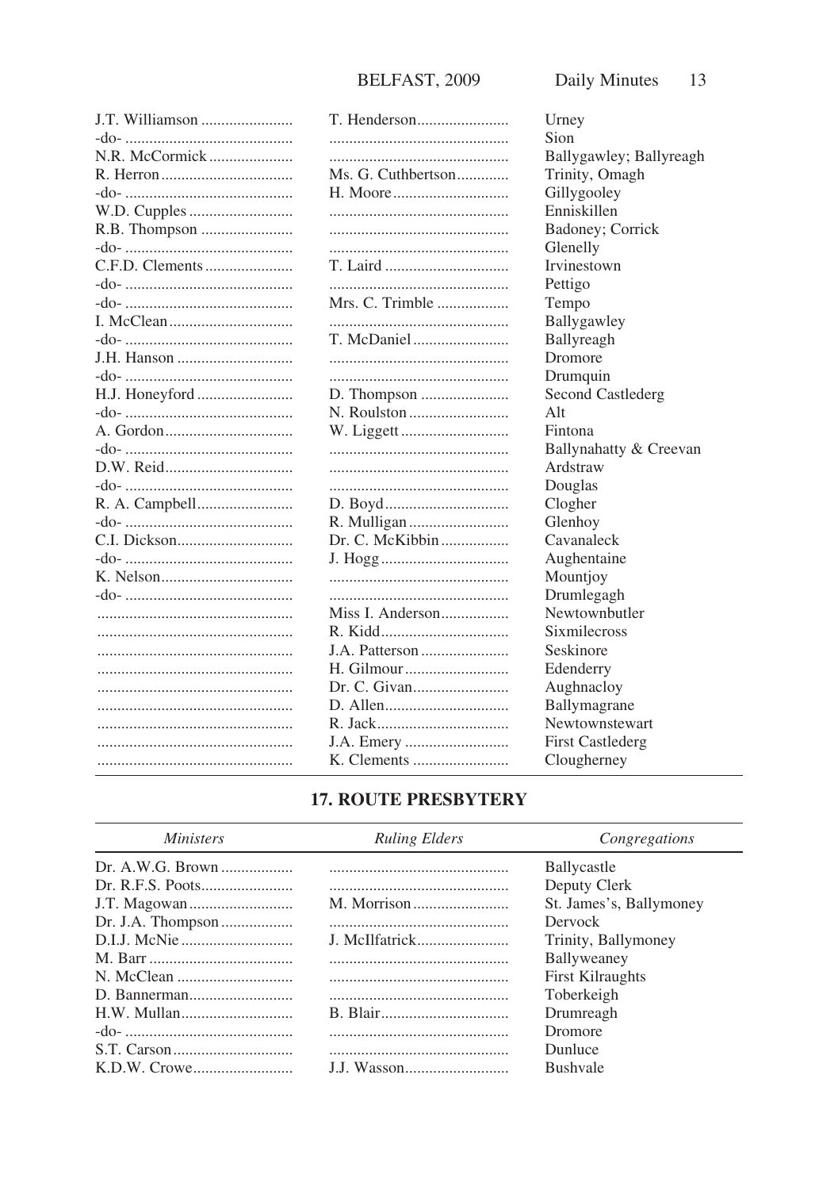| | | |
|---|---|---|
| J.T. Williamson | T. Henderson | Urney |
| -do- | | Sion |
| N.R. McCormick | | Ballygawley; Ballyreagh |
| R. Herron | Ms. G. Cuthbertson | Trinity, Omagh |
| -do- | H. Moore | Gillygooley |
| W.D. Cupples | | Enniskillen |
| R.B. Thompson | | Badoney; Corrick |
| -do- | | Glenelly |
| C.F.D. Clements | T. Laird | Irvinestown |
| -do- | | Pettigo |
| -do- | Mrs. C. Trimble | Tempo |
| I. McClean | | Ballygawley |
| -do- | T. McDaniel | Ballyreagh |
| J.H. Hanson | | Dromore |
| -do- | | Drumquin |
| H.J. Honeyford | D. Thompson | Second Castlederg |
| -do- | N. Roulston | Alt |
| A. Gordon | W. Liggett | Fintona |
| -do- | | Ballynahatty & Creevan |
| D.W. Reid | | Ardstraw |
| -do- | | Douglas |
| R. A. Campbell | D. Boyd | Clogher |
| -do- | R. Mulligan | Glenhoy |
| C.I. Dickson | Dr. C. McKibbin | Cavanaleck |
| -do- | J. Hogg | Aughentaine |
| K. Nelson | | Mountjoy |
| -do- | | Drumlegagh |
| | Miss I. Anderson | Newtownbutler |
| | R. Kidd | Sixmilecross |
| | J.A. Patterson | Seskinore |
| | H. Gilmour | Edenderry |
| | Dr. C. Givan | Aughnacloy |
| | D. Allen | Ballymagrane |
| | R. Jack | Newtownstewart |
| | J.A. Emery | First Castlederg |
| | K. Clements | Clougherney |

## 17. ROUTE PRESBYTERY

| *Ministers* | *Ruling Elders* | *Congregations* |
|---|---|---|
| Dr. A.W.G. Brown | | Ballycastle |
| Dr. R.F.S. Poots | | Deputy Clerk |
| J.T. Magowan | M. Morrison | St. James's, Ballymoney |
| Dr. J.A. Thompson | | Dervock |
| D.I.J. McNie | J. McIlfatrick | Trinity, Ballymoney |
| M. Barr | | Ballyweaney |
| N. McClean | | First Kilraughts |
| D. Bannerman | | Toberkeigh |
| H.W. Mullan | B. Blair | Drumreagh |
| -do- | | Dromore |
| S.T. Carson | | Dunluce |
| K.D.W. Crowe | J.J. Wasson | Bushvale |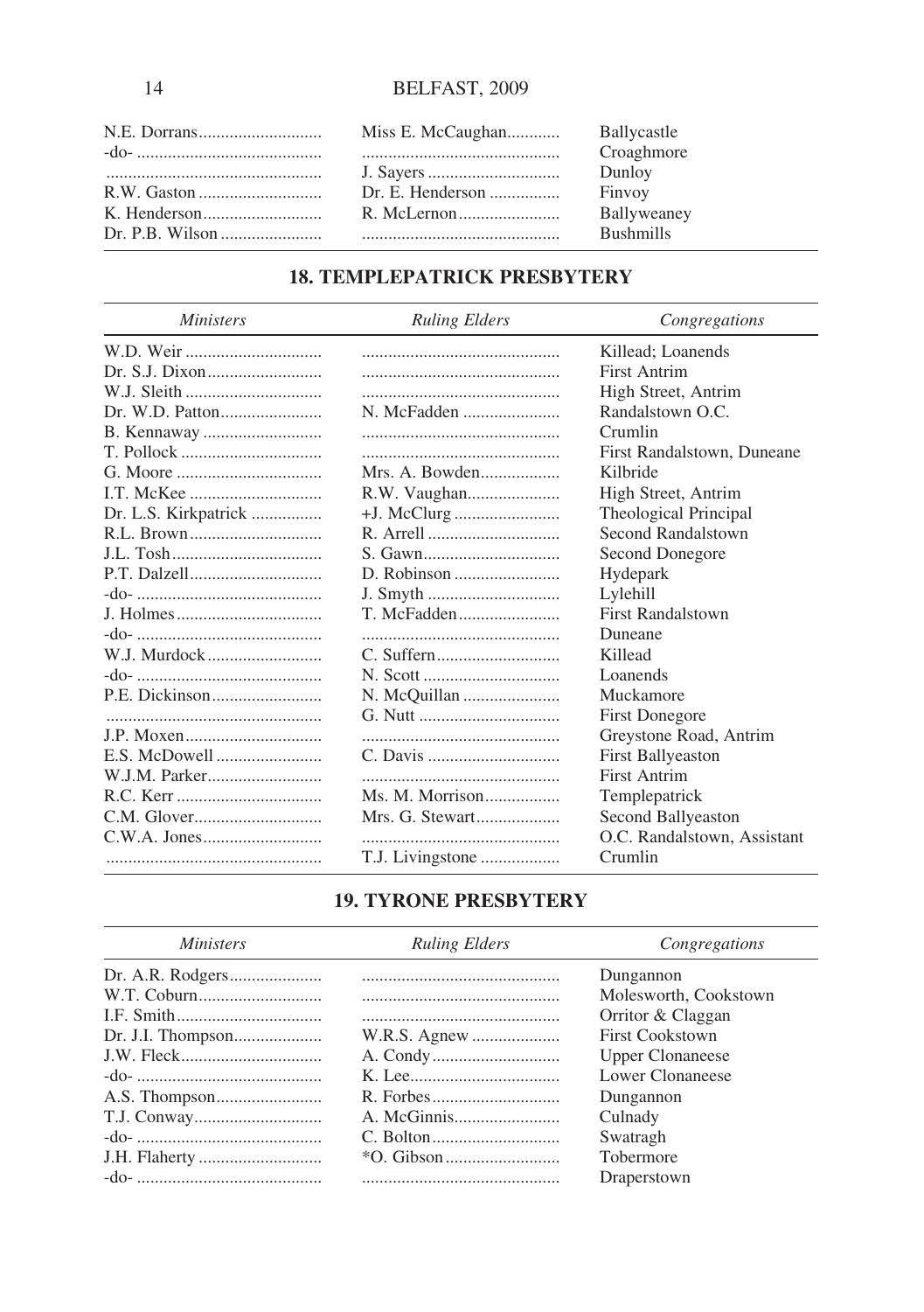| | | |
|---|---|---|
| N.E. Dorrans | Miss E. McCaughan | Ballycastle |
| -do- | | Croaghmore |
| | J. Sayers | Dunloy |
| R.W. Gaston | Dr. E. Henderson | Finvoy |
| K. Henderson | R. McLernon | Ballyweaney |
| Dr. P.B. Wilson | | Bushmills |

## 18. TEMPLEPATRICK PRESBYTERY

| *Ministers* | *Ruling Elders* | *Congregations* |
|---|---|---|
| W.D. Weir | | Killead; Loanends |
| Dr. S.J. Dixon | | First Antrim |
| W.J. Sleith | | High Street, Antrim |
| Dr. W.D. Patton | N. McFadden | Randalstown O.C. |
| B. Kennaway | | Crumlin |
| T. Pollock | | First Randalstown, Duneane |
| G. Moore | Mrs. A. Bowden | Kilbride |
| I.T. McKee | R.W. Vaughan | High Street, Antrim |
| Dr. L.S. Kirkpatrick | +J. McClurg | Theological Principal |
| R.L. Brown | R. Arrell | Second Randalstown |
| J.L. Tosh | S. Gawn | Second Donegore |
| P.T. Dalzell | D. Robinson | Hydepark |
| -do- | J. Smyth | Lylehill |
| J. Holmes | T. McFadden | First Randalstown |
| -do- | | Duneane |
| W.J. Murdock | C. Suffern | Killead |
| -do- | N. Scott | Loanends |
| P.E. Dickinson | N. McQuillan | Muckamore |
| | G. Nutt | First Donegore |
| J.P. Moxen | | Greystone Road, Antrim |
| E.S. McDowell | C. Davis | First Ballyeaston |
| W.J.M. Parker | | First Antrim |
| R.C. Kerr | Ms. M. Morrison | Templepatrick |
| C.M. Glover | Mrs. G. Stewart | Second Ballyeaston |
| C.W.A. Jones | | O.C. Randalstown, Assistant |
| | T.J. Livingstone | Crumlin |

## 19. TYRONE PRESBYTERY

| *Ministers* | *Ruling Elders* | *Congregations* |
|---|---|---|
| Dr. A.R. Rodgers | | Dungannon |
| W.T. Coburn | | Molesworth, Cookstown |
| I.F. Smith | | Orritor & Claggan |
| Dr. J.I. Thompson | W.R.S. Agnew | First Cookstown |
| J.W. Fleck | A. Condy | Upper Clonaneese |
| -do- | K. Lee | Lower Clonaneese |
| A.S. Thompson | R. Forbes | Dungannon |
| T.J. Conway | A. McGinnis | Culnady |
| -do- | C. Bolton | Swatragh |
| J.H. Flaherty | *O. Gibson | Tobermore |
| -do- | | Draperstown |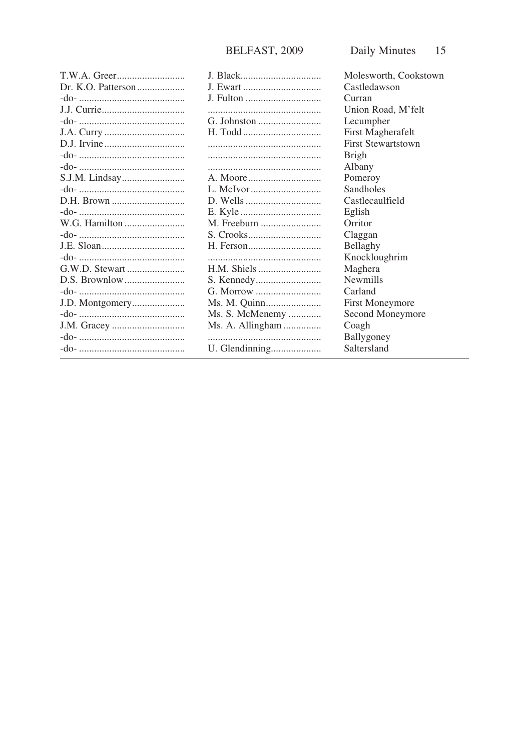| | | |
|---|---|---|
| T.W.A. Greer | J. Black | Molesworth, Cookstown |
| Dr. K.O. Patterson | J. Ewart | Castledawson |
| -do- | J. Fulton | Curran |
| J.J. Currie | | Union Road, M'felt |
| -do- | G. Johnston | Lecumpher |
| J.A. Curry | H. Todd | First Magherafelt |
| D.J. Irvine | | First Stewartstown |
| -do- | | Brigh |
| -do- | | Albany |
| S.J.M. Lindsay | A. Moore | Pomeroy |
| -do- | L. McIvor | Sandholes |
| D.H. Brown | D. Wells | Castlecaulfield |
| -do- | E. Kyle | Eglish |
| W.G. Hamilton | M. Freeburn | Orritor |
| -do- | S. Crooks | Claggan |
| J.E. Sloan | H. Ferson | Bellaghy |
| -do- | | Knockloughrim |
| G.W.D. Stewart | H.M. Shiels | Maghera |
| D.S. Brownlow | S. Kennedy | Newmills |
| -do- | G. Morrow | Carland |
| J.D. Montgomery | Ms. M. Quinn | First Moneymore |
| -do- | Ms. S. McMenemy | Second Moneymore |
| J.M. Gracey | Ms. A. Allingham | Coagh |
| -do- | | Ballygoney |
| -do- | U. Glendinning | Saltersland |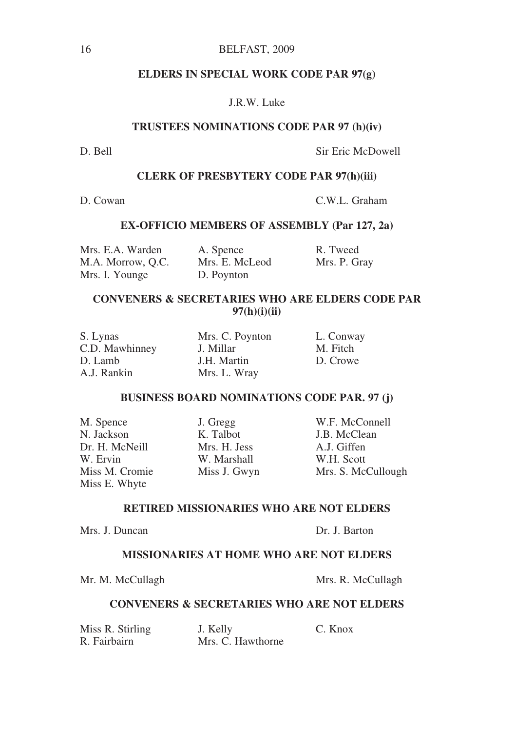## ELDERS IN SPECIAL WORK CODE PAR 97(g)

J.R.W. Luke

## TRUSTEES NOMINATIONS CODE PAR 97 (h)(iv)

D. Bell

Sir Eric McDowell

## CLERK OF PRESBYTERY CODE PAR 97(h)(iii)

D. Cowan

C.W.L. Graham

## EX-OFFICIO MEMBERS OF ASSEMBLY (Par 127, 2a)

Mrs. E.A. Warden
A. Spence
R. Tweed
M.A. Morrow, Q.C.
Mrs. E. McLeod
Mrs. P. Gray
Mrs. I. Younge
D. Poynton

## CONVENERS & SECRETARIES WHO ARE ELDERS CODE PAR 97(h)(i)(ii)

S. Lynas
Mrs. C. Poynton
L. Conway
C.D. Mawhinney
J. Millar
M. Fitch
D. Lamb
J.H. Martin
D. Crowe
A.J. Rankin
Mrs. L. Wray

## BUSINESS BOARD NOMINATIONS CODE PAR. 97 (j)

M. Spence
J. Gregg
W.F. McConnell
N. Jackson
K. Talbot
J.B. McClean
Dr. H. McNeill
Mrs. H. Jess
A.J. Giffen
W. Ervin
W. Marshall
W.H. Scott
Miss M. Cromie
Miss J. Gwyn
Mrs. S. McCullough
Miss E. Whyte

## RETIRED MISSIONARIES WHO ARE NOT ELDERS

Mrs. J. Duncan

Dr. J. Barton

## MISSIONARIES AT HOME WHO ARE NOT ELDERS

Mr. M. McCullagh

Mrs. R. McCullagh

## CONVENERS & SECRETARIES WHO ARE NOT ELDERS

Miss R. Stirling
J. Kelly
C. Knox
R. Fairbairn
Mrs. C. Hawthorne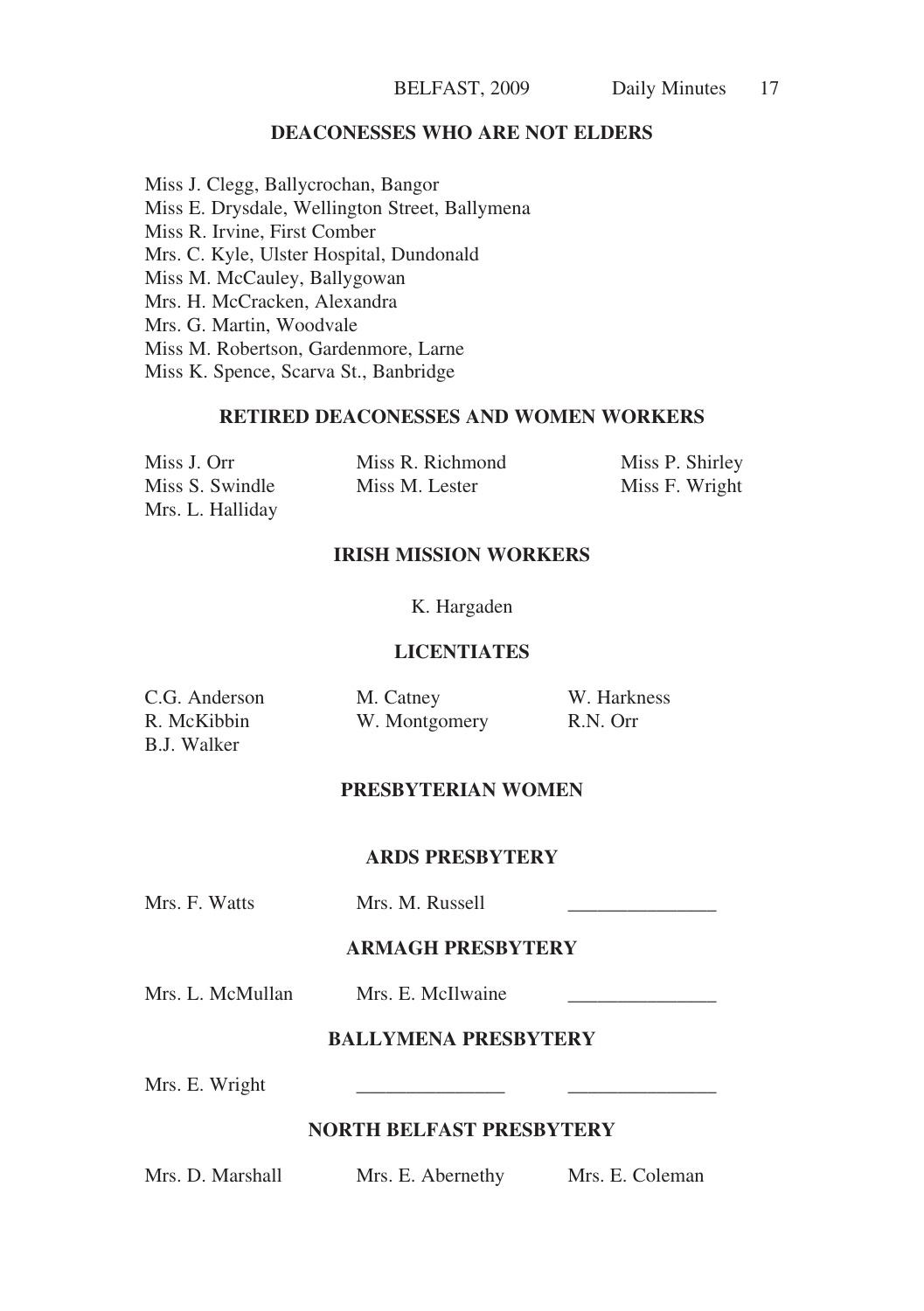## DEACONESSES WHO ARE NOT ELDERS

Miss J. Clegg, Ballycrochan, Bangor
Miss E. Drysdale, Wellington Street, Ballymena
Miss R. Irvine, First Comber
Mrs. C. Kyle, Ulster Hospital, Dundonald
Miss M. McCauley, Ballygowan
Mrs. H. McCracken, Alexandra
Mrs. G. Martin, Woodvale
Miss M. Robertson, Gardenmore, Larne
Miss K. Spence, Scarva St., Banbridge

## RETIRED DEACONESSES AND WOMEN WORKERS

| | | |
|---|---|---|
| Miss J. Orr | Miss R. Richmond | Miss P. Shirley |
| Miss S. Swindle | Miss M. Lester | Miss F. Wright |
| Mrs. L. Halliday | | |

## IRISH MISSION WORKERS

K. Hargaden

## LICENTIATES

| | | |
|---|---|---|
| C.G. Anderson | M. Catney | W. Harkness |
| R. McKibbin | W. Montgomery | R.N. Orr |
| B.J. Walker | | |

## PRESBYTERIAN WOMEN

### ARDS PRESBYTERY

| | | |
|---|---|---|
| Mrs. F. Watts | Mrs. M. Russell | _______________ |

### ARMAGH PRESBYTERY

| | | |
|---|---|---|
| Mrs. L. McMullan | Mrs. E. McIlwaine | _______________ |

### BALLYMENA PRESBYTERY

| | | |
|---|---|---|
| Mrs. E. Wright | _______________ | _______________ |

### NORTH BELFAST PRESBYTERY

| | | |
|---|---|---|
| Mrs. D. Marshall | Mrs. E. Abernethy | Mrs. E. Coleman |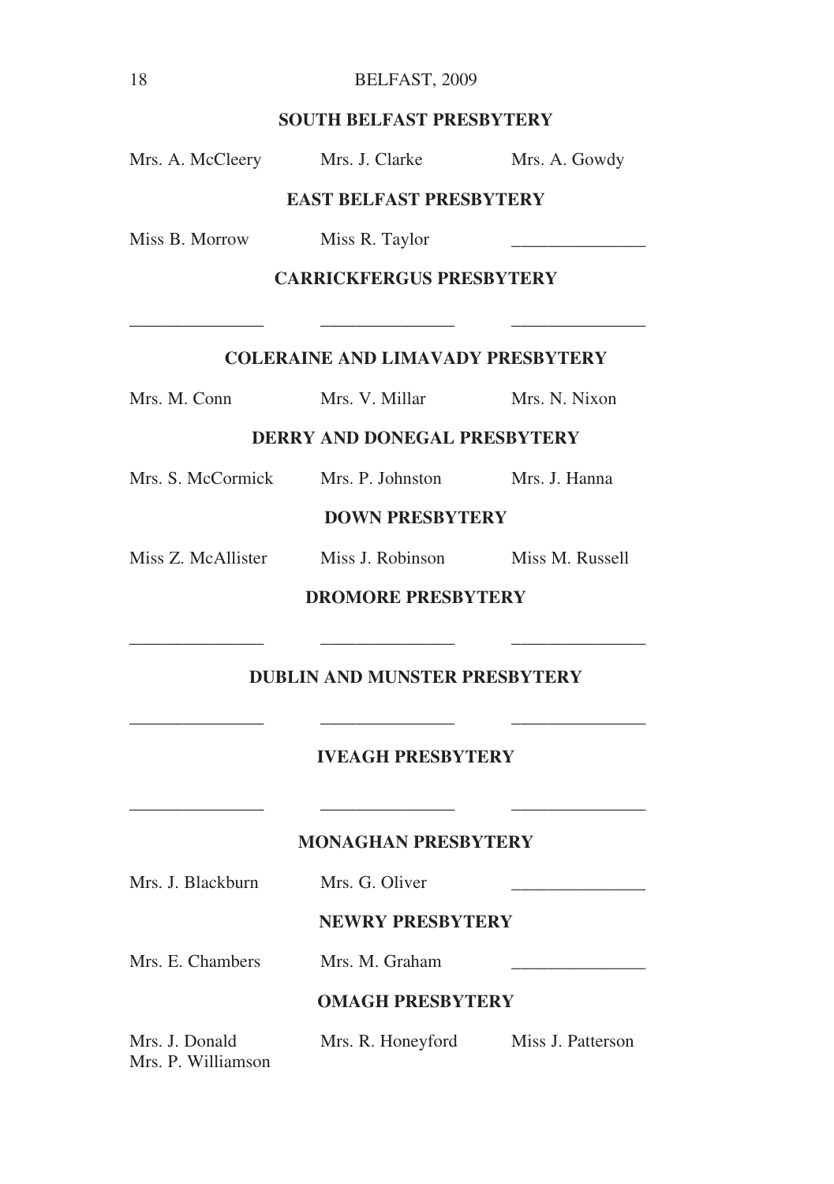**SOUTH BELFAST PRESBYTERY**

| | | |
|---|---|---|
| Mrs. A. McCleery | Mrs. J. Clarke | Mrs. A. Gowdy |

**EAST BELFAST PRESBYTERY**

| | | |
|---|---|---|
| Miss B. Morrow | Miss R. Taylor | _______________ |

**CARRICKFERGUS PRESBYTERY**

| | | |
|---|---|---|
| _______________ | _______________ | _______________ |

**COLERAINE AND LIMAVADY PRESBYTERY**

| | | |
|---|---|---|
| Mrs. M. Conn | Mrs. V. Millar | Mrs. N. Nixon |

**DERRY AND DONEGAL PRESBYTERY**

| | | |
|---|---|---|
| Mrs. S. McCormick | Mrs. P. Johnston | Mrs. J. Hanna |

**DOWN PRESBYTERY**

| | | |
|---|---|---|
| Miss Z. McAllister | Miss J. Robinson | Miss M. Russell |

**DROMORE PRESBYTERY**

| | | |
|---|---|---|
| _______________ | _______________ | _______________ |

**DUBLIN AND MUNSTER PRESBYTERY**

| | | |
|---|---|---|
| _______________ | _______________ | _______________ |

**IVEAGH PRESBYTERY**

| | | |
|---|---|---|
| _______________ | _______________ | _______________ |

**MONAGHAN PRESBYTERY**

| | | |
|---|---|---|
| Mrs. J. Blackburn | Mrs. G. Oliver | _______________ |

**NEWRY PRESBYTERY**

| | | |
|---|---|---|
| Mrs. E. Chambers | Mrs. M. Graham | _______________ |

**OMAGH PRESBYTERY**

| | | |
|---|---|---|
| Mrs. J. Donald | Mrs. R. Honeyford | Miss J. Patterson |
| Mrs. P. Williamson | | |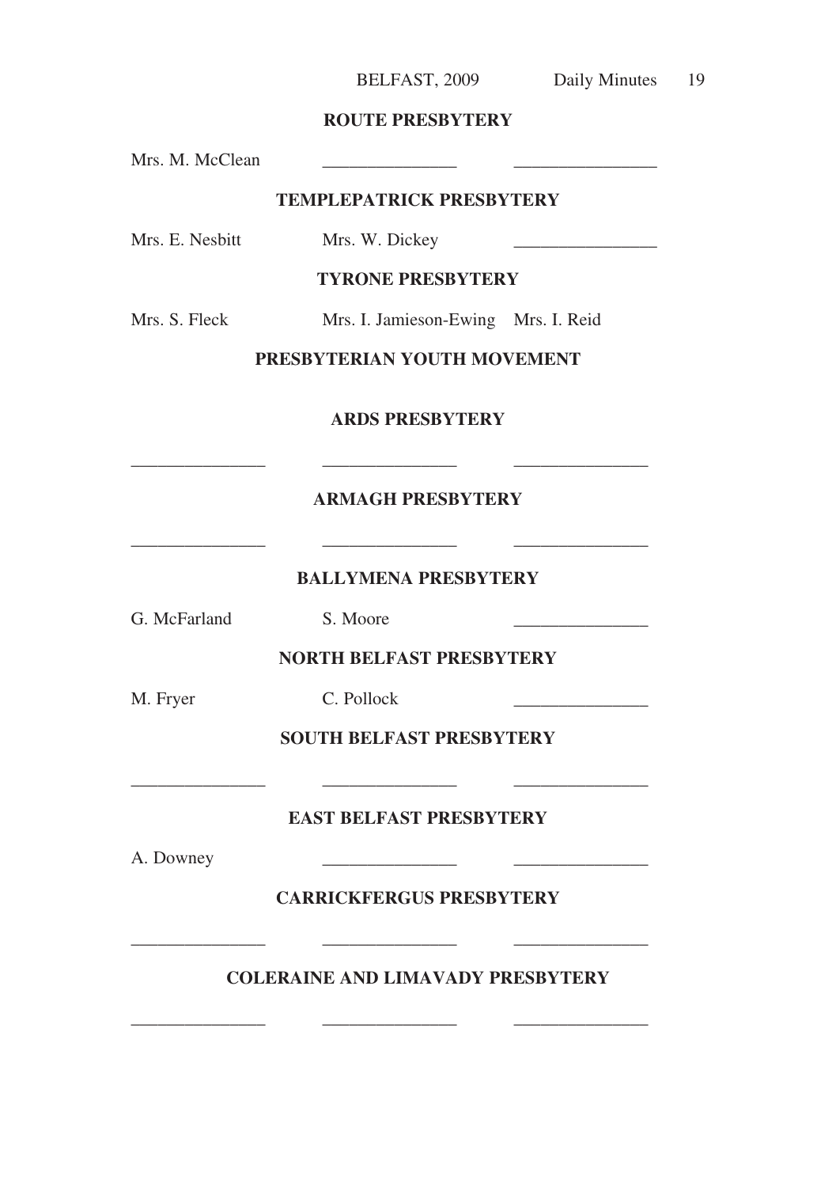## ROUTE PRESBYTERY

| | | |
|---|---|---|
| Mrs. M. McClean | _______________ | ________________ |

## TEMPLEPATRICK PRESBYTERY

| | | |
|---|---|---|
| Mrs. E. Nesbitt | Mrs. W. Dickey | ________________ |

## TYRONE PRESBYTERY

| | | |
|---|---|---|
| Mrs. S. Fleck | Mrs. I. Jamieson-Ewing | Mrs. I. Reid |

## PRESBYTERIAN YOUTH MOVEMENT

### ARDS PRESBYTERY

| | | |
|---|---|---|
| _______________ | _______________ | _______________ |

### ARMAGH PRESBYTERY

| | | |
|---|---|---|
| _______________ | _______________ | _______________ |

### BALLYMENA PRESBYTERY

| | | |
|---|---|---|
| G. McFarland | S. Moore | _______________ |

### NORTH BELFAST PRESBYTERY

| | | |
|---|---|---|
| M. Fryer | C. Pollock | _______________ |

### SOUTH BELFAST PRESBYTERY

| | | |
|---|---|---|
| _______________ | _______________ | _______________ |

### EAST BELFAST PRESBYTERY

| | | |
|---|---|---|
| A. Downey | _______________ | _______________ |

### CARRICKFERGUS PRESBYTERY

| | | |
|---|---|---|
| _______________ | _______________ | _______________ |

### COLERAINE AND LIMAVADY PRESBYTERY

| | | |
|---|---|---|
| _______________ | _______________ | _______________ |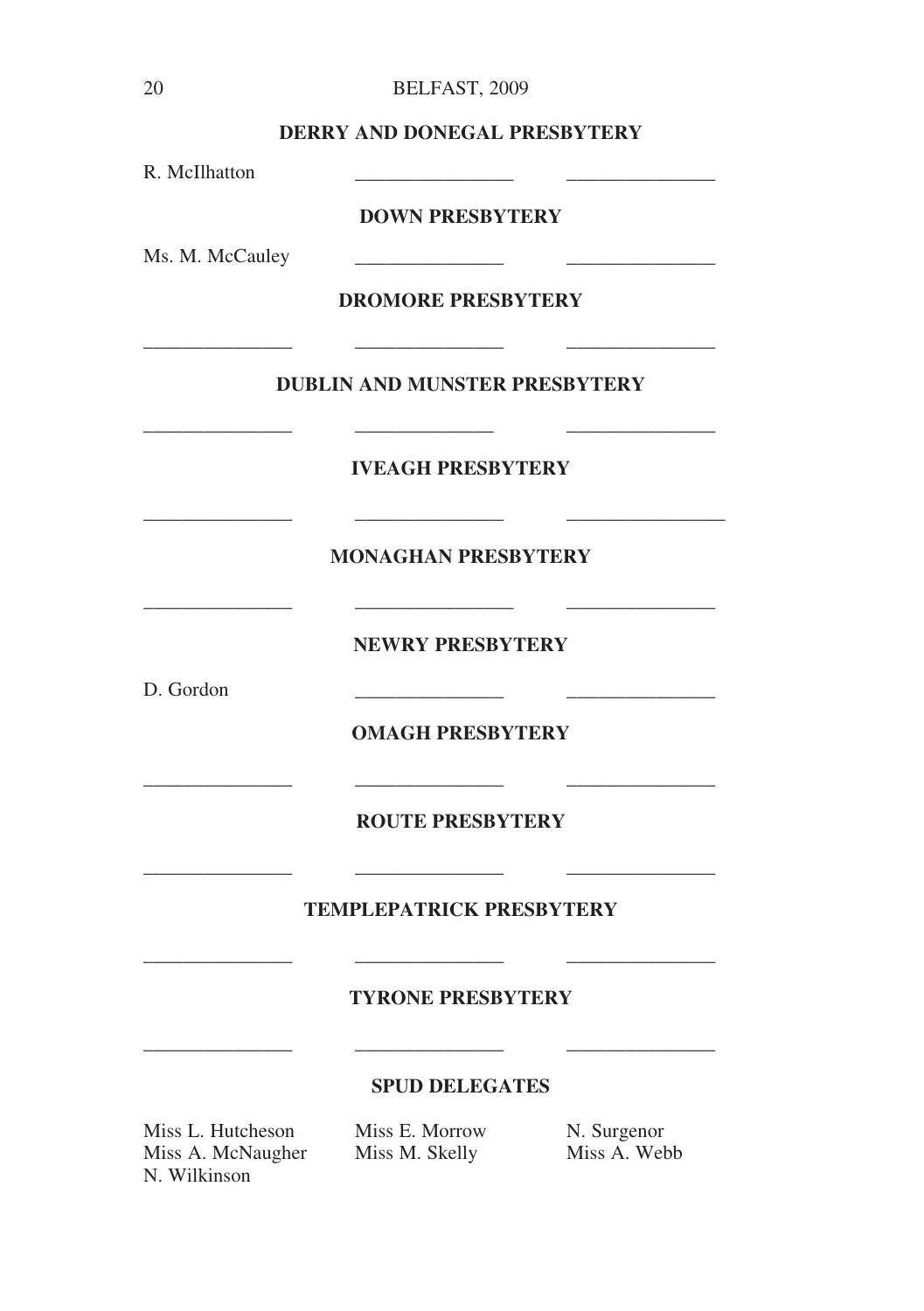## DERRY AND DONEGAL PRESBYTERY

R. McIlhatton ________________ ________________

## DOWN PRESBYTERY

Ms. M. McCauley ________________ ________________

## DROMORE PRESBYTERY

________________ ________________ ________________

## DUBLIN AND MUNSTER PRESBYTERY

________________ ________________ ________________

## IVEAGH PRESBYTERY

________________ ________________ ________________

## MONAGHAN PRESBYTERY

________________ ________________ ________________

## NEWRY PRESBYTERY

D. Gordon ________________ ________________

## OMAGH PRESBYTERY

________________ ________________ ________________

## ROUTE PRESBYTERY

________________ ________________ ________________

## TEMPLEPATRICK PRESBYTERY

________________ ________________ ________________

## TYRONE PRESBYTERY

________________ ________________ ________________

## SPUD DELEGATES

Miss L. Hutcheson
Miss E. Morrow
N. Surgenor
Miss A. McNaugher
Miss M. Skelly
Miss A. Webb
N. Wilkinson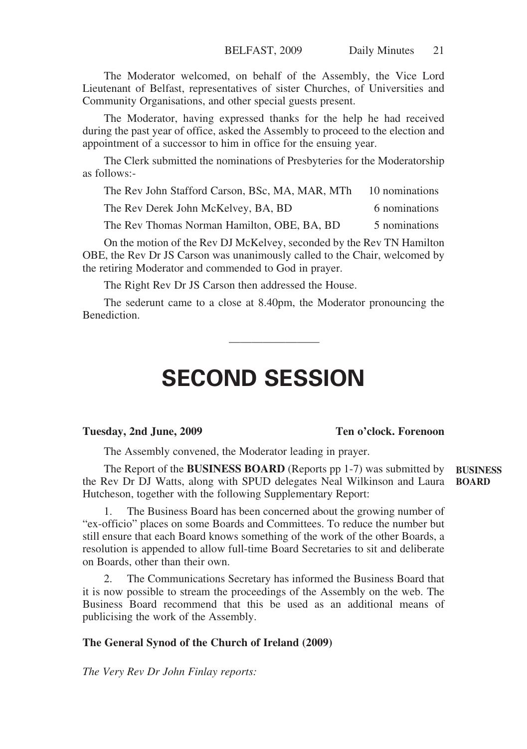The Moderator welcomed, on behalf of the Assembly, the Vice Lord Lieutenant of Belfast, representatives of sister Churches, of Universities and Community Organisations, and other special guests present.

The Moderator, having expressed thanks for the help he had received during the past year of office, asked the Assembly to proceed to the election and appointment of a successor to him in office for the ensuing year.

The Clerk submitted the nominations of Presbyteries for the Moderatorship as follows:-

| | |
|---|---|
| The Rev John Stafford Carson, BSc, MA, MAR, MTh | 10 nominations |
| The Rev Derek John McKelvey, BA, BD | 6 nominations |
| The Rev Thomas Norman Hamilton, OBE, BA, BD | 5 nominations |

On the motion of the Rev DJ McKelvey, seconded by the Rev TN Hamilton OBE, the Rev Dr JS Carson was unanimously called to the Chair, welcomed by the retiring Moderator and commended to God in prayer.

The Right Rev Dr JS Carson then addressed the House.

The sederunt came to a close at 8.40pm, the Moderator pronouncing the Benediction.

---

# SECOND SESSION

**Tuesday, 2nd June, 2009** **Ten o'clock. Forenoon**

The Assembly convened, the Moderator leading in prayer.

**BUSINESS BOARD**

The Report of the **BUSINESS BOARD** (Reports pp 1-7) was submitted by the Rev Dr DJ Watts, along with SPUD delegates Neal Wilkinson and Laura Hutcheson, together with the following Supplementary Report:

1. The Business Board has been concerned about the growing number of "ex-officio" places on some Boards and Committees. To reduce the number but still ensure that each Board knows something of the work of the other Boards, a resolution is appended to allow full-time Board Secretaries to sit and deliberate on Boards, other than their own.

2. The Communications Secretary has informed the Business Board that it is now possible to stream the proceedings of the Assembly on the web. The Business Board recommend that this be used as an additional means of publicising the work of the Assembly.

**The General Synod of the Church of Ireland (2009)**

*The Very Rev Dr John Finlay reports:*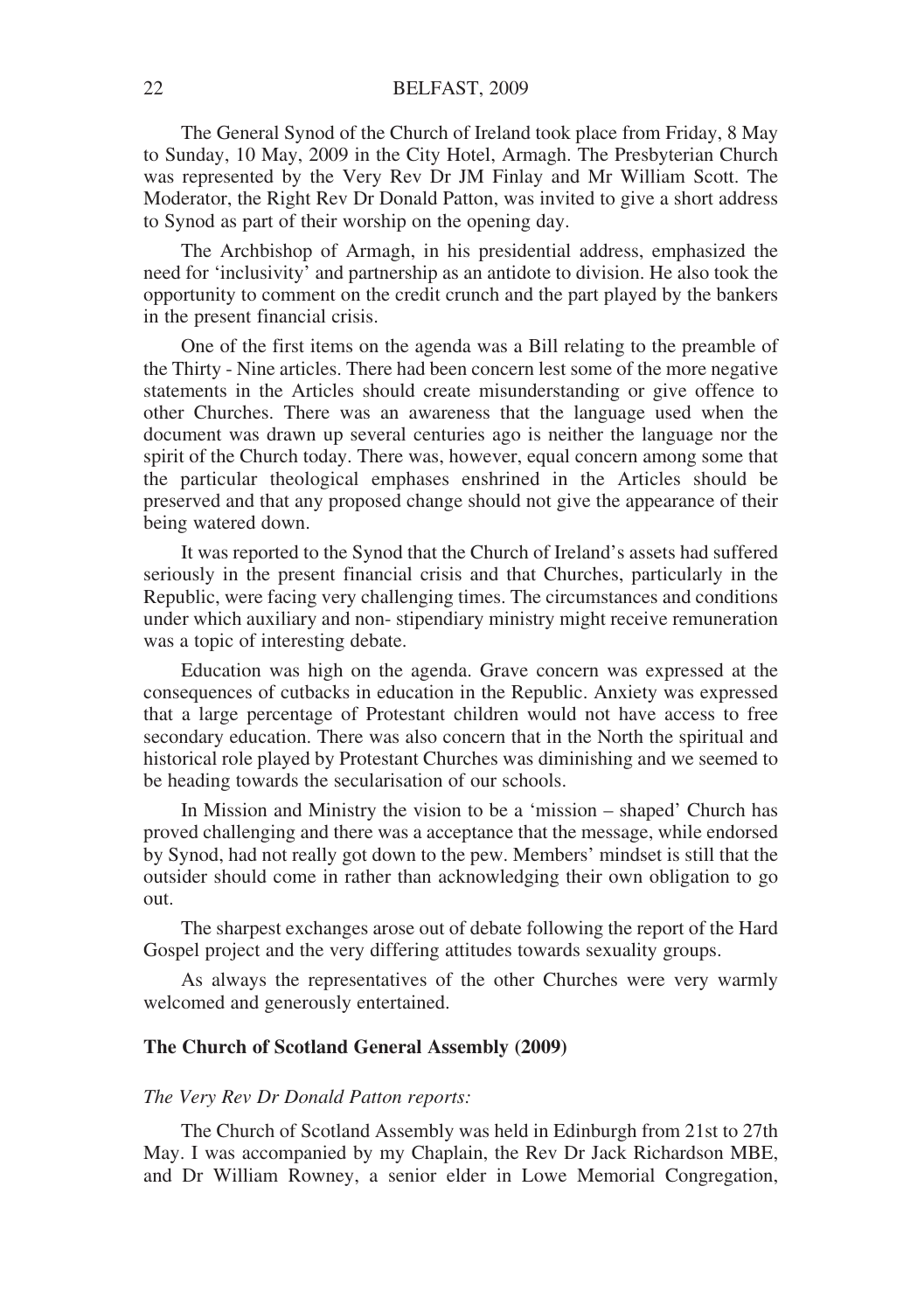The General Synod of the Church of Ireland took place from Friday, 8 May to Sunday, 10 May, 2009 in the City Hotel, Armagh. The Presbyterian Church was represented by the Very Rev Dr JM Finlay and Mr William Scott. The Moderator, the Right Rev Dr Donald Patton, was invited to give a short address to Synod as part of their worship on the opening day.

The Archbishop of Armagh, in his presidential address, emphasized the need for 'inclusivity' and partnership as an antidote to division. He also took the opportunity to comment on the credit crunch and the part played by the bankers in the present financial crisis.

One of the first items on the agenda was a Bill relating to the preamble of the Thirty - Nine articles. There had been concern lest some of the more negative statements in the Articles should create misunderstanding or give offence to other Churches. There was an awareness that the language used when the document was drawn up several centuries ago is neither the language nor the spirit of the Church today. There was, however, equal concern among some that the particular theological emphases enshrined in the Articles should be preserved and that any proposed change should not give the appearance of their being watered down.

It was reported to the Synod that the Church of Ireland's assets had suffered seriously in the present financial crisis and that Churches, particularly in the Republic, were facing very challenging times. The circumstances and conditions under which auxiliary and non- stipendiary ministry might receive remuneration was a topic of interesting debate.

Education was high on the agenda. Grave concern was expressed at the consequences of cutbacks in education in the Republic. Anxiety was expressed that a large percentage of Protestant children would not have access to free secondary education. There was also concern that in the North the spiritual and historical role played by Protestant Churches was diminishing and we seemed to be heading towards the secularisation of our schools.

In Mission and Ministry the vision to be a 'mission – shaped' Church has proved challenging and there was a acceptance that the message, while endorsed by Synod, had not really got down to the pew. Members' mindset is still that the outsider should come in rather than acknowledging their own obligation to go out.

The sharpest exchanges arose out of debate following the report of the Hard Gospel project and the very differing attitudes towards sexuality groups.

As always the representatives of the other Churches were very warmly welcomed and generously entertained.

**The Church of Scotland General Assembly (2009)**

*The Very Rev Dr Donald Patton reports:*

The Church of Scotland Assembly was held in Edinburgh from 21st to 27th May. I was accompanied by my Chaplain, the Rev Dr Jack Richardson MBE, and Dr William Rowney, a senior elder in Lowe Memorial Congregation,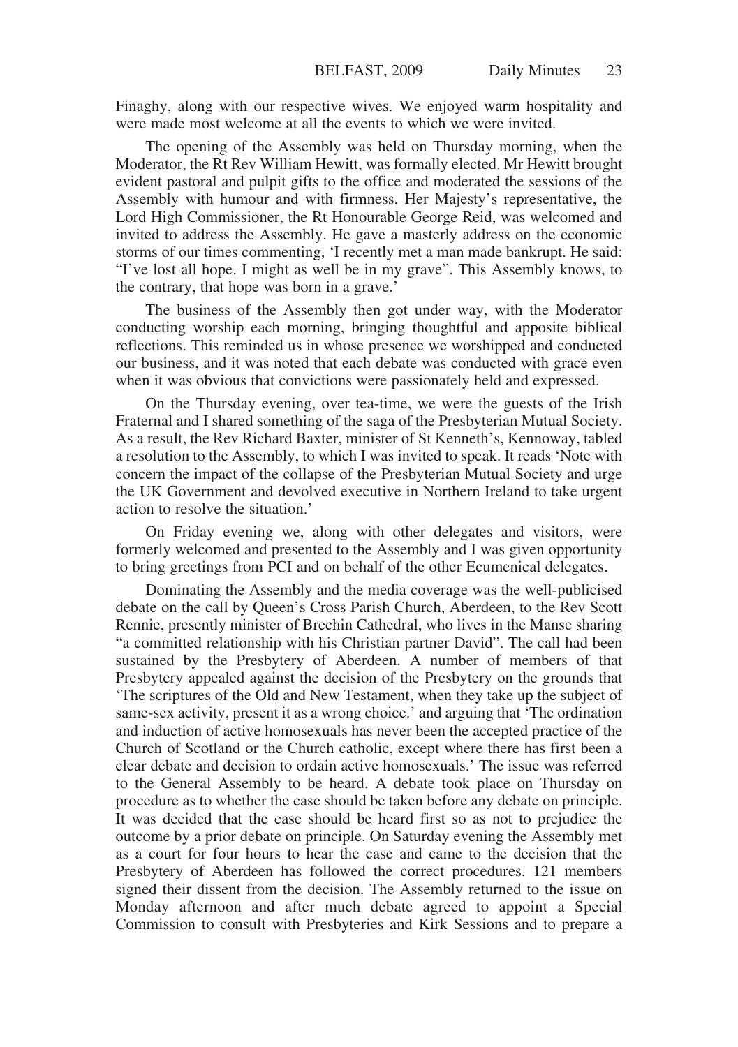Finaghy, along with our respective wives. We enjoyed warm hospitality and were made most welcome at all the events to which we were invited.

The opening of the Assembly was held on Thursday morning, when the Moderator, the Rt Rev William Hewitt, was formally elected. Mr Hewitt brought evident pastoral and pulpit gifts to the office and moderated the sessions of the Assembly with humour and with firmness. Her Majesty's representative, the Lord High Commissioner, the Rt Honourable George Reid, was welcomed and invited to address the Assembly. He gave a masterly address on the economic storms of our times commenting, 'I recently met a man made bankrupt. He said: "I've lost all hope. I might as well be in my grave". This Assembly knows, to the contrary, that hope was born in a grave.'

The business of the Assembly then got under way, with the Moderator conducting worship each morning, bringing thoughtful and apposite biblical reflections. This reminded us in whose presence we worshipped and conducted our business, and it was noted that each debate was conducted with grace even when it was obvious that convictions were passionately held and expressed.

On the Thursday evening, over tea-time, we were the guests of the Irish Fraternal and I shared something of the saga of the Presbyterian Mutual Society. As a result, the Rev Richard Baxter, minister of St Kenneth's, Kennoway, tabled a resolution to the Assembly, to which I was invited to speak. It reads 'Note with concern the impact of the collapse of the Presbyterian Mutual Society and urge the UK Government and devolved executive in Northern Ireland to take urgent action to resolve the situation.'

On Friday evening we, along with other delegates and visitors, were formerly welcomed and presented to the Assembly and I was given opportunity to bring greetings from PCI and on behalf of the other Ecumenical delegates.

Dominating the Assembly and the media coverage was the well-publicised debate on the call by Queen's Cross Parish Church, Aberdeen, to the Rev Scott Rennie, presently minister of Brechin Cathedral, who lives in the Manse sharing "a committed relationship with his Christian partner David". The call had been sustained by the Presbytery of Aberdeen. A number of members of that Presbytery appealed against the decision of the Presbytery on the grounds that 'The scriptures of the Old and New Testament, when they take up the subject of same-sex activity, present it as a wrong choice.' and arguing that 'The ordination and induction of active homosexuals has never been the accepted practice of the Church of Scotland or the Church catholic, except where there has first been a clear debate and decision to ordain active homosexuals.' The issue was referred to the General Assembly to be heard. A debate took place on Thursday on procedure as to whether the case should be taken before any debate on principle. It was decided that the case should be heard first so as not to prejudice the outcome by a prior debate on principle. On Saturday evening the Assembly met as a court for four hours to hear the case and came to the decision that the Presbytery of Aberdeen has followed the correct procedures. 121 members signed their dissent from the decision. The Assembly returned to the issue on Monday afternoon and after much debate agreed to appoint a Special Commission to consult with Presbyteries and Kirk Sessions and to prepare a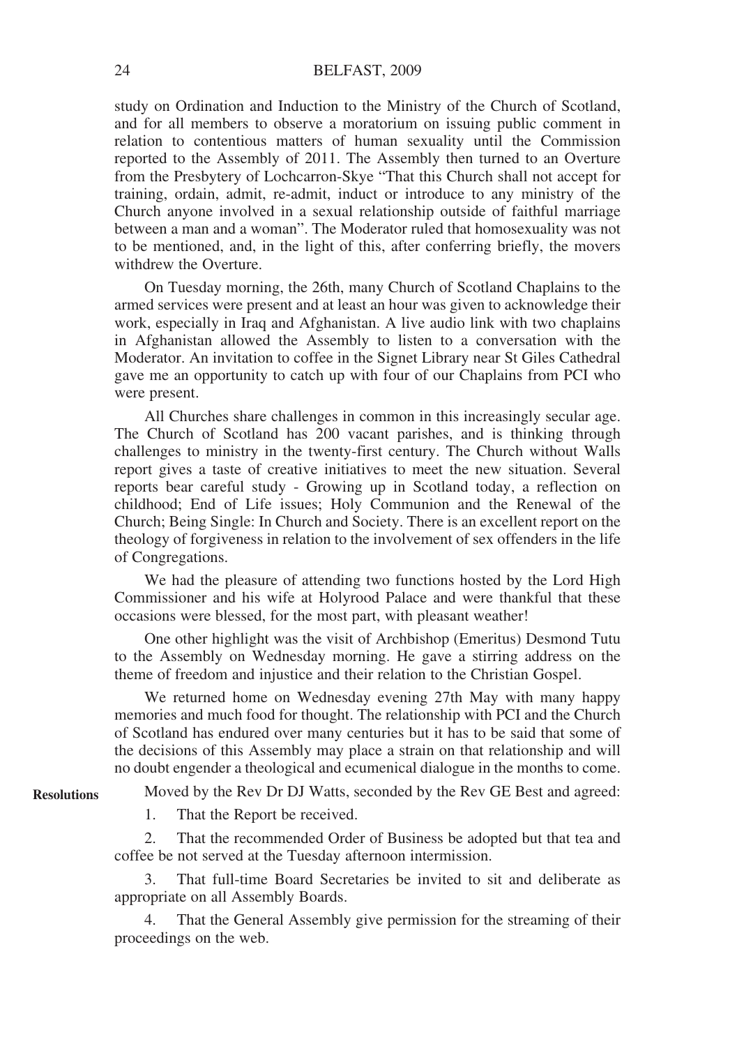study on Ordination and Induction to the Ministry of the Church of Scotland, and for all members to observe a moratorium on issuing public comment in relation to contentious matters of human sexuality until the Commission reported to the Assembly of 2011. The Assembly then turned to an Overture from the Presbytery of Lochcarron-Skye "That this Church shall not accept for training, ordain, admit, re-admit, induct or introduce to any ministry of the Church anyone involved in a sexual relationship outside of faithful marriage between a man and a woman". The Moderator ruled that homosexuality was not to be mentioned, and, in the light of this, after conferring briefly, the movers withdrew the Overture.

On Tuesday morning, the 26th, many Church of Scotland Chaplains to the armed services were present and at least an hour was given to acknowledge their work, especially in Iraq and Afghanistan. A live audio link with two chaplains in Afghanistan allowed the Assembly to listen to a conversation with the Moderator. An invitation to coffee in the Signet Library near St Giles Cathedral gave me an opportunity to catch up with four of our Chaplains from PCI who were present.

All Churches share challenges in common in this increasingly secular age. The Church of Scotland has 200 vacant parishes, and is thinking through challenges to ministry in the twenty-first century. The Church without Walls report gives a taste of creative initiatives to meet the new situation. Several reports bear careful study - Growing up in Scotland today, a reflection on childhood; End of Life issues; Holy Communion and the Renewal of the Church; Being Single: In Church and Society. There is an excellent report on the theology of forgiveness in relation to the involvement of sex offenders in the life of Congregations.

We had the pleasure of attending two functions hosted by the Lord High Commissioner and his wife at Holyrood Palace and were thankful that these occasions were blessed, for the most part, with pleasant weather!

One other highlight was the visit of Archbishop (Emeritus) Desmond Tutu to the Assembly on Wednesday morning. He gave a stirring address on the theme of freedom and injustice and their relation to the Christian Gospel.

We returned home on Wednesday evening 27th May with many happy memories and much food for thought. The relationship with PCI and the Church of Scotland has endured over many centuries but it has to be said that some of the decisions of this Assembly may place a strain on that relationship and will no doubt engender a theological and ecumenical dialogue in the months to come.

**Resolutions**

Moved by the Rev Dr DJ Watts, seconded by the Rev GE Best and agreed:

1. That the Report be received.

2. That the recommended Order of Business be adopted but that tea and coffee be not served at the Tuesday afternoon intermission.

3. That full-time Board Secretaries be invited to sit and deliberate as appropriate on all Assembly Boards.

4. That the General Assembly give permission for the streaming of their proceedings on the web.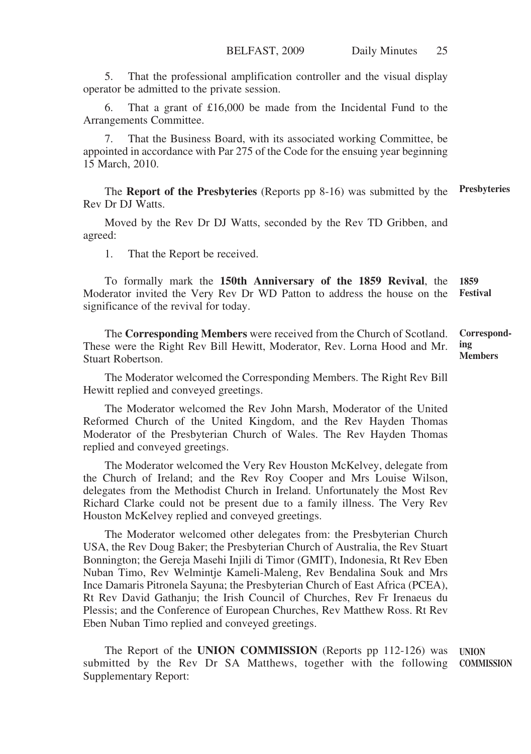5. That the professional amplification controller and the visual display operator be admitted to the private session.

6. That a grant of £16,000 be made from the Incidental Fund to the Arrangements Committee.

7. That the Business Board, with its associated working Committee, be appointed in accordance with Par 275 of the Code for the ensuing year beginning 15 March, 2010.

**Presbyteries**

The **Report of the Presbyteries** (Reports pp 8-16) was submitted by the Rev Dr DJ Watts.

Moved by the Rev Dr DJ Watts, seconded by the Rev TD Gribben, and agreed:

1. That the Report be received.

**1859 Festival**

To formally mark the **150th Anniversary of the 1859 Revival**, the Moderator invited the Very Rev Dr WD Patton to address the house on the significance of the revival for today.

**Corresponding Members**

The **Corresponding Members** were received from the Church of Scotland. These were the Right Rev Bill Hewitt, Moderator, Rev. Lorna Hood and Mr. Stuart Robertson.

The Moderator welcomed the Corresponding Members. The Right Rev Bill Hewitt replied and conveyed greetings.

The Moderator welcomed the Rev John Marsh, Moderator of the United Reformed Church of the United Kingdom, and the Rev Hayden Thomas Moderator of the Presbyterian Church of Wales. The Rev Hayden Thomas replied and conveyed greetings.

The Moderator welcomed the Very Rev Houston McKelvey, delegate from the Church of Ireland; and the Rev Roy Cooper and Mrs Louise Wilson, delegates from the Methodist Church in Ireland. Unfortunately the Most Rev Richard Clarke could not be present due to a family illness. The Very Rev Houston McKelvey replied and conveyed greetings.

The Moderator welcomed other delegates from: the Presbyterian Church USA, the Rev Doug Baker; the Presbyterian Church of Australia, the Rev Stuart Bonnington; the Gereja Masehi Injili di Timor (GMIT), Indonesia, Rt Rev Eben Nuban Timo, Rev Welmintje Kameli-Maleng, Rev Bendalina Souk and Mrs Ince Damaris Pitronela Sayuna; the Presbyterian Church of East Africa (PCEA), Rt Rev David Gathanju; the Irish Council of Churches, Rev Fr Irenaeus du Plessis; and the Conference of European Churches, Rev Matthew Ross. Rt Rev Eben Nuban Timo replied and conveyed greetings.

**UNION COMMISSION**

The Report of the **UNION COMMISSION** (Reports pp 112-126) was submitted by the Rev Dr SA Matthews, together with the following Supplementary Report: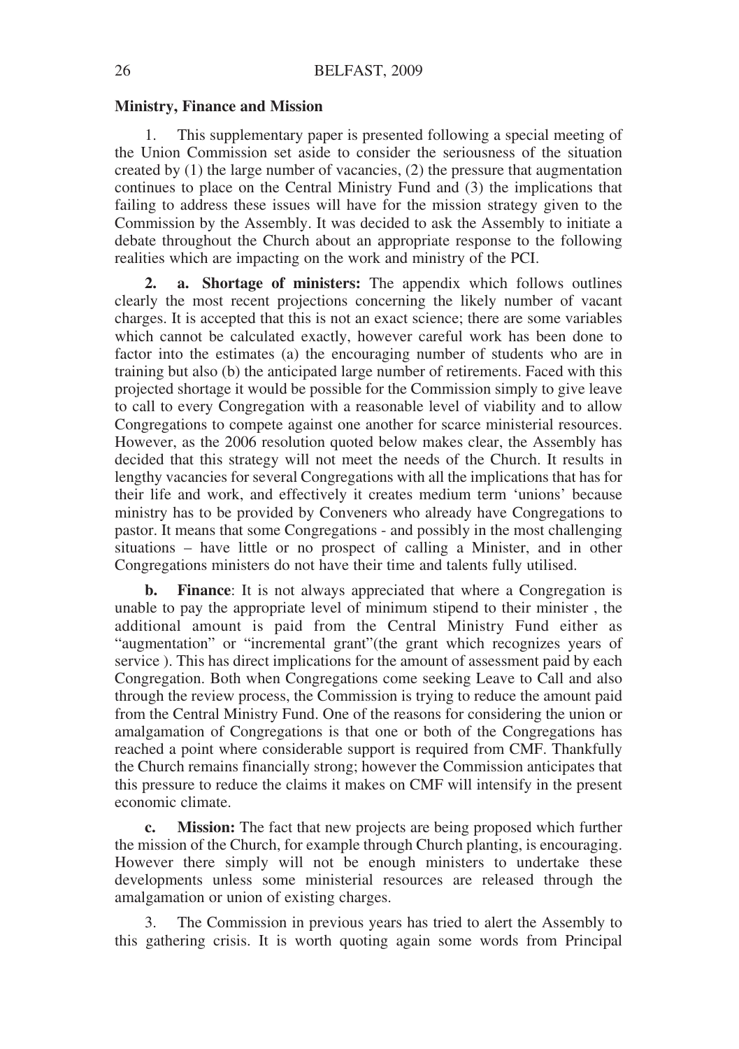**Ministry, Finance and Mission**

1. This supplementary paper is presented following a special meeting of the Union Commission set aside to consider the seriousness of the situation created by (1) the large number of vacancies, (2) the pressure that augmentation continues to place on the Central Ministry Fund and (3) the implications that failing to address these issues will have for the mission strategy given to the Commission by the Assembly. It was decided to ask the Assembly to initiate a debate throughout the Church about an appropriate response to the following realities which are impacting on the work and ministry of the PCI.

**2. a. Shortage of ministers:** The appendix which follows outlines clearly the most recent projections concerning the likely number of vacant charges. It is accepted that this is not an exact science; there are some variables which cannot be calculated exactly, however careful work has been done to factor into the estimates (a) the encouraging number of students who are in training but also (b) the anticipated large number of retirements. Faced with this projected shortage it would be possible for the Commission simply to give leave to call to every Congregation with a reasonable level of viability and to allow Congregations to compete against one another for scarce ministerial resources. However, as the 2006 resolution quoted below makes clear, the Assembly has decided that this strategy will not meet the needs of the Church. It results in lengthy vacancies for several Congregations with all the implications that has for their life and work, and effectively it creates medium term 'unions' because ministry has to be provided by Conveners who already have Congregations to pastor. It means that some Congregations - and possibly in the most challenging situations – have little or no prospect of calling a Minister, and in other Congregations ministers do not have their time and talents fully utilised.

**b. Finance**: It is not always appreciated that where a Congregation is unable to pay the appropriate level of minimum stipend to their minister , the additional amount is paid from the Central Ministry Fund either as "augmentation" or "incremental grant"(the grant which recognizes years of service ). This has direct implications for the amount of assessment paid by each Congregation. Both when Congregations come seeking Leave to Call and also through the review process, the Commission is trying to reduce the amount paid from the Central Ministry Fund. One of the reasons for considering the union or amalgamation of Congregations is that one or both of the Congregations has reached a point where considerable support is required from CMF. Thankfully the Church remains financially strong; however the Commission anticipates that this pressure to reduce the claims it makes on CMF will intensify in the present economic climate.

**c. Mission:** The fact that new projects are being proposed which further the mission of the Church, for example through Church planting, is encouraging. However there simply will not be enough ministers to undertake these developments unless some ministerial resources are released through the amalgamation or union of existing charges.

3. The Commission in previous years has tried to alert the Assembly to this gathering crisis. It is worth quoting again some words from Principal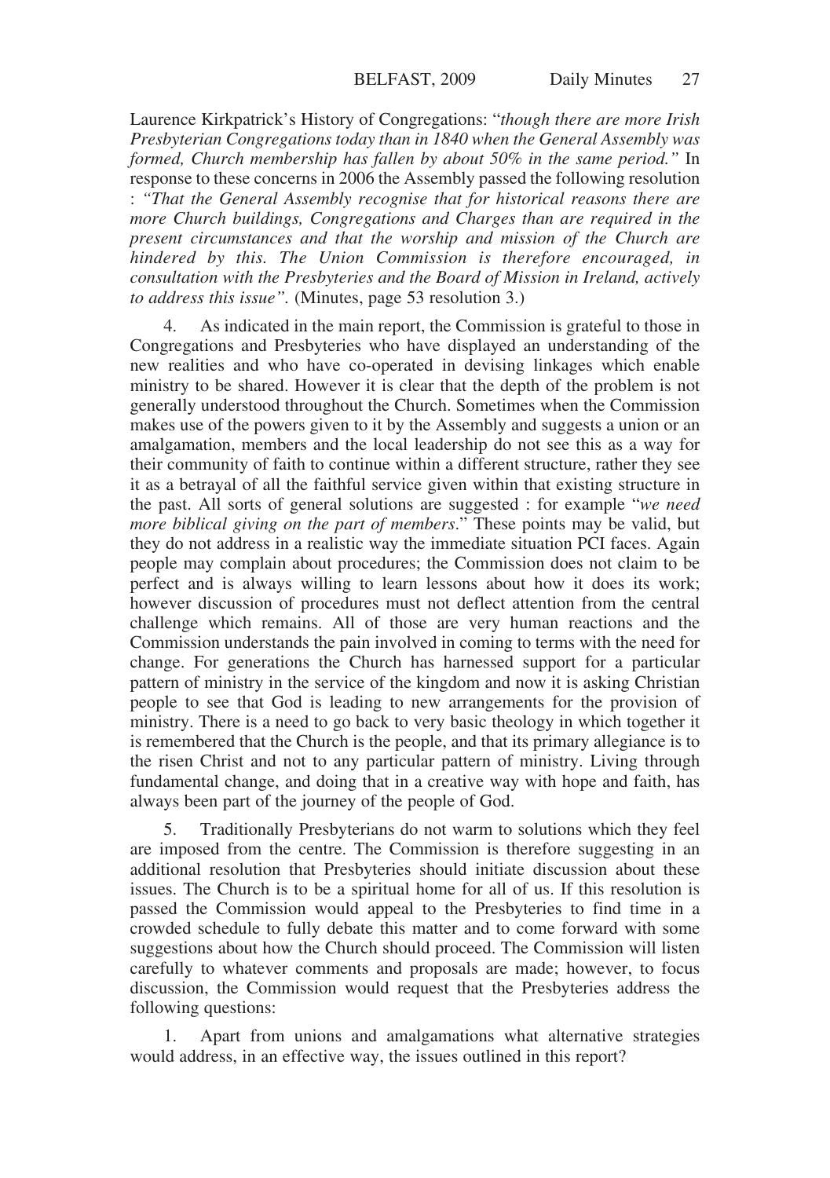Laurence Kirkpatrick's History of Congregations: "*though there are more Irish Presbyterian Congregations today than in 1840 when the General Assembly was formed, Church membership has fallen by about 50% in the same period.*" In response to these concerns in 2006 the Assembly passed the following resolution : *"That the General Assembly recognise that for historical reasons there are more Church buildings, Congregations and Charges than are required in the present circumstances and that the worship and mission of the Church are hindered by this. The Union Commission is therefore encouraged, in consultation with the Presbyteries and the Board of Mission in Ireland, actively to address this issue".* (Minutes, page 53 resolution 3.)

4. As indicated in the main report, the Commission is grateful to those in Congregations and Presbyteries who have displayed an understanding of the new realities and who have co-operated in devising linkages which enable ministry to be shared. However it is clear that the depth of the problem is not generally understood throughout the Church. Sometimes when the Commission makes use of the powers given to it by the Assembly and suggests a union or an amalgamation, members and the local leadership do not see this as a way for their community of faith to continue within a different structure, rather they see it as a betrayal of all the faithful service given within that existing structure in the past. All sorts of general solutions are suggested : for example "*we need more biblical giving on the part of members*." These points may be valid, but they do not address in a realistic way the immediate situation PCI faces. Again people may complain about procedures; the Commission does not claim to be perfect and is always willing to learn lessons about how it does its work; however discussion of procedures must not deflect attention from the central challenge which remains. All of those are very human reactions and the Commission understands the pain involved in coming to terms with the need for change. For generations the Church has harnessed support for a particular pattern of ministry in the service of the kingdom and now it is asking Christian people to see that God is leading to new arrangements for the provision of ministry. There is a need to go back to very basic theology in which together it is remembered that the Church is the people, and that its primary allegiance is to the risen Christ and not to any particular pattern of ministry. Living through fundamental change, and doing that in a creative way with hope and faith, has always been part of the journey of the people of God.

5. Traditionally Presbyterians do not warm to solutions which they feel are imposed from the centre. The Commission is therefore suggesting in an additional resolution that Presbyteries should initiate discussion about these issues. The Church is to be a spiritual home for all of us. If this resolution is passed the Commission would appeal to the Presbyteries to find time in a crowded schedule to fully debate this matter and to come forward with some suggestions about how the Church should proceed. The Commission will listen carefully to whatever comments and proposals are made; however, to focus discussion, the Commission would request that the Presbyteries address the following questions:

1. Apart from unions and amalgamations what alternative strategies would address, in an effective way, the issues outlined in this report?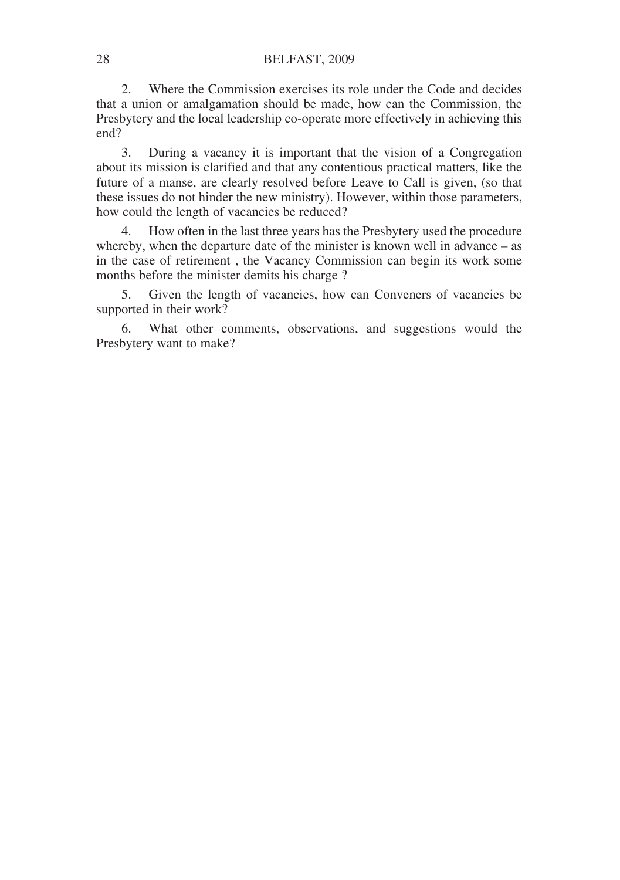2. Where the Commission exercises its role under the Code and decides that a union or amalgamation should be made, how can the Commission, the Presbytery and the local leadership co-operate more effectively in achieving this end?

3. During a vacancy it is important that the vision of a Congregation about its mission is clarified and that any contentious practical matters, like the future of a manse, are clearly resolved before Leave to Call is given, (so that these issues do not hinder the new ministry). However, within those parameters, how could the length of vacancies be reduced?

4. How often in the last three years has the Presbytery used the procedure whereby, when the departure date of the minister is known well in advance – as in the case of retirement , the Vacancy Commission can begin its work some months before the minister demits his charge ?

5. Given the length of vacancies, how can Conveners of vacancies be supported in their work?

6. What other comments, observations, and suggestions would the Presbytery want to make?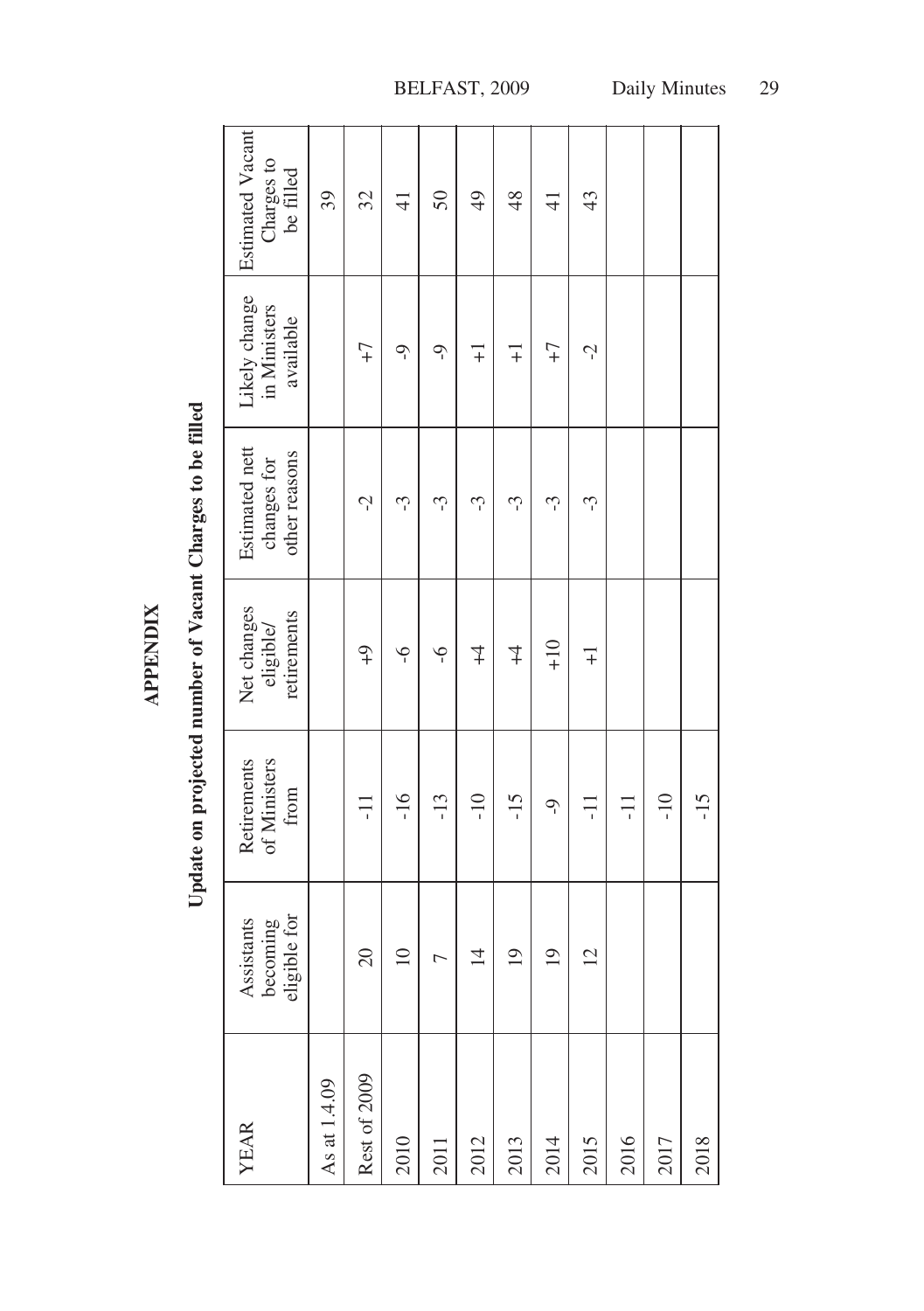# APPENDIX

## Update on projected number of Vacant Charges to be filled

| YEAR | Assistants becoming eligible for | Retirements of Ministers from | Net changes eligible/ retirements | Estimated nett changes for other reasons | Likely change in Ministers available | Estimated Vacant Charges to be filled |
|---|---|---|---|---|---|---|
| As at 1.4.09 | | | | | | 39 |
| Rest of 2009 | 20 | -11 | +9 | -2 | +7 | 32 |
| 2010 | 10 | -16 | -6 | -3 | -9 | 41 |
| 2011 | 7 | -13 | -6 | -3 | -9 | 50 |
| 2012 | 14 | -10 | +4 | -3 | +1 | 49 |
| 2013 | 19 | -15 | +4 | -3 | +1 | 48 |
| 2014 | 19 | -9 | +10 | -3 | +7 | 41 |
| 2015 | 12 | -11 | +1 | -3 | -2 | 43 |
| 2016 | | -11 | | | | |
| 2017 | | -10 | | | | |
| 2018 | | -15 | | | | |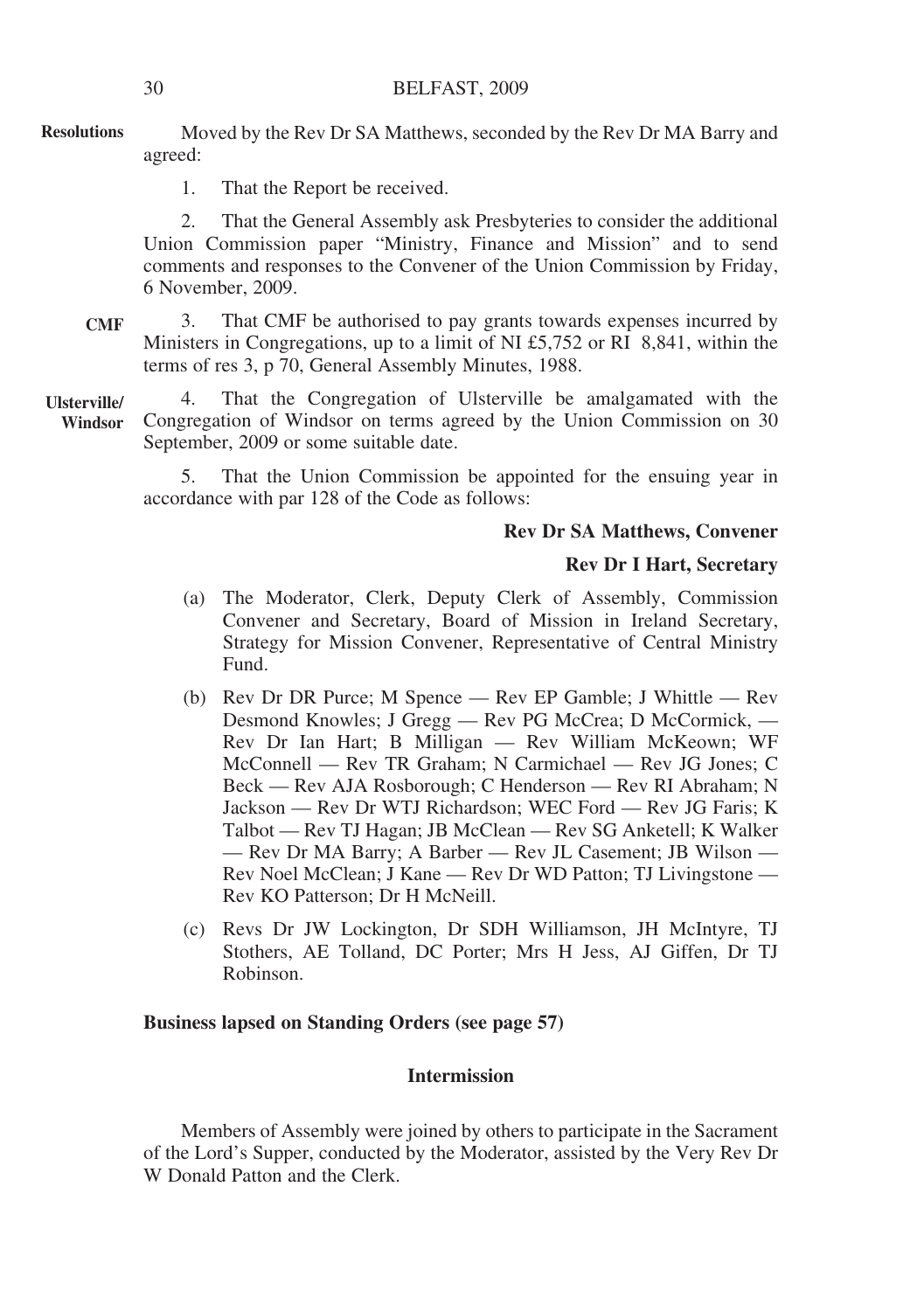**Resolutions** Moved by the Rev Dr SA Matthews, seconded by the Rev Dr MA Barry and agreed:

1. That the Report be received.

2. That the General Assembly ask Presbyteries to consider the additional Union Commission paper "Ministry, Finance and Mission" and to send comments and responses to the Convener of the Union Commission by Friday, 6 November, 2009.

**CMF** 3. That CMF be authorised to pay grants towards expenses incurred by Ministers in Congregations, up to a limit of NI £5,752 or RI 8,841, within the terms of res 3, p 70, General Assembly Minutes, 1988.

**Ulsterville/ Windsor** 4. That the Congregation of Ulsterville be amalgamated with the Congregation of Windsor on terms agreed by the Union Commission on 30 September, 2009 or some suitable date.

5. That the Union Commission be appointed for the ensuing year in accordance with par 128 of the Code as follows:

**Rev Dr SA Matthews, Convener**

**Rev Dr I Hart, Secretary**

(a) The Moderator, Clerk, Deputy Clerk of Assembly, Commission Convener and Secretary, Board of Mission in Ireland Secretary, Strategy for Mission Convener, Representative of Central Ministry Fund.

(b) Rev Dr DR Purce; M Spence — Rev EP Gamble; J Whittle — Rev Desmond Knowles; J Gregg — Rev PG McCrea; D McCormick, — Rev Dr Ian Hart; B Milligan — Rev William McKeown; WF McConnell — Rev TR Graham; N Carmichael — Rev JG Jones; C Beck — Rev AJA Rosborough; C Henderson — Rev RI Abraham; N Jackson — Rev Dr WTJ Richardson; WEC Ford — Rev JG Faris; K Talbot — Rev TJ Hagan; JB McClean — Rev SG Anketell; K Walker — Rev Dr MA Barry; A Barber — Rev JL Casement; JB Wilson — Rev Noel McClean; J Kane — Rev Dr WD Patton; TJ Livingstone — Rev KO Patterson; Dr H McNeill.

(c) Revs Dr JW Lockington, Dr SDH Williamson, JH McIntyre, TJ Stothers, AE Tolland, DC Porter; Mrs H Jess, AJ Giffen, Dr TJ Robinson.

**Business lapsed on Standing Orders (see page 57)**

## Intermission

Members of Assembly were joined by others to participate in the Sacrament of the Lord's Supper, conducted by the Moderator, assisted by the Very Rev Dr W Donald Patton and the Clerk.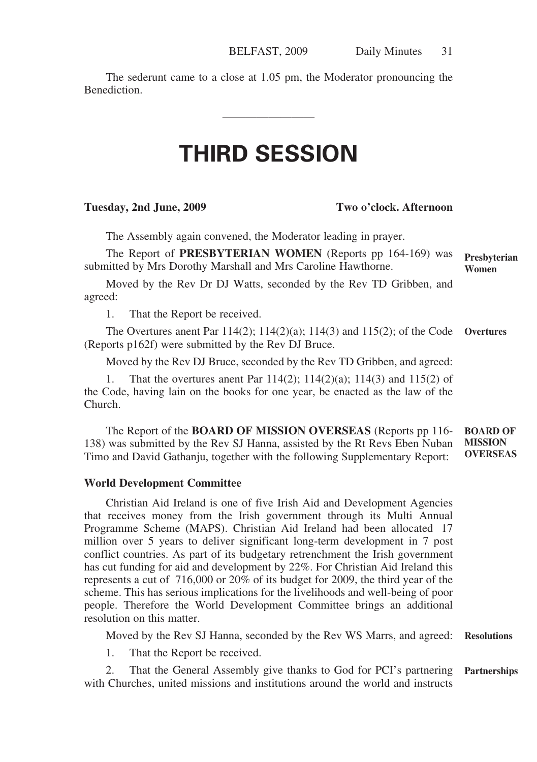The sederunt came to a close at 1.05 pm, the Moderator pronouncing the Benediction.

---

# THIRD SESSION

**Tuesday, 2nd June, 2009** **Two o'clock. Afternoon**

The Assembly again convened, the Moderator leading in prayer.

**Presbyterian Women**

The Report of **PRESBYTERIAN WOMEN** (Reports pp 164-169) was submitted by Mrs Dorothy Marshall and Mrs Caroline Hawthorne.

Moved by the Rev Dr DJ Watts, seconded by the Rev TD Gribben, and agreed:

1. That the Report be received.

**Overtures**

The Overtures anent Par 114(2); 114(2)(a); 114(3) and 115(2); of the Code (Reports p162f) were submitted by the Rev DJ Bruce.

Moved by the Rev DJ Bruce, seconded by the Rev TD Gribben, and agreed:

1. That the overtures anent Par 114(2); 114(2)(a); 114(3) and 115(2) of the Code, having lain on the books for one year, be enacted as the law of the Church.

**BOARD OF MISSION OVERSEAS**

The Report of the **BOARD OF MISSION OVERSEAS** (Reports pp 116-138) was submitted by the Rev SJ Hanna, assisted by the Rt Revs Eben Nuban Timo and David Gathanju, together with the following Supplementary Report:

**World Development Committee**

Christian Aid Ireland is one of five Irish Aid and Development Agencies that receives money from the Irish government through its Multi Annual Programme Scheme (MAPS). Christian Aid Ireland had been allocated 17 million over 5 years to deliver significant long-term development in 7 post conflict countries. As part of its budgetary retrenchment the Irish government has cut funding for aid and development by 22%. For Christian Aid Ireland this represents a cut of 716,000 or 20% of its budget for 2009, the third year of the scheme. This has serious implications for the livelihoods and well-being of poor people. Therefore the World Development Committee brings an additional resolution on this matter.

**Resolutions**

Moved by the Rev SJ Hanna, seconded by the Rev WS Marrs, and agreed:

1. That the Report be received.

**Partnerships**

2. That the General Assembly give thanks to God for PCI's partnering with Churches, united missions and institutions around the world and instructs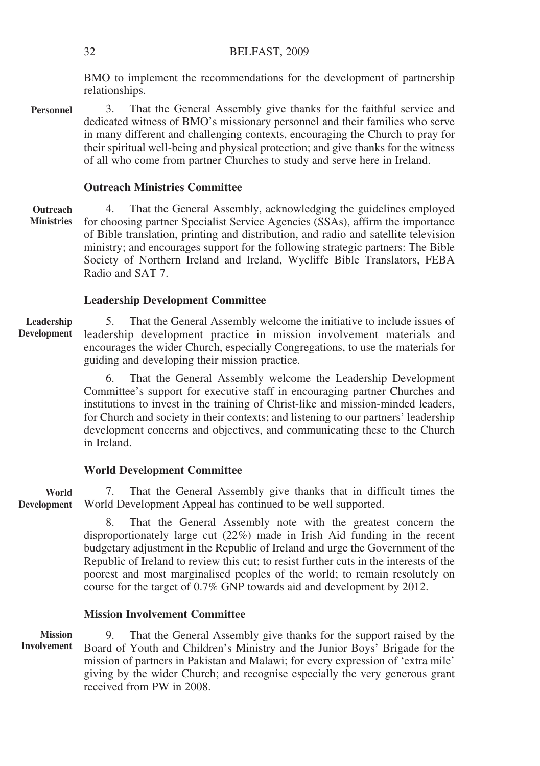BMO to implement the recommendations for the development of partnership relationships.

**Personnel**

3. That the General Assembly give thanks for the faithful service and dedicated witness of BMO's missionary personnel and their families who serve in many different and challenging contexts, encouraging the Church to pray for their spiritual well-being and physical protection; and give thanks for the witness of all who come from partner Churches to study and serve here in Ireland.

### Outreach Ministries Committee

**Outreach Ministries**

4. That the General Assembly, acknowledging the guidelines employed for choosing partner Specialist Service Agencies (SSAs), affirm the importance of Bible translation, printing and distribution, and radio and satellite television ministry; and encourages support for the following strategic partners: The Bible Society of Northern Ireland and Ireland, Wycliffe Bible Translators, FEBA Radio and SAT 7.

### Leadership Development Committee

**Leadership Development**

5. That the General Assembly welcome the initiative to include issues of leadership development practice in mission involvement materials and encourages the wider Church, especially Congregations, to use the materials for guiding and developing their mission practice.

6. That the General Assembly welcome the Leadership Development Committee's support for executive staff in encouraging partner Churches and institutions to invest in the training of Christ-like and mission-minded leaders, for Church and society in their contexts; and listening to our partners' leadership development concerns and objectives, and communicating these to the Church in Ireland.

### World Development Committee

**World Development**

7. That the General Assembly give thanks that in difficult times the World Development Appeal has continued to be well supported.

8. That the General Assembly note with the greatest concern the disproportionately large cut (22%) made in Irish Aid funding in the recent budgetary adjustment in the Republic of Ireland and urge the Government of the Republic of Ireland to review this cut; to resist further cuts in the interests of the poorest and most marginalised peoples of the world; to remain resolutely on course for the target of 0.7% GNP towards aid and development by 2012.

### Mission Involvement Committee

**Mission Involvement**

9. That the General Assembly give thanks for the support raised by the Board of Youth and Children's Ministry and the Junior Boys' Brigade for the mission of partners in Pakistan and Malawi; for every expression of 'extra mile' giving by the wider Church; and recognise especially the very generous grant received from PW in 2008.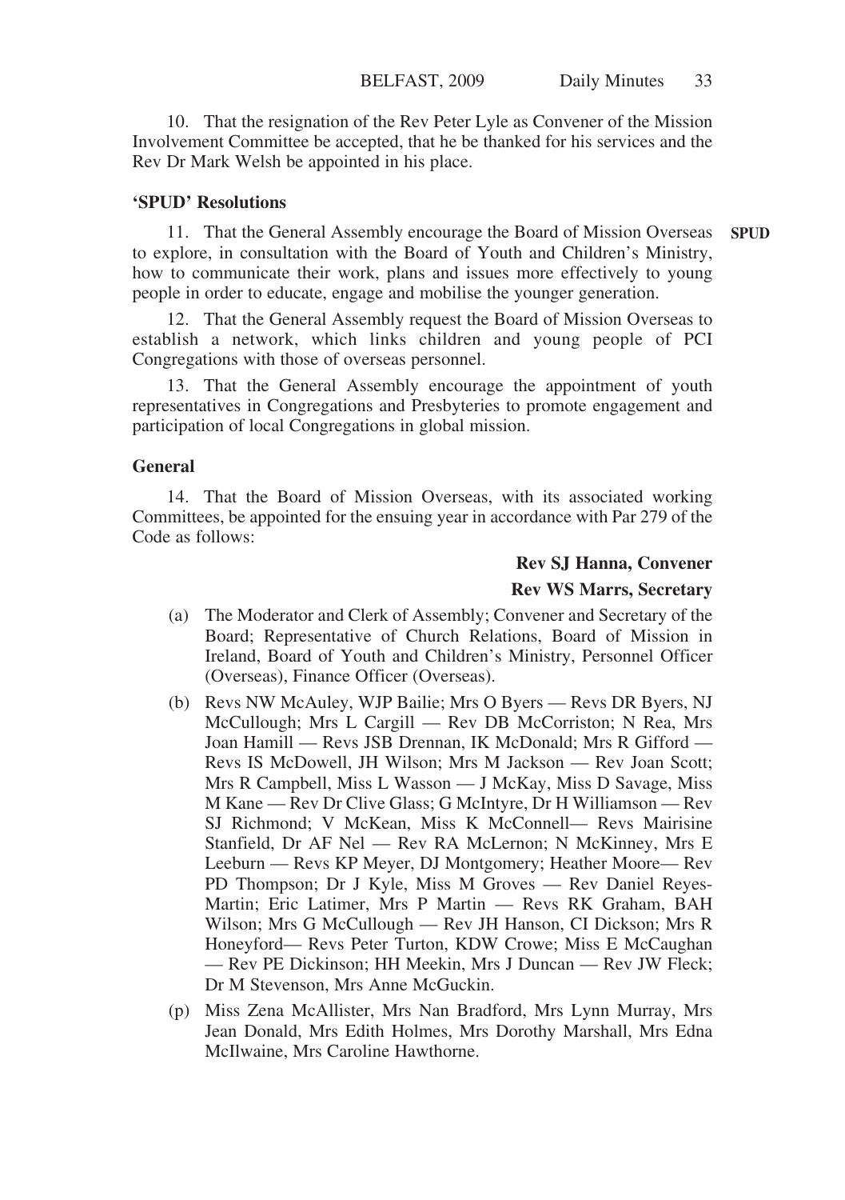10. That the resignation of the Rev Peter Lyle as Convener of the Mission Involvement Committee be accepted, that he be thanked for his services and the Rev Dr Mark Welsh be appointed in his place.

### 'SPUD' Resolutions

**SPUD**

11. That the General Assembly encourage the Board of Mission Overseas to explore, in consultation with the Board of Youth and Children's Ministry, how to communicate their work, plans and issues more effectively to young people in order to educate, engage and mobilise the younger generation.

12. That the General Assembly request the Board of Mission Overseas to establish a network, which links children and young people of PCI Congregations with those of overseas personnel.

13. That the General Assembly encourage the appointment of youth representatives in Congregations and Presbyteries to promote engagement and participation of local Congregations in global mission.

### General

14. That the Board of Mission Overseas, with its associated working Committees, be appointed for the ensuing year in accordance with Par 279 of the Code as follows:

**Rev SJ Hanna, Convener**

**Rev WS Marrs, Secretary**

(a) The Moderator and Clerk of Assembly; Convener and Secretary of the Board; Representative of Church Relations, Board of Mission in Ireland, Board of Youth and Children's Ministry, Personnel Officer (Overseas), Finance Officer (Overseas).

(b) Revs NW McAuley, WJP Bailie; Mrs O Byers — Revs DR Byers, NJ McCullough; Mrs L Cargill — Rev DB McCorriston; N Rea, Mrs Joan Hamill — Revs JSB Drennan, IK McDonald; Mrs R Gifford — Revs IS McDowell, JH Wilson; Mrs M Jackson — Rev Joan Scott; Mrs R Campbell, Miss L Wasson — J McKay, Miss D Savage, Miss M Kane — Rev Dr Clive Glass; G McIntyre, Dr H Williamson — Rev SJ Richmond; V McKean, Miss K McConnell— Revs Mairisine Stanfield, Dr AF Nel — Rev RA McLernon; N McKinney, Mrs E Leeburn — Revs KP Meyer, DJ Montgomery; Heather Moore— Rev PD Thompson; Dr J Kyle, Miss M Groves — Rev Daniel Reyes-Martin; Eric Latimer, Mrs P Martin — Revs RK Graham, BAH Wilson; Mrs G McCullough — Rev JH Hanson, CI Dickson; Mrs R Honeyford— Revs Peter Turton, KDW Crowe; Miss E McCaughan — Rev PE Dickinson; HH Meekin, Mrs J Duncan — Rev JW Fleck; Dr M Stevenson, Mrs Anne McGuckin.

(p) Miss Zena McAllister, Mrs Nan Bradford, Mrs Lynn Murray, Mrs Jean Donald, Mrs Edith Holmes, Mrs Dorothy Marshall, Mrs Edna McIlwaine, Mrs Caroline Hawthorne.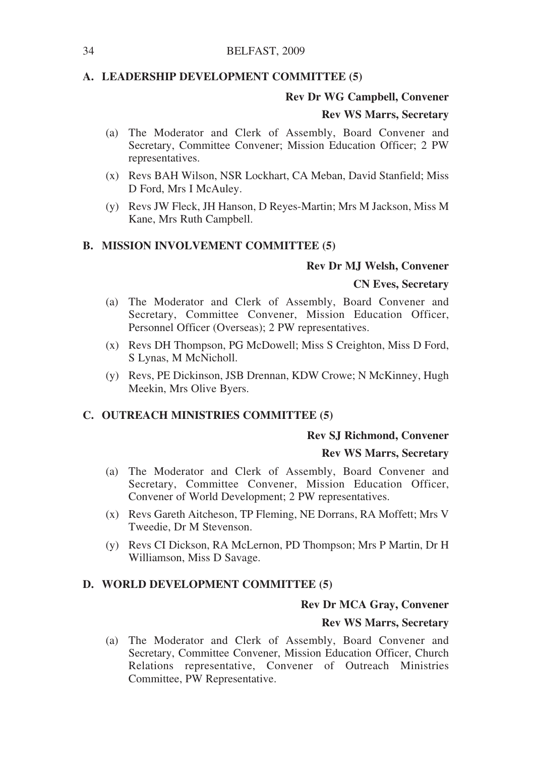### A. LEADERSHIP DEVELOPMENT COMMITTEE (5)

**Rev Dr WG Campbell, Convener**

**Rev WS Marrs, Secretary**

(a) The Moderator and Clerk of Assembly, Board Convener and Secretary, Committee Convener; Mission Education Officer; 2 PW representatives.

(x) Revs BAH Wilson, NSR Lockhart, CA Meban, David Stanfield; Miss D Ford, Mrs I McAuley.

(y) Revs JW Fleck, JH Hanson, D Reyes-Martin; Mrs M Jackson, Miss M Kane, Mrs Ruth Campbell.

### B. MISSION INVOLVEMENT COMMITTEE (5)

**Rev Dr MJ Welsh, Convener**

**CN Eves, Secretary**

(a) The Moderator and Clerk of Assembly, Board Convener and Secretary, Committee Convener, Mission Education Officer, Personnel Officer (Overseas); 2 PW representatives.

(x) Revs DH Thompson, PG McDowell; Miss S Creighton, Miss D Ford, S Lynas, M McNicholl.

(y) Revs, PE Dickinson, JSB Drennan, KDW Crowe; N McKinney, Hugh Meekin, Mrs Olive Byers.

### C. OUTREACH MINISTRIES COMMITTEE (5)

**Rev SJ Richmond, Convener**

**Rev WS Marrs, Secretary**

(a) The Moderator and Clerk of Assembly, Board Convener and Secretary, Committee Convener, Mission Education Officer, Convener of World Development; 2 PW representatives.

(x) Revs Gareth Aitcheson, TP Fleming, NE Dorrans, RA Moffett; Mrs V Tweedie, Dr M Stevenson.

(y) Revs CI Dickson, RA McLernon, PD Thompson; Mrs P Martin, Dr H Williamson, Miss D Savage.

### D. WORLD DEVELOPMENT COMMITTEE (5)

**Rev Dr MCA Gray, Convener**

**Rev WS Marrs, Secretary**

(a) The Moderator and Clerk of Assembly, Board Convener and Secretary, Committee Convener, Mission Education Officer, Church Relations representative, Convener of Outreach Ministries Committee, PW Representative.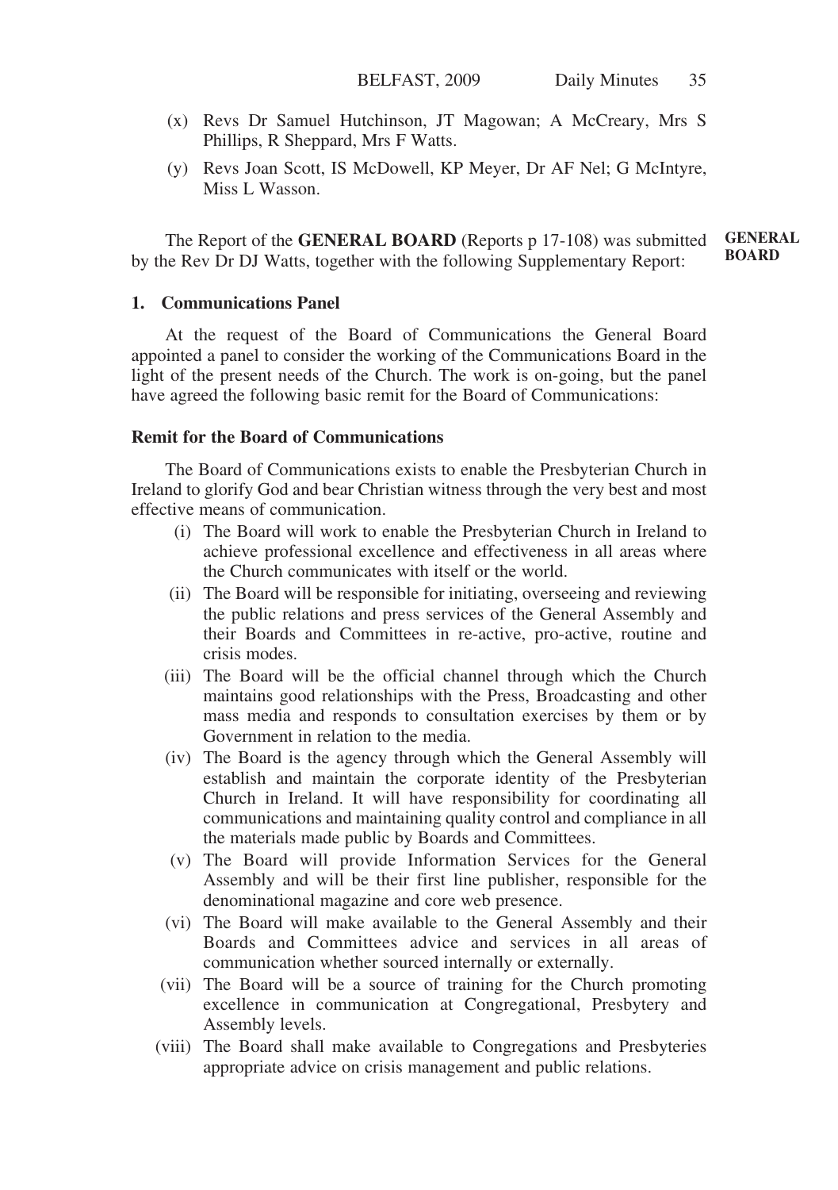(x) Revs Dr Samuel Hutchinson, JT Magowan; A McCreary, Mrs S Phillips, R Sheppard, Mrs F Watts.

(y) Revs Joan Scott, IS McDowell, KP Meyer, Dr AF Nel; G McIntyre, Miss L Wasson.

**GENERAL BOARD**

The Report of the **GENERAL BOARD** (Reports p 17-108) was submitted by the Rev Dr DJ Watts, together with the following Supplementary Report:

**1. Communications Panel**

At the request of the Board of Communications the General Board appointed a panel to consider the working of the Communications Board in the light of the present needs of the Church. The work is on-going, but the panel have agreed the following basic remit for the Board of Communications:

**Remit for the Board of Communications**

The Board of Communications exists to enable the Presbyterian Church in Ireland to glorify God and bear Christian witness through the very best and most effective means of communication.

(i) The Board will work to enable the Presbyterian Church in Ireland to achieve professional excellence and effectiveness in all areas where the Church communicates with itself or the world.

(ii) The Board will be responsible for initiating, overseeing and reviewing the public relations and press services of the General Assembly and their Boards and Committees in re-active, pro-active, routine and crisis modes.

(iii) The Board will be the official channel through which the Church maintains good relationships with the Press, Broadcasting and other mass media and responds to consultation exercises by them or by Government in relation to the media.

(iv) The Board is the agency through which the General Assembly will establish and maintain the corporate identity of the Presbyterian Church in Ireland. It will have responsibility for coordinating all communications and maintaining quality control and compliance in all the materials made public by Boards and Committees.

(v) The Board will provide Information Services for the General Assembly and will be their first line publisher, responsible for the denominational magazine and core web presence.

(vi) The Board will make available to the General Assembly and their Boards and Committees advice and services in all areas of communication whether sourced internally or externally.

(vii) The Board will be a source of training for the Church promoting excellence in communication at Congregational, Presbytery and Assembly levels.

(viii) The Board shall make available to Congregations and Presbyteries appropriate advice on crisis management and public relations.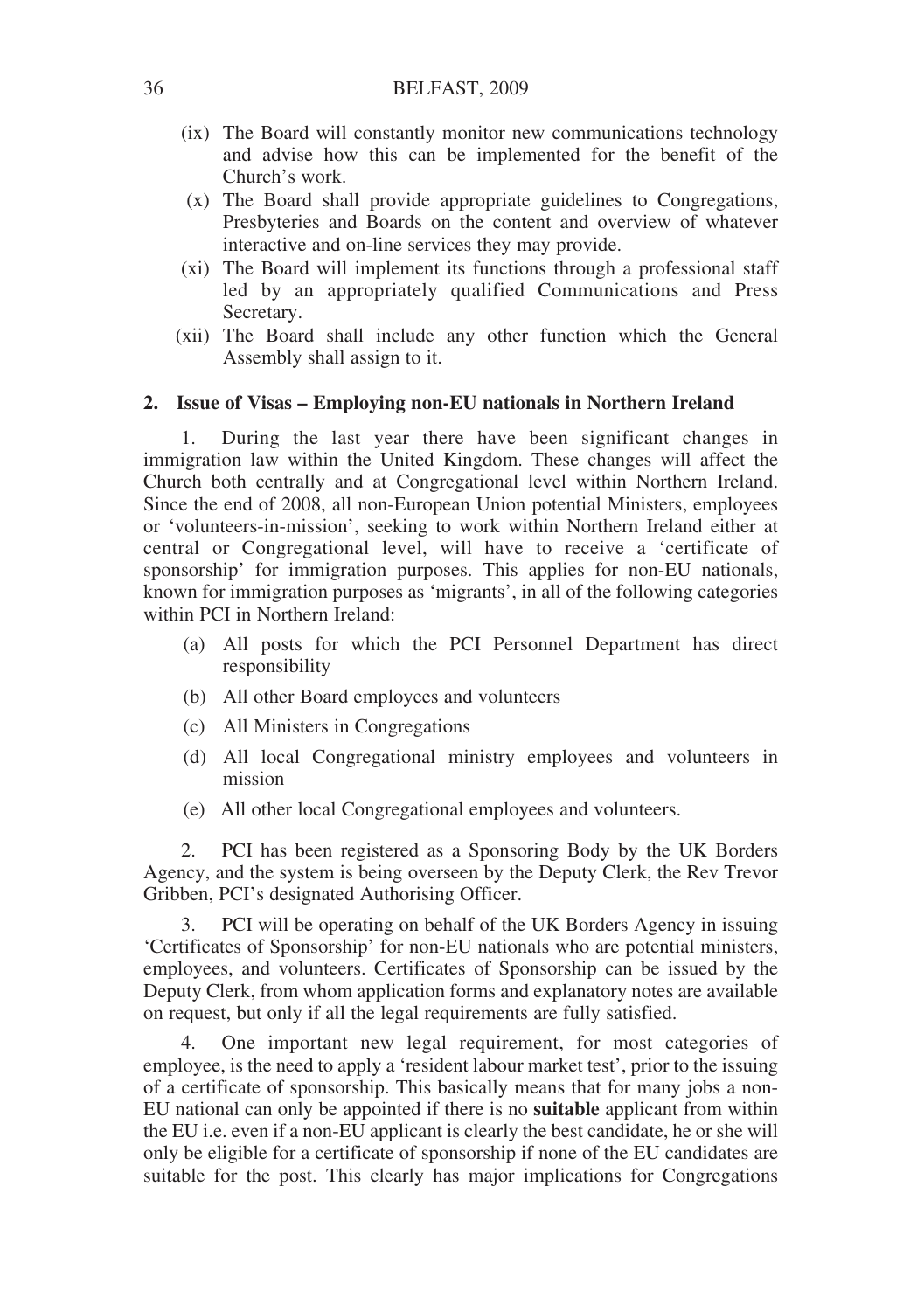(ix) The Board will constantly monitor new communications technology and advise how this can be implemented for the benefit of the Church's work.

(x) The Board shall provide appropriate guidelines to Congregations, Presbyteries and Boards on the content and overview of whatever interactive and on-line services they may provide.

(xi) The Board will implement its functions through a professional staff led by an appropriately qualified Communications and Press Secretary.

(xii) The Board shall include any other function which the General Assembly shall assign to it.

**2. Issue of Visas – Employing non-EU nationals in Northern Ireland**

1. During the last year there have been significant changes in immigration law within the United Kingdom. These changes will affect the Church both centrally and at Congregational level within Northern Ireland. Since the end of 2008, all non-European Union potential Ministers, employees or 'volunteers-in-mission', seeking to work within Northern Ireland either at central or Congregational level, will have to receive a 'certificate of sponsorship' for immigration purposes. This applies for non-EU nationals, known for immigration purposes as 'migrants', in all of the following categories within PCI in Northern Ireland:

(a) All posts for which the PCI Personnel Department has direct responsibility

(b) All other Board employees and volunteers

(c) All Ministers in Congregations

(d) All local Congregational ministry employees and volunteers in mission

(e) All other local Congregational employees and volunteers.

2. PCI has been registered as a Sponsoring Body by the UK Borders Agency, and the system is being overseen by the Deputy Clerk, the Rev Trevor Gribben, PCI's designated Authorising Officer.

3. PCI will be operating on behalf of the UK Borders Agency in issuing 'Certificates of Sponsorship' for non-EU nationals who are potential ministers, employees, and volunteers. Certificates of Sponsorship can be issued by the Deputy Clerk, from whom application forms and explanatory notes are available on request, but only if all the legal requirements are fully satisfied.

4. One important new legal requirement, for most categories of employee, is the need to apply a 'resident labour market test', prior to the issuing of a certificate of sponsorship. This basically means that for many jobs a non-EU national can only be appointed if there is no **suitable** applicant from within the EU i.e. even if a non-EU applicant is clearly the best candidate, he or she will only be eligible for a certificate of sponsorship if none of the EU candidates are suitable for the post. This clearly has major implications for Congregations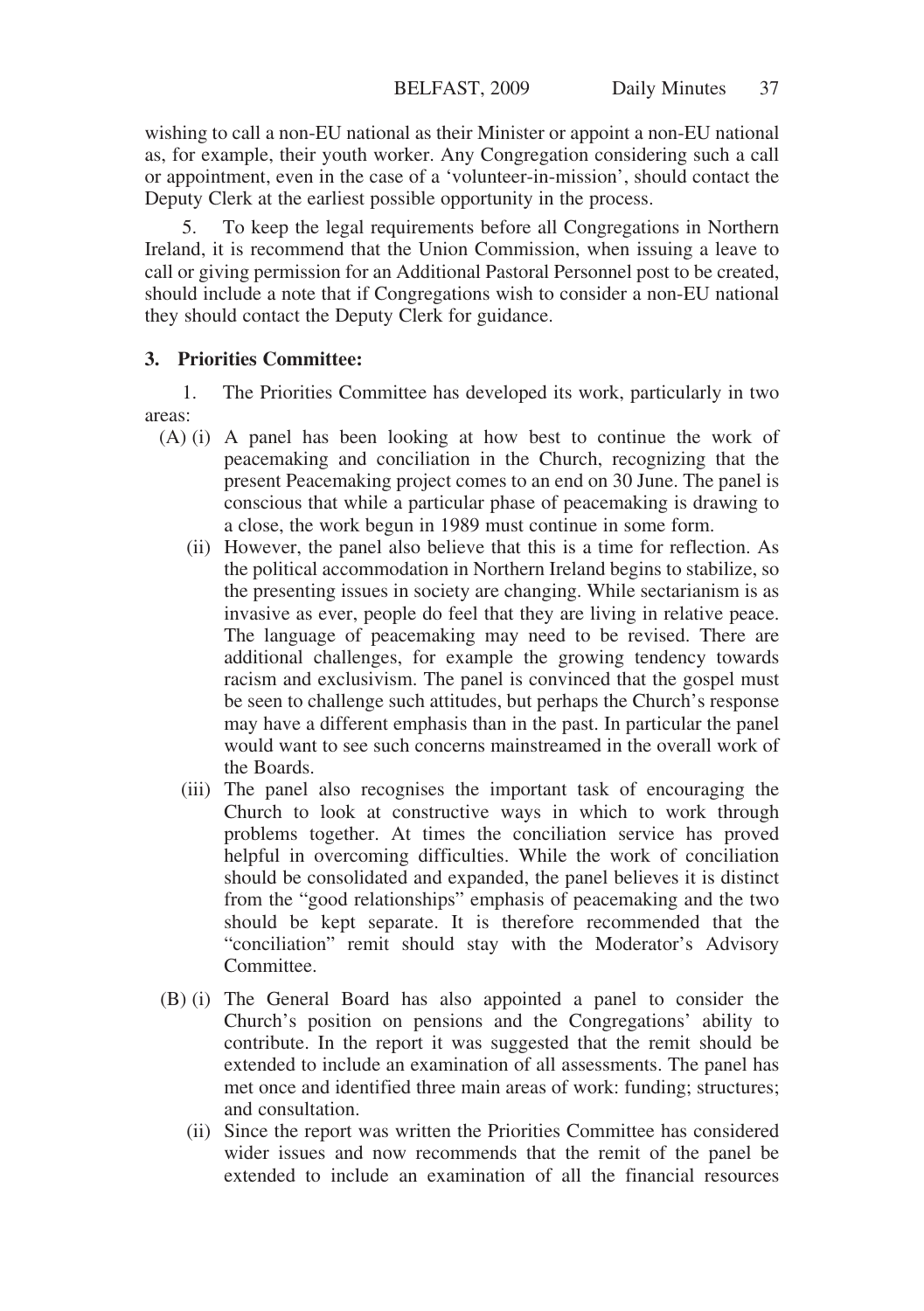wishing to call a non-EU national as their Minister or appoint a non-EU national as, for example, their youth worker. Any Congregation considering such a call or appointment, even in the case of a 'volunteer-in-mission', should contact the Deputy Clerk at the earliest possible opportunity in the process.

5. To keep the legal requirements before all Congregations in Northern Ireland, it is recommend that the Union Commission, when issuing a leave to call or giving permission for an Additional Pastoral Personnel post to be created, should include a note that if Congregations wish to consider a non-EU national they should contact the Deputy Clerk for guidance.

**3. Priorities Committee:**

1. The Priorities Committee has developed its work, particularly in two areas:

(A) (i) A panel has been looking at how best to continue the work of peacemaking and conciliation in the Church, recognizing that the present Peacemaking project comes to an end on 30 June. The panel is conscious that while a particular phase of peacemaking is drawing to a close, the work begun in 1989 must continue in some form.

(ii) However, the panel also believe that this is a time for reflection. As the political accommodation in Northern Ireland begins to stabilize, so the presenting issues in society are changing. While sectarianism is as invasive as ever, people do feel that they are living in relative peace. The language of peacemaking may need to be revised. There are additional challenges, for example the growing tendency towards racism and exclusivism. The panel is convinced that the gospel must be seen to challenge such attitudes, but perhaps the Church's response may have a different emphasis than in the past. In particular the panel would want to see such concerns mainstreamed in the overall work of the Boards.

(iii) The panel also recognises the important task of encouraging the Church to look at constructive ways in which to work through problems together. At times the conciliation service has proved helpful in overcoming difficulties. While the work of conciliation should be consolidated and expanded, the panel believes it is distinct from the "good relationships" emphasis of peacemaking and the two should be kept separate. It is therefore recommended that the "conciliation" remit should stay with the Moderator's Advisory Committee.

(B) (i) The General Board has also appointed a panel to consider the Church's position on pensions and the Congregations' ability to contribute. In the report it was suggested that the remit should be extended to include an examination of all assessments. The panel has met once and identified three main areas of work: funding; structures; and consultation.

(ii) Since the report was written the Priorities Committee has considered wider issues and now recommends that the remit of the panel be extended to include an examination of all the financial resources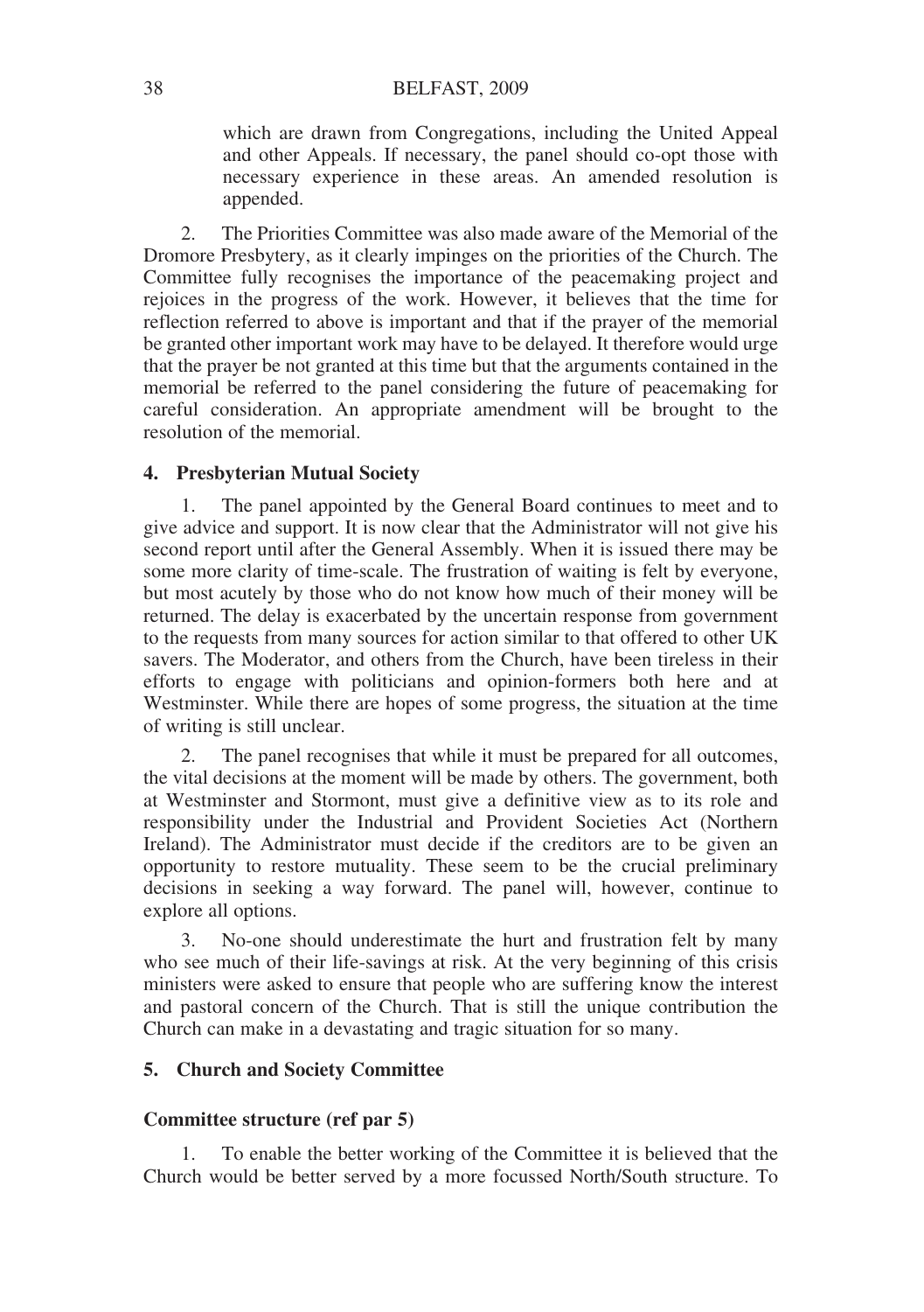which are drawn from Congregations, including the United Appeal and other Appeals. If necessary, the panel should co-opt those with necessary experience in these areas. An amended resolution is appended.

2. The Priorities Committee was also made aware of the Memorial of the Dromore Presbytery, as it clearly impinges on the priorities of the Church. The Committee fully recognises the importance of the peacemaking project and rejoices in the progress of the work. However, it believes that the time for reflection referred to above is important and that if the prayer of the memorial be granted other important work may have to be delayed. It therefore would urge that the prayer be not granted at this time but that the arguments contained in the memorial be referred to the panel considering the future of peacemaking for careful consideration. An appropriate amendment will be brought to the resolution of the memorial.

### 4. Presbyterian Mutual Society

1. The panel appointed by the General Board continues to meet and to give advice and support. It is now clear that the Administrator will not give his second report until after the General Assembly. When it is issued there may be some more clarity of time-scale. The frustration of waiting is felt by everyone, but most acutely by those who do not know how much of their money will be returned. The delay is exacerbated by the uncertain response from government to the requests from many sources for action similar to that offered to other UK savers. The Moderator, and others from the Church, have been tireless in their efforts to engage with politicians and opinion-formers both here and at Westminster. While there are hopes of some progress, the situation at the time of writing is still unclear.

2. The panel recognises that while it must be prepared for all outcomes, the vital decisions at the moment will be made by others. The government, both at Westminster and Stormont, must give a definitive view as to its role and responsibility under the Industrial and Provident Societies Act (Northern Ireland). The Administrator must decide if the creditors are to be given an opportunity to restore mutuality. These seem to be the crucial preliminary decisions in seeking a way forward. The panel will, however, continue to explore all options.

3. No-one should underestimate the hurt and frustration felt by many who see much of their life-savings at risk. At the very beginning of this crisis ministers were asked to ensure that people who are suffering know the interest and pastoral concern of the Church. That is still the unique contribution the Church can make in a devastating and tragic situation for so many.

### 5. Church and Society Committee

#### Committee structure (ref par 5)

1. To enable the better working of the Committee it is believed that the Church would be better served by a more focussed North/South structure. To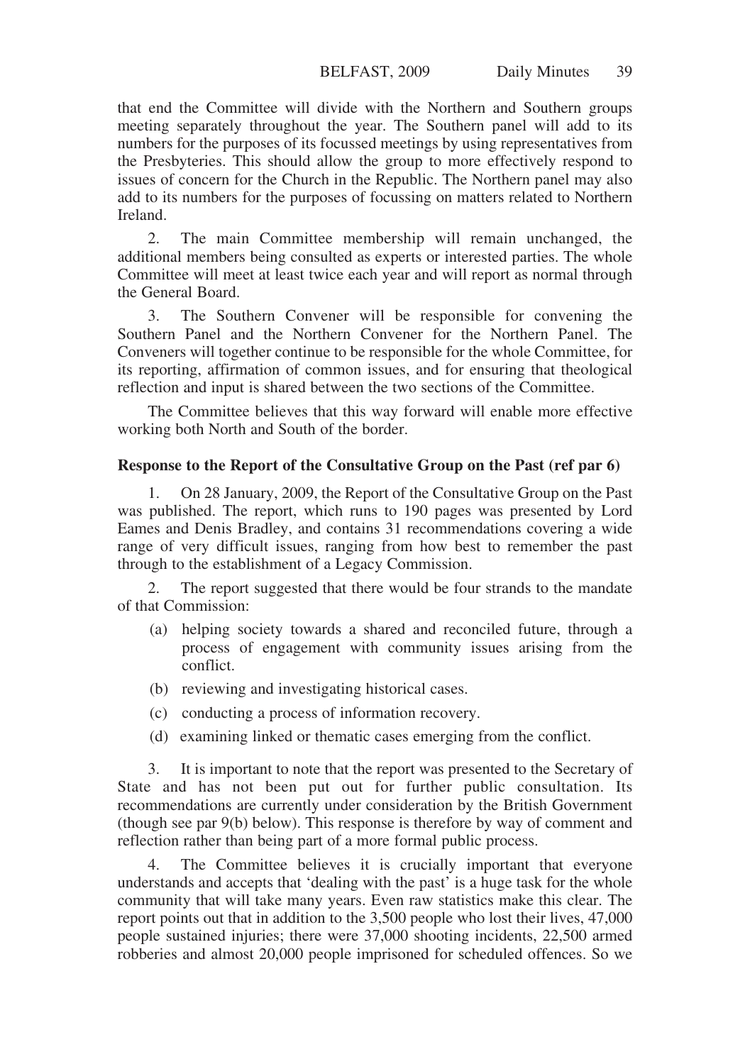that end the Committee will divide with the Northern and Southern groups meeting separately throughout the year. The Southern panel will add to its numbers for the purposes of its focussed meetings by using representatives from the Presbyteries. This should allow the group to more effectively respond to issues of concern for the Church in the Republic. The Northern panel may also add to its numbers for the purposes of focussing on matters related to Northern Ireland.

2. The main Committee membership will remain unchanged, the additional members being consulted as experts or interested parties. The whole Committee will meet at least twice each year and will report as normal through the General Board.

3. The Southern Convener will be responsible for convening the Southern Panel and the Northern Convener for the Northern Panel. The Conveners will together continue to be responsible for the whole Committee, for its reporting, affirmation of common issues, and for ensuring that theological reflection and input is shared between the two sections of the Committee.

The Committee believes that this way forward will enable more effective working both North and South of the border.

**Response to the Report of the Consultative Group on the Past (ref par 6)**

1. On 28 January, 2009, the Report of the Consultative Group on the Past was published. The report, which runs to 190 pages was presented by Lord Eames and Denis Bradley, and contains 31 recommendations covering a wide range of very difficult issues, ranging from how best to remember the past through to the establishment of a Legacy Commission.

2. The report suggested that there would be four strands to the mandate of that Commission:

(a) helping society towards a shared and reconciled future, through a process of engagement with community issues arising from the conflict.

(b) reviewing and investigating historical cases.

(c) conducting a process of information recovery.

(d) examining linked or thematic cases emerging from the conflict.

3. It is important to note that the report was presented to the Secretary of State and has not been put out for further public consultation. Its recommendations are currently under consideration by the British Government (though see par 9(b) below). This response is therefore by way of comment and reflection rather than being part of a more formal public process.

4. The Committee believes it is crucially important that everyone understands and accepts that 'dealing with the past' is a huge task for the whole community that will take many years. Even raw statistics make this clear. The report points out that in addition to the 3,500 people who lost their lives, 47,000 people sustained injuries; there were 37,000 shooting incidents, 22,500 armed robberies and almost 20,000 people imprisoned for scheduled offences. So we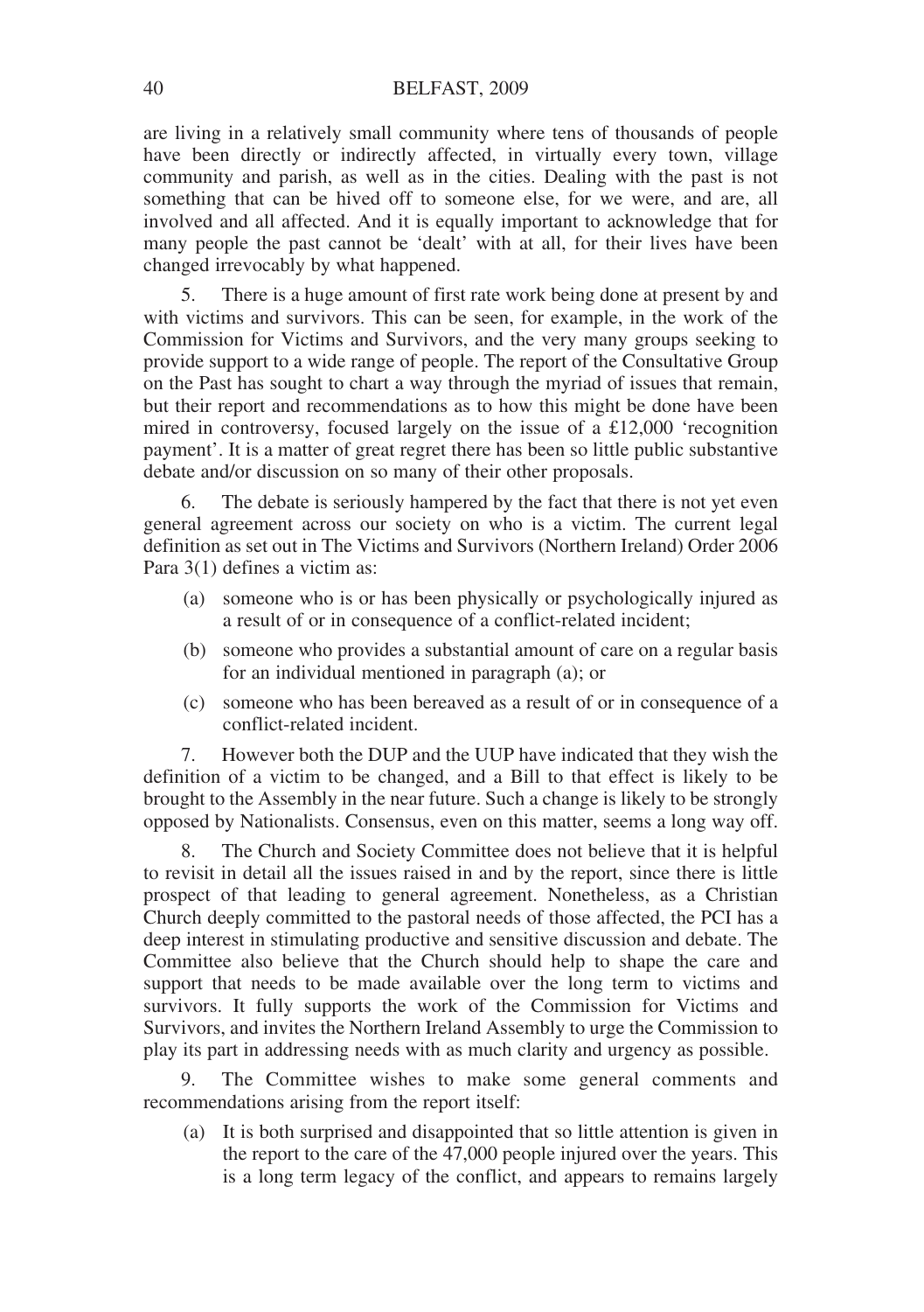are living in a relatively small community where tens of thousands of people have been directly or indirectly affected, in virtually every town, village community and parish, as well as in the cities. Dealing with the past is not something that can be hived off to someone else, for we were, and are, all involved and all affected. And it is equally important to acknowledge that for many people the past cannot be 'dealt' with at all, for their lives have been changed irrevocably by what happened.

5. There is a huge amount of first rate work being done at present by and with victims and survivors. This can be seen, for example, in the work of the Commission for Victims and Survivors, and the very many groups seeking to provide support to a wide range of people. The report of the Consultative Group on the Past has sought to chart a way through the myriad of issues that remain, but their report and recommendations as to how this might be done have been mired in controversy, focused largely on the issue of a £12,000 'recognition payment'. It is a matter of great regret there has been so little public substantive debate and/or discussion on so many of their other proposals.

6. The debate is seriously hampered by the fact that there is not yet even general agreement across our society on who is a victim. The current legal definition as set out in The Victims and Survivors (Northern Ireland) Order 2006 Para 3(1) defines a victim as:

(a) someone who is or has been physically or psychologically injured as a result of or in consequence of a conflict-related incident;

(b) someone who provides a substantial amount of care on a regular basis for an individual mentioned in paragraph (a); or

(c) someone who has been bereaved as a result of or in consequence of a conflict-related incident.

7. However both the DUP and the UUP have indicated that they wish the definition of a victim to be changed, and a Bill to that effect is likely to be brought to the Assembly in the near future. Such a change is likely to be strongly opposed by Nationalists. Consensus, even on this matter, seems a long way off.

8. The Church and Society Committee does not believe that it is helpful to revisit in detail all the issues raised in and by the report, since there is little prospect of that leading to general agreement. Nonetheless, as a Christian Church deeply committed to the pastoral needs of those affected, the PCI has a deep interest in stimulating productive and sensitive discussion and debate. The Committee also believe that the Church should help to shape the care and support that needs to be made available over the long term to victims and survivors. It fully supports the work of the Commission for Victims and Survivors, and invites the Northern Ireland Assembly to urge the Commission to play its part in addressing needs with as much clarity and urgency as possible.

9. The Committee wishes to make some general comments and recommendations arising from the report itself:

(a) It is both surprised and disappointed that so little attention is given in the report to the care of the 47,000 people injured over the years. This is a long term legacy of the conflict, and appears to remains largely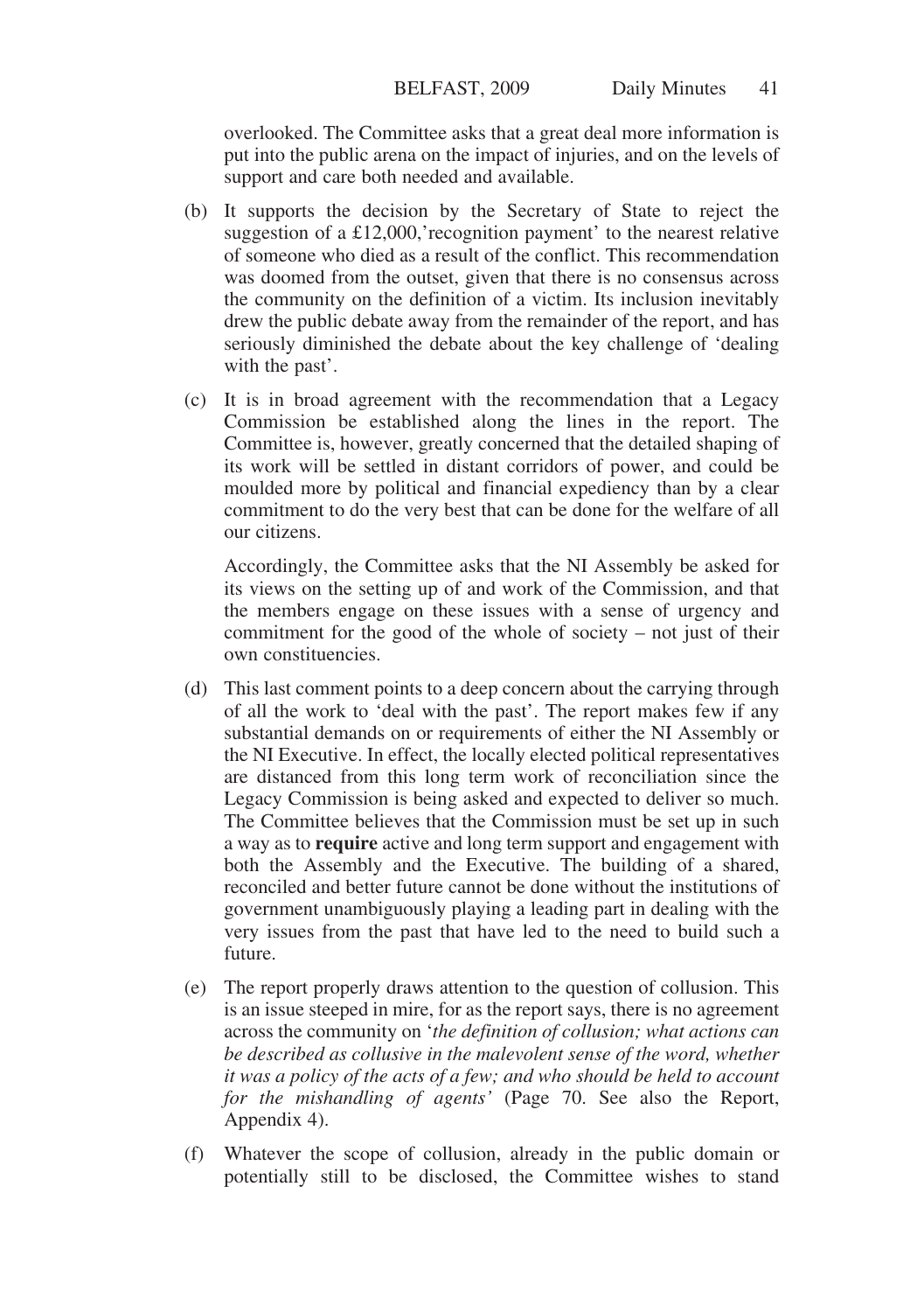overlooked. The Committee asks that a great deal more information is put into the public arena on the impact of injuries, and on the levels of support and care both needed and available.

(b) It supports the decision by the Secretary of State to reject the suggestion of a £12,000,'recognition payment' to the nearest relative of someone who died as a result of the conflict. This recommendation was doomed from the outset, given that there is no consensus across the community on the definition of a victim. Its inclusion inevitably drew the public debate away from the remainder of the report, and has seriously diminished the debate about the key challenge of 'dealing with the past'.

(c) It is in broad agreement with the recommendation that a Legacy Commission be established along the lines in the report. The Committee is, however, greatly concerned that the detailed shaping of its work will be settled in distant corridors of power, and could be moulded more by political and financial expediency than by a clear commitment to do the very best that can be done for the welfare of all our citizens.

Accordingly, the Committee asks that the NI Assembly be asked for its views on the setting up of and work of the Commission, and that the members engage on these issues with a sense of urgency and commitment for the good of the whole of society – not just of their own constituencies.

(d) This last comment points to a deep concern about the carrying through of all the work to 'deal with the past'. The report makes few if any substantial demands on or requirements of either the NI Assembly or the NI Executive. In effect, the locally elected political representatives are distanced from this long term work of reconciliation since the Legacy Commission is being asked and expected to deliver so much. The Committee believes that the Commission must be set up in such a way as to **require** active and long term support and engagement with both the Assembly and the Executive. The building of a shared, reconciled and better future cannot be done without the institutions of government unambiguously playing a leading part in dealing with the very issues from the past that have led to the need to build such a future.

(e) The report properly draws attention to the question of collusion. This is an issue steeped in mire, for as the report says, there is no agreement across the community on '*the definition of collusion; what actions can be described as collusive in the malevolent sense of the word, whether it was a policy of the acts of a few; and who should be held to account for the mishandling of agents'* (Page 70. See also the Report, Appendix 4).

(f) Whatever the scope of collusion, already in the public domain or potentially still to be disclosed, the Committee wishes to stand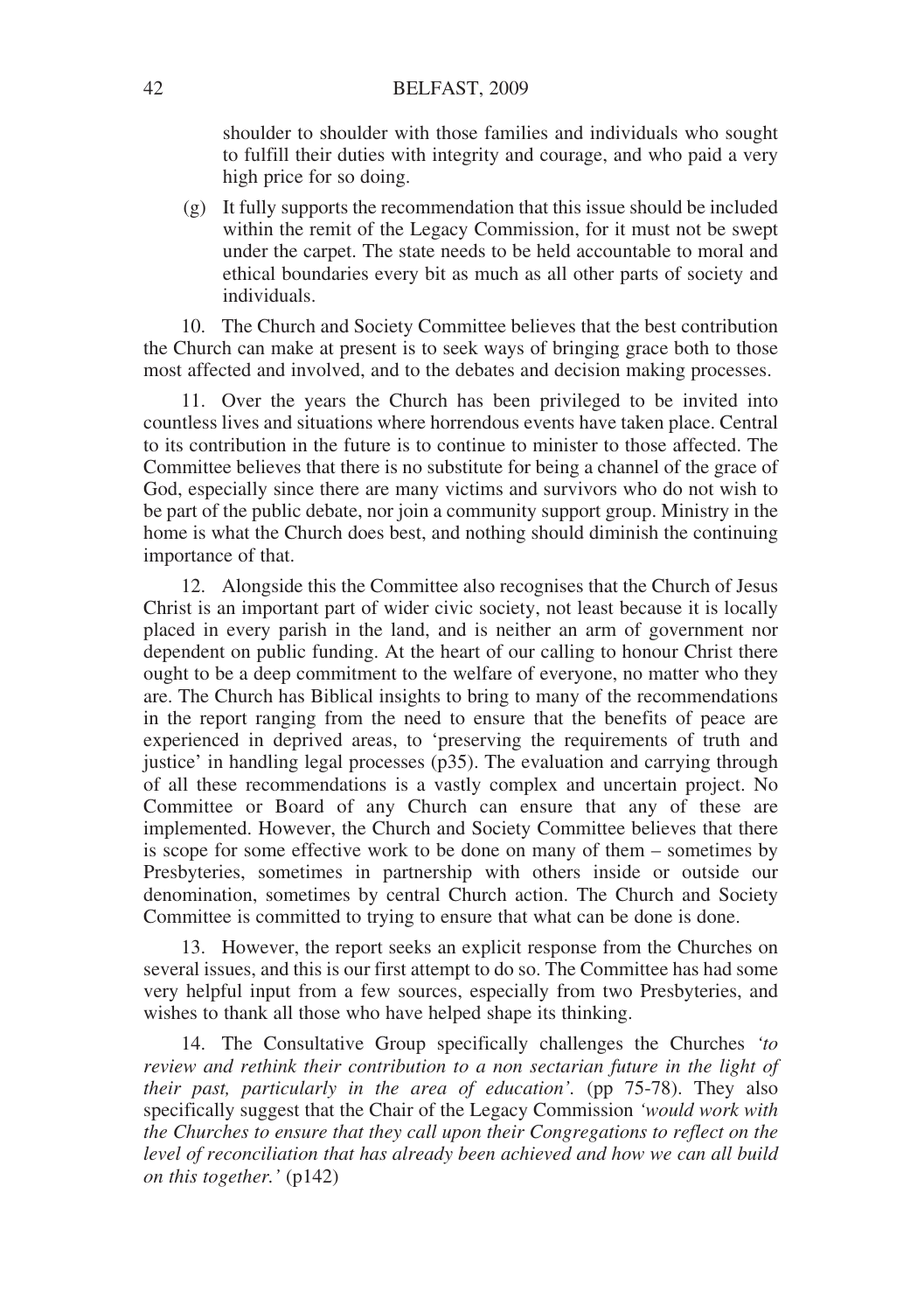shoulder to shoulder with those families and individuals who sought to fulfill their duties with integrity and courage, and who paid a very high price for so doing.

(g) It fully supports the recommendation that this issue should be included within the remit of the Legacy Commission, for it must not be swept under the carpet. The state needs to be held accountable to moral and ethical boundaries every bit as much as all other parts of society and individuals.

10. The Church and Society Committee believes that the best contribution the Church can make at present is to seek ways of bringing grace both to those most affected and involved, and to the debates and decision making processes.

11. Over the years the Church has been privileged to be invited into countless lives and situations where horrendous events have taken place. Central to its contribution in the future is to continue to minister to those affected. The Committee believes that there is no substitute for being a channel of the grace of God, especially since there are many victims and survivors who do not wish to be part of the public debate, nor join a community support group. Ministry in the home is what the Church does best, and nothing should diminish the continuing importance of that.

12. Alongside this the Committee also recognises that the Church of Jesus Christ is an important part of wider civic society, not least because it is locally placed in every parish in the land, and is neither an arm of government nor dependent on public funding. At the heart of our calling to honour Christ there ought to be a deep commitment to the welfare of everyone, no matter who they are. The Church has Biblical insights to bring to many of the recommendations in the report ranging from the need to ensure that the benefits of peace are experienced in deprived areas, to 'preserving the requirements of truth and justice' in handling legal processes (p35). The evaluation and carrying through of all these recommendations is a vastly complex and uncertain project. No Committee or Board of any Church can ensure that any of these are implemented. However, the Church and Society Committee believes that there is scope for some effective work to be done on many of them – sometimes by Presbyteries, sometimes in partnership with others inside or outside our denomination, sometimes by central Church action. The Church and Society Committee is committed to trying to ensure that what can be done is done.

13. However, the report seeks an explicit response from the Churches on several issues, and this is our first attempt to do so. The Committee has had some very helpful input from a few sources, especially from two Presbyteries, and wishes to thank all those who have helped shape its thinking.

14. The Consultative Group specifically challenges the Churches *'to review and rethink their contribution to a non sectarian future in the light of their past, particularly in the area of education'*. (pp 75-78). They also specifically suggest that the Chair of the Legacy Commission *'would work with the Churches to ensure that they call upon their Congregations to reflect on the level of reconciliation that has already been achieved and how we can all build on this together.'* (p142)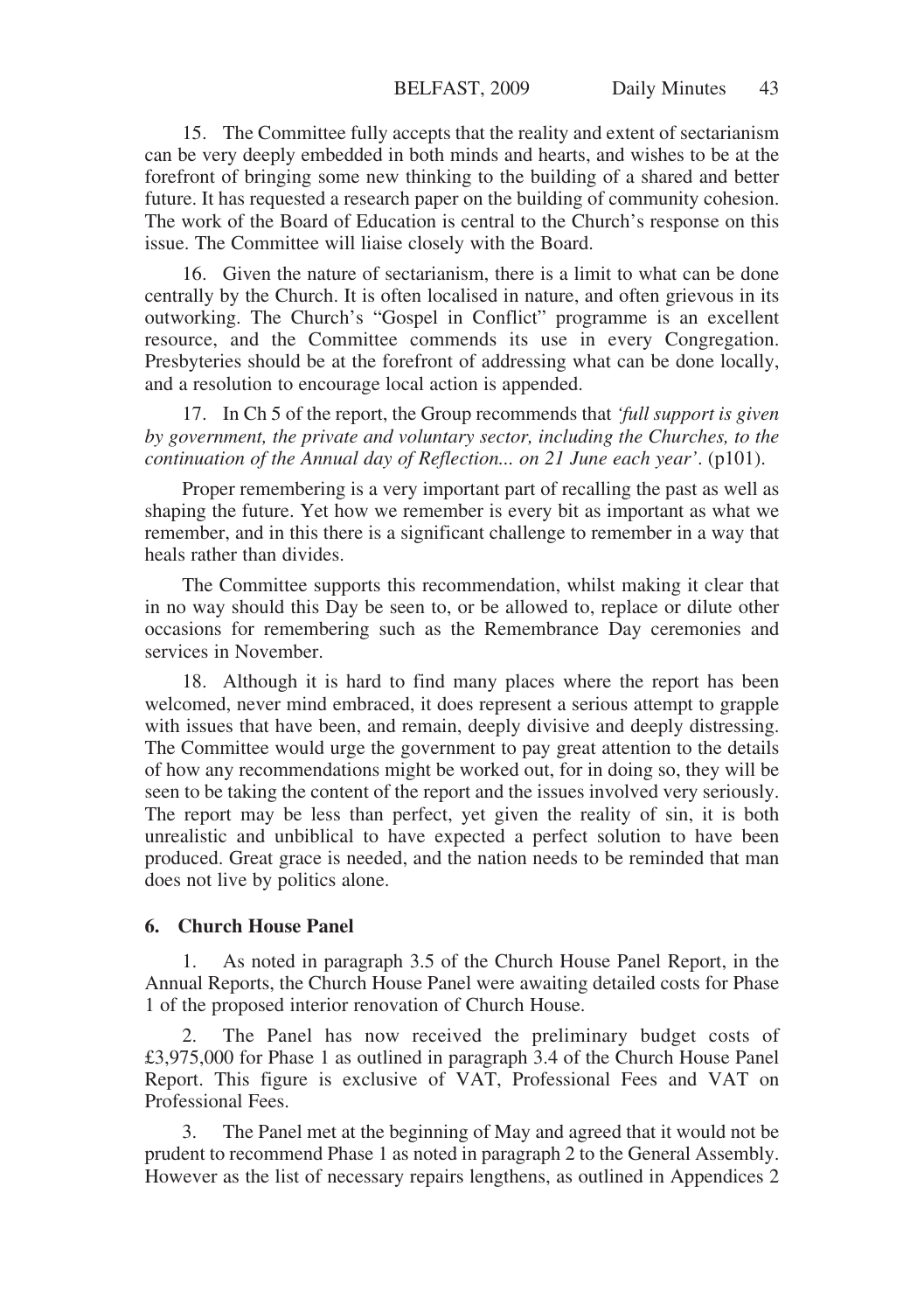15. The Committee fully accepts that the reality and extent of sectarianism can be very deeply embedded in both minds and hearts, and wishes to be at the forefront of bringing some new thinking to the building of a shared and better future. It has requested a research paper on the building of community cohesion. The work of the Board of Education is central to the Church's response on this issue. The Committee will liaise closely with the Board.

16. Given the nature of sectarianism, there is a limit to what can be done centrally by the Church. It is often localised in nature, and often grievous in its outworking. The Church's "Gospel in Conflict" programme is an excellent resource, and the Committee commends its use in every Congregation. Presbyteries should be at the forefront of addressing what can be done locally, and a resolution to encourage local action is appended.

17. In Ch 5 of the report, the Group recommends that *'full support is given by government, the private and voluntary sector, including the Churches, to the continuation of the Annual day of Reflection... on 21 June each year'*. (p101).

Proper remembering is a very important part of recalling the past as well as shaping the future. Yet how we remember is every bit as important as what we remember, and in this there is a significant challenge to remember in a way that heals rather than divides.

The Committee supports this recommendation, whilst making it clear that in no way should this Day be seen to, or be allowed to, replace or dilute other occasions for remembering such as the Remembrance Day ceremonies and services in November.

18. Although it is hard to find many places where the report has been welcomed, never mind embraced, it does represent a serious attempt to grapple with issues that have been, and remain, deeply divisive and deeply distressing. The Committee would urge the government to pay great attention to the details of how any recommendations might be worked out, for in doing so, they will be seen to be taking the content of the report and the issues involved very seriously. The report may be less than perfect, yet given the reality of sin, it is both unrealistic and unbiblical to have expected a perfect solution to have been produced. Great grace is needed, and the nation needs to be reminded that man does not live by politics alone.

### 6. Church House Panel

1. As noted in paragraph 3.5 of the Church House Panel Report, in the Annual Reports, the Church House Panel were awaiting detailed costs for Phase 1 of the proposed interior renovation of Church House.

2. The Panel has now received the preliminary budget costs of £3,975,000 for Phase 1 as outlined in paragraph 3.4 of the Church House Panel Report. This figure is exclusive of VAT, Professional Fees and VAT on Professional Fees.

3. The Panel met at the beginning of May and agreed that it would not be prudent to recommend Phase 1 as noted in paragraph 2 to the General Assembly. However as the list of necessary repairs lengthens, as outlined in Appendices 2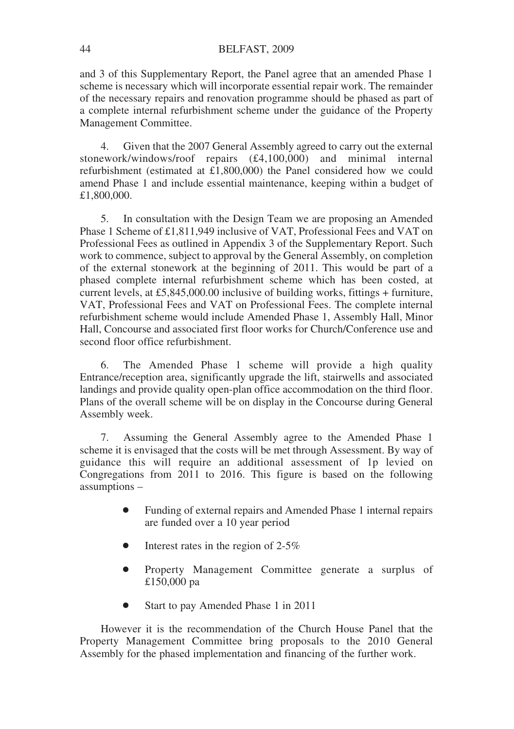and 3 of this Supplementary Report, the Panel agree that an amended Phase 1 scheme is necessary which will incorporate essential repair work. The remainder of the necessary repairs and renovation programme should be phased as part of a complete internal refurbishment scheme under the guidance of the Property Management Committee.

4. Given that the 2007 General Assembly agreed to carry out the external stonework/windows/roof repairs (£4,100,000) and minimal internal refurbishment (estimated at £1,800,000) the Panel considered how we could amend Phase 1 and include essential maintenance, keeping within a budget of £1,800,000.

5. In consultation with the Design Team we are proposing an Amended Phase 1 Scheme of £1,811,949 inclusive of VAT, Professional Fees and VAT on Professional Fees as outlined in Appendix 3 of the Supplementary Report. Such work to commence, subject to approval by the General Assembly, on completion of the external stonework at the beginning of 2011. This would be part of a phased complete internal refurbishment scheme which has been costed, at current levels, at £5,845,000.00 inclusive of building works, fittings + furniture, VAT, Professional Fees and VAT on Professional Fees. The complete internal refurbishment scheme would include Amended Phase 1, Assembly Hall, Minor Hall, Concourse and associated first floor works for Church/Conference use and second floor office refurbishment.

6. The Amended Phase 1 scheme will provide a high quality Entrance/reception area, significantly upgrade the lift, stairwells and associated landings and provide quality open-plan office accommodation on the third floor. Plans of the overall scheme will be on display in the Concourse during General Assembly week.

7. Assuming the General Assembly agree to the Amended Phase 1 scheme it is envisaged that the costs will be met through Assessment. By way of guidance this will require an additional assessment of 1p levied on Congregations from 2011 to 2016. This figure is based on the following assumptions –

- Funding of external repairs and Amended Phase 1 internal repairs are funded over a 10 year period
- Interest rates in the region of 2-5%
- Property Management Committee generate a surplus of £150,000 pa
- Start to pay Amended Phase 1 in 2011

However it is the recommendation of the Church House Panel that the Property Management Committee bring proposals to the 2010 General Assembly for the phased implementation and financing of the further work.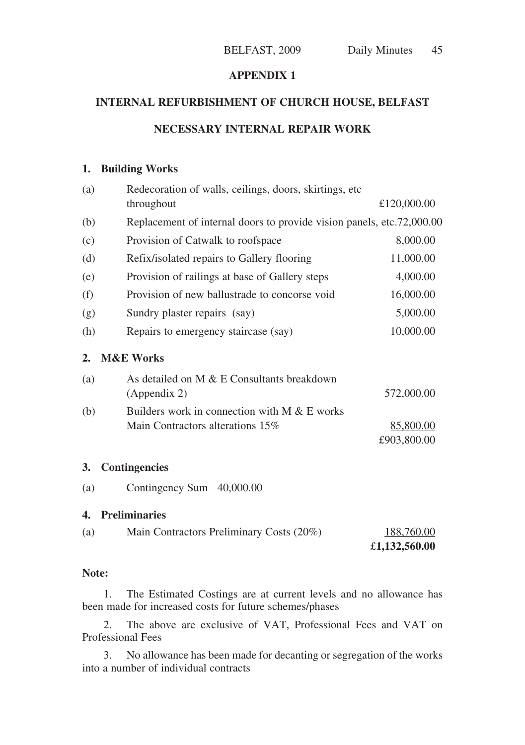## APPENDIX 1

## INTERNAL REFURBISHMENT OF CHURCH HOUSE, BELFAST

## NECESSARY INTERNAL REPAIR WORK

### 1. Building Works

| | | |
|---|---|---|
| (a) | Redecoration of walls, ceilings, doors, skirtings, etc throughout | £120,000.00 |
| (b) | Replacement of internal doors to provide vision panels, etc. | 72,000.00 |
| (c) | Provision of Catwalk to roofspace | 8,000.00 |
| (d) | Refix/isolated repairs to Gallery flooring | 11,000.00 |
| (e) | Provision of railings at base of Gallery steps | 4,000.00 |
| (f) | Provision of new ballustrade to concorse void | 16,000.00 |
| (g) | Sundry plaster repairs (say) | 5,000.00 |
| (h) | Repairs to emergency staircase (say) | 10,000.00 |

### 2. M&E Works

| | | |
|---|---|---|
| (a) | As detailed on M & E Consultants breakdown (Appendix 2) | 572,000.00 |
| (b) | Builders work in connection with M & E works Main Contractors alterations 15% | 85,800.00 |
| | | £903,800.00 |

### 3. Contingencies

(a) Contingency Sum 40,000.00

### 4. Preliminaries

| | | |
|---|---|---|
| (a) | Main Contractors Preliminary Costs (20%) | 188,760.00 |
| | | **£1,132,560.00** |

**Note:**

1. The Estimated Costings are at current levels and no allowance has been made for increased costs for future schemes/phases

2. The above are exclusive of VAT, Professional Fees and VAT on Professional Fees

3. No allowance has been made for decanting or segregation of the works into a number of individual contracts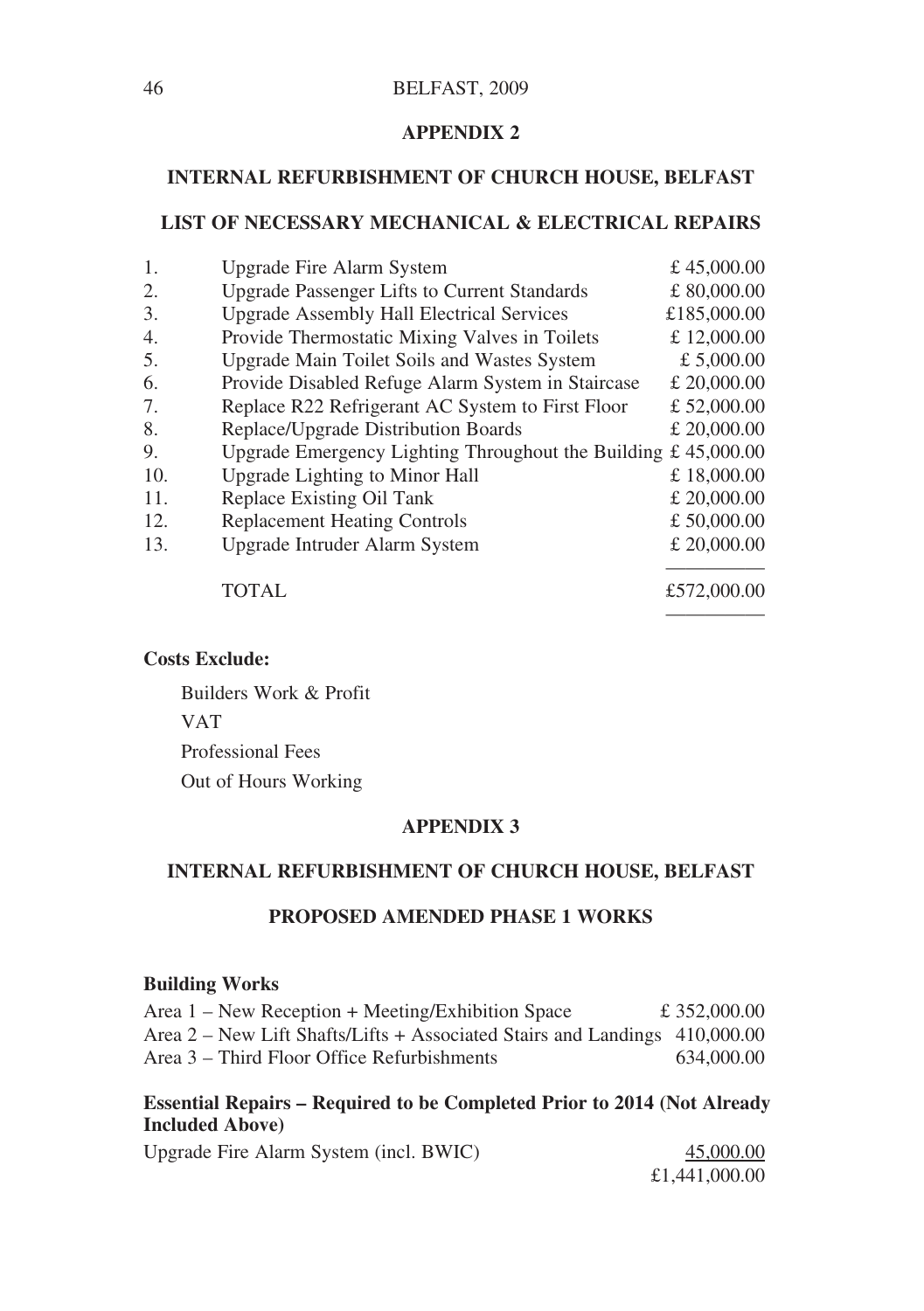## APPENDIX 2

### INTERNAL REFURBISHMENT OF CHURCH HOUSE, BELFAST

### LIST OF NECESSARY MECHANICAL & ELECTRICAL REPAIRS

| | | |
|---|---|---|
| 1. | Upgrade Fire Alarm System | £ 45,000.00 |
| 2. | Upgrade Passenger Lifts to Current Standards | £ 80,000.00 |
| 3. | Upgrade Assembly Hall Electrical Services | £185,000.00 |
| 4. | Provide Thermostatic Mixing Valves in Toilets | £ 12,000.00 |
| 5. | Upgrade Main Toilet Soils and Wastes System | £ 5,000.00 |
| 6. | Provide Disabled Refuge Alarm System in Staircase | £ 20,000.00 |
| 7. | Replace R22 Refrigerant AC System to First Floor | £ 52,000.00 |
| 8. | Replace/Upgrade Distribution Boards | £ 20,000.00 |
| 9. | Upgrade Emergency Lighting Throughout the Building | £ 45,000.00 |
| 10. | Upgrade Lighting to Minor Hall | £ 18,000.00 |
| 11. | Replace Existing Oil Tank | £ 20,000.00 |
| 12. | Replacement Heating Controls | £ 50,000.00 |
| 13. | Upgrade Intruder Alarm System | £ 20,000.00 |
| | TOTAL | £572,000.00 |

**Costs Exclude:**

Builders Work & Profit

VAT

Professional Fees

Out of Hours Working

## APPENDIX 3

### INTERNAL REFURBISHMENT OF CHURCH HOUSE, BELFAST

### PROPOSED AMENDED PHASE 1 WORKS

**Building Works**

| | |
|---|---|
| Area 1 – New Reception + Meeting/Exhibition Space | £ 352,000.00 |
| Area 2 – New Lift Shafts/Lifts + Associated Stairs and Landings | 410,000.00 |
| Area 3 – Third Floor Office Refurbishments | 634,000.00 |

**Essential Repairs – Required to be Completed Prior to 2014 (Not Already Included Above)**

| | |
|---|---|
| Upgrade Fire Alarm System (incl. BWIC) | 45,000.00 |
| | £1,441,000.00 |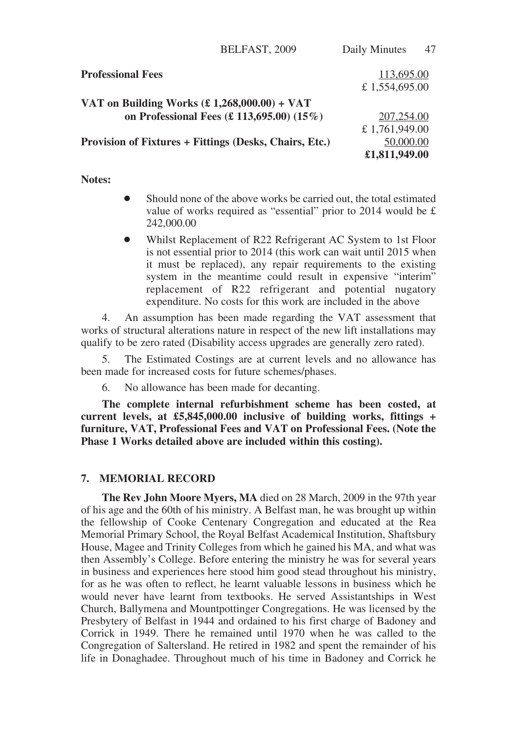| | |
|---|---|
| **Professional Fees** | 113,695.00 |
| | £ 1,554,695.00 |
| **VAT on Building Works (£ 1,268,000.00) + VAT on Professional Fees (£ 113,695.00) (15%)** | 207,254.00 |
| | £ 1,761,949.00 |
| **Provision of Fixtures + Fittings (Desks, Chairs, Etc.)** | 50,000.00 |
| | **£1,811,949.00** |

**Notes:**

- Should none of the above works be carried out, the total estimated value of works required as "essential" prior to 2014 would be £ 242,000.00
- Whilst Replacement of R22 Refrigerant AC System to 1st Floor is not essential prior to 2014 (this work can wait until 2015 when it must be replaced), any repair requirements to the existing system in the meantime could result in expensive "interim" replacement of R22 refrigerant and potential nugatory expenditure. No costs for this work are included in the above

4. An assumption has been made regarding the VAT assessment that works of structural alterations nature in respect of the new lift installations may qualify to be zero rated (Disability access upgrades are generally zero rated).

5. The Estimated Costings are at current levels and no allowance has been made for increased costs for future schemes/phases.

6. No allowance has been made for decanting.

**The complete internal refurbishment scheme has been costed, at current levels, at £5,845,000.00 inclusive of building works, fittings + furniture, VAT, Professional Fees and VAT on Professional Fees. (Note the Phase 1 Works detailed above are included within this costing).**

## 7. MEMORIAL RECORD

**The Rev John Moore Myers, MA** died on 28 March, 2009 in the 97th year of his age and the 60th of his ministry. A Belfast man, he was brought up within the fellowship of Cooke Centenary Congregation and educated at the Rea Memorial Primary School, the Royal Belfast Academical Institution, Shaftsbury House, Magee and Trinity Colleges from which he gained his MA, and what was then Assembly's College. Before entering the ministry he was for several years in business and experiences here stood him good stead throughout his ministry, for as he was often to reflect, he learnt valuable lessons in business which he would never have learnt from textbooks. He served Assistantships in West Church, Ballymena and Mountpottinger Congregations. He was licensed by the Presbytery of Belfast in 1944 and ordained to his first charge of Badoney and Corrick in 1949. There he remained until 1970 when he was called to the Congregation of Saltersland. He retired in 1982 and spent the remainder of his life in Donaghadee. Throughout much of his time in Badoney and Corrick he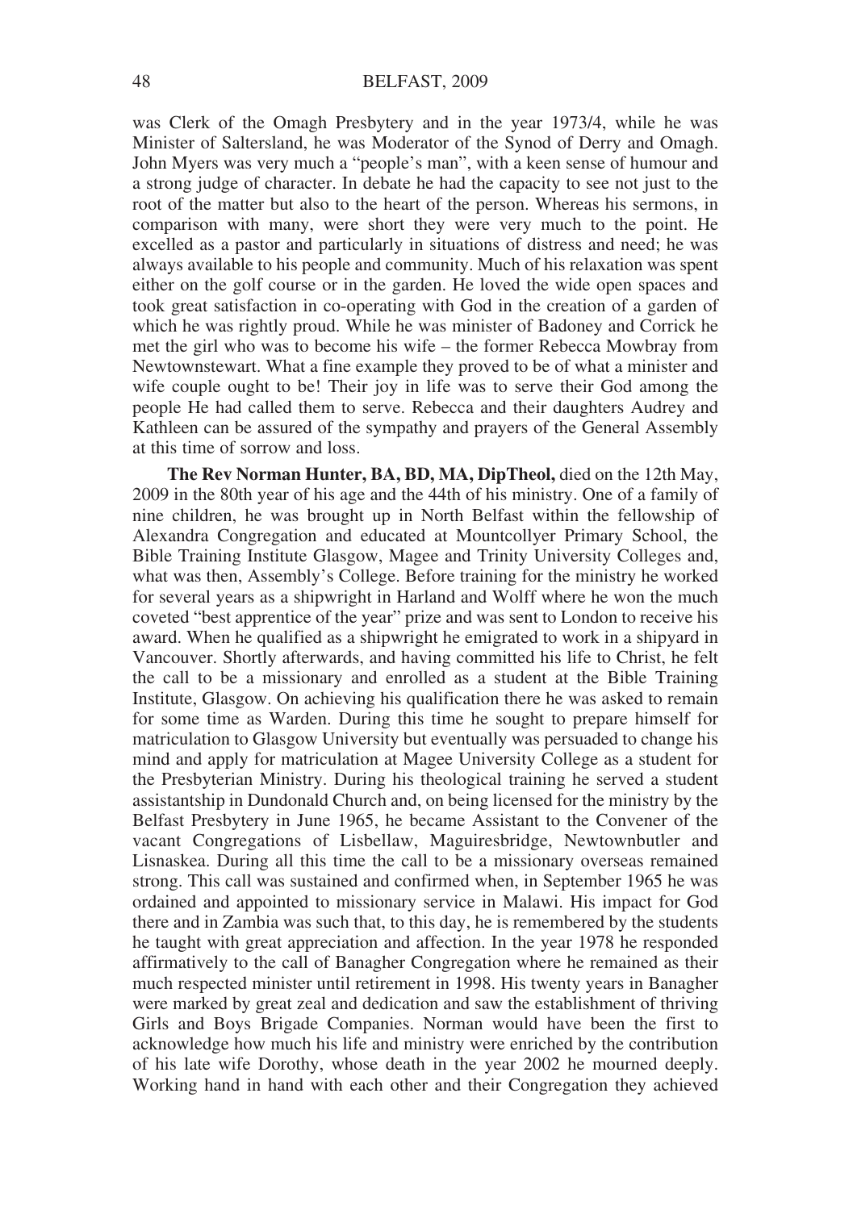was Clerk of the Omagh Presbytery and in the year 1973/4, while he was Minister of Saltersland, he was Moderator of the Synod of Derry and Omagh. John Myers was very much a "people's man", with a keen sense of humour and a strong judge of character. In debate he had the capacity to see not just to the root of the matter but also to the heart of the person. Whereas his sermons, in comparison with many, were short they were very much to the point. He excelled as a pastor and particularly in situations of distress and need; he was always available to his people and community. Much of his relaxation was spent either on the golf course or in the garden. He loved the wide open spaces and took great satisfaction in co-operating with God in the creation of a garden of which he was rightly proud. While he was minister of Badoney and Corrick he met the girl who was to become his wife – the former Rebecca Mowbray from Newtownstewart. What a fine example they proved to be of what a minister and wife couple ought to be! Their joy in life was to serve their God among the people He had called them to serve. Rebecca and their daughters Audrey and Kathleen can be assured of the sympathy and prayers of the General Assembly at this time of sorrow and loss.

**The Rev Norman Hunter, BA, BD, MA, DipTheol,** died on the 12th May, 2009 in the 80th year of his age and the 44th of his ministry. One of a family of nine children, he was brought up in North Belfast within the fellowship of Alexandra Congregation and educated at Mountcollyer Primary School, the Bible Training Institute Glasgow, Magee and Trinity University Colleges and, what was then, Assembly's College. Before training for the ministry he worked for several years as a shipwright in Harland and Wolff where he won the much coveted "best apprentice of the year" prize and was sent to London to receive his award. When he qualified as a shipwright he emigrated to work in a shipyard in Vancouver. Shortly afterwards, and having committed his life to Christ, he felt the call to be a missionary and enrolled as a student at the Bible Training Institute, Glasgow. On achieving his qualification there he was asked to remain for some time as Warden. During this time he sought to prepare himself for matriculation to Glasgow University but eventually was persuaded to change his mind and apply for matriculation at Magee University College as a student for the Presbyterian Ministry. During his theological training he served a student assistantship in Dundonald Church and, on being licensed for the ministry by the Belfast Presbytery in June 1965, he became Assistant to the Convener of the vacant Congregations of Lisbellaw, Maguiresbridge, Newtownbutler and Lisnaskea. During all this time the call to be a missionary overseas remained strong. This call was sustained and confirmed when, in September 1965 he was ordained and appointed to missionary service in Malawi. His impact for God there and in Zambia was such that, to this day, he is remembered by the students he taught with great appreciation and affection. In the year 1978 he responded affirmatively to the call of Banagher Congregation where he remained as their much respected minister until retirement in 1998. His twenty years in Banagher were marked by great zeal and dedication and saw the establishment of thriving Girls and Boys Brigade Companies. Norman would have been the first to acknowledge how much his life and ministry were enriched by the contribution of his late wife Dorothy, whose death in the year 2002 he mourned deeply. Working hand in hand with each other and their Congregation they achieved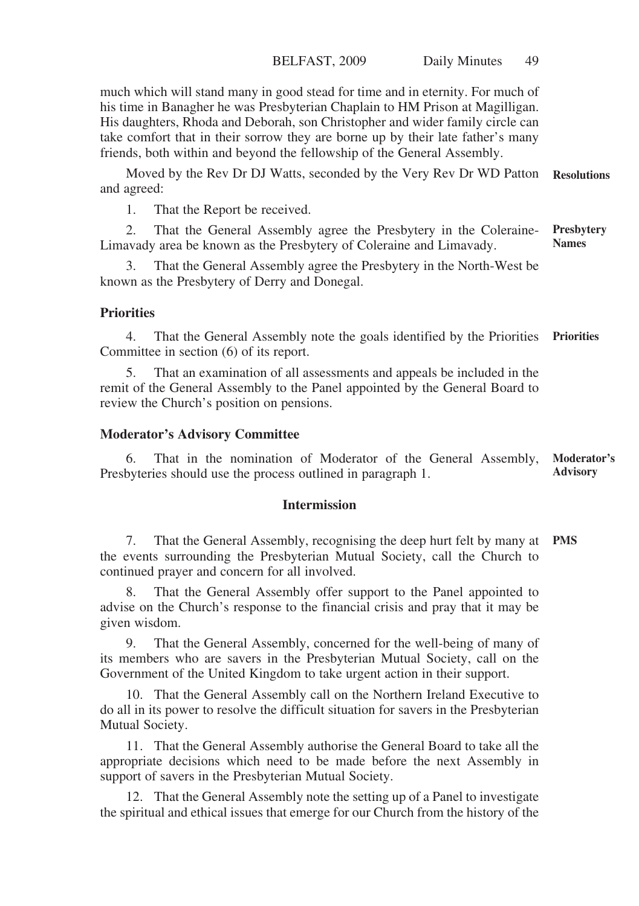much which will stand many in good stead for time and in eternity. For much of his time in Banagher he was Presbyterian Chaplain to HM Prison at Magilligan. His daughters, Rhoda and Deborah, son Christopher and wider family circle can take comfort that in their sorrow they are borne up by their late father's many friends, both within and beyond the fellowship of the General Assembly.

**Resolutions**

Moved by the Rev Dr DJ Watts, seconded by the Very Rev Dr WD Patton and agreed:

1. That the Report be received.

**Presbytery Names**

2. That the General Assembly agree the Presbytery in the Coleraine-Limavady area be known as the Presbytery of Coleraine and Limavady.

3. That the General Assembly agree the Presbytery in the North-West be known as the Presbytery of Derry and Donegal.

### Priorities

**Priorities**

4. That the General Assembly note the goals identified by the Priorities Committee in section (6) of its report.

5. That an examination of all assessments and appeals be included in the remit of the General Assembly to the Panel appointed by the General Board to review the Church's position on pensions.

### Moderator's Advisory Committee

**Moderator's Advisory**

6. That in the nomination of Moderator of the General Assembly, Presbyteries should use the process outlined in paragraph 1.

## Intermission

**PMS**

7. That the General Assembly, recognising the deep hurt felt by many at the events surrounding the Presbyterian Mutual Society, call the Church to continued prayer and concern for all involved.

8. That the General Assembly offer support to the Panel appointed to advise on the Church's response to the financial crisis and pray that it may be given wisdom.

9. That the General Assembly, concerned for the well-being of many of its members who are savers in the Presbyterian Mutual Society, call on the Government of the United Kingdom to take urgent action in their support.

10. That the General Assembly call on the Northern Ireland Executive to do all in its power to resolve the difficult situation for savers in the Presbyterian Mutual Society.

11. That the General Assembly authorise the General Board to take all the appropriate decisions which need to be made before the next Assembly in support of savers in the Presbyterian Mutual Society.

12. That the General Assembly note the setting up of a Panel to investigate the spiritual and ethical issues that emerge for our Church from the history of the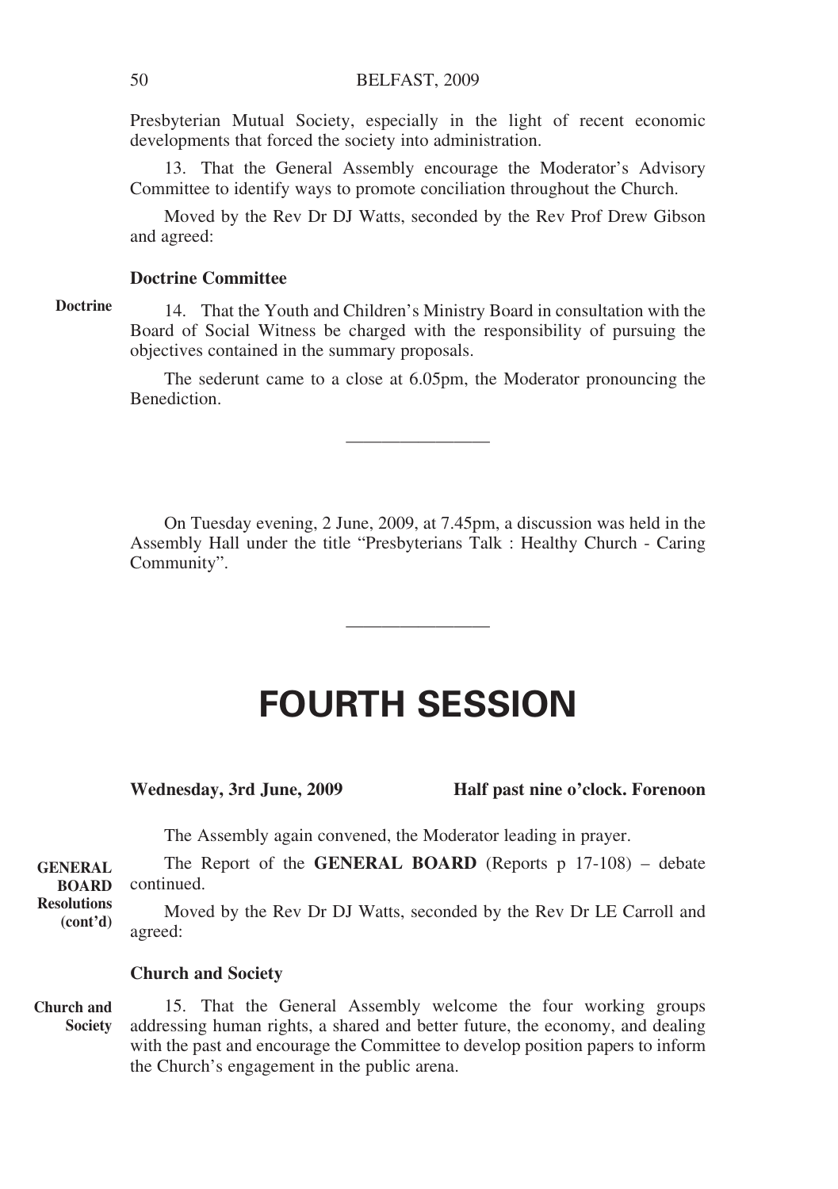Presbyterian Mutual Society, especially in the light of recent economic developments that forced the society into administration.

13. That the General Assembly encourage the Moderator's Advisory Committee to identify ways to promote conciliation throughout the Church.

Moved by the Rev Dr DJ Watts, seconded by the Rev Prof Drew Gibson and agreed:

**Doctrine Committee**

**Doctrine**

14. That the Youth and Children's Ministry Board in consultation with the Board of Social Witness be charged with the responsibility of pursuing the objectives contained in the summary proposals.

The sederunt came to a close at 6.05pm, the Moderator pronouncing the Benediction.

---

On Tuesday evening, 2 June, 2009, at 7.45pm, a discussion was held in the Assembly Hall under the title "Presbyterians Talk : Healthy Church - Caring Community".

---

# FOURTH SESSION

**Wednesday, 3rd June, 2009** **Half past nine o'clock. Forenoon**

The Assembly again convened, the Moderator leading in prayer.

**GENERAL BOARD Resolutions (cont'd)**

The Report of the **GENERAL BOARD** (Reports p 17-108) – debate continued.

Moved by the Rev Dr DJ Watts, seconded by the Rev Dr LE Carroll and agreed:

**Church and Society**

**Church and Society**

15. That the General Assembly welcome the four working groups addressing human rights, a shared and better future, the economy, and dealing with the past and encourage the Committee to develop position papers to inform the Church's engagement in the public arena.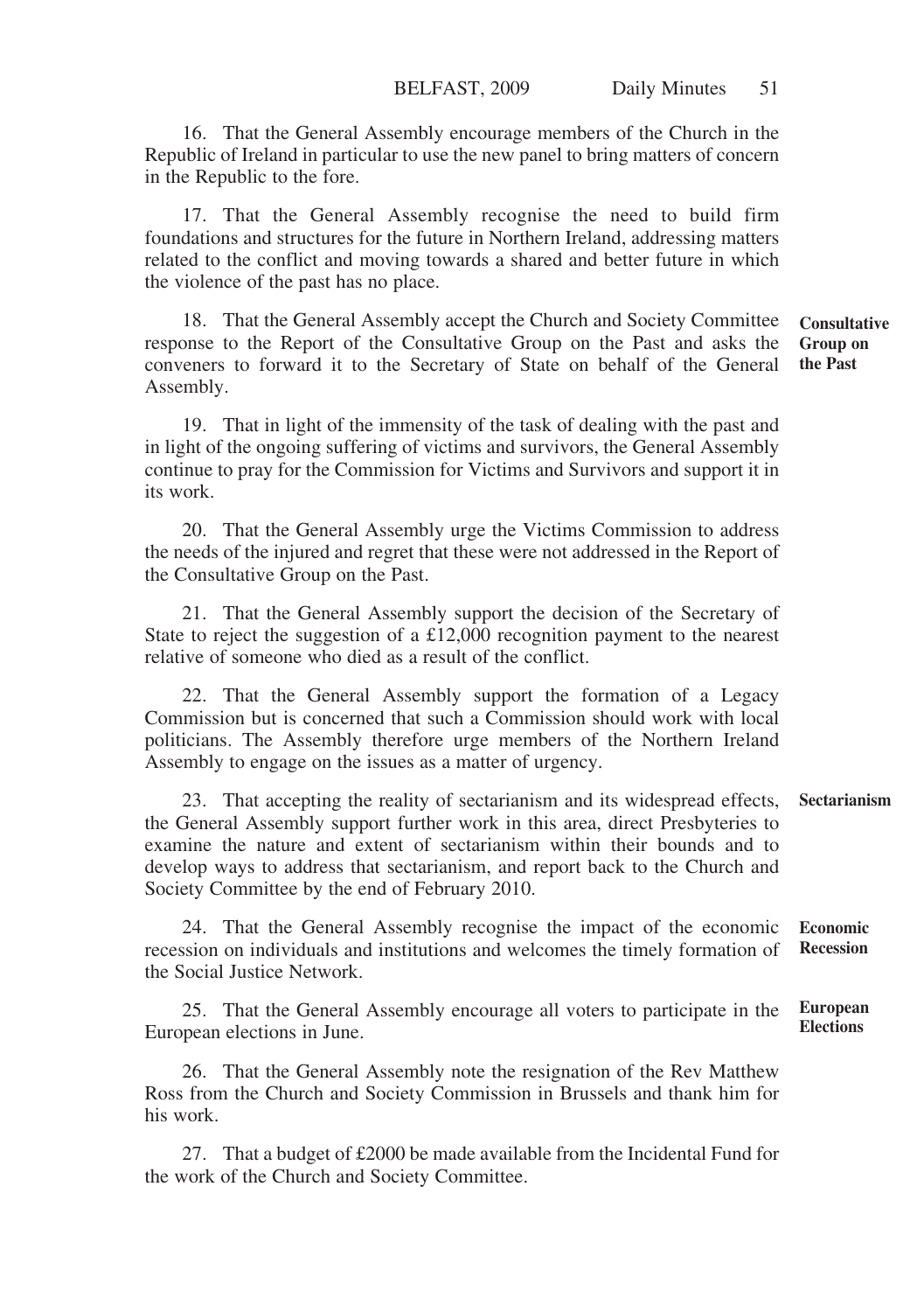16. That the General Assembly encourage members of the Church in the Republic of Ireland in particular to use the new panel to bring matters of concern in the Republic to the fore.

17. That the General Assembly recognise the need to build firm foundations and structures for the future in Northern Ireland, addressing matters related to the conflict and moving towards a shared and better future in which the violence of the past has no place.

**Consultative Group on the Past**

18. That the General Assembly accept the Church and Society Committee response to the Report of the Consultative Group on the Past and asks the conveners to forward it to the Secretary of State on behalf of the General Assembly.

19. That in light of the immensity of the task of dealing with the past and in light of the ongoing suffering of victims and survivors, the General Assembly continue to pray for the Commission for Victims and Survivors and support it in its work.

20. That the General Assembly urge the Victims Commission to address the needs of the injured and regret that these were not addressed in the Report of the Consultative Group on the Past.

21. That the General Assembly support the decision of the Secretary of State to reject the suggestion of a £12,000 recognition payment to the nearest relative of someone who died as a result of the conflict.

22. That the General Assembly support the formation of a Legacy Commission but is concerned that such a Commission should work with local politicians. The Assembly therefore urge members of the Northern Ireland Assembly to engage on the issues as a matter of urgency.

**Sectarianism**

23. That accepting the reality of sectarianism and its widespread effects, the General Assembly support further work in this area, direct Presbyteries to examine the nature and extent of sectarianism within their bounds and to develop ways to address that sectarianism, and report back to the Church and Society Committee by the end of February 2010.

**Economic Recession**

24. That the General Assembly recognise the impact of the economic recession on individuals and institutions and welcomes the timely formation of the Social Justice Network.

**European Elections**

25. That the General Assembly encourage all voters to participate in the European elections in June.

26. That the General Assembly note the resignation of the Rev Matthew Ross from the Church and Society Commission in Brussels and thank him for his work.

27. That a budget of £2000 be made available from the Incidental Fund for the work of the Church and Society Committee.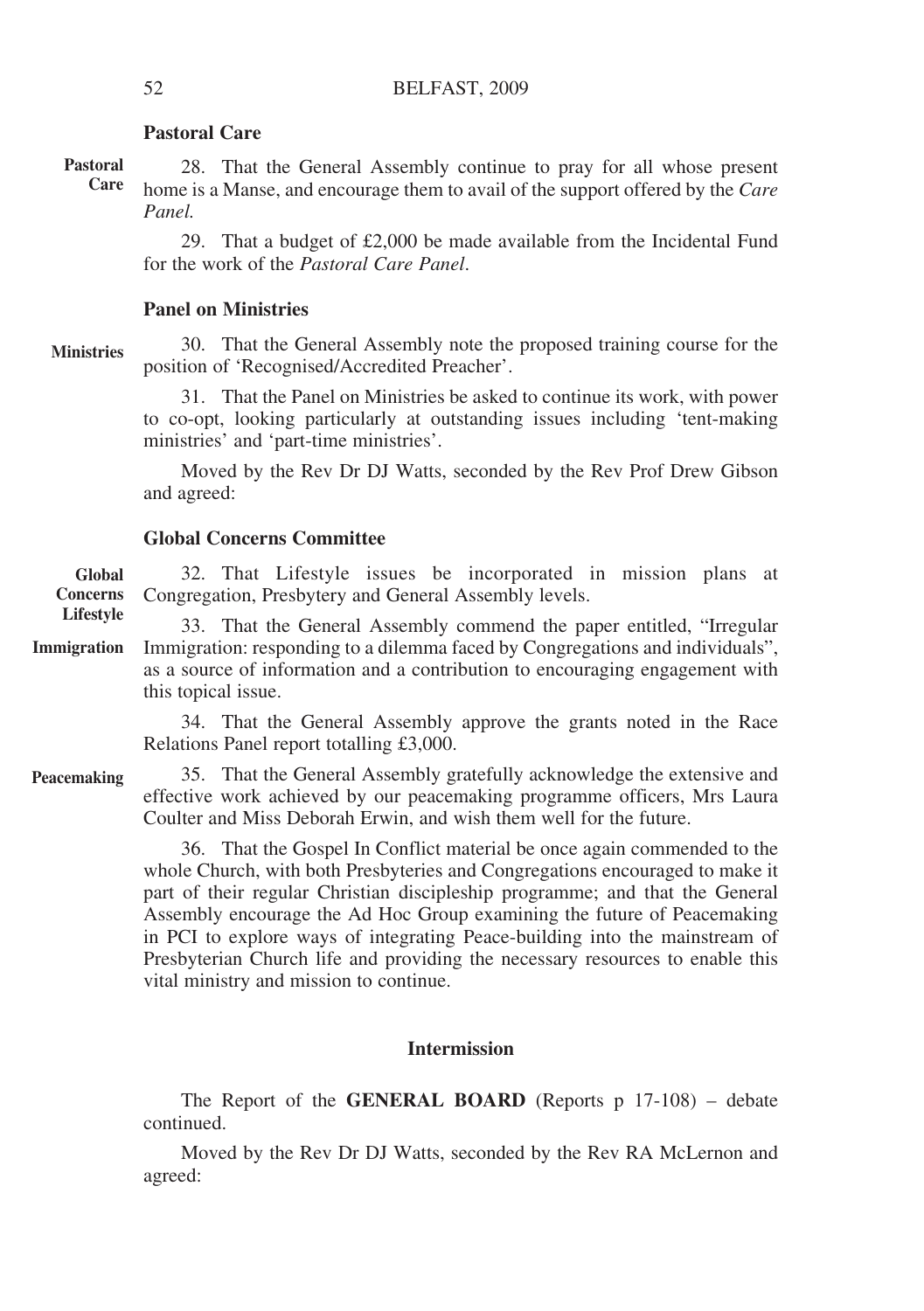### Pastoral Care

**Pastoral Care**

28. That the General Assembly continue to pray for all whose present home is a Manse, and encourage them to avail of the support offered by the *Care Panel.*

29. That a budget of £2,000 be made available from the Incidental Fund for the work of the *Pastoral Care Panel*.

### Panel on Ministries

**Ministries**

30. That the General Assembly note the proposed training course for the position of 'Recognised/Accredited Preacher'.

31. That the Panel on Ministries be asked to continue its work, with power to co-opt, looking particularly at outstanding issues including 'tent-making ministries' and 'part-time ministries'.

Moved by the Rev Dr DJ Watts, seconded by the Rev Prof Drew Gibson and agreed:

### Global Concerns Committee

**Global Concerns Lifestyle**

32. That Lifestyle issues be incorporated in mission plans at Congregation, Presbytery and General Assembly levels.

**Immigration**

33. That the General Assembly commend the paper entitled, "Irregular Immigration: responding to a dilemma faced by Congregations and individuals", as a source of information and a contribution to encouraging engagement with this topical issue.

34. That the General Assembly approve the grants noted in the Race Relations Panel report totalling £3,000.

**Peacemaking**

35. That the General Assembly gratefully acknowledge the extensive and effective work achieved by our peacemaking programme officers, Mrs Laura Coulter and Miss Deborah Erwin, and wish them well for the future.

36. That the Gospel In Conflict material be once again commended to the whole Church, with both Presbyteries and Congregations encouraged to make it part of their regular Christian discipleship programme; and that the General Assembly encourage the Ad Hoc Group examining the future of Peacemaking in PCI to explore ways of integrating Peace-building into the mainstream of Presbyterian Church life and providing the necessary resources to enable this vital ministry and mission to continue.

### Intermission

The Report of the **GENERAL BOARD** (Reports p 17-108) – debate continued.

Moved by the Rev Dr DJ Watts, seconded by the Rev RA McLernon and agreed: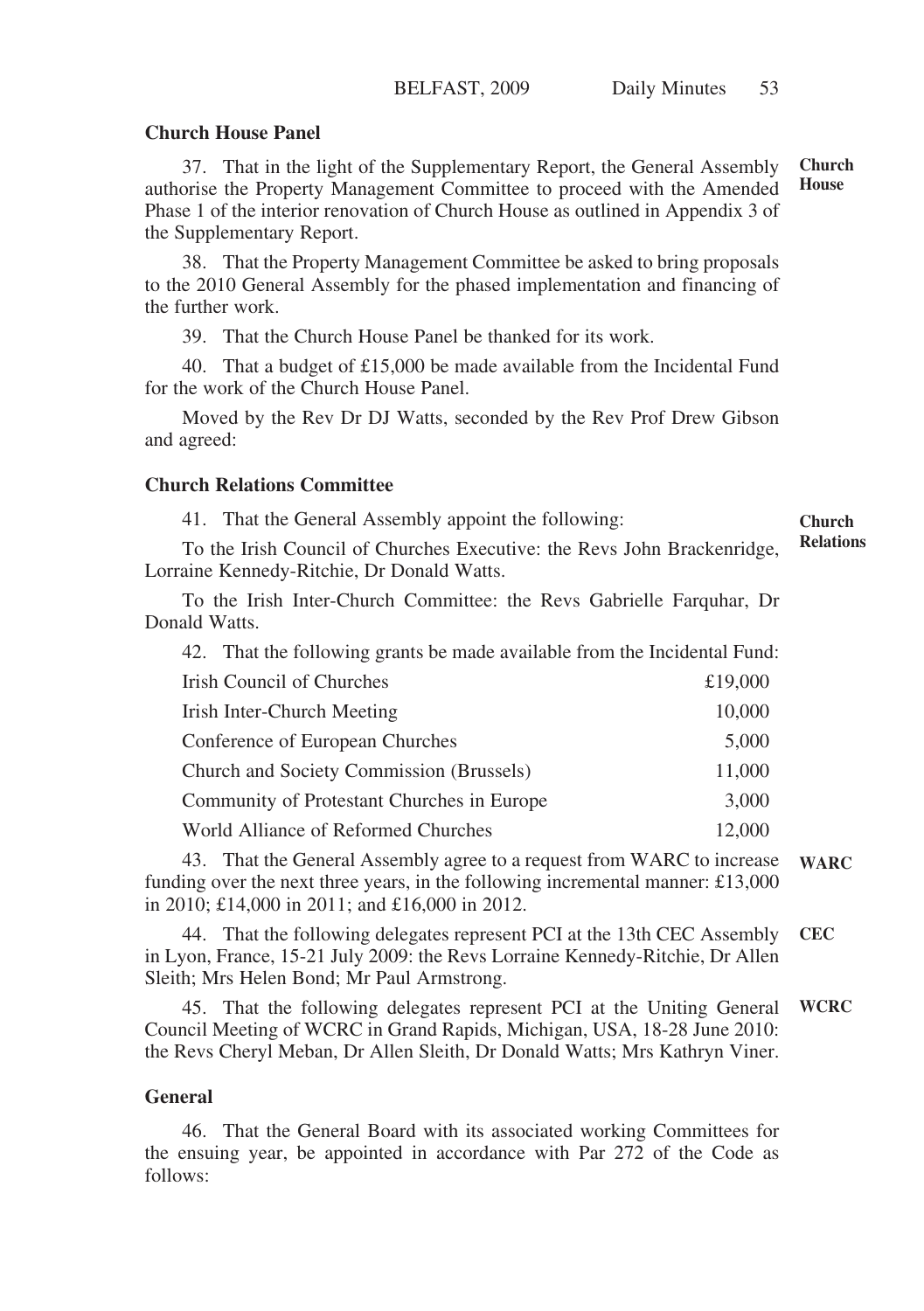### Church House Panel

37. That in the light of the Supplementary Report, the General Assembly authorise the Property Management Committee to proceed with the Amended Phase 1 of the interior renovation of Church House as outlined in Appendix 3 of the Supplementary Report. **Church House**

38. That the Property Management Committee be asked to bring proposals to the 2010 General Assembly for the phased implementation and financing of the further work.

39. That the Church House Panel be thanked for its work.

40. That a budget of £15,000 be made available from the Incidental Fund for the work of the Church House Panel.

Moved by the Rev Dr DJ Watts, seconded by the Rev Prof Drew Gibson and agreed:

### Church Relations Committee

41. That the General Assembly appoint the following: **Church Relations**

To the Irish Council of Churches Executive: the Revs John Brackenridge, Lorraine Kennedy-Ritchie, Dr Donald Watts.

To the Irish Inter-Church Committee: the Revs Gabrielle Farquhar, Dr Donald Watts.

42. That the following grants be made available from the Incidental Fund:

| | |
|---|---|
| Irish Council of Churches | £19,000 |
| Irish Inter-Church Meeting | 10,000 |
| Conference of European Churches | 5,000 |
| Church and Society Commission (Brussels) | 11,000 |
| Community of Protestant Churches in Europe | 3,000 |
| World Alliance of Reformed Churches | 12,000 |

43. That the General Assembly agree to a request from WARC to increase funding over the next three years, in the following incremental manner: £13,000 in 2010; £14,000 in 2011; and £16,000 in 2012. **WARC**

44. That the following delegates represent PCI at the 13th CEC Assembly in Lyon, France, 15-21 July 2009: the Revs Lorraine Kennedy-Ritchie, Dr Allen Sleith; Mrs Helen Bond; Mr Paul Armstrong. **CEC**

45. That the following delegates represent PCI at the Uniting General Council Meeting of WCRC in Grand Rapids, Michigan, USA, 18-28 June 2010: the Revs Cheryl Meban, Dr Allen Sleith, Dr Donald Watts; Mrs Kathryn Viner. **WCRC**

### General

46. That the General Board with its associated working Committees for the ensuing year, be appointed in accordance with Par 272 of the Code as follows: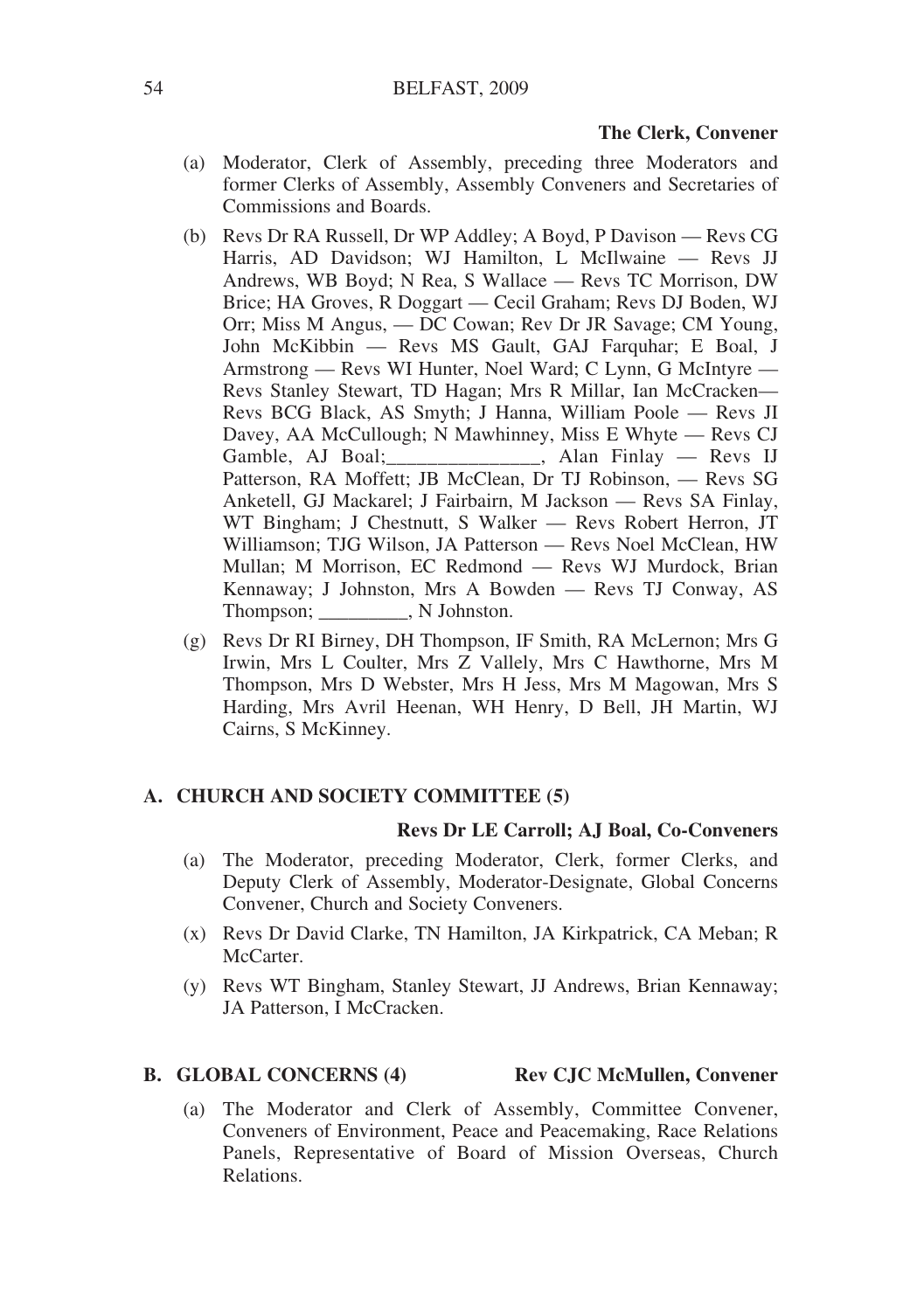**The Clerk, Convener**

(a) Moderator, Clerk of Assembly, preceding three Moderators and former Clerks of Assembly, Assembly Conveners and Secretaries of Commissions and Boards.

(b) Revs Dr RA Russell, Dr WP Addley; A Boyd, P Davison — Revs CG Harris, AD Davidson; WJ Hamilton, L McIlwaine — Revs JJ Andrews, WB Boyd; N Rea, S Wallace — Revs TC Morrison, DW Brice; HA Groves, R Doggart — Cecil Graham; Revs DJ Boden, WJ Orr; Miss M Angus, — DC Cowan; Rev Dr JR Savage; CM Young, John McKibbin — Revs MS Gault, GAJ Farquhar; E Boal, J Armstrong — Revs WI Hunter, Noel Ward; C Lynn, G McIntyre — Revs Stanley Stewart, TD Hagan; Mrs R Millar, Ian McCracken— Revs BCG Black, AS Smyth; J Hanna, William Poole — Revs JI Davey, AA McCullough; N Mawhinney, Miss E Whyte — Revs CJ Gamble, AJ Boal;_______________, Alan Finlay — Revs IJ Patterson, RA Moffett; JB McClean, Dr TJ Robinson, — Revs SG Anketell, GJ Mackarel; J Fairbairn, M Jackson — Revs SA Finlay, WT Bingham; J Chestnutt, S Walker — Revs Robert Herron, JT Williamson; TJG Wilson, JA Patterson — Revs Noel McClean, HW Mullan; M Morrison, EC Redmond — Revs WJ Murdock, Brian Kennaway; J Johnston, Mrs A Bowden — Revs TJ Conway, AS Thompson; _________, N Johnston.

(g) Revs Dr RI Birney, DH Thompson, IF Smith, RA McLernon; Mrs G Irwin, Mrs L Coulter, Mrs Z Vallely, Mrs C Hawthorne, Mrs M Thompson, Mrs D Webster, Mrs H Jess, Mrs M Magowan, Mrs S Harding, Mrs Avril Heenan, WH Henry, D Bell, JH Martin, WJ Cairns, S McKinney.

## A. CHURCH AND SOCIETY COMMITTEE (5)

**Revs Dr LE Carroll; AJ Boal, Co-Conveners**

(a) The Moderator, preceding Moderator, Clerk, former Clerks, and Deputy Clerk of Assembly, Moderator-Designate, Global Concerns Convener, Church and Society Conveners.

(x) Revs Dr David Clarke, TN Hamilton, JA Kirkpatrick, CA Meban; R McCarter.

(y) Revs WT Bingham, Stanley Stewart, JJ Andrews, Brian Kennaway; JA Patterson, I McCracken.

## B. GLOBAL CONCERNS (4) **Rev CJC McMullen, Convener**

(a) The Moderator and Clerk of Assembly, Committee Convener, Conveners of Environment, Peace and Peacemaking, Race Relations Panels, Representative of Board of Mission Overseas, Church Relations.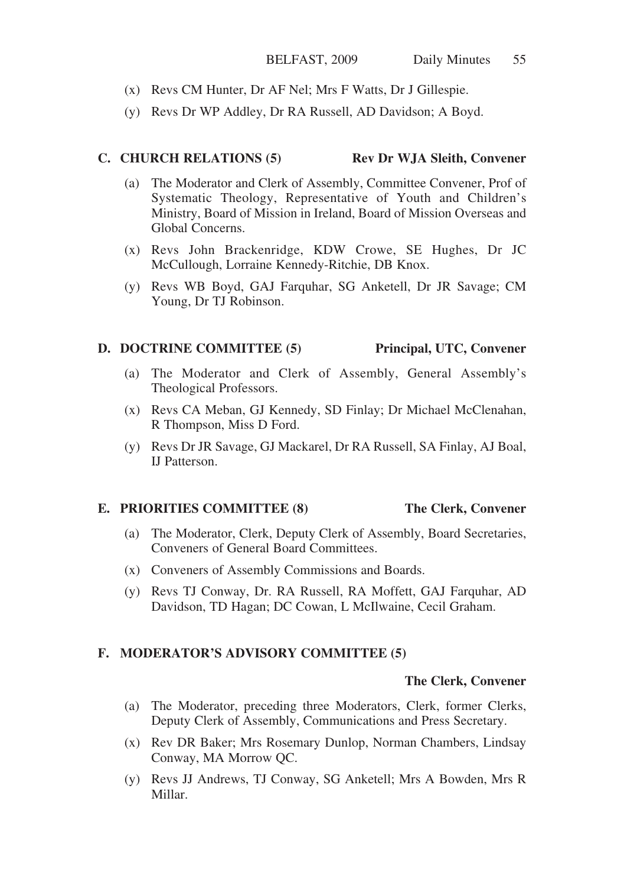(x) Revs CM Hunter, Dr AF Nel; Mrs F Watts, Dr J Gillespie.

(y) Revs Dr WP Addley, Dr RA Russell, AD Davidson; A Boyd.

### C. CHURCH RELATIONS (5) — Rev Dr WJA Sleith, Convener

(a) The Moderator and Clerk of Assembly, Committee Convener, Prof of Systematic Theology, Representative of Youth and Children's Ministry, Board of Mission in Ireland, Board of Mission Overseas and Global Concerns.

(x) Revs John Brackenridge, KDW Crowe, SE Hughes, Dr JC McCullough, Lorraine Kennedy-Ritchie, DB Knox.

(y) Revs WB Boyd, GAJ Farquhar, SG Anketell, Dr JR Savage; CM Young, Dr TJ Robinson.

### D. DOCTRINE COMMITTEE (5) — Principal, UTC, Convener

(a) The Moderator and Clerk of Assembly, General Assembly's Theological Professors.

(x) Revs CA Meban, GJ Kennedy, SD Finlay; Dr Michael McClenahan, R Thompson, Miss D Ford.

(y) Revs Dr JR Savage, GJ Mackarel, Dr RA Russell, SA Finlay, AJ Boal, IJ Patterson.

### E. PRIORITIES COMMITTEE (8) — The Clerk, Convener

(a) The Moderator, Clerk, Deputy Clerk of Assembly, Board Secretaries, Conveners of General Board Committees.

(x) Conveners of Assembly Commissions and Boards.

(y) Revs TJ Conway, Dr. RA Russell, RA Moffett, GAJ Farquhar, AD Davidson, TD Hagan; DC Cowan, L McIlwaine, Cecil Graham.

### F. MODERATOR'S ADVISORY COMMITTEE (5)

**The Clerk, Convener**

(a) The Moderator, preceding three Moderators, Clerk, former Clerks, Deputy Clerk of Assembly, Communications and Press Secretary.

(x) Rev DR Baker; Mrs Rosemary Dunlop, Norman Chambers, Lindsay Conway, MA Morrow QC.

(y) Revs JJ Andrews, TJ Conway, SG Anketell; Mrs A Bowden, Mrs R Millar.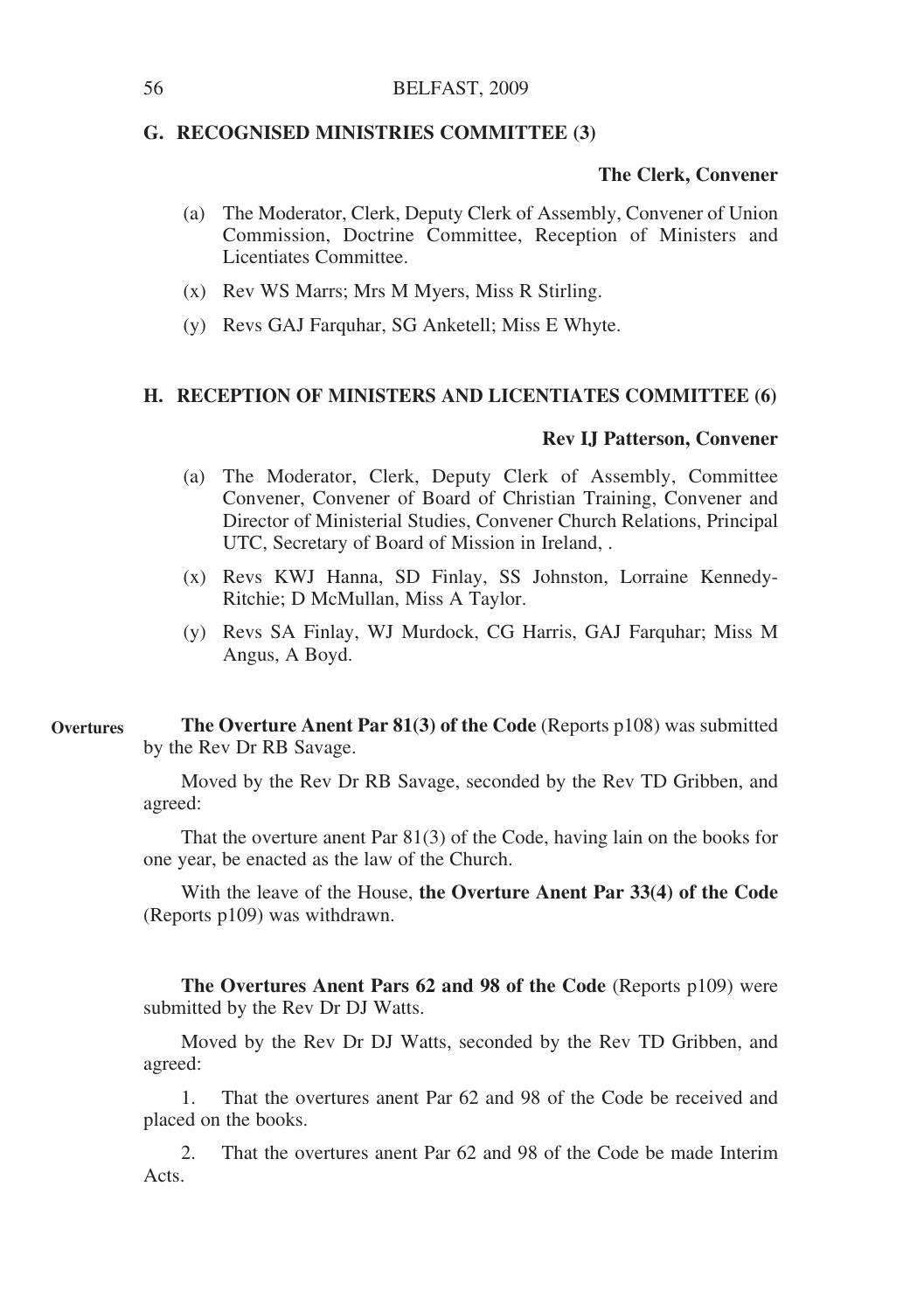## G. RECOGNISED MINISTRIES COMMITTEE (3)

**The Clerk, Convener**

(a) The Moderator, Clerk, Deputy Clerk of Assembly, Convener of Union Commission, Doctrine Committee, Reception of Ministers and Licentiates Committee.

(x) Rev WS Marrs; Mrs M Myers, Miss R Stirling.

(y) Revs GAJ Farquhar, SG Anketell; Miss E Whyte.

## H. RECEPTION OF MINISTERS AND LICENTIATES COMMITTEE (6)

**Rev IJ Patterson, Convener**

(a) The Moderator, Clerk, Deputy Clerk of Assembly, Committee Convener, Convener of Board of Christian Training, Convener and Director of Ministerial Studies, Convener Church Relations, Principal UTC, Secretary of Board of Mission in Ireland, .

(x) Revs KWJ Hanna, SD Finlay, SS Johnston, Lorraine Kennedy-Ritchie; D McMullan, Miss A Taylor.

(y) Revs SA Finlay, WJ Murdock, CG Harris, GAJ Farquhar; Miss M Angus, A Boyd.

**Overtures**

**The Overture Anent Par 81(3) of the Code** (Reports p108) was submitted by the Rev Dr RB Savage.

Moved by the Rev Dr RB Savage, seconded by the Rev TD Gribben, and agreed:

That the overture anent Par 81(3) of the Code, having lain on the books for one year, be enacted as the law of the Church.

With the leave of the House, **the Overture Anent Par 33(4) of the Code** (Reports p109) was withdrawn.

**The Overtures Anent Pars 62 and 98 of the Code** (Reports p109) were submitted by the Rev Dr DJ Watts.

Moved by the Rev Dr DJ Watts, seconded by the Rev TD Gribben, and agreed:

1. That the overtures anent Par 62 and 98 of the Code be received and placed on the books.

2. That the overtures anent Par 62 and 98 of the Code be made Interim Acts.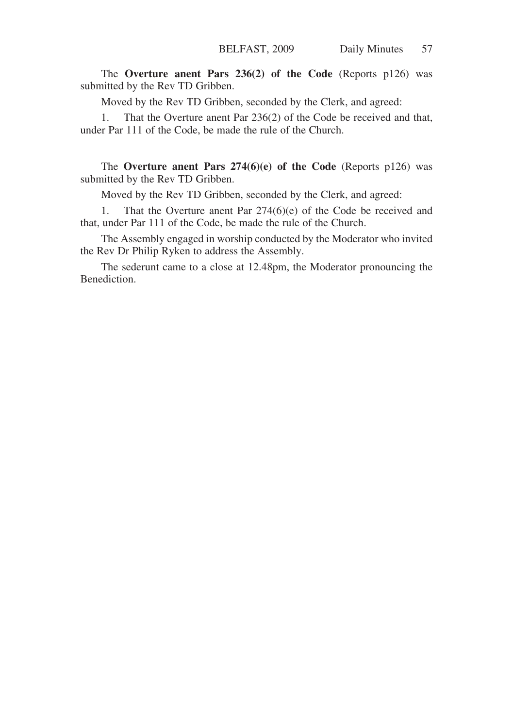The **Overture anent Pars 236(2) of the Code** (Reports p126) was submitted by the Rev TD Gribben.

Moved by the Rev TD Gribben, seconded by the Clerk, and agreed:

1. That the Overture anent Par 236(2) of the Code be received and that, under Par 111 of the Code, be made the rule of the Church.

The **Overture anent Pars 274(6)(e) of the Code** (Reports p126) was submitted by the Rev TD Gribben.

Moved by the Rev TD Gribben, seconded by the Clerk, and agreed:

1. That the Overture anent Par 274(6)(e) of the Code be received and that, under Par 111 of the Code, be made the rule of the Church.

The Assembly engaged in worship conducted by the Moderator who invited the Rev Dr Philip Ryken to address the Assembly.

The sederunt came to a close at 12.48pm, the Moderator pronouncing the Benediction.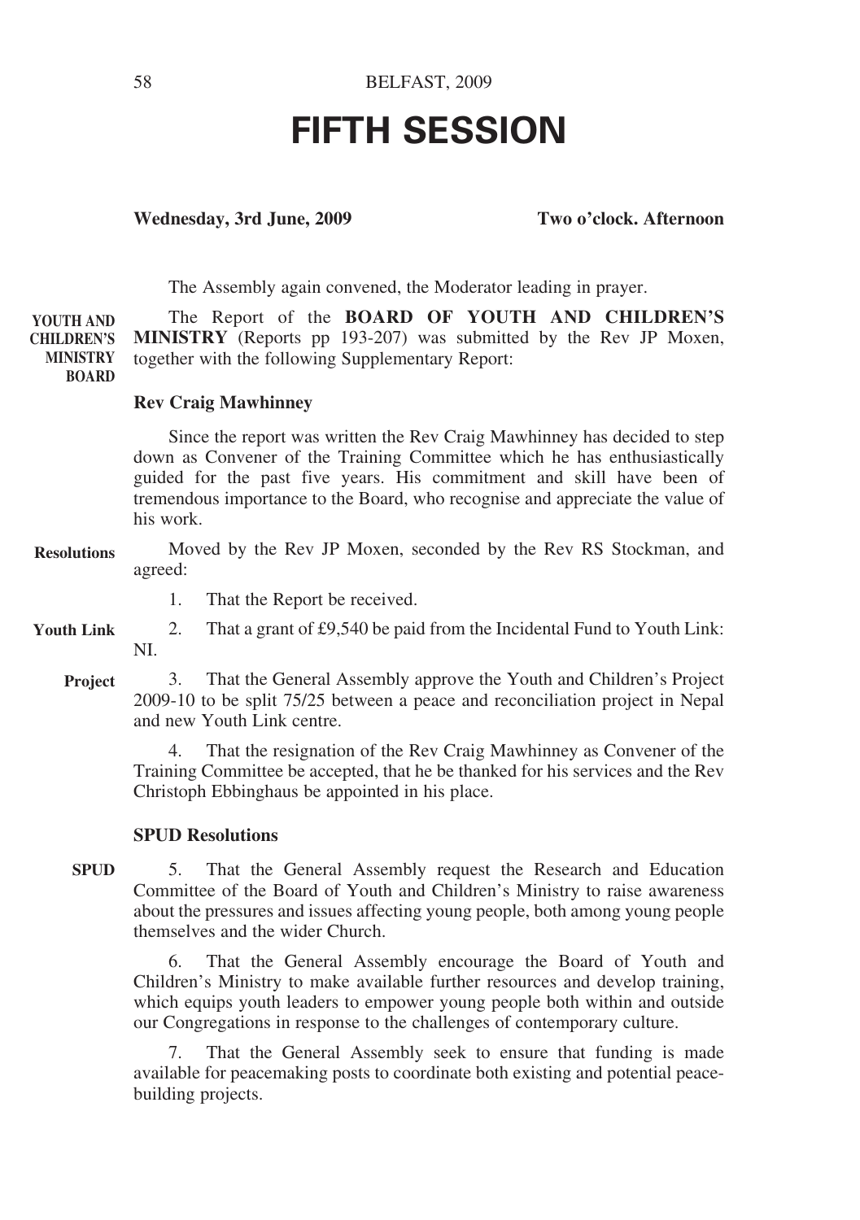# FIFTH SESSION

**Wednesday, 3rd June, 2009** **Two o'clock. Afternoon**

The Assembly again convened, the Moderator leading in prayer.

**YOUTH AND CHILDREN'S MINISTRY BOARD**

The Report of the **BOARD OF YOUTH AND CHILDREN'S MINISTRY** (Reports pp 193-207) was submitted by the Rev JP Moxen, together with the following Supplementary Report:

**Rev Craig Mawhinney**

Since the report was written the Rev Craig Mawhinney has decided to step down as Convener of the Training Committee which he has enthusiastically guided for the past five years. His commitment and skill have been of tremendous importance to the Board, who recognise and appreciate the value of his work.

**Resolutions**

Moved by the Rev JP Moxen, seconded by the Rev RS Stockman, and agreed:

1. That the Report be received.

**Youth Link**

2. That a grant of £9,540 be paid from the Incidental Fund to Youth Link: NI.

**Project**

3. That the General Assembly approve the Youth and Children's Project 2009-10 to be split 75/25 between a peace and reconciliation project in Nepal and new Youth Link centre.

4. That the resignation of the Rev Craig Mawhinney as Convener of the Training Committee be accepted, that he be thanked for his services and the Rev Christoph Ebbinghaus be appointed in his place.

**SPUD Resolutions**

**SPUD**

5. That the General Assembly request the Research and Education Committee of the Board of Youth and Children's Ministry to raise awareness about the pressures and issues affecting young people, both among young people themselves and the wider Church.

6. That the General Assembly encourage the Board of Youth and Children's Ministry to make available further resources and develop training, which equips youth leaders to empower young people both within and outside our Congregations in response to the challenges of contemporary culture.

7. That the General Assembly seek to ensure that funding is made available for peacemaking posts to coordinate both existing and potential peace-building projects.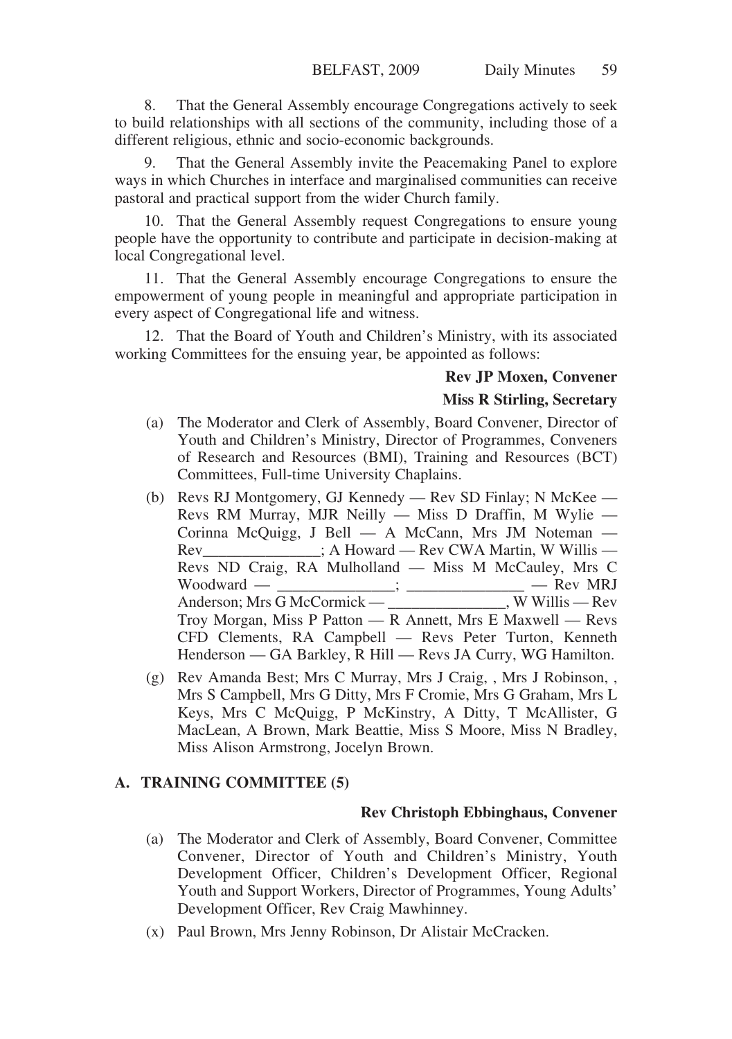8. That the General Assembly encourage Congregations actively to seek to build relationships with all sections of the community, including those of a different religious, ethnic and socio-economic backgrounds.

9. That the General Assembly invite the Peacemaking Panel to explore ways in which Churches in interface and marginalised communities can receive pastoral and practical support from the wider Church family.

10. That the General Assembly request Congregations to ensure young people have the opportunity to contribute and participate in decision-making at local Congregational level.

11. That the General Assembly encourage Congregations to ensure the empowerment of young people in meaningful and appropriate participation in every aspect of Congregational life and witness.

12. That the Board of Youth and Children's Ministry, with its associated working Committees for the ensuing year, be appointed as follows:

**Rev JP Moxen, Convener**

**Miss R Stirling, Secretary**

(a) The Moderator and Clerk of Assembly, Board Convener, Director of Youth and Children's Ministry, Director of Programmes, Conveners of Research and Resources (BMI), Training and Resources (BCT) Committees, Full-time University Chaplains.

(b) Revs RJ Montgomery, GJ Kennedy — Rev SD Finlay; N McKee — Revs RM Murray, MJR Neilly — Miss D Draffin, M Wylie — Corinna McQuigg, J Bell — A McCann, Mrs JM Noteman — Rev_______________; A Howard — Rev CWA Martin, W Willis — Revs ND Craig, RA Mulholland — Miss M McCauley, Mrs C Woodward — _______________; _______________ — Rev MRJ Anderson; Mrs G McCormick — _______________, W Willis — Rev Troy Morgan, Miss P Patton — R Annett, Mrs E Maxwell — Revs CFD Clements, RA Campbell — Revs Peter Turton, Kenneth Henderson — GA Barkley, R Hill — Revs JA Curry, WG Hamilton.

(g) Rev Amanda Best; Mrs C Murray, Mrs J Craig, , Mrs J Robinson, , Mrs S Campbell, Mrs G Ditty, Mrs F Cromie, Mrs G Graham, Mrs L Keys, Mrs C McQuigg, P McKinstry, A Ditty, T McAllister, G MacLean, A Brown, Mark Beattie, Miss S Moore, Miss N Bradley, Miss Alison Armstrong, Jocelyn Brown.

## A. TRAINING COMMITTEE (5)

**Rev Christoph Ebbinghaus, Convener**

(a) The Moderator and Clerk of Assembly, Board Convener, Committee Convener, Director of Youth and Children's Ministry, Youth Development Officer, Children's Development Officer, Regional Youth and Support Workers, Director of Programmes, Young Adults' Development Officer, Rev Craig Mawhinney.

(x) Paul Brown, Mrs Jenny Robinson, Dr Alistair McCracken.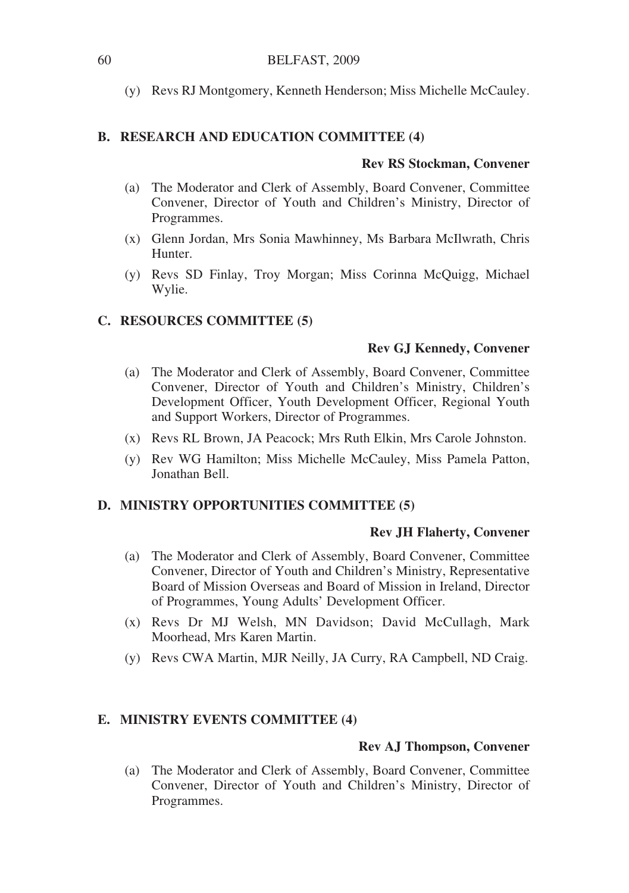(y) Revs RJ Montgomery, Kenneth Henderson; Miss Michelle McCauley.

## B. RESEARCH AND EDUCATION COMMITTEE (4)

**Rev RS Stockman, Convener**

(a) The Moderator and Clerk of Assembly, Board Convener, Committee Convener, Director of Youth and Children's Ministry, Director of Programmes.

(x) Glenn Jordan, Mrs Sonia Mawhinney, Ms Barbara McIlwrath, Chris Hunter.

(y) Revs SD Finlay, Troy Morgan; Miss Corinna McQuigg, Michael Wylie.

## C. RESOURCES COMMITTEE (5)

**Rev GJ Kennedy, Convener**

(a) The Moderator and Clerk of Assembly, Board Convener, Committee Convener, Director of Youth and Children's Ministry, Children's Development Officer, Youth Development Officer, Regional Youth and Support Workers, Director of Programmes.

(x) Revs RL Brown, JA Peacock; Mrs Ruth Elkin, Mrs Carole Johnston.

(y) Rev WG Hamilton; Miss Michelle McCauley, Miss Pamela Patton, Jonathan Bell.

## D. MINISTRY OPPORTUNITIES COMMITTEE (5)

**Rev JH Flaherty, Convener**

(a) The Moderator and Clerk of Assembly, Board Convener, Committee Convener, Director of Youth and Children's Ministry, Representative Board of Mission Overseas and Board of Mission in Ireland, Director of Programmes, Young Adults' Development Officer.

(x) Revs Dr MJ Welsh, MN Davidson; David McCullagh, Mark Moorhead, Mrs Karen Martin.

(y) Revs CWA Martin, MJR Neilly, JA Curry, RA Campbell, ND Craig.

## E. MINISTRY EVENTS COMMITTEE (4)

**Rev AJ Thompson, Convener**

(a) The Moderator and Clerk of Assembly, Board Convener, Committee Convener, Director of Youth and Children's Ministry, Director of Programmes.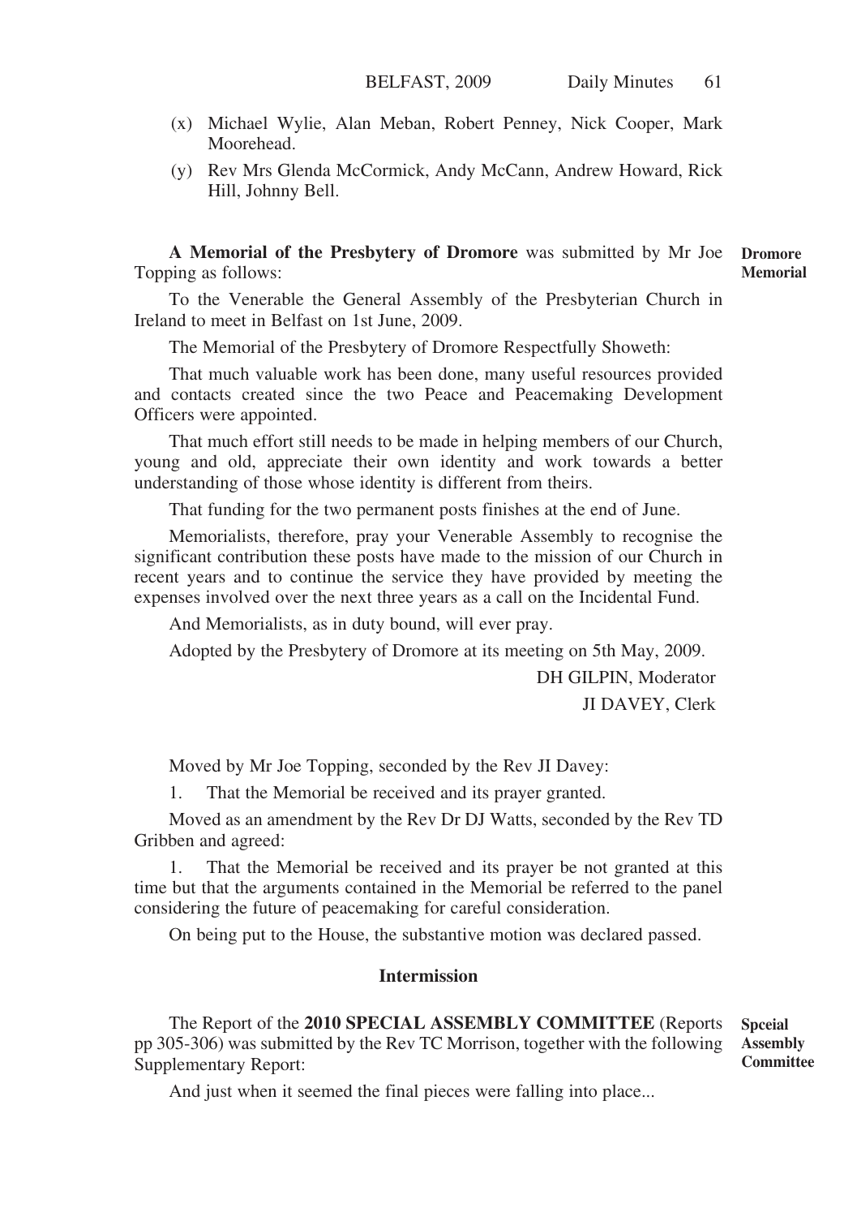(x) Michael Wylie, Alan Meban, Robert Penney, Nick Cooper, Mark Moorehead.

(y) Rev Mrs Glenda McCormick, Andy McCann, Andrew Howard, Rick Hill, Johnny Bell.

**Dromore Memorial**

**A Memorial of the Presbytery of Dromore** was submitted by Mr Joe Topping as follows:

To the Venerable the General Assembly of the Presbyterian Church in Ireland to meet in Belfast on 1st June, 2009.

The Memorial of the Presbytery of Dromore Respectfully Showeth:

That much valuable work has been done, many useful resources provided and contacts created since the two Peace and Peacemaking Development Officers were appointed.

That much effort still needs to be made in helping members of our Church, young and old, appreciate their own identity and work towards a better understanding of those whose identity is different from theirs.

That funding for the two permanent posts finishes at the end of June.

Memorialists, therefore, pray your Venerable Assembly to recognise the significant contribution these posts have made to the mission of our Church in recent years and to continue the service they have provided by meeting the expenses involved over the next three years as a call on the Incidental Fund.

And Memorialists, as in duty bound, will ever pray.

Adopted by the Presbytery of Dromore at its meeting on 5th May, 2009.

DH GILPIN, Moderator

JI DAVEY, Clerk

Moved by Mr Joe Topping, seconded by the Rev JI Davey:

1. That the Memorial be received and its prayer granted.

Moved as an amendment by the Rev Dr DJ Watts, seconded by the Rev TD Gribben and agreed:

1. That the Memorial be received and its prayer be not granted at this time but that the arguments contained in the Memorial be referred to the panel considering the future of peacemaking for careful consideration.

On being put to the House, the substantive motion was declared passed.

### Intermission

**Spceial Assembly Committee**

The Report of the **2010 SPECIAL ASSEMBLY COMMITTEE** (Reports pp 305-306) was submitted by the Rev TC Morrison, together with the following Supplementary Report:

And just when it seemed the final pieces were falling into place...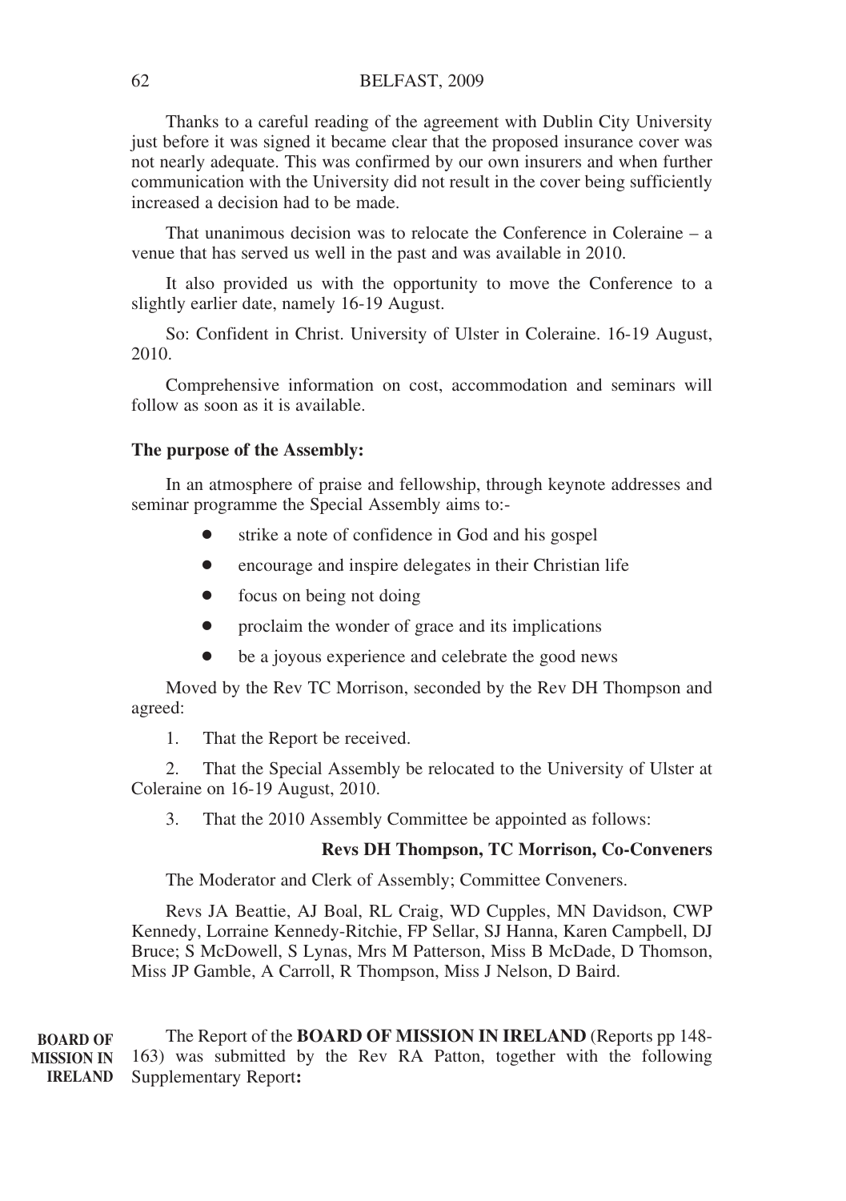Thanks to a careful reading of the agreement with Dublin City University just before it was signed it became clear that the proposed insurance cover was not nearly adequate. This was confirmed by our own insurers and when further communication with the University did not result in the cover being sufficiently increased a decision had to be made.

That unanimous decision was to relocate the Conference in Coleraine – a venue that has served us well in the past and was available in 2010.

It also provided us with the opportunity to move the Conference to a slightly earlier date, namely 16-19 August.

So: Confident in Christ. University of Ulster in Coleraine. 16-19 August, 2010.

Comprehensive information on cost, accommodation and seminars will follow as soon as it is available.

**The purpose of the Assembly:**

In an atmosphere of praise and fellowship, through keynote addresses and seminar programme the Special Assembly aims to:-

- strike a note of confidence in God and his gospel
- encourage and inspire delegates in their Christian life
- focus on being not doing
- proclaim the wonder of grace and its implications
- be a joyous experience and celebrate the good news

Moved by the Rev TC Morrison, seconded by the Rev DH Thompson and agreed:

1. That the Report be received.

2. That the Special Assembly be relocated to the University of Ulster at Coleraine on 16-19 August, 2010.

3. That the 2010 Assembly Committee be appointed as follows:

**Revs DH Thompson, TC Morrison, Co-Conveners**

The Moderator and Clerk of Assembly; Committee Conveners.

Revs JA Beattie, AJ Boal, RL Craig, WD Cupples, MN Davidson, CWP Kennedy, Lorraine Kennedy-Ritchie, FP Sellar, SJ Hanna, Karen Campbell, DJ Bruce; S McDowell, S Lynas, Mrs M Patterson, Miss B McDade, D Thomson, Miss JP Gamble, A Carroll, R Thompson, Miss J Nelson, D Baird.

**BOARD OF MISSION IN IRELAND**

The Report of the **BOARD OF MISSION IN IRELAND** (Reports pp 148-163) was submitted by the Rev RA Patton, together with the following Supplementary Report**:**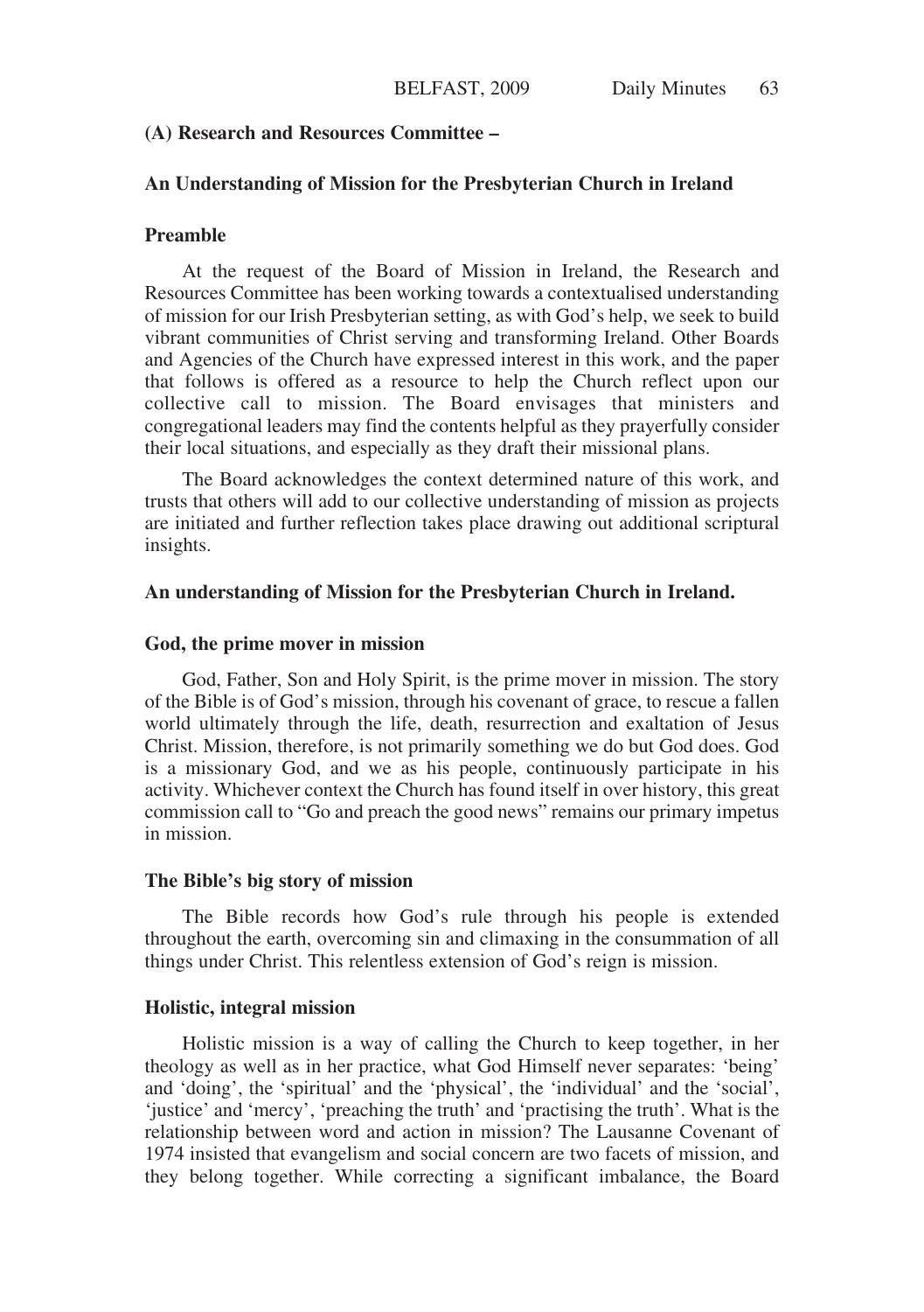**(A) Research and Resources Committee –**

**An Understanding of Mission for the Presbyterian Church in Ireland**

**Preamble**

At the request of the Board of Mission in Ireland, the Research and Resources Committee has been working towards a contextualised understanding of mission for our Irish Presbyterian setting, as with God's help, we seek to build vibrant communities of Christ serving and transforming Ireland. Other Boards and Agencies of the Church have expressed interest in this work, and the paper that follows is offered as a resource to help the Church reflect upon our collective call to mission. The Board envisages that ministers and congregational leaders may find the contents helpful as they prayerfully consider their local situations, and especially as they draft their missional plans.

The Board acknowledges the context determined nature of this work, and trusts that others will add to our collective understanding of mission as projects are initiated and further reflection takes place drawing out additional scriptural insights.

**An understanding of Mission for the Presbyterian Church in Ireland.**

**God, the prime mover in mission**

God, Father, Son and Holy Spirit, is the prime mover in mission. The story of the Bible is of God's mission, through his covenant of grace, to rescue a fallen world ultimately through the life, death, resurrection and exaltation of Jesus Christ. Mission, therefore, is not primarily something we do but God does. God is a missionary God, and we as his people, continuously participate in his activity. Whichever context the Church has found itself in over history, this great commission call to "Go and preach the good news" remains our primary impetus in mission.

**The Bible's big story of mission**

The Bible records how God's rule through his people is extended throughout the earth, overcoming sin and climaxing in the consummation of all things under Christ. This relentless extension of God's reign is mission.

**Holistic, integral mission**

Holistic mission is a way of calling the Church to keep together, in her theology as well as in her practice, what God Himself never separates: 'being' and 'doing', the 'spiritual' and the 'physical', the 'individual' and the 'social', 'justice' and 'mercy', 'preaching the truth' and 'practising the truth'. What is the relationship between word and action in mission? The Lausanne Covenant of 1974 insisted that evangelism and social concern are two facets of mission, and they belong together. While correcting a significant imbalance, the Board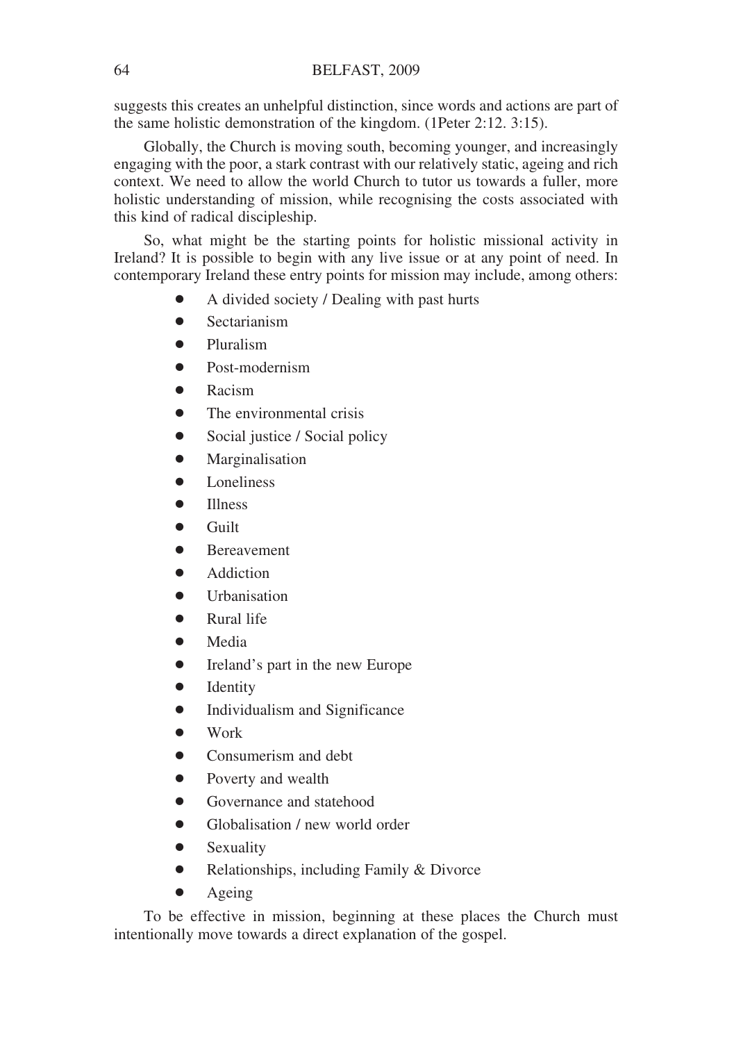suggests this creates an unhelpful distinction, since words and actions are part of the same holistic demonstration of the kingdom. (1Peter 2:12. 3:15).

Globally, the Church is moving south, becoming younger, and increasingly engaging with the poor, a stark contrast with our relatively static, ageing and rich context. We need to allow the world Church to tutor us towards a fuller, more holistic understanding of mission, while recognising the costs associated with this kind of radical discipleship.

So, what might be the starting points for holistic missional activity in Ireland? It is possible to begin with any live issue or at any point of need. In contemporary Ireland these entry points for mission may include, among others:

- A divided society / Dealing with past hurts
- Sectarianism
- Pluralism
- Post-modernism
- Racism
- The environmental crisis
- Social justice / Social policy
- Marginalisation
- Loneliness
- Illness
- Guilt
- Bereavement
- Addiction
- Urbanisation
- Rural life
- Media
- Ireland's part in the new Europe
- Identity
- Individualism and Significance
- Work
- Consumerism and debt
- Poverty and wealth
- Governance and statehood
- Globalisation / new world order
- Sexuality
- Relationships, including Family & Divorce
- Ageing

To be effective in mission, beginning at these places the Church must intentionally move towards a direct explanation of the gospel.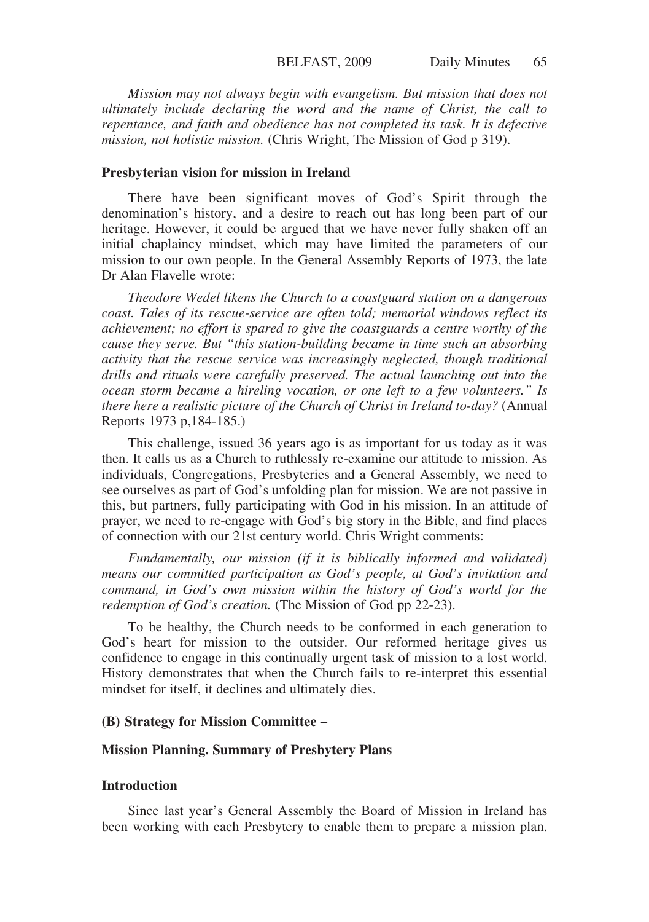*Mission may not always begin with evangelism. But mission that does not ultimately include declaring the word and the name of Christ, the call to repentance, and faith and obedience has not completed its task. It is defective mission, not holistic mission.* (Chris Wright, The Mission of God p 319).

**Presbyterian vision for mission in Ireland**

There have been significant moves of God's Spirit through the denomination's history, and a desire to reach out has long been part of our heritage. However, it could be argued that we have never fully shaken off an initial chaplaincy mindset, which may have limited the parameters of our mission to our own people. In the General Assembly Reports of 1973, the late Dr Alan Flavelle wrote:

*Theodore Wedel likens the Church to a coastguard station on a dangerous coast. Tales of its rescue-service are often told; memorial windows reflect its achievement; no effort is spared to give the coastguards a centre worthy of the cause they serve. But "this station-building became in time such an absorbing activity that the rescue service was increasingly neglected, though traditional drills and rituals were carefully preserved. The actual launching out into the ocean storm became a hireling vocation, or one left to a few volunteers." Is there here a realistic picture of the Church of Christ in Ireland to-day?* (Annual Reports 1973 p,184-185.)

This challenge, issued 36 years ago is as important for us today as it was then. It calls us as a Church to ruthlessly re-examine our attitude to mission. As individuals, Congregations, Presbyteries and a General Assembly, we need to see ourselves as part of God's unfolding plan for mission. We are not passive in this, but partners, fully participating with God in his mission. In an attitude of prayer, we need to re-engage with God's big story in the Bible, and find places of connection with our 21st century world. Chris Wright comments:

*Fundamentally, our mission (if it is biblically informed and validated) means our committed participation as God's people, at God's invitation and command, in God's own mission within the history of God's world for the redemption of God's creation.* (The Mission of God pp 22-23).

To be healthy, the Church needs to be conformed in each generation to God's heart for mission to the outsider. Our reformed heritage gives us confidence to engage in this continually urgent task of mission to a lost world. History demonstrates that when the Church fails to re-interpret this essential mindset for itself, it declines and ultimately dies.

**(B) Strategy for Mission Committee –**

**Mission Planning. Summary of Presbytery Plans**

**Introduction**

Since last year's General Assembly the Board of Mission in Ireland has been working with each Presbytery to enable them to prepare a mission plan.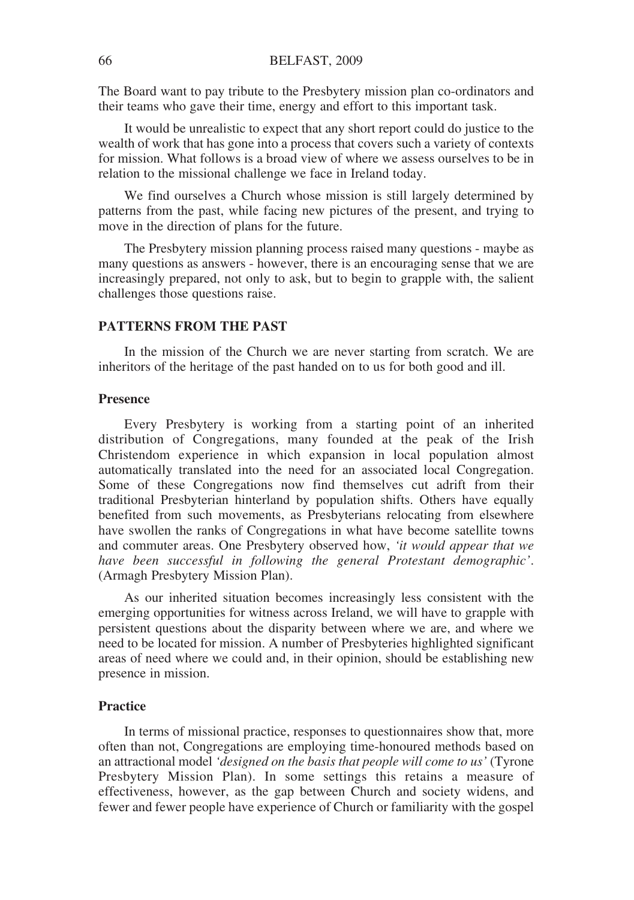The Board want to pay tribute to the Presbytery mission plan co-ordinators and their teams who gave their time, energy and effort to this important task.

It would be unrealistic to expect that any short report could do justice to the wealth of work that has gone into a process that covers such a variety of contexts for mission. What follows is a broad view of where we assess ourselves to be in relation to the missional challenge we face in Ireland today.

We find ourselves a Church whose mission is still largely determined by patterns from the past, while facing new pictures of the present, and trying to move in the direction of plans for the future.

The Presbytery mission planning process raised many questions - maybe as many questions as answers - however, there is an encouraging sense that we are increasingly prepared, not only to ask, but to begin to grapple with, the salient challenges those questions raise.

## PATTERNS FROM THE PAST

In the mission of the Church we are never starting from scratch. We are inheritors of the heritage of the past handed on to us for both good and ill.

### Presence

Every Presbytery is working from a starting point of an inherited distribution of Congregations, many founded at the peak of the Irish Christendom experience in which expansion in local population almost automatically translated into the need for an associated local Congregation. Some of these Congregations now find themselves cut adrift from their traditional Presbyterian hinterland by population shifts. Others have equally benefited from such movements, as Presbyterians relocating from elsewhere have swollen the ranks of Congregations in what have become satellite towns and commuter areas. One Presbytery observed how, *'it would appear that we have been successful in following the general Protestant demographic'*. (Armagh Presbytery Mission Plan).

As our inherited situation becomes increasingly less consistent with the emerging opportunities for witness across Ireland, we will have to grapple with persistent questions about the disparity between where we are, and where we need to be located for mission. A number of Presbyteries highlighted significant areas of need where we could and, in their opinion, should be establishing new presence in mission.

### Practice

In terms of missional practice, responses to questionnaires show that, more often than not, Congregations are employing time-honoured methods based on an attractional model *'designed on the basis that people will come to us'* (Tyrone Presbytery Mission Plan). In some settings this retains a measure of effectiveness, however, as the gap between Church and society widens, and fewer and fewer people have experience of Church or familiarity with the gospel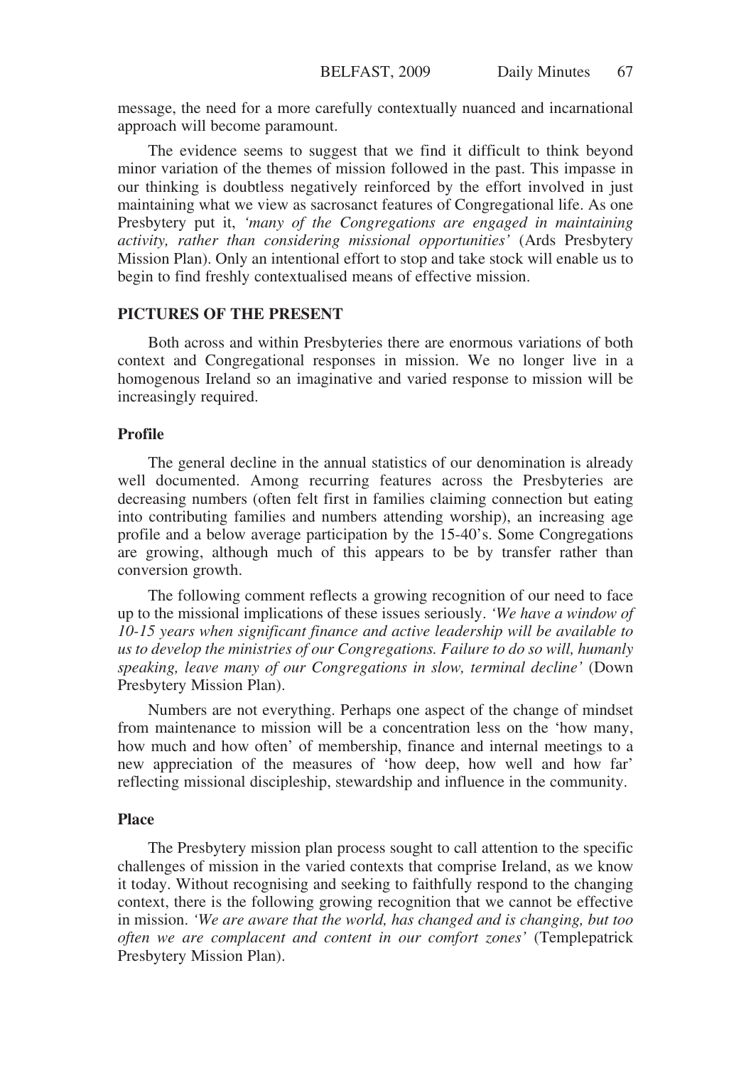message, the need for a more carefully contextually nuanced and incarnational approach will become paramount.

The evidence seems to suggest that we find it difficult to think beyond minor variation of the themes of mission followed in the past. This impasse in our thinking is doubtless negatively reinforced by the effort involved in just maintaining what we view as sacrosanct features of Congregational life. As one Presbytery put it, *'many of the Congregations are engaged in maintaining activity, rather than considering missional opportunities'* (Ards Presbytery Mission Plan). Only an intentional effort to stop and take stock will enable us to begin to find freshly contextualised means of effective mission.

## PICTURES OF THE PRESENT

Both across and within Presbyteries there are enormous variations of both context and Congregational responses in mission. We no longer live in a homogenous Ireland so an imaginative and varied response to mission will be increasingly required.

### Profile

The general decline in the annual statistics of our denomination is already well documented. Among recurring features across the Presbyteries are decreasing numbers (often felt first in families claiming connection but eating into contributing families and numbers attending worship), an increasing age profile and a below average participation by the 15-40's. Some Congregations are growing, although much of this appears to be by transfer rather than conversion growth.

The following comment reflects a growing recognition of our need to face up to the missional implications of these issues seriously. *'We have a window of 10-15 years when significant finance and active leadership will be available to us to develop the ministries of our Congregations. Failure to do so will, humanly speaking, leave many of our Congregations in slow, terminal decline'* (Down Presbytery Mission Plan).

Numbers are not everything. Perhaps one aspect of the change of mindset from maintenance to mission will be a concentration less on the 'how many, how much and how often' of membership, finance and internal meetings to a new appreciation of the measures of 'how deep, how well and how far' reflecting missional discipleship, stewardship and influence in the community.

### Place

The Presbytery mission plan process sought to call attention to the specific challenges of mission in the varied contexts that comprise Ireland, as we know it today. Without recognising and seeking to faithfully respond to the changing context, there is the following growing recognition that we cannot be effective in mission. *'We are aware that the world, has changed and is changing, but too often we are complacent and content in our comfort zones'* (Templepatrick Presbytery Mission Plan).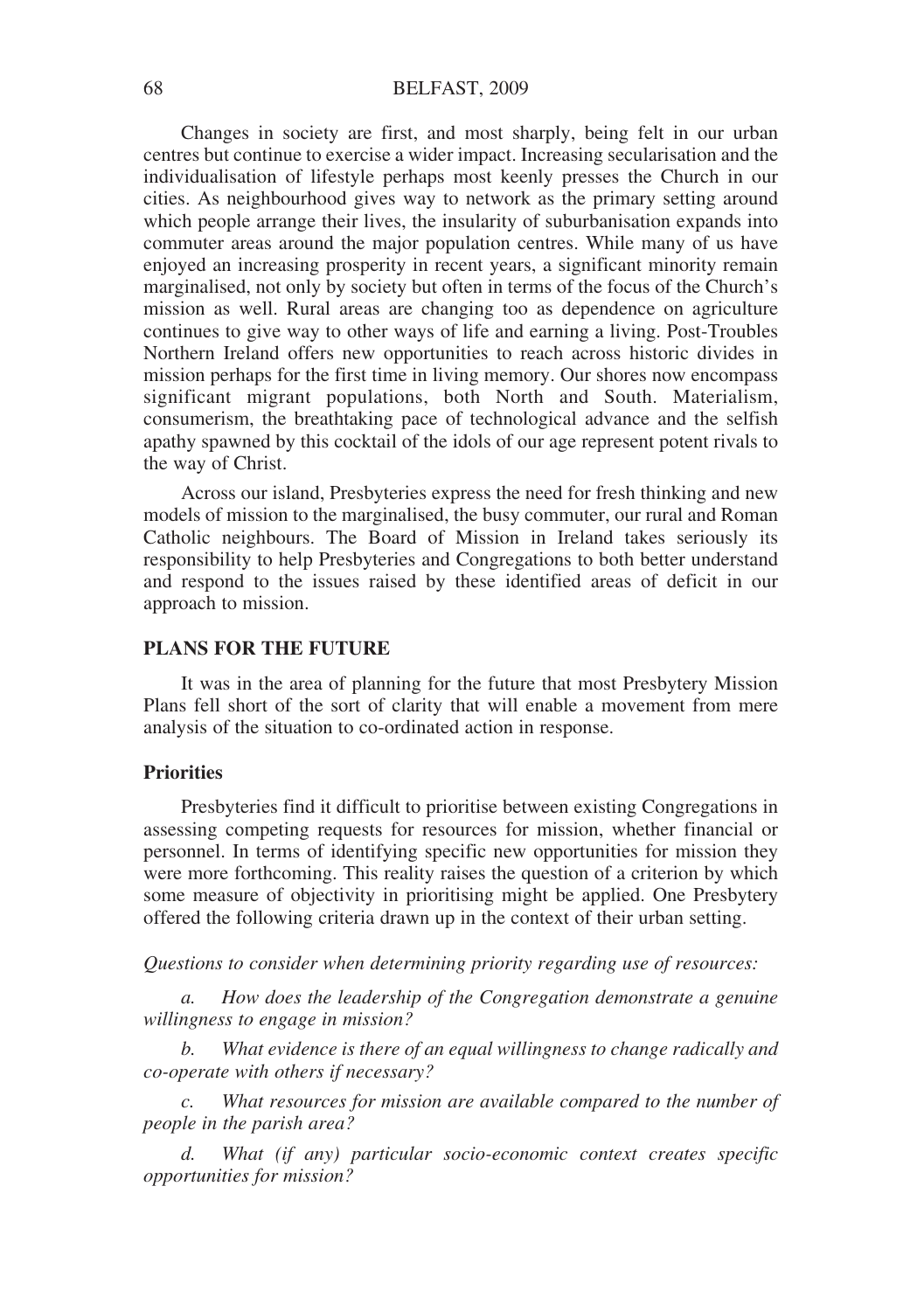Changes in society are first, and most sharply, being felt in our urban centres but continue to exercise a wider impact. Increasing secularisation and the individualisation of lifestyle perhaps most keenly presses the Church in our cities. As neighbourhood gives way to network as the primary setting around which people arrange their lives, the insularity of suburbanisation expands into commuter areas around the major population centres. While many of us have enjoyed an increasing prosperity in recent years, a significant minority remain marginalised, not only by society but often in terms of the focus of the Church's mission as well. Rural areas are changing too as dependence on agriculture continues to give way to other ways of life and earning a living. Post-Troubles Northern Ireland offers new opportunities to reach across historic divides in mission perhaps for the first time in living memory. Our shores now encompass significant migrant populations, both North and South. Materialism, consumerism, the breathtaking pace of technological advance and the selfish apathy spawned by this cocktail of the idols of our age represent potent rivals to the way of Christ.

Across our island, Presbyteries express the need for fresh thinking and new models of mission to the marginalised, the busy commuter, our rural and Roman Catholic neighbours. The Board of Mission in Ireland takes seriously its responsibility to help Presbyteries and Congregations to both better understand and respond to the issues raised by these identified areas of deficit in our approach to mission.

## PLANS FOR THE FUTURE

It was in the area of planning for the future that most Presbytery Mission Plans fell short of the sort of clarity that will enable a movement from mere analysis of the situation to co-ordinated action in response.

### Priorities

Presbyteries find it difficult to prioritise between existing Congregations in assessing competing requests for resources for mission, whether financial or personnel. In terms of identifying specific new opportunities for mission they were more forthcoming. This reality raises the question of a criterion by which some measure of objectivity in prioritising might be applied. One Presbytery offered the following criteria drawn up in the context of their urban setting.

*Questions to consider when determining priority regarding use of resources:*

*a. How does the leadership of the Congregation demonstrate a genuine willingness to engage in mission?*

*b. What evidence is there of an equal willingness to change radically and co-operate with others if necessary?*

*c. What resources for mission are available compared to the number of people in the parish area?*

*d. What (if any) particular socio-economic context creates specific opportunities for mission?*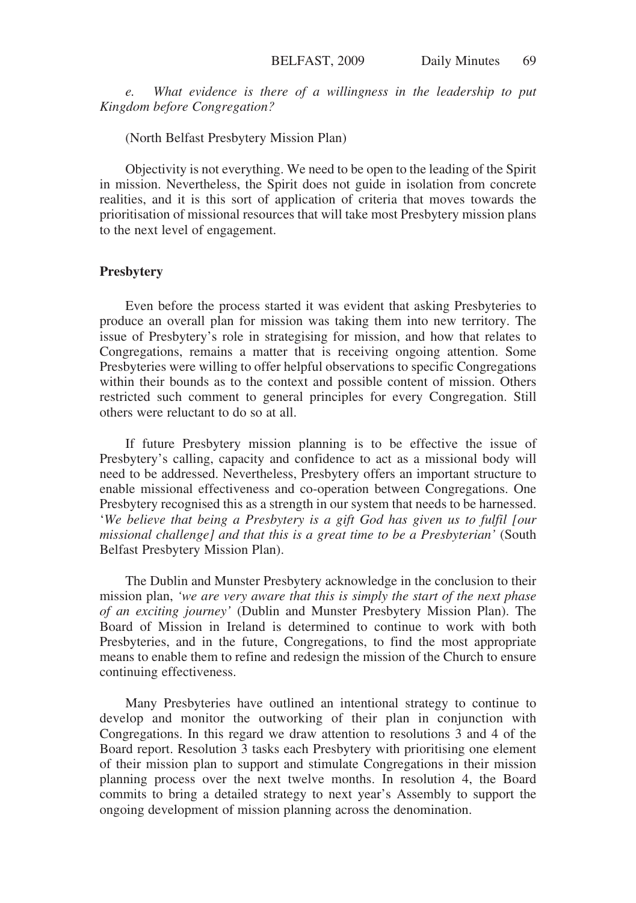*e. What evidence is there of a willingness in the leadership to put Kingdom before Congregation?*

(North Belfast Presbytery Mission Plan)

Objectivity is not everything. We need to be open to the leading of the Spirit in mission. Nevertheless, the Spirit does not guide in isolation from concrete realities, and it is this sort of application of criteria that moves towards the prioritisation of missional resources that will take most Presbytery mission plans to the next level of engagement.

### Presbytery

Even before the process started it was evident that asking Presbyteries to produce an overall plan for mission was taking them into new territory. The issue of Presbytery's role in strategising for mission, and how that relates to Congregations, remains a matter that is receiving ongoing attention. Some Presbyteries were willing to offer helpful observations to specific Congregations within their bounds as to the context and possible content of mission. Others restricted such comment to general principles for every Congregation. Still others were reluctant to do so at all.

If future Presbytery mission planning is to be effective the issue of Presbytery's calling, capacity and confidence to act as a missional body will need to be addressed. Nevertheless, Presbytery offers an important structure to enable missional effectiveness and co-operation between Congregations. One Presbytery recognised this as a strength in our system that needs to be harnessed. '*We believe that being a Presbytery is a gift God has given us to fulfil [our missional challenge] and that this is a great time to be a Presbyterian*' (South Belfast Presbytery Mission Plan).

The Dublin and Munster Presbytery acknowledge in the conclusion to their mission plan, *'we are very aware that this is simply the start of the next phase of an exciting journey'* (Dublin and Munster Presbytery Mission Plan). The Board of Mission in Ireland is determined to continue to work with both Presbyteries, and in the future, Congregations, to find the most appropriate means to enable them to refine and redesign the mission of the Church to ensure continuing effectiveness.

Many Presbyteries have outlined an intentional strategy to continue to develop and monitor the outworking of their plan in conjunction with Congregations. In this regard we draw attention to resolutions 3 and 4 of the Board report. Resolution 3 tasks each Presbytery with prioritising one element of their mission plan to support and stimulate Congregations in their mission planning process over the next twelve months. In resolution 4, the Board commits to bring a detailed strategy to next year's Assembly to support the ongoing development of mission planning across the denomination.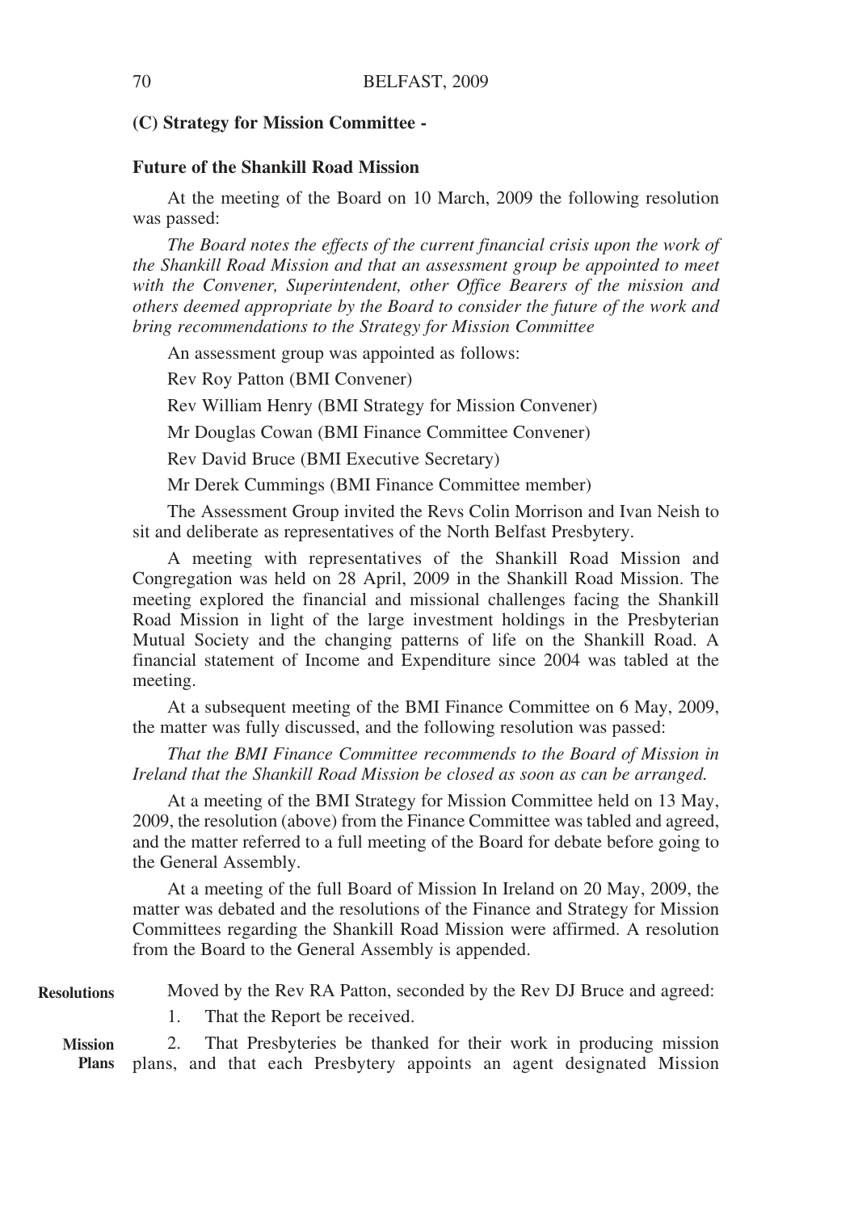**(C) Strategy for Mission Committee -**

**Future of the Shankill Road Mission**

At the meeting of the Board on 10 March, 2009 the following resolution was passed:

*The Board notes the effects of the current financial crisis upon the work of the Shankill Road Mission and that an assessment group be appointed to meet with the Convener, Superintendent, other Office Bearers of the mission and others deemed appropriate by the Board to consider the future of the work and bring recommendations to the Strategy for Mission Committee*

An assessment group was appointed as follows:

Rev Roy Patton (BMI Convener)

Rev William Henry (BMI Strategy for Mission Convener)

Mr Douglas Cowan (BMI Finance Committee Convener)

Rev David Bruce (BMI Executive Secretary)

Mr Derek Cummings (BMI Finance Committee member)

The Assessment Group invited the Revs Colin Morrison and Ivan Neish to sit and deliberate as representatives of the North Belfast Presbytery.

A meeting with representatives of the Shankill Road Mission and Congregation was held on 28 April, 2009 in the Shankill Road Mission. The meeting explored the financial and missional challenges facing the Shankill Road Mission in light of the large investment holdings in the Presbyterian Mutual Society and the changing patterns of life on the Shankill Road. A financial statement of Income and Expenditure since 2004 was tabled at the meeting.

At a subsequent meeting of the BMI Finance Committee on 6 May, 2009, the matter was fully discussed, and the following resolution was passed:

*That the BMI Finance Committee recommends to the Board of Mission in Ireland that the Shankill Road Mission be closed as soon as can be arranged.*

At a meeting of the BMI Strategy for Mission Committee held on 13 May, 2009, the resolution (above) from the Finance Committee was tabled and agreed, and the matter referred to a full meeting of the Board for debate before going to the General Assembly.

At a meeting of the full Board of Mission In Ireland on 20 May, 2009, the matter was debated and the resolutions of the Finance and Strategy for Mission Committees regarding the Shankill Road Mission were affirmed. A resolution from the Board to the General Assembly is appended.

**Resolutions**

Moved by the Rev RA Patton, seconded by the Rev DJ Bruce and agreed:

1. That the Report be received.

**Mission Plans**

2. That Presbyteries be thanked for their work in producing mission plans, and that each Presbytery appoints an agent designated Mission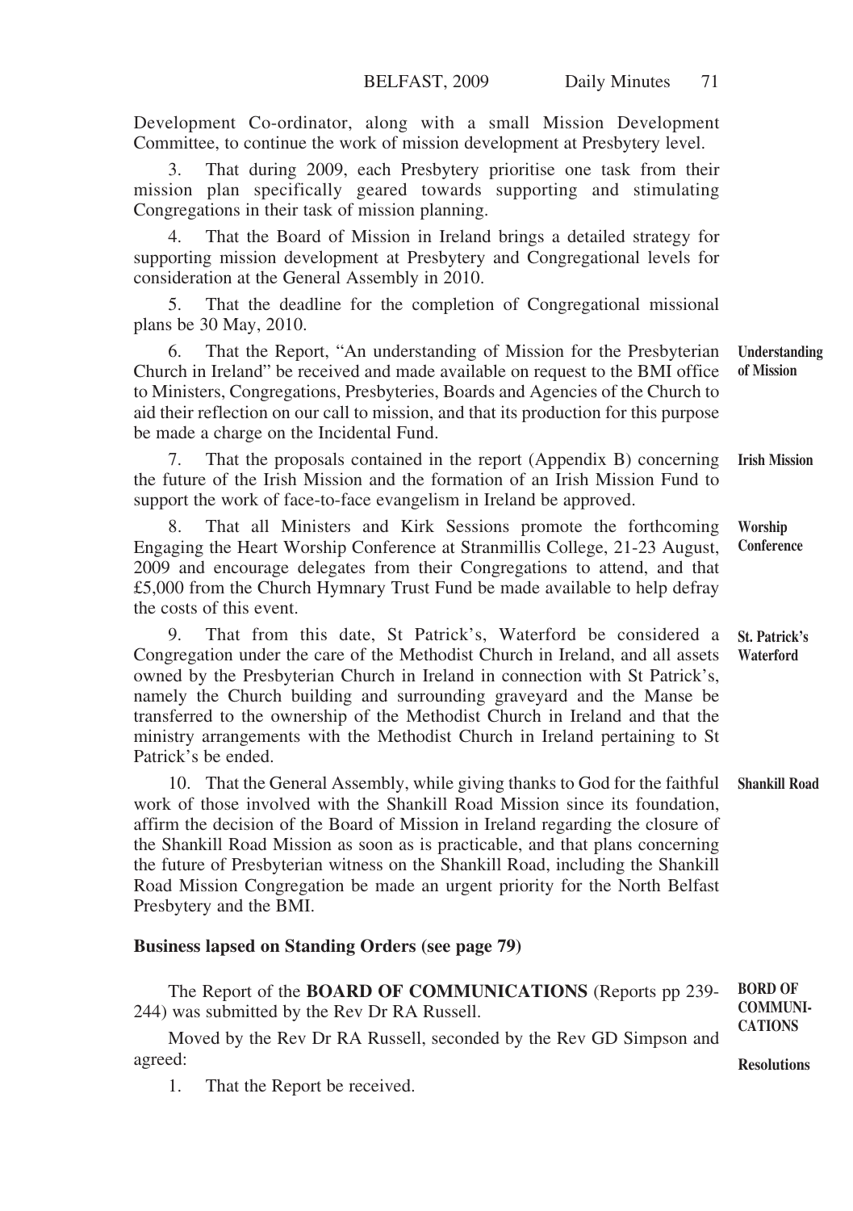Development Co-ordinator, along with a small Mission Development Committee, to continue the work of mission development at Presbytery level.

3. That during 2009, each Presbytery prioritise one task from their mission plan specifically geared towards supporting and stimulating Congregations in their task of mission planning.

4. That the Board of Mission in Ireland brings a detailed strategy for supporting mission development at Presbytery and Congregational levels for consideration at the General Assembly in 2010.

5. That the deadline for the completion of Congregational missional plans be 30 May, 2010.

**Understanding of Mission**

6. That the Report, "An understanding of Mission for the Presbyterian Church in Ireland" be received and made available on request to the BMI office to Ministers, Congregations, Presbyteries, Boards and Agencies of the Church to aid their reflection on our call to mission, and that its production for this purpose be made a charge on the Incidental Fund.

**Irish Mission**

7. That the proposals contained in the report (Appendix B) concerning the future of the Irish Mission and the formation of an Irish Mission Fund to support the work of face-to-face evangelism in Ireland be approved.

**Worship Conference**

8. That all Ministers and Kirk Sessions promote the forthcoming Engaging the Heart Worship Conference at Stranmillis College, 21-23 August, 2009 and encourage delegates from their Congregations to attend, and that £5,000 from the Church Hymnary Trust Fund be made available to help defray the costs of this event.

**St. Patrick's Waterford**

9. That from this date, St Patrick's, Waterford be considered a Congregation under the care of the Methodist Church in Ireland, and all assets owned by the Presbyterian Church in Ireland in connection with St Patrick's, namely the Church building and surrounding graveyard and the Manse be transferred to the ownership of the Methodist Church in Ireland and that the ministry arrangements with the Methodist Church in Ireland pertaining to St Patrick's be ended.

**Shankill Road**

10. That the General Assembly, while giving thanks to God for the faithful work of those involved with the Shankill Road Mission since its foundation, affirm the decision of the Board of Mission in Ireland regarding the closure of the Shankill Road Mission as soon as is practicable, and that plans concerning the future of Presbyterian witness on the Shankill Road, including the Shankill Road Mission Congregation be made an urgent priority for the North Belfast Presbytery and the BMI.

**Business lapsed on Standing Orders (see page 79)**

**BORD OF COMMUNI-CATIONS**

The Report of the **BOARD OF COMMUNICATIONS** (Reports pp 239-244) was submitted by the Rev Dr RA Russell.

**Resolutions**

Moved by the Rev Dr RA Russell, seconded by the Rev GD Simpson and agreed:

1. That the Report be received.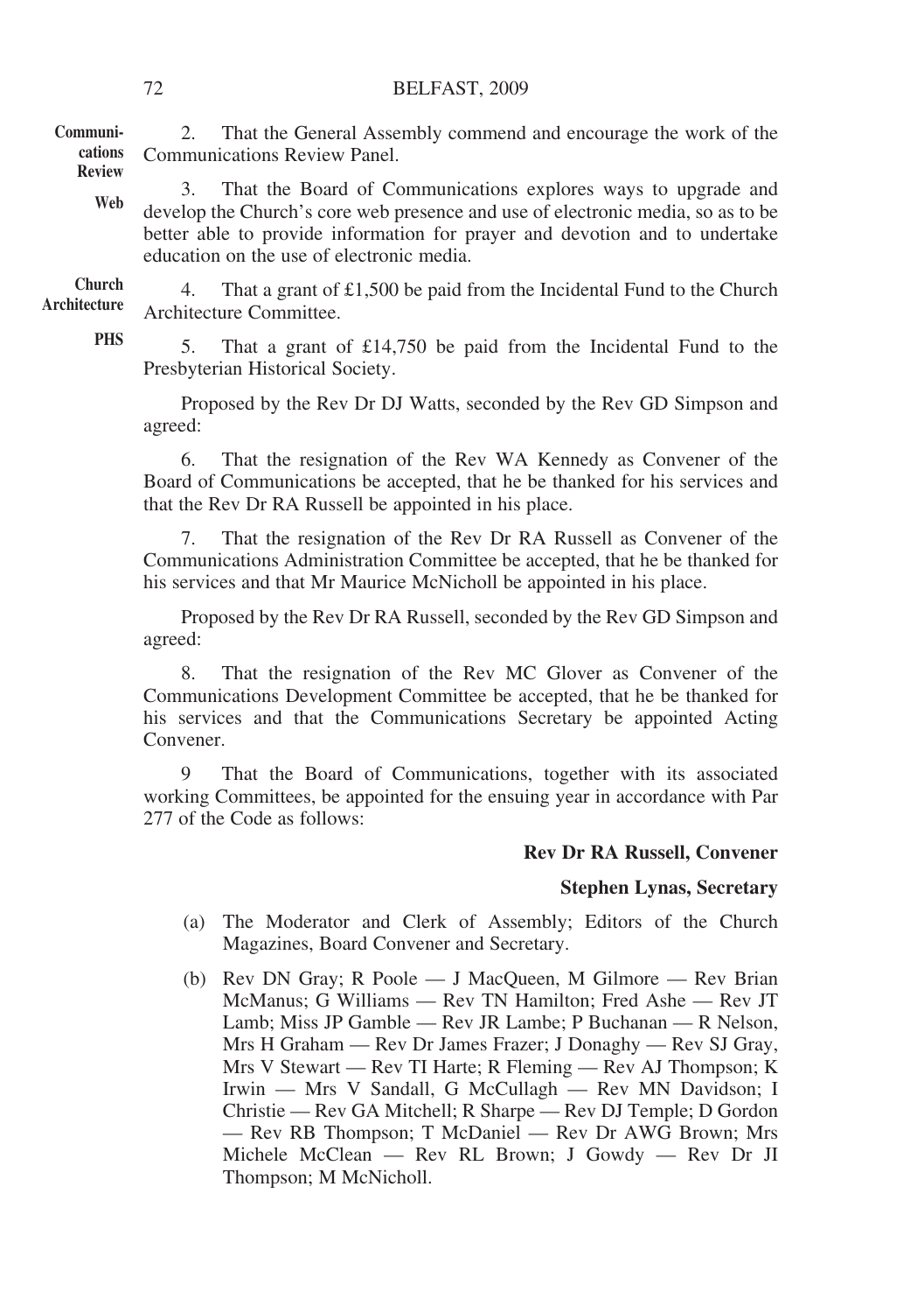**Communications Review**

2. That the General Assembly commend and encourage the work of the Communications Review Panel.

**Web**

3. That the Board of Communications explores ways to upgrade and develop the Church's core web presence and use of electronic media, so as to be better able to provide information for prayer and devotion and to undertake education on the use of electronic media.

**Church Architecture**

4. That a grant of £1,500 be paid from the Incidental Fund to the Church Architecture Committee.

**PHS**

5. That a grant of £14,750 be paid from the Incidental Fund to the Presbyterian Historical Society.

Proposed by the Rev Dr DJ Watts, seconded by the Rev GD Simpson and agreed:

6. That the resignation of the Rev WA Kennedy as Convener of the Board of Communications be accepted, that he be thanked for his services and that the Rev Dr RA Russell be appointed in his place.

7. That the resignation of the Rev Dr RA Russell as Convener of the Communications Administration Committee be accepted, that he be thanked for his services and that Mr Maurice McNicholl be appointed in his place.

Proposed by the Rev Dr RA Russell, seconded by the Rev GD Simpson and agreed:

8. That the resignation of the Rev MC Glover as Convener of the Communications Development Committee be accepted, that he be thanked for his services and that the Communications Secretary be appointed Acting Convener.

9 That the Board of Communications, together with its associated working Committees, be appointed for the ensuing year in accordance with Par 277 of the Code as follows:

**Rev Dr RA Russell, Convener**

**Stephen Lynas, Secretary**

(a) The Moderator and Clerk of Assembly; Editors of the Church Magazines, Board Convener and Secretary.

(b) Rev DN Gray; R Poole — J MacQueen, M Gilmore — Rev Brian McManus; G Williams — Rev TN Hamilton; Fred Ashe — Rev JT Lamb; Miss JP Gamble — Rev JR Lambe; P Buchanan — R Nelson, Mrs H Graham — Rev Dr James Frazer; J Donaghy — Rev SJ Gray, Mrs V Stewart — Rev TI Harte; R Fleming — Rev AJ Thompson; K Irwin — Mrs V Sandall, G McCullagh — Rev MN Davidson; I Christie — Rev GA Mitchell; R Sharpe — Rev DJ Temple; D Gordon — Rev RB Thompson; T McDaniel — Rev Dr AWG Brown; Mrs Michele McClean — Rev RL Brown; J Gowdy — Rev Dr JI Thompson; M McNicholl.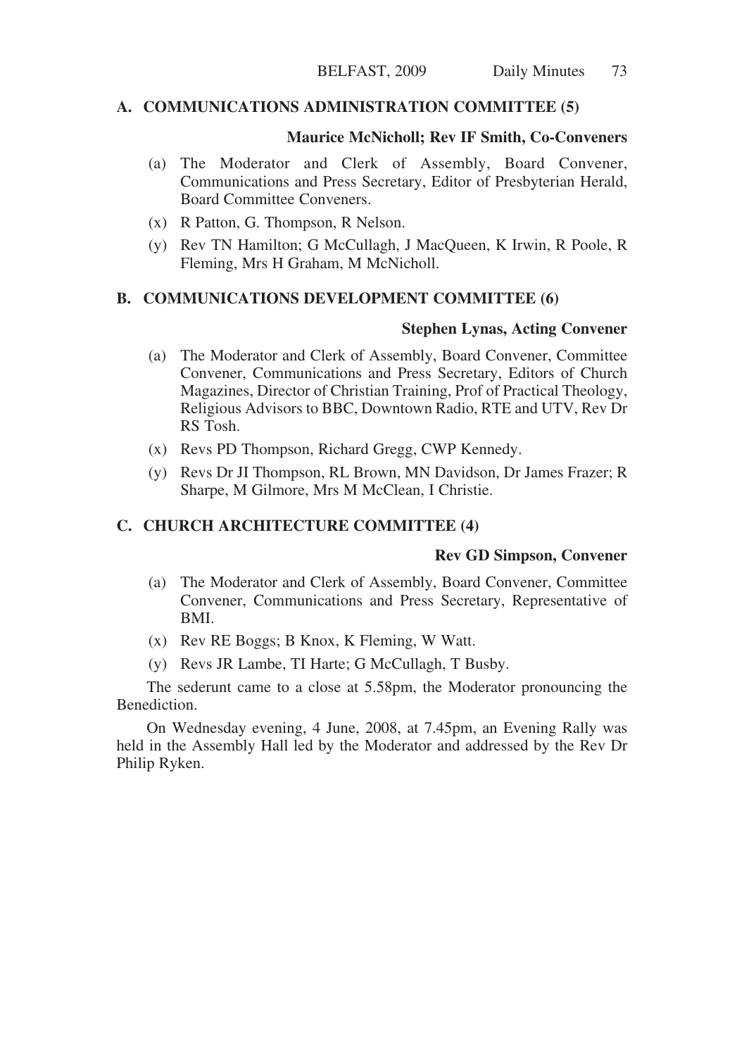## A. COMMUNICATIONS ADMINISTRATION COMMITTEE (5)

**Maurice McNicholl; Rev IF Smith, Co-Conveners**

(a) The Moderator and Clerk of Assembly, Board Convener, Communications and Press Secretary, Editor of Presbyterian Herald, Board Committee Conveners.

(x) R Patton, G. Thompson, R Nelson.

(y) Rev TN Hamilton; G McCullagh, J MacQueen, K Irwin, R Poole, R Fleming, Mrs H Graham, M McNicholl.

## B. COMMUNICATIONS DEVELOPMENT COMMITTEE (6)

**Stephen Lynas, Acting Convener**

(a) The Moderator and Clerk of Assembly, Board Convener, Committee Convener, Communications and Press Secretary, Editors of Church Magazines, Director of Christian Training, Prof of Practical Theology, Religious Advisors to BBC, Downtown Radio, RTE and UTV, Rev Dr RS Tosh.

(x) Revs PD Thompson, Richard Gregg, CWP Kennedy.

(y) Revs Dr JI Thompson, RL Brown, MN Davidson, Dr James Frazer; R Sharpe, M Gilmore, Mrs M McClean, I Christie.

## C. CHURCH ARCHITECTURE COMMITTEE (4)

**Rev GD Simpson, Convener**

(a) The Moderator and Clerk of Assembly, Board Convener, Committee Convener, Communications and Press Secretary, Representative of BMI.

(x) Rev RE Boggs; B Knox, K Fleming, W Watt.

(y) Revs JR Lambe, TI Harte; G McCullagh, T Busby.

The sederunt came to a close at 5.58pm, the Moderator pronouncing the Benediction.

On Wednesday evening, 4 June, 2008, at 7.45pm, an Evening Rally was held in the Assembly Hall led by the Moderator and addressed by the Rev Dr Philip Ryken.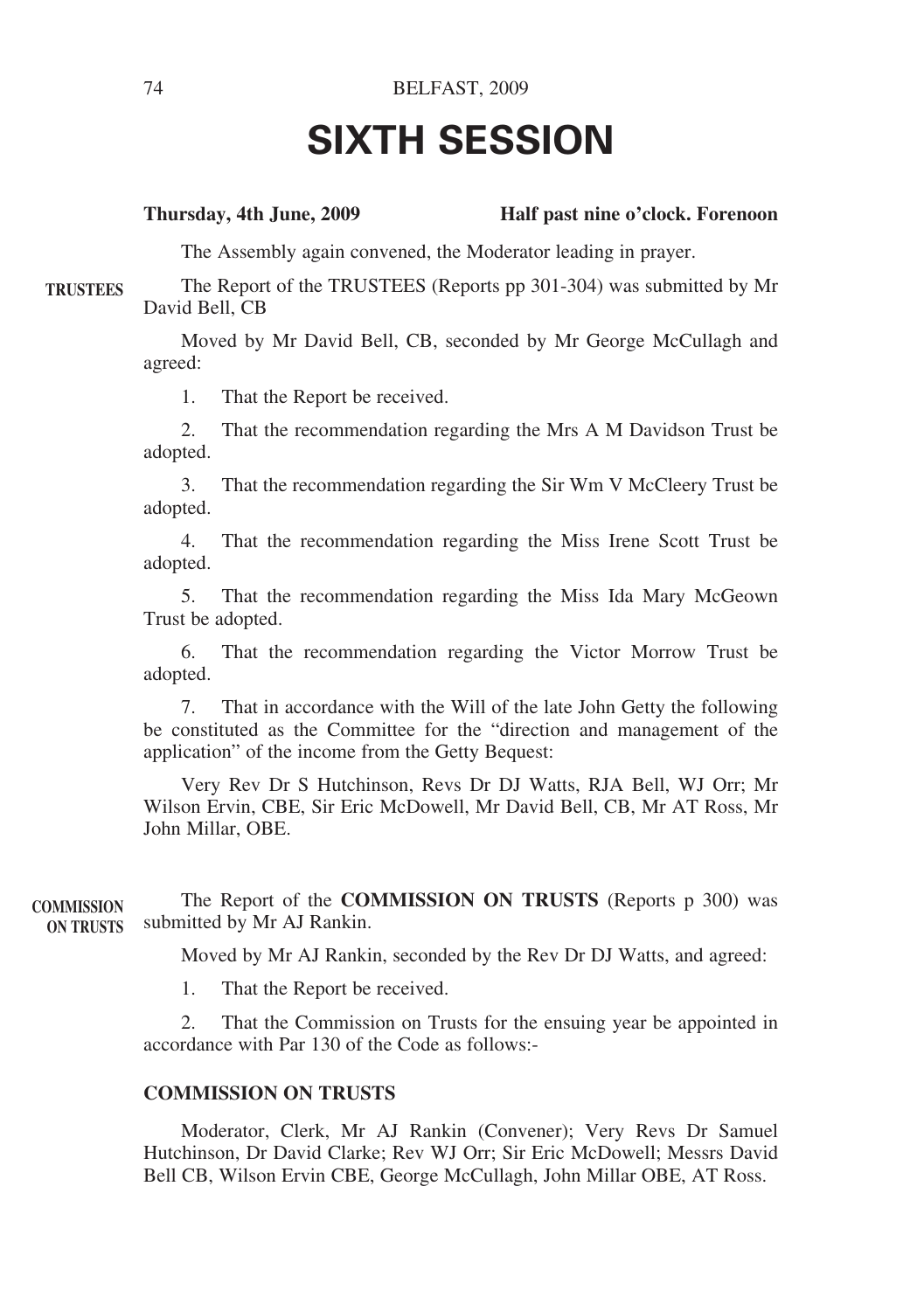# SIXTH SESSION

**Thursday, 4th June, 2009** **Half past nine o'clock. Forenoon**

The Assembly again convened, the Moderator leading in prayer.

**TRUSTEES**

The Report of the TRUSTEES (Reports pp 301-304) was submitted by Mr David Bell, CB

Moved by Mr David Bell, CB, seconded by Mr George McCullagh and agreed:

1. That the Report be received.

2. That the recommendation regarding the Mrs A M Davidson Trust be adopted.

3. That the recommendation regarding the Sir Wm V McCleery Trust be adopted.

4. That the recommendation regarding the Miss Irene Scott Trust be adopted.

5. That the recommendation regarding the Miss Ida Mary McGeown Trust be adopted.

6. That the recommendation regarding the Victor Morrow Trust be adopted.

7. That in accordance with the Will of the late John Getty the following be constituted as the Committee for the "direction and management of the application" of the income from the Getty Bequest:

Very Rev Dr S Hutchinson, Revs Dr DJ Watts, RJA Bell, WJ Orr; Mr Wilson Ervin, CBE, Sir Eric McDowell, Mr David Bell, CB, Mr AT Ross, Mr John Millar, OBE.

**COMMISSION ON TRUSTS**

The Report of the **COMMISSION ON TRUSTS** (Reports p 300) was submitted by Mr AJ Rankin.

Moved by Mr AJ Rankin, seconded by the Rev Dr DJ Watts, and agreed:

1. That the Report be received.

2. That the Commission on Trusts for the ensuing year be appointed in accordance with Par 130 of the Code as follows:-

**COMMISSION ON TRUSTS**

Moderator, Clerk, Mr AJ Rankin (Convener); Very Revs Dr Samuel Hutchinson, Dr David Clarke; Rev WJ Orr; Sir Eric McDowell; Messrs David Bell CB, Wilson Ervin CBE, George McCullagh, John Millar OBE, AT Ross.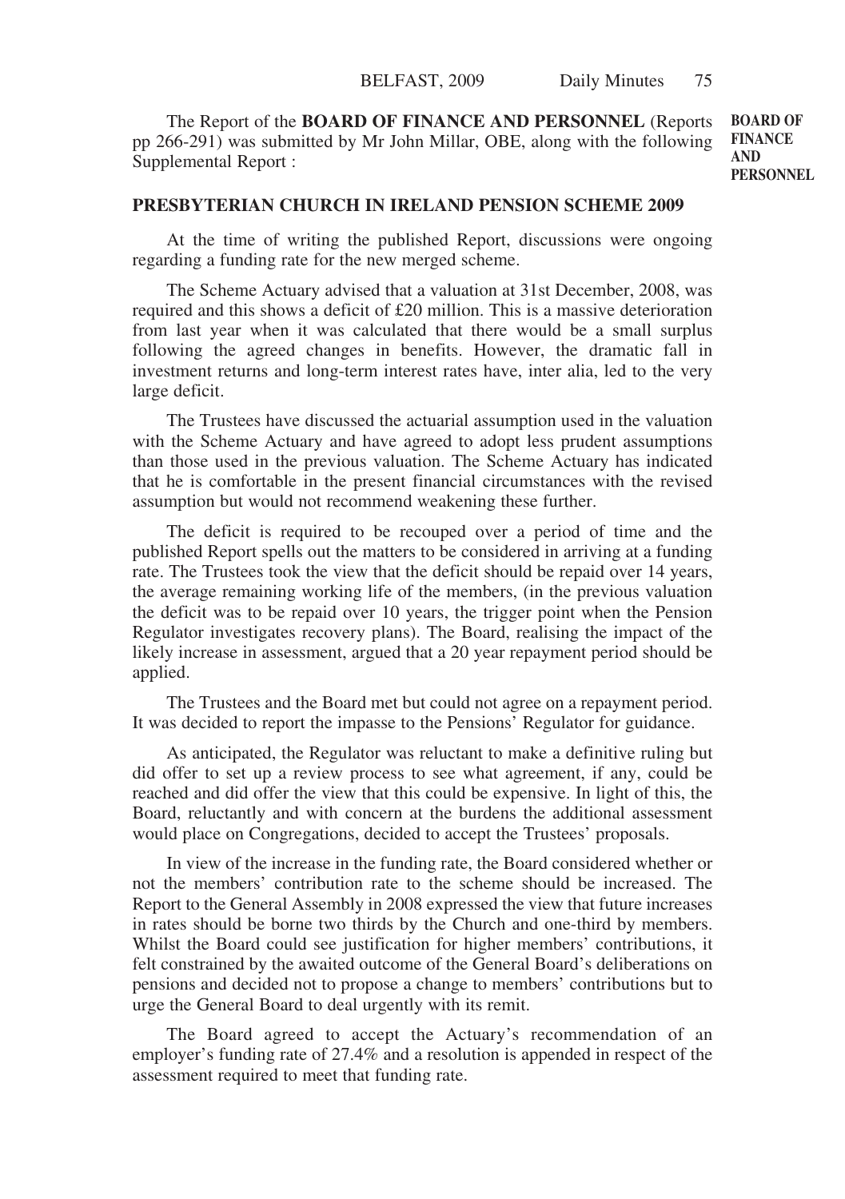**BOARD OF FINANCE AND PERSONNEL**

The Report of the **BOARD OF FINANCE AND PERSONNEL** (Reports pp 266-291) was submitted by Mr John Millar, OBE, along with the following Supplemental Report :

## PRESBYTERIAN CHURCH IN IRELAND PENSION SCHEME 2009

At the time of writing the published Report, discussions were ongoing regarding a funding rate for the new merged scheme.

The Scheme Actuary advised that a valuation at 31st December, 2008, was required and this shows a deficit of £20 million. This is a massive deterioration from last year when it was calculated that there would be a small surplus following the agreed changes in benefits. However, the dramatic fall in investment returns and long-term interest rates have, inter alia, led to the very large deficit.

The Trustees have discussed the actuarial assumption used in the valuation with the Scheme Actuary and have agreed to adopt less prudent assumptions than those used in the previous valuation. The Scheme Actuary has indicated that he is comfortable in the present financial circumstances with the revised assumption but would not recommend weakening these further.

The deficit is required to be recouped over a period of time and the published Report spells out the matters to be considered in arriving at a funding rate. The Trustees took the view that the deficit should be repaid over 14 years, the average remaining working life of the members, (in the previous valuation the deficit was to be repaid over 10 years, the trigger point when the Pension Regulator investigates recovery plans). The Board, realising the impact of the likely increase in assessment, argued that a 20 year repayment period should be applied.

The Trustees and the Board met but could not agree on a repayment period. It was decided to report the impasse to the Pensions' Regulator for guidance.

As anticipated, the Regulator was reluctant to make a definitive ruling but did offer to set up a review process to see what agreement, if any, could be reached and did offer the view that this could be expensive. In light of this, the Board, reluctantly and with concern at the burdens the additional assessment would place on Congregations, decided to accept the Trustees' proposals.

In view of the increase in the funding rate, the Board considered whether or not the members' contribution rate to the scheme should be increased. The Report to the General Assembly in 2008 expressed the view that future increases in rates should be borne two thirds by the Church and one-third by members. Whilst the Board could see justification for higher members' contributions, it felt constrained by the awaited outcome of the General Board's deliberations on pensions and decided not to propose a change to members' contributions but to urge the General Board to deal urgently with its remit.

The Board agreed to accept the Actuary's recommendation of an employer's funding rate of 27.4% and a resolution is appended in respect of the assessment required to meet that funding rate.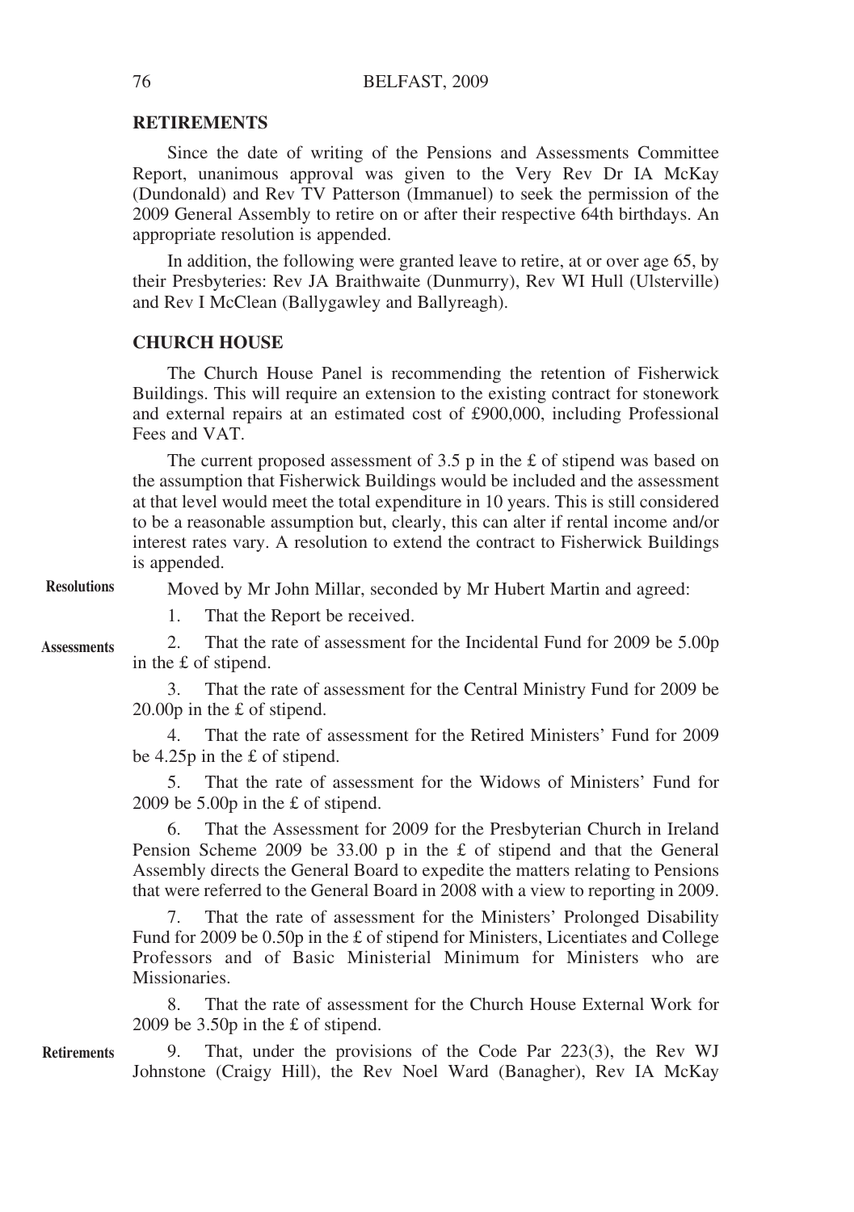## RETIREMENTS

Since the date of writing of the Pensions and Assessments Committee Report, unanimous approval was given to the Very Rev Dr IA McKay (Dundonald) and Rev TV Patterson (Immanuel) to seek the permission of the 2009 General Assembly to retire on or after their respective 64th birthdays. An appropriate resolution is appended.

In addition, the following were granted leave to retire, at or over age 65, by their Presbyteries: Rev JA Braithwaite (Dunmurry), Rev WI Hull (Ulsterville) and Rev I McClean (Ballygawley and Ballyreagh).

## CHURCH HOUSE

The Church House Panel is recommending the retention of Fisherwick Buildings. This will require an extension to the existing contract for stonework and external repairs at an estimated cost of £900,000, including Professional Fees and VAT.

The current proposed assessment of 3.5 p in the £ of stipend was based on the assumption that Fisherwick Buildings would be included and the assessment at that level would meet the total expenditure in 10 years. This is still considered to be a reasonable assumption but, clearly, this can alter if rental income and/or interest rates vary. A resolution to extend the contract to Fisherwick Buildings is appended.

**Resolutions**

Moved by Mr John Millar, seconded by Mr Hubert Martin and agreed:

1. That the Report be received.

**Assessments**

2. That the rate of assessment for the Incidental Fund for 2009 be 5.00p in the £ of stipend.

3. That the rate of assessment for the Central Ministry Fund for 2009 be 20.00p in the £ of stipend.

4. That the rate of assessment for the Retired Ministers' Fund for 2009 be 4.25p in the £ of stipend.

5. That the rate of assessment for the Widows of Ministers' Fund for 2009 be 5.00p in the £ of stipend.

6. That the Assessment for 2009 for the Presbyterian Church in Ireland Pension Scheme 2009 be 33.00 p in the £ of stipend and that the General Assembly directs the General Board to expedite the matters relating to Pensions that were referred to the General Board in 2008 with a view to reporting in 2009.

7. That the rate of assessment for the Ministers' Prolonged Disability Fund for 2009 be 0.50p in the £ of stipend for Ministers, Licentiates and College Professors and of Basic Ministerial Minimum for Ministers who are Missionaries.

8. That the rate of assessment for the Church House External Work for 2009 be 3.50p in the £ of stipend.

**Retirements**

9. That, under the provisions of the Code Par 223(3), the Rev WJ Johnstone (Craigy Hill), the Rev Noel Ward (Banagher), Rev IA McKay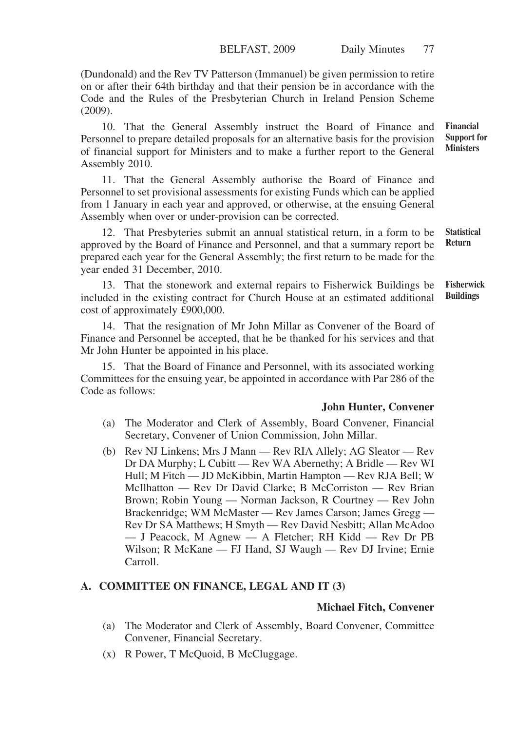(Dundonald) and the Rev TV Patterson (Immanuel) be given permission to retire on or after their 64th birthday and that their pension be in accordance with the Code and the Rules of the Presbyterian Church in Ireland Pension Scheme (2009).

**Financial Support for Ministers**

10. That the General Assembly instruct the Board of Finance and Personnel to prepare detailed proposals for an alternative basis for the provision of financial support for Ministers and to make a further report to the General Assembly 2010.

11. That the General Assembly authorise the Board of Finance and Personnel to set provisional assessments for existing Funds which can be applied from 1 January in each year and approved, or otherwise, at the ensuing General Assembly when over or under-provision can be corrected.

**Statistical Return**

12. That Presbyteries submit an annual statistical return, in a form to be approved by the Board of Finance and Personnel, and that a summary report be prepared each year for the General Assembly; the first return to be made for the year ended 31 December, 2010.

**Fisherwick Buildings**

13. That the stonework and external repairs to Fisherwick Buildings be included in the existing contract for Church House at an estimated additional cost of approximately £900,000.

14. That the resignation of Mr John Millar as Convener of the Board of Finance and Personnel be accepted, that he be thanked for his services and that Mr John Hunter be appointed in his place.

15. That the Board of Finance and Personnel, with its associated working Committees for the ensuing year, be appointed in accordance with Par 286 of the Code as follows:

**John Hunter, Convener**

(a) The Moderator and Clerk of Assembly, Board Convener, Financial Secretary, Convener of Union Commission, John Millar.

(b) Rev NJ Linkens; Mrs J Mann — Rev RIA Allely; AG Sleator — Rev Dr DA Murphy; L Cubitt — Rev WA Abernethy; A Bridle — Rev WI Hull; M Fitch — JD McKibbin, Martin Hampton — Rev RJA Bell; W McIlhatton — Rev Dr David Clarke; B McCorriston — Rev Brian Brown; Robin Young — Norman Jackson, R Courtney — Rev John Brackenridge; WM McMaster — Rev James Carson; James Gregg — Rev Dr SA Matthews; H Smyth — Rev David Nesbitt; Allan McAdoo — J Peacock, M Agnew — A Fletcher; RH Kidd — Rev Dr PB Wilson; R McKane — FJ Hand, SJ Waugh — Rev DJ Irvine; Ernie Carroll.

## A. COMMITTEE ON FINANCE, LEGAL AND IT (3)

**Michael Fitch, Convener**

(a) The Moderator and Clerk of Assembly, Board Convener, Committee Convener, Financial Secretary.

(x) R Power, T McQuoid, B McCluggage.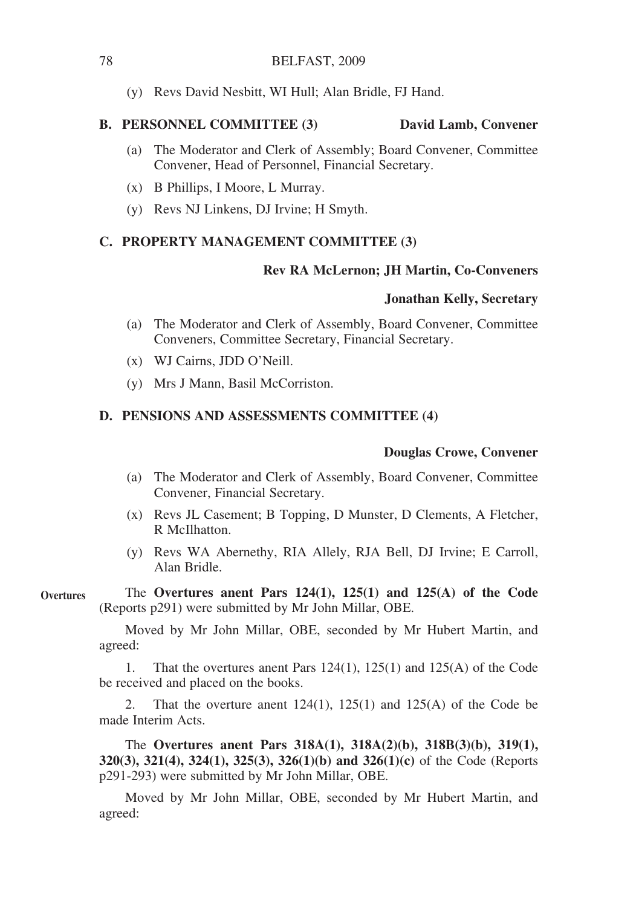(y) Revs David Nesbitt, WI Hull; Alan Bridle, FJ Hand.

**B. PERSONNEL COMMITTEE (3)** **David Lamb, Convener**

(a) The Moderator and Clerk of Assembly; Board Convener, Committee Convener, Head of Personnel, Financial Secretary.

(x) B Phillips, I Moore, L Murray.

(y) Revs NJ Linkens, DJ Irvine; H Smyth.

**C. PROPERTY MANAGEMENT COMMITTEE (3)**

**Rev RA McLernon; JH Martin, Co-Conveners**

**Jonathan Kelly, Secretary**

(a) The Moderator and Clerk of Assembly, Board Convener, Committee Conveners, Committee Secretary, Financial Secretary.

(x) WJ Cairns, JDD O'Neill.

(y) Mrs J Mann, Basil McCorriston.

**D. PENSIONS AND ASSESSMENTS COMMITTEE (4)**

**Douglas Crowe, Convener**

(a) The Moderator and Clerk of Assembly, Board Convener, Committee Convener, Financial Secretary.

(x) Revs JL Casement; B Topping, D Munster, D Clements, A Fletcher, R McIlhatton.

(y) Revs WA Abernethy, RIA Allely, RJA Bell, DJ Irvine; E Carroll, Alan Bridle.

**Overtures**

The **Overtures anent Pars 124(1), 125(1) and 125(A) of the Code** (Reports p291) were submitted by Mr John Millar, OBE.

Moved by Mr John Millar, OBE, seconded by Mr Hubert Martin, and agreed:

1. That the overtures anent Pars 124(1), 125(1) and 125(A) of the Code be received and placed on the books.

2. That the overture anent 124(1), 125(1) and 125(A) of the Code be made Interim Acts.

The **Overtures anent Pars 318A(1), 318A(2)(b), 318B(3)(b), 319(1), 320(3), 321(4), 324(1), 325(3), 326(1)(b) and 326(1)(c)** of the Code (Reports p291-293) were submitted by Mr John Millar, OBE.

Moved by Mr John Millar, OBE, seconded by Mr Hubert Martin, and agreed: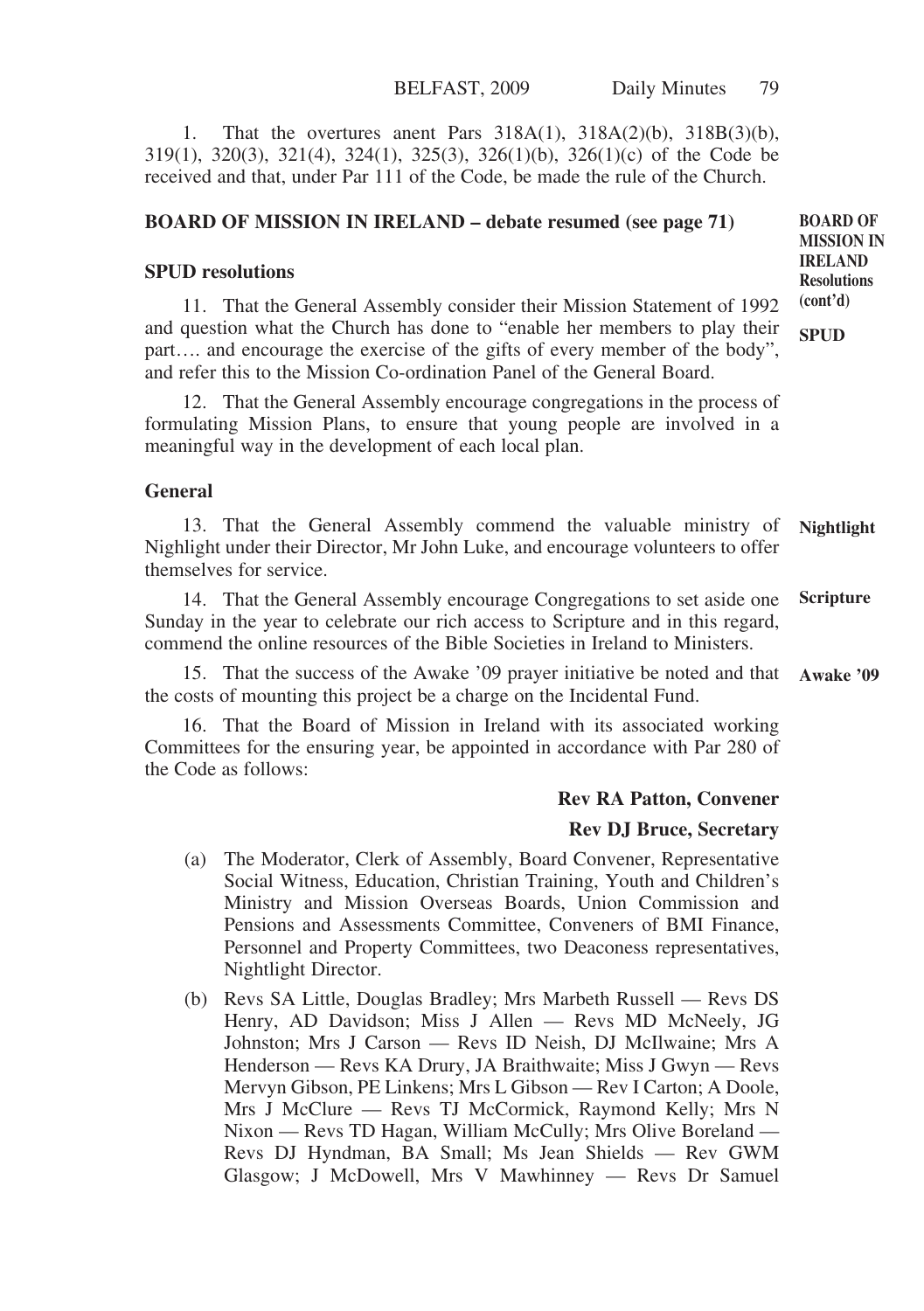1. That the overtures anent Pars 318A(1), 318A(2)(b), 318B(3)(b), 319(1), 320(3), 321(4), 324(1), 325(3), 326(1)(b), 326(1)(c) of the Code be received and that, under Par 111 of the Code, be made the rule of the Church.

## BOARD OF MISSION IN IRELAND – debate resumed (see page 71)

**BOARD OF MISSION IN IRELAND Resolutions (cont'd)**

### SPUD resolutions

**SPUD**

11. That the General Assembly consider their Mission Statement of 1992 and question what the Church has done to "enable her members to play their part…. and encourage the exercise of the gifts of every member of the body", and refer this to the Mission Co-ordination Panel of the General Board.

12. That the General Assembly encourage congregations in the process of formulating Mission Plans, to ensure that young people are involved in a meaningful way in the development of each local plan.

### General

**Nightlight**

13. That the General Assembly commend the valuable ministry of Nightlight under their Director, Mr John Luke, and encourage volunteers to offer themselves for service.

**Scripture**

14. That the General Assembly encourage Congregations to set aside one Sunday in the year to celebrate our rich access to Scripture and in this regard, commend the online resources of the Bible Societies in Ireland to Ministers.

**Awake '09**

15. That the success of the Awake '09 prayer initiative be noted and that the costs of mounting this project be a charge on the Incidental Fund.

16. That the Board of Mission in Ireland with its associated working Committees for the ensuring year, be appointed in accordance with Par 280 of the Code as follows:

**Rev RA Patton, Convener**

**Rev DJ Bruce, Secretary**

(a) The Moderator, Clerk of Assembly, Board Convener, Representative Social Witness, Education, Christian Training, Youth and Children's Ministry and Mission Overseas Boards, Union Commission and Pensions and Assessments Committee, Conveners of BMI Finance, Personnel and Property Committees, two Deaconess representatives, Nightlight Director.

(b) Revs SA Little, Douglas Bradley; Mrs Marbeth Russell — Revs DS Henry, AD Davidson; Miss J Allen — Revs MD McNeely, JG Johnston; Mrs J Carson — Revs ID Neish, DJ McIlwaine; Mrs A Henderson — Revs KA Drury, JA Braithwaite; Miss J Gwyn — Revs Mervyn Gibson, PE Linkens; Mrs L Gibson — Rev I Carton; A Doole, Mrs J McClure — Revs TJ McCormick, Raymond Kelly; Mrs N Nixon — Revs TD Hagan, William McCully; Mrs Olive Boreland — Revs DJ Hyndman, BA Small; Ms Jean Shields — Rev GWM Glasgow; J McDowell, Mrs V Mawhinney — Revs Dr Samuel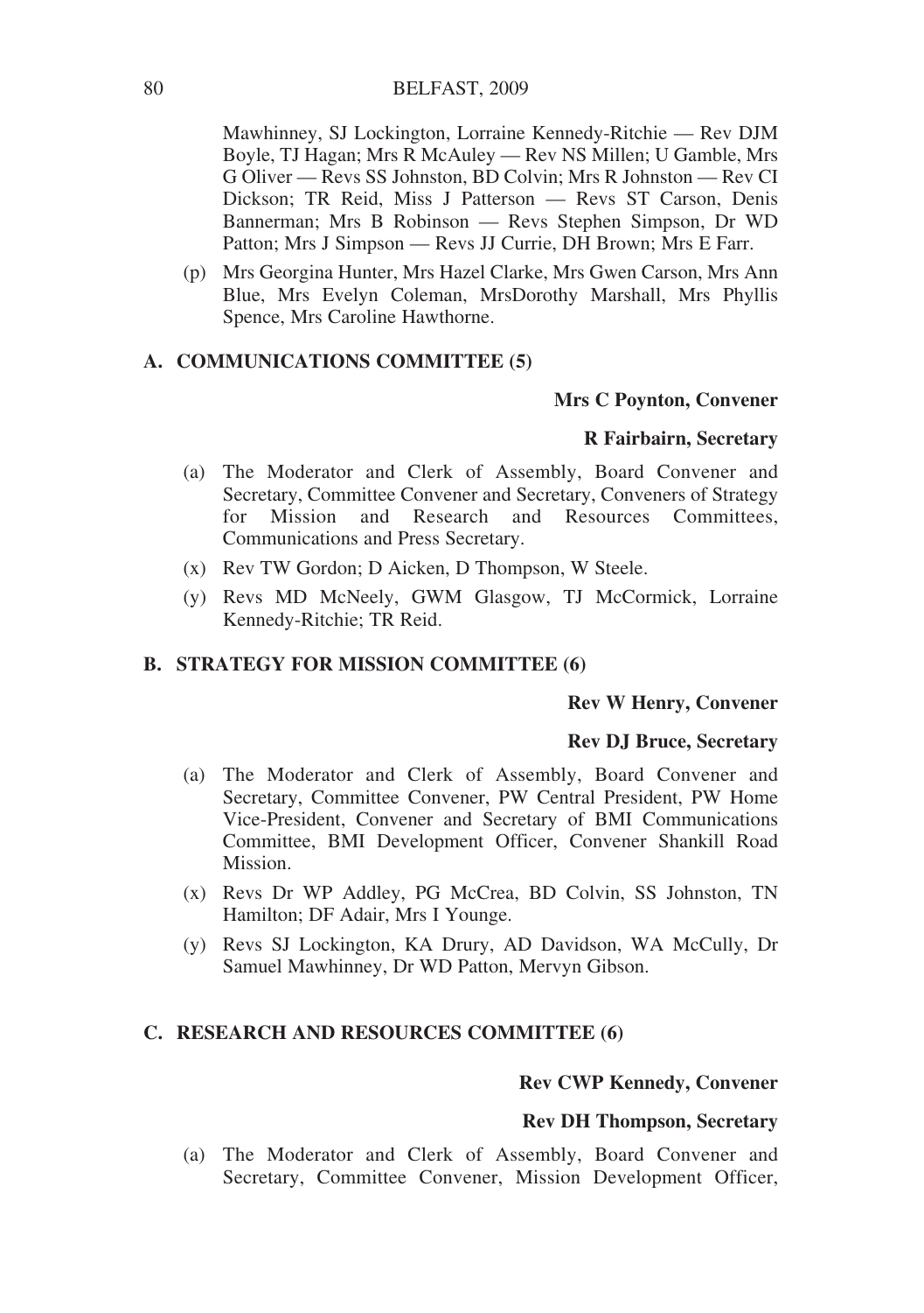Mawhinney, SJ Lockington, Lorraine Kennedy-Ritchie — Rev DJM Boyle, TJ Hagan; Mrs R McAuley — Rev NS Millen; U Gamble, Mrs G Oliver — Revs SS Johnston, BD Colvin; Mrs R Johnston — Rev CI Dickson; TR Reid, Miss J Patterson — Revs ST Carson, Denis Bannerman; Mrs B Robinson — Revs Stephen Simpson, Dr WD Patton; Mrs J Simpson — Revs JJ Currie, DH Brown; Mrs E Farr.

(p) Mrs Georgina Hunter, Mrs Hazel Clarke, Mrs Gwen Carson, Mrs Ann Blue, Mrs Evelyn Coleman, MrsDorothy Marshall, Mrs Phyllis Spence, Mrs Caroline Hawthorne.

## A. COMMUNICATIONS COMMITTEE (5)

**Mrs C Poynton, Convener**

**R Fairbairn, Secretary**

(a) The Moderator and Clerk of Assembly, Board Convener and Secretary, Committee Convener and Secretary, Conveners of Strategy for Mission and Research and Resources Committees, Communications and Press Secretary.

(x) Rev TW Gordon; D Aicken, D Thompson, W Steele.

(y) Revs MD McNeely, GWM Glasgow, TJ McCormick, Lorraine Kennedy-Ritchie; TR Reid.

## B. STRATEGY FOR MISSION COMMITTEE (6)

**Rev W Henry, Convener**

**Rev DJ Bruce, Secretary**

(a) The Moderator and Clerk of Assembly, Board Convener and Secretary, Committee Convener, PW Central President, PW Home Vice-President, Convener and Secretary of BMI Communications Committee, BMI Development Officer, Convener Shankill Road Mission.

(x) Revs Dr WP Addley, PG McCrea, BD Colvin, SS Johnston, TN Hamilton; DF Adair, Mrs I Younge.

(y) Revs SJ Lockington, KA Drury, AD Davidson, WA McCully, Dr Samuel Mawhinney, Dr WD Patton, Mervyn Gibson.

## C. RESEARCH AND RESOURCES COMMITTEE (6)

**Rev CWP Kennedy, Convener**

**Rev DH Thompson, Secretary**

(a) The Moderator and Clerk of Assembly, Board Convener and Secretary, Committee Convener, Mission Development Officer,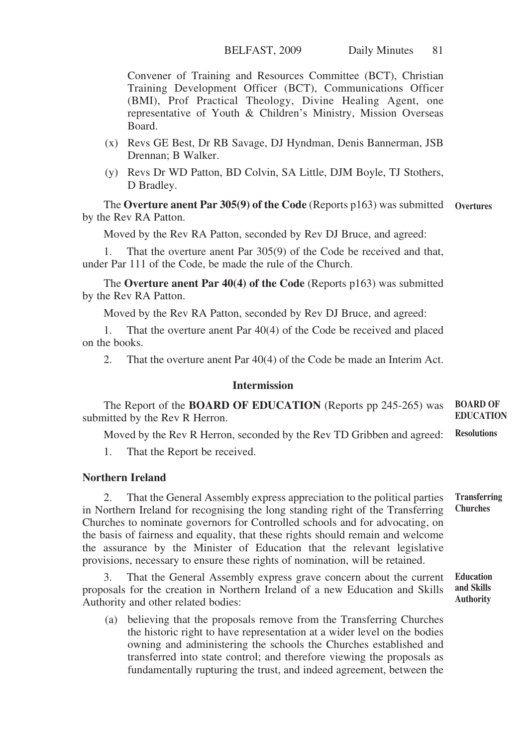Convener of Training and Resources Committee (BCT), Christian Training Development Officer (BCT), Communications Officer (BMI), Prof Practical Theology, Divine Healing Agent, one representative of Youth & Children's Ministry, Mission Overseas Board.

(x) Revs GE Best, Dr RB Savage, DJ Hyndman, Denis Bannerman, JSB Drennan; B Walker.

(y) Revs Dr WD Patton, BD Colvin, SA Little, DJM Boyle, TJ Stothers, D Bradley.

**Overtures**

The **Overture anent Par 305(9) of the Code** (Reports p163) was submitted by the Rev RA Patton.

Moved by the Rev RA Patton, seconded by Rev DJ Bruce, and agreed:

1. That the overture anent Par 305(9) of the Code be received and that, under Par 111 of the Code, be made the rule of the Church.

The **Overture anent Par 40(4) of the Code** (Reports p163) was submitted by the Rev RA Patton.

Moved by the Rev RA Patton, seconded by Rev DJ Bruce, and agreed:

1. That the overture anent Par 40(4) of the Code be received and placed on the books.

2. That the overture anent Par 40(4) of the Code be made an Interim Act.

## Intermission

**BOARD OF EDUCATION**

The Report of the **BOARD OF EDUCATION** (Reports pp 245-265) was submitted by the Rev R Herron.

**Resolutions**

Moved by the Rev R Herron, seconded by the Rev TD Gribben and agreed:

1. That the Report be received.

### Northern Ireland

**Transferring Churches**

2. That the General Assembly express appreciation to the political parties in Northern Ireland for recognising the long standing right of the Transferring Churches to nominate governors for Controlled schools and for advocating, on the basis of fairness and equality, that these rights should remain and welcome the assurance by the Minister of Education that the relevant legislative provisions, necessary to ensure these rights of nomination, will be retained.

**Education and Skills Authority**

3. That the General Assembly express grave concern about the current proposals for the creation in Northern Ireland of a new Education and Skills Authority and other related bodies:

(a) believing that the proposals remove from the Transferring Churches the historic right to have representation at a wider level on the bodies owning and administering the schools the Churches established and transferred into state control; and therefore viewing the proposals as fundamentally rupturing the trust, and indeed agreement, between the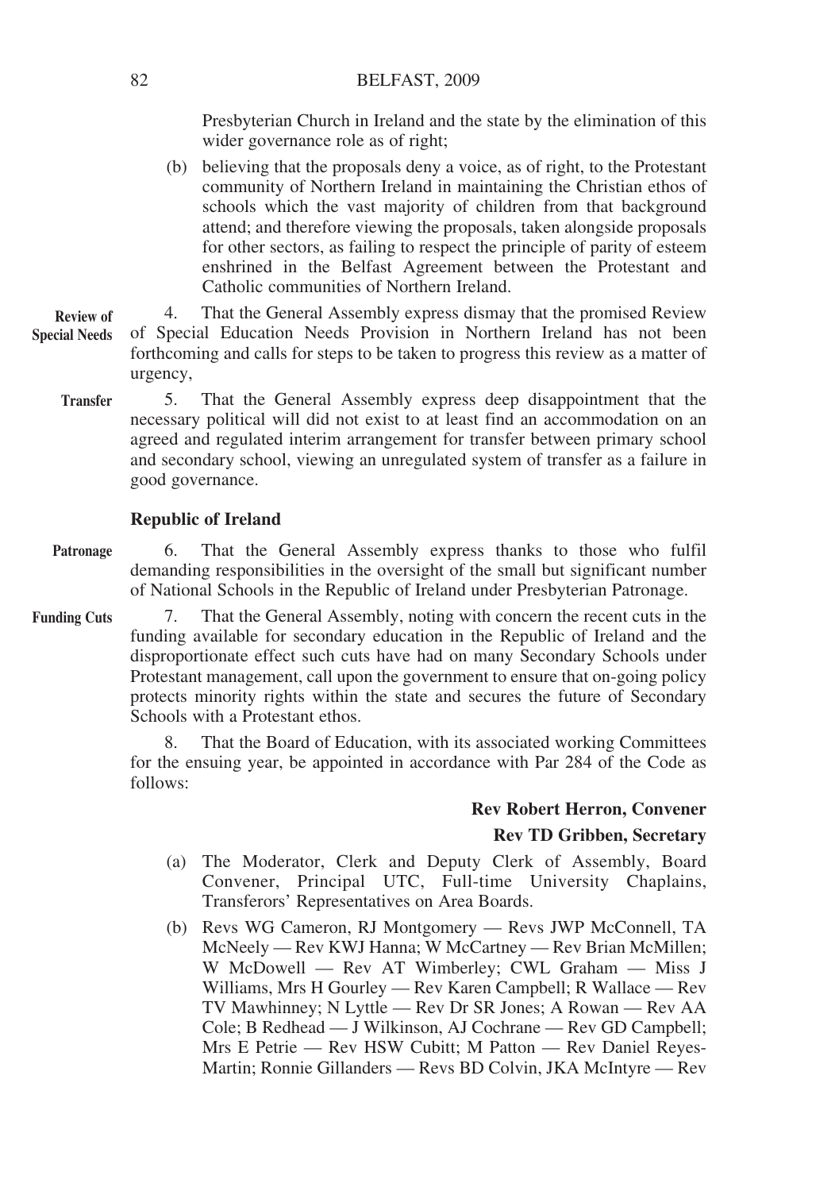Presbyterian Church in Ireland and the state by the elimination of this wider governance role as of right;

(b) believing that the proposals deny a voice, as of right, to the Protestant community of Northern Ireland in maintaining the Christian ethos of schools which the vast majority of children from that background attend; and therefore viewing the proposals, taken alongside proposals for other sectors, as failing to respect the principle of parity of esteem enshrined in the Belfast Agreement between the Protestant and Catholic communities of Northern Ireland.

**Review of Special Needs**

4. That the General Assembly express dismay that the promised Review of Special Education Needs Provision in Northern Ireland has not been forthcoming and calls for steps to be taken to progress this review as a matter of urgency,

**Transfer**

5. That the General Assembly express deep disappointment that the necessary political will did not exist to at least find an accommodation on an agreed and regulated interim arrangement for transfer between primary school and secondary school, viewing an unregulated system of transfer as a failure in good governance.

### Republic of Ireland

**Patronage**

6. That the General Assembly express thanks to those who fulfil demanding responsibilities in the oversight of the small but significant number of National Schools in the Republic of Ireland under Presbyterian Patronage.

**Funding Cuts**

7. That the General Assembly, noting with concern the recent cuts in the funding available for secondary education in the Republic of Ireland and the disproportionate effect such cuts have had on many Secondary Schools under Protestant management, call upon the government to ensure that on-going policy protects minority rights within the state and secures the future of Secondary Schools with a Protestant ethos.

8. That the Board of Education, with its associated working Committees for the ensuing year, be appointed in accordance with Par 284 of the Code as follows:

**Rev Robert Herron, Convener**

**Rev TD Gribben, Secretary**

(a) The Moderator, Clerk and Deputy Clerk of Assembly, Board Convener, Principal UTC, Full-time University Chaplains, Transferors' Representatives on Area Boards.

(b) Revs WG Cameron, RJ Montgomery — Revs JWP McConnell, TA McNeely — Rev KWJ Hanna; W McCartney — Rev Brian McMillen; W McDowell — Rev AT Wimberley; CWL Graham — Miss J Williams, Mrs H Gourley — Rev Karen Campbell; R Wallace — Rev TV Mawhinney; N Lyttle — Rev Dr SR Jones; A Rowan — Rev AA Cole; B Redhead — J Wilkinson, AJ Cochrane — Rev GD Campbell; Mrs E Petrie — Rev HSW Cubitt; M Patton — Rev Daniel Reyes-Martin; Ronnie Gillanders — Revs BD Colvin, JKA McIntyre — Rev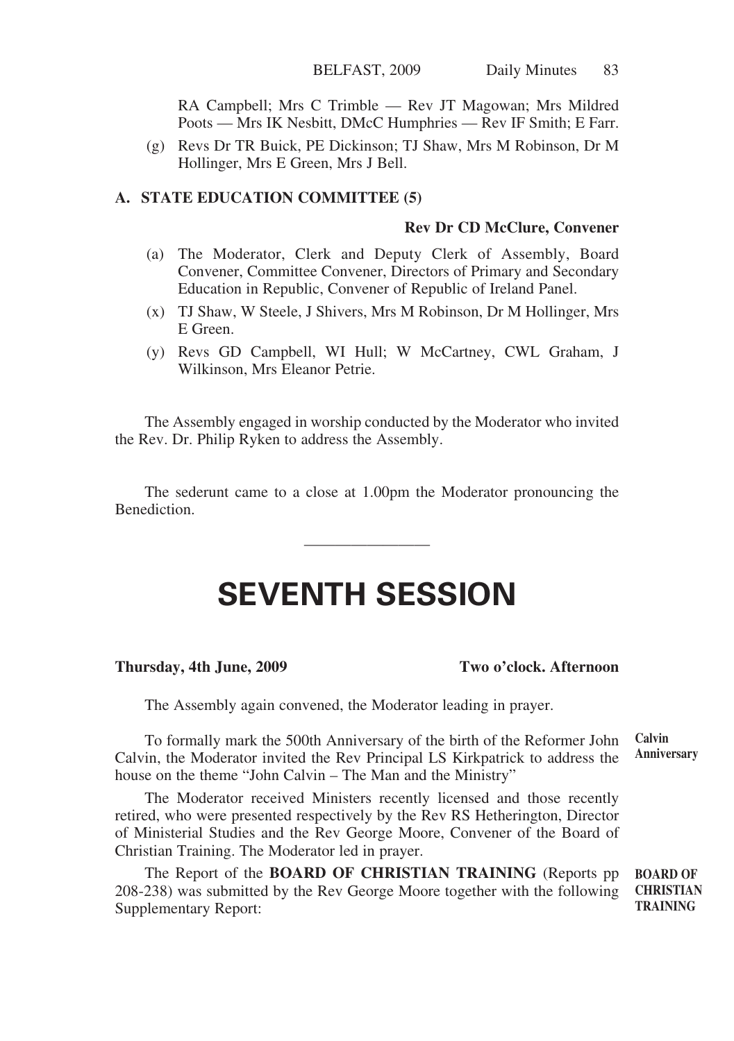RA Campbell; Mrs C Trimble — Rev JT Magowan; Mrs Mildred Poots — Mrs IK Nesbitt, DMcC Humphries — Rev IF Smith; E Farr.

(g) Revs Dr TR Buick, PE Dickinson; TJ Shaw, Mrs M Robinson, Dr M Hollinger, Mrs E Green, Mrs J Bell.

**A. STATE EDUCATION COMMITTEE (5)**

**Rev Dr CD McClure, Convener**

(a) The Moderator, Clerk and Deputy Clerk of Assembly, Board Convener, Committee Convener, Directors of Primary and Secondary Education in Republic, Convener of Republic of Ireland Panel.

(x) TJ Shaw, W Steele, J Shivers, Mrs M Robinson, Dr M Hollinger, Mrs E Green.

(y) Revs GD Campbell, WI Hull; W McCartney, CWL Graham, J Wilkinson, Mrs Eleanor Petrie.

The Assembly engaged in worship conducted by the Moderator who invited the Rev. Dr. Philip Ryken to address the Assembly.

The sederunt came to a close at 1.00pm the Moderator pronouncing the Benediction.

---

# SEVENTH SESSION

**Thursday, 4th June, 2009** **Two o'clock. Afternoon**

The Assembly again convened, the Moderator leading in prayer.

**Calvin Anniversary**

To formally mark the 500th Anniversary of the birth of the Reformer John Calvin, the Moderator invited the Rev Principal LS Kirkpatrick to address the house on the theme "John Calvin – The Man and the Ministry"

The Moderator received Ministers recently licensed and those recently retired, who were presented respectively by the Rev RS Hetherington, Director of Ministerial Studies and the Rev George Moore, Convener of the Board of Christian Training. The Moderator led in prayer.

**BOARD OF CHRISTIAN TRAINING**

The Report of the **BOARD OF CHRISTIAN TRAINING** (Reports pp 208-238) was submitted by the Rev George Moore together with the following Supplementary Report: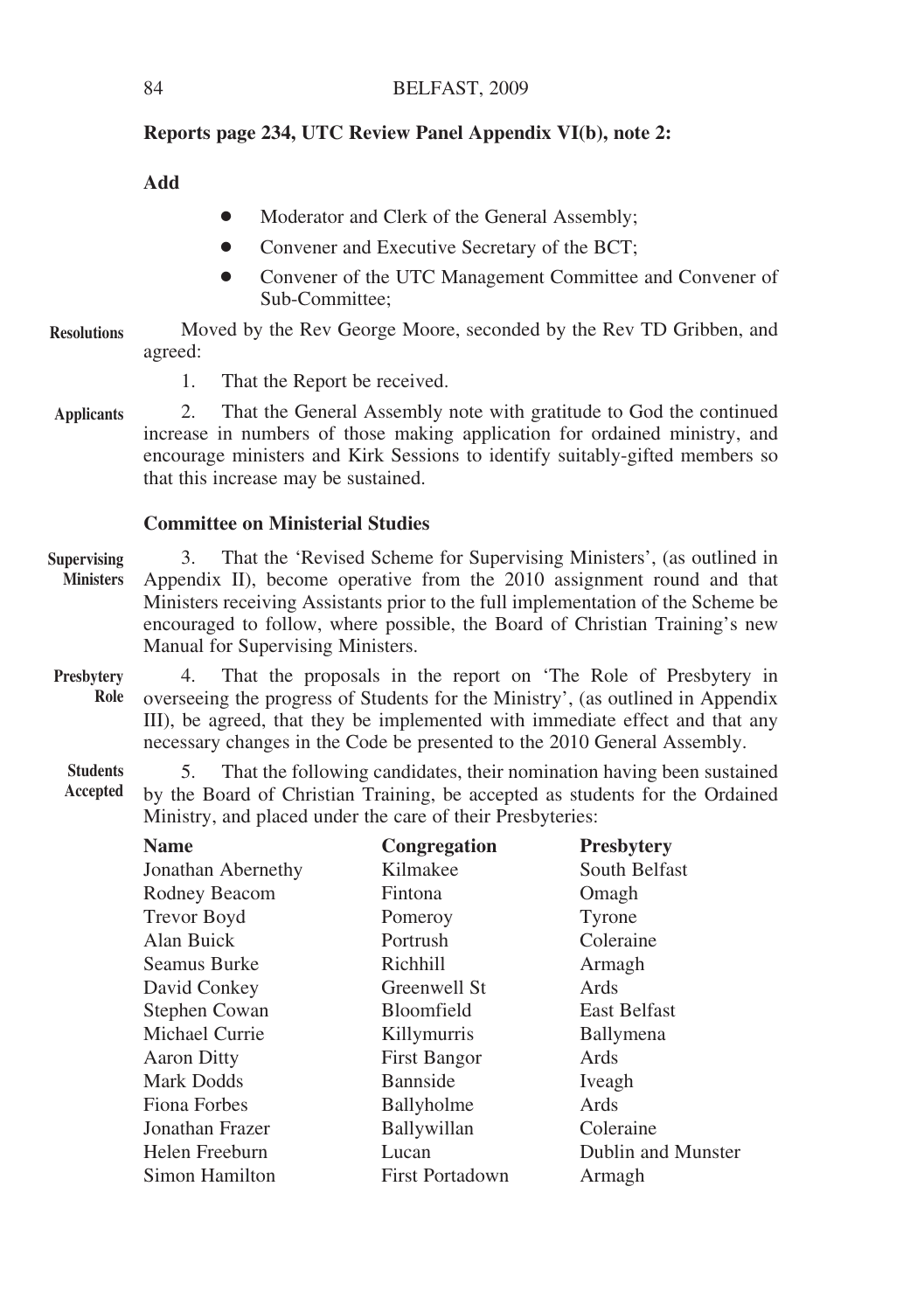**Reports page 234, UTC Review Panel Appendix VI(b), note 2:**

**Add**

- Moderator and Clerk of the General Assembly;
- Convener and Executive Secretary of the BCT;
- Convener of the UTC Management Committee and Convener of Sub-Committee;

**Resolutions**

Moved by the Rev George Moore, seconded by the Rev TD Gribben, and agreed:

1. That the Report be received.

**Applicants**

2. That the General Assembly note with gratitude to God the continued increase in numbers of those making application for ordained ministry, and encourage ministers and Kirk Sessions to identify suitably-gifted members so that this increase may be sustained.

### Committee on Ministerial Studies

**Supervising Ministers**

3. That the 'Revised Scheme for Supervising Ministers', (as outlined in Appendix II), become operative from the 2010 assignment round and that Ministers receiving Assistants prior to the full implementation of the Scheme be encouraged to follow, where possible, the Board of Christian Training's new Manual for Supervising Ministers.

**Presbytery Role**

4. That the proposals in the report on 'The Role of Presbytery in overseeing the progress of Students for the Ministry', (as outlined in Appendix III), be agreed, that they be implemented with immediate effect and that any necessary changes in the Code be presented to the 2010 General Assembly.

**Students Accepted**

5. That the following candidates, their nomination having been sustained by the Board of Christian Training, be accepted as students for the Ordained Ministry, and placed under the care of their Presbyteries:

| Name | Congregation | Presbytery |
|---|---|---|
| Jonathan Abernethy | Kilmakee | South Belfast |
| Rodney Beacom | Fintona | Omagh |
| Trevor Boyd | Pomeroy | Tyrone |
| Alan Buick | Portrush | Coleraine |
| Seamus Burke | Richhill | Armagh |
| David Conkey | Greenwell St | Ards |
| Stephen Cowan | Bloomfield | East Belfast |
| Michael Currie | Killymurris | Ballymena |
| Aaron Ditty | First Bangor | Ards |
| Mark Dodds | Bannside | Iveagh |
| Fiona Forbes | Ballyholme | Ards |
| Jonathan Frazer | Ballywillan | Coleraine |
| Helen Freeburn | Lucan | Dublin and Munster |
| Simon Hamilton | First Portadown | Armagh |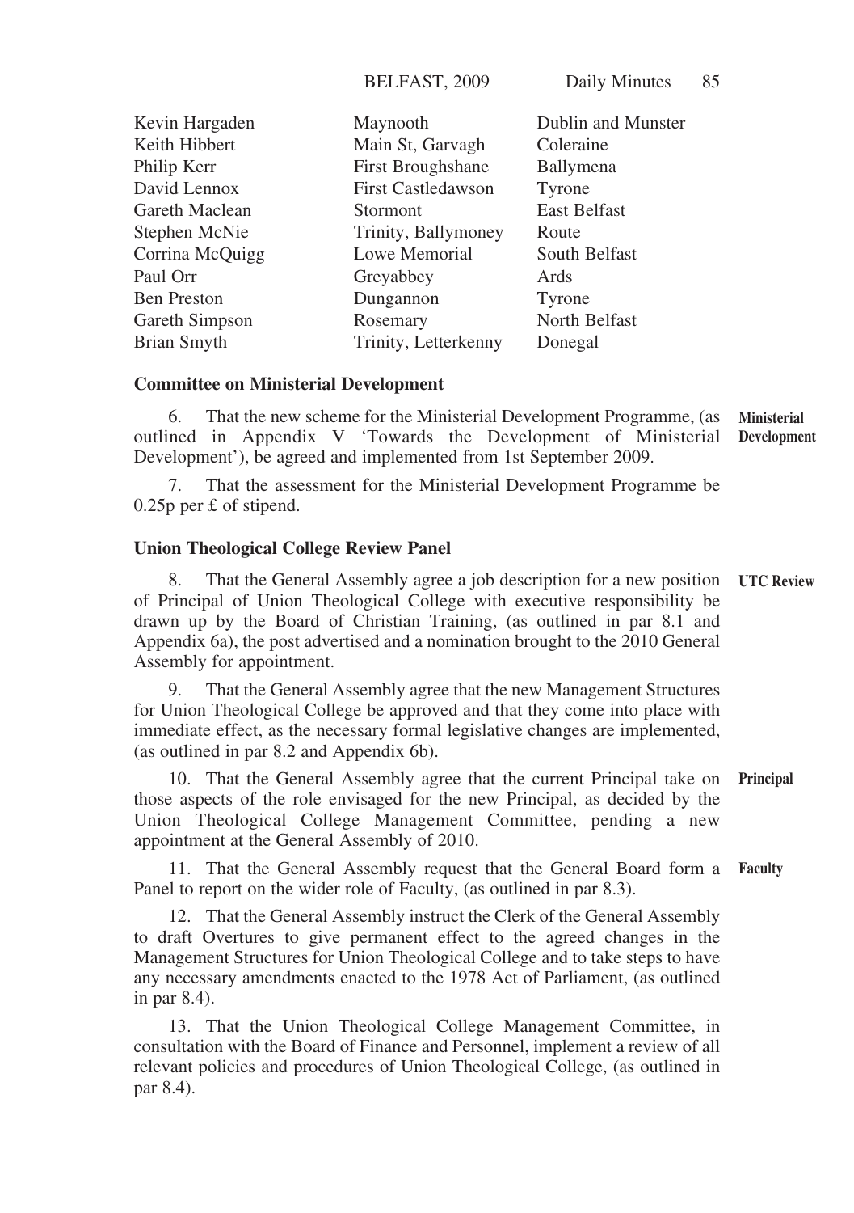| | | |
|---|---|---|
| Kevin Hargaden | Maynooth | Dublin and Munster |
| Keith Hibbert | Main St, Garvagh | Coleraine |
| Philip Kerr | First Broughshane | Ballymena |
| David Lennox | First Castledawson | Tyrone |
| Gareth Maclean | Stormont | East Belfast |
| Stephen McNie | Trinity, Ballymoney | Route |
| Corrina McQuigg | Lowe Memorial | South Belfast |
| Paul Orr | Greyabbey | Ards |
| Ben Preston | Dungannon | Tyrone |
| Gareth Simpson | Rosemary | North Belfast |
| Brian Smyth | Trinity, Letterkenny | Donegal |

### Committee on Ministerial Development

**Ministerial Development**

6. That the new scheme for the Ministerial Development Programme, (as outlined in Appendix V 'Towards the Development of Ministerial Development'), be agreed and implemented from 1st September 2009.

7. That the assessment for the Ministerial Development Programme be 0.25p per £ of stipend.

### Union Theological College Review Panel

**UTC Review**

8. That the General Assembly agree a job description for a new position of Principal of Union Theological College with executive responsibility be drawn up by the Board of Christian Training, (as outlined in par 8.1 and Appendix 6a), the post advertised and a nomination brought to the 2010 General Assembly for appointment.

9. That the General Assembly agree that the new Management Structures for Union Theological College be approved and that they come into place with immediate effect, as the necessary formal legislative changes are implemented, (as outlined in par 8.2 and Appendix 6b).

**Principal**

10. That the General Assembly agree that the current Principal take on those aspects of the role envisaged for the new Principal, as decided by the Union Theological College Management Committee, pending a new appointment at the General Assembly of 2010.

**Faculty**

11. That the General Assembly request that the General Board form a Panel to report on the wider role of Faculty, (as outlined in par 8.3).

12. That the General Assembly instruct the Clerk of the General Assembly to draft Overtures to give permanent effect to the agreed changes in the Management Structures for Union Theological College and to take steps to have any necessary amendments enacted to the 1978 Act of Parliament, (as outlined in par 8.4).

13. That the Union Theological College Management Committee, in consultation with the Board of Finance and Personnel, implement a review of all relevant policies and procedures of Union Theological College, (as outlined in par 8.4).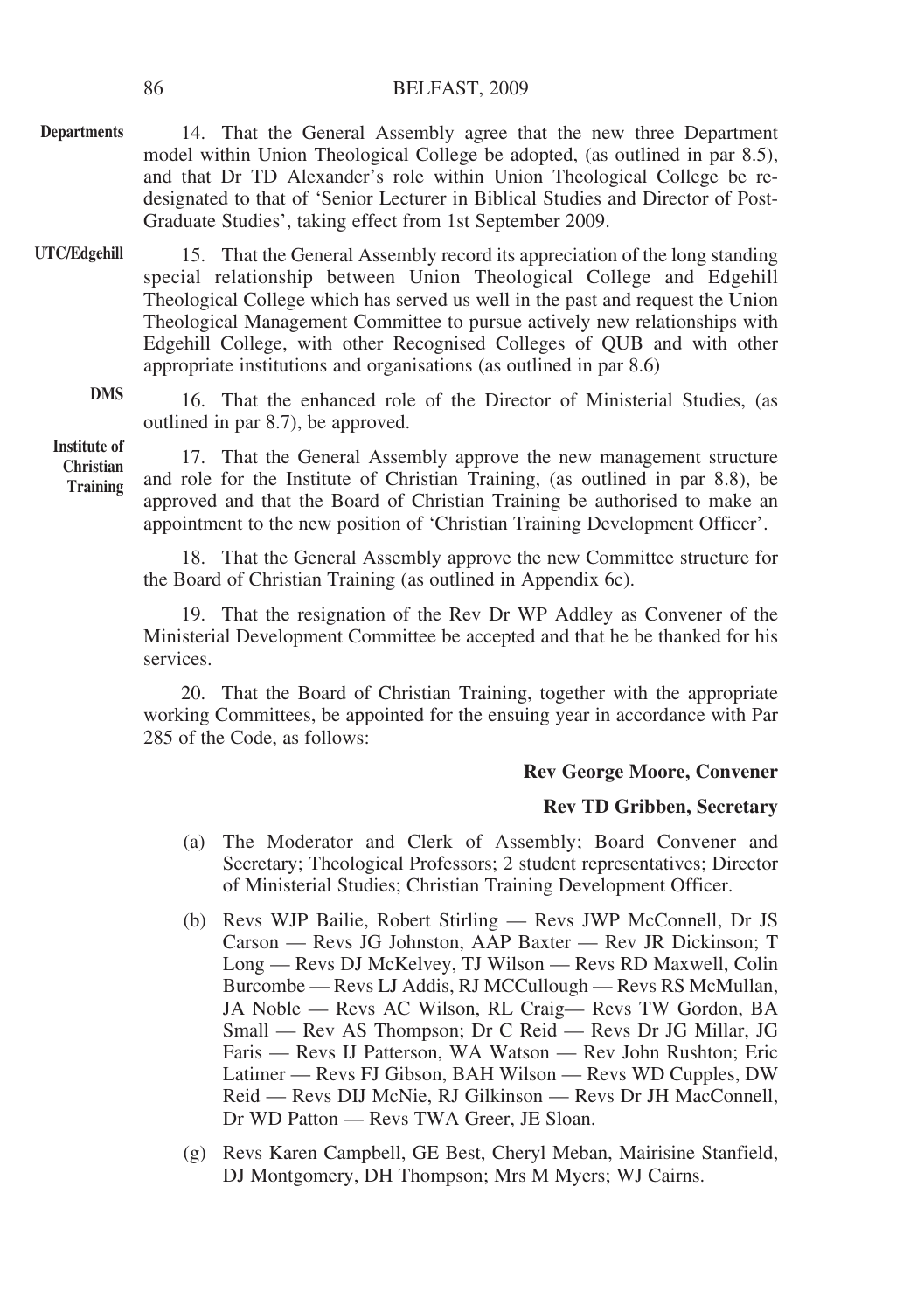**Departments** 14. That the General Assembly agree that the new three Department model within Union Theological College be adopted, (as outlined in par 8.5), and that Dr TD Alexander's role within Union Theological College be re-designated to that of 'Senior Lecturer in Biblical Studies and Director of Post-Graduate Studies', taking effect from 1st September 2009.

**UTC/Edgehill** 15. That the General Assembly record its appreciation of the long standing special relationship between Union Theological College and Edgehill Theological College which has served us well in the past and request the Union Theological Management Committee to pursue actively new relationships with Edgehill College, with other Recognised Colleges of QUB and with other appropriate institutions and organisations (as outlined in par 8.6)

**DMS** 16. That the enhanced role of the Director of Ministerial Studies, (as outlined in par 8.7), be approved.

**Institute of Christian Training** 17. That the General Assembly approve the new management structure and role for the Institute of Christian Training, (as outlined in par 8.8), be approved and that the Board of Christian Training be authorised to make an appointment to the new position of 'Christian Training Development Officer'.

18. That the General Assembly approve the new Committee structure for the Board of Christian Training (as outlined in Appendix 6c).

19. That the resignation of the Rev Dr WP Addley as Convener of the Ministerial Development Committee be accepted and that he be thanked for his services.

20. That the Board of Christian Training, together with the appropriate working Committees, be appointed for the ensuing year in accordance with Par 285 of the Code, as follows:

**Rev George Moore, Convener**

**Rev TD Gribben, Secretary**

(a) The Moderator and Clerk of Assembly; Board Convener and Secretary; Theological Professors; 2 student representatives; Director of Ministerial Studies; Christian Training Development Officer.

(b) Revs WJP Bailie, Robert Stirling — Revs JWP McConnell, Dr JS Carson — Revs JG Johnston, AAP Baxter — Rev JR Dickinson; T Long — Revs DJ McKelvey, TJ Wilson — Revs RD Maxwell, Colin Burcombe — Revs LJ Addis, RJ MCCullough — Revs RS McMullan, JA Noble — Revs AC Wilson, RL Craig— Revs TW Gordon, BA Small — Rev AS Thompson; Dr C Reid — Revs Dr JG Millar, JG Faris — Revs IJ Patterson, WA Watson — Rev John Rushton; Eric Latimer — Revs FJ Gibson, BAH Wilson — Revs WD Cupples, DW Reid — Revs DIJ McNie, RJ Gilkinson — Revs Dr JH MacConnell, Dr WD Patton — Revs TWA Greer, JE Sloan.

(g) Revs Karen Campbell, GE Best, Cheryl Meban, Mairisine Stanfield, DJ Montgomery, DH Thompson; Mrs M Myers; WJ Cairns.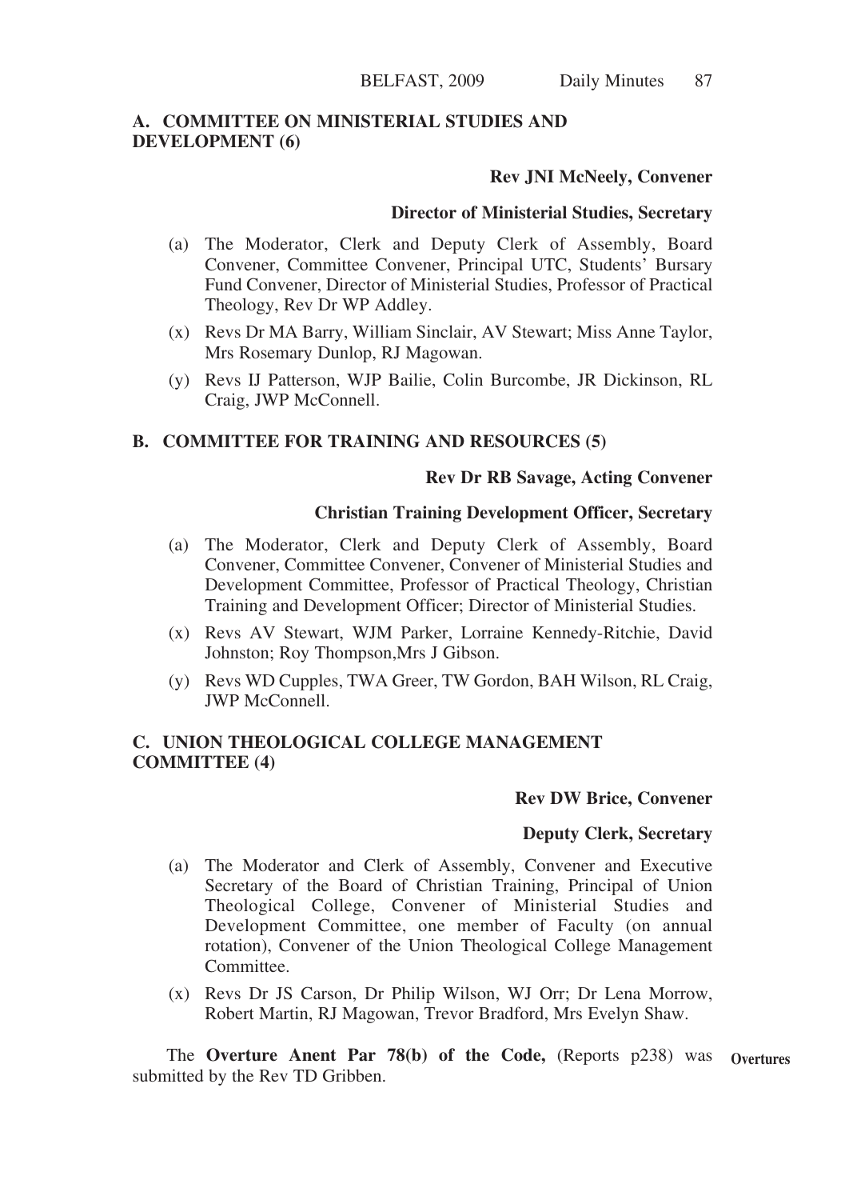### A. COMMITTEE ON MINISTERIAL STUDIES AND DEVELOPMENT (6)

**Rev JNI McNeely, Convener**

**Director of Ministerial Studies, Secretary**

(a) The Moderator, Clerk and Deputy Clerk of Assembly, Board Convener, Committee Convener, Principal UTC, Students' Bursary Fund Convener, Director of Ministerial Studies, Professor of Practical Theology, Rev Dr WP Addley.

(x) Revs Dr MA Barry, William Sinclair, AV Stewart; Miss Anne Taylor, Mrs Rosemary Dunlop, RJ Magowan.

(y) Revs IJ Patterson, WJP Bailie, Colin Burcombe, JR Dickinson, RL Craig, JWP McConnell.

### B. COMMITTEE FOR TRAINING AND RESOURCES (5)

**Rev Dr RB Savage, Acting Convener**

**Christian Training Development Officer, Secretary**

(a) The Moderator, Clerk and Deputy Clerk of Assembly, Board Convener, Committee Convener, Convener of Ministerial Studies and Development Committee, Professor of Practical Theology, Christian Training and Development Officer; Director of Ministerial Studies.

(x) Revs AV Stewart, WJM Parker, Lorraine Kennedy-Ritchie, David Johnston; Roy Thompson,Mrs J Gibson.

(y) Revs WD Cupples, TWA Greer, TW Gordon, BAH Wilson, RL Craig, JWP McConnell.

### C. UNION THEOLOGICAL COLLEGE MANAGEMENT COMMITTEE (4)

**Rev DW Brice, Convener**

**Deputy Clerk, Secretary**

(a) The Moderator and Clerk of Assembly, Convener and Executive Secretary of the Board of Christian Training, Principal of Union Theological College, Convener of Ministerial Studies and Development Committee, one member of Faculty (on annual rotation), Convener of the Union Theological College Management Committee.

(x) Revs Dr JS Carson, Dr Philip Wilson, WJ Orr; Dr Lena Morrow, Robert Martin, RJ Magowan, Trevor Bradford, Mrs Evelyn Shaw.

**Overtures**

The **Overture Anent Par 78(b) of the Code,** (Reports p238) was submitted by the Rev TD Gribben.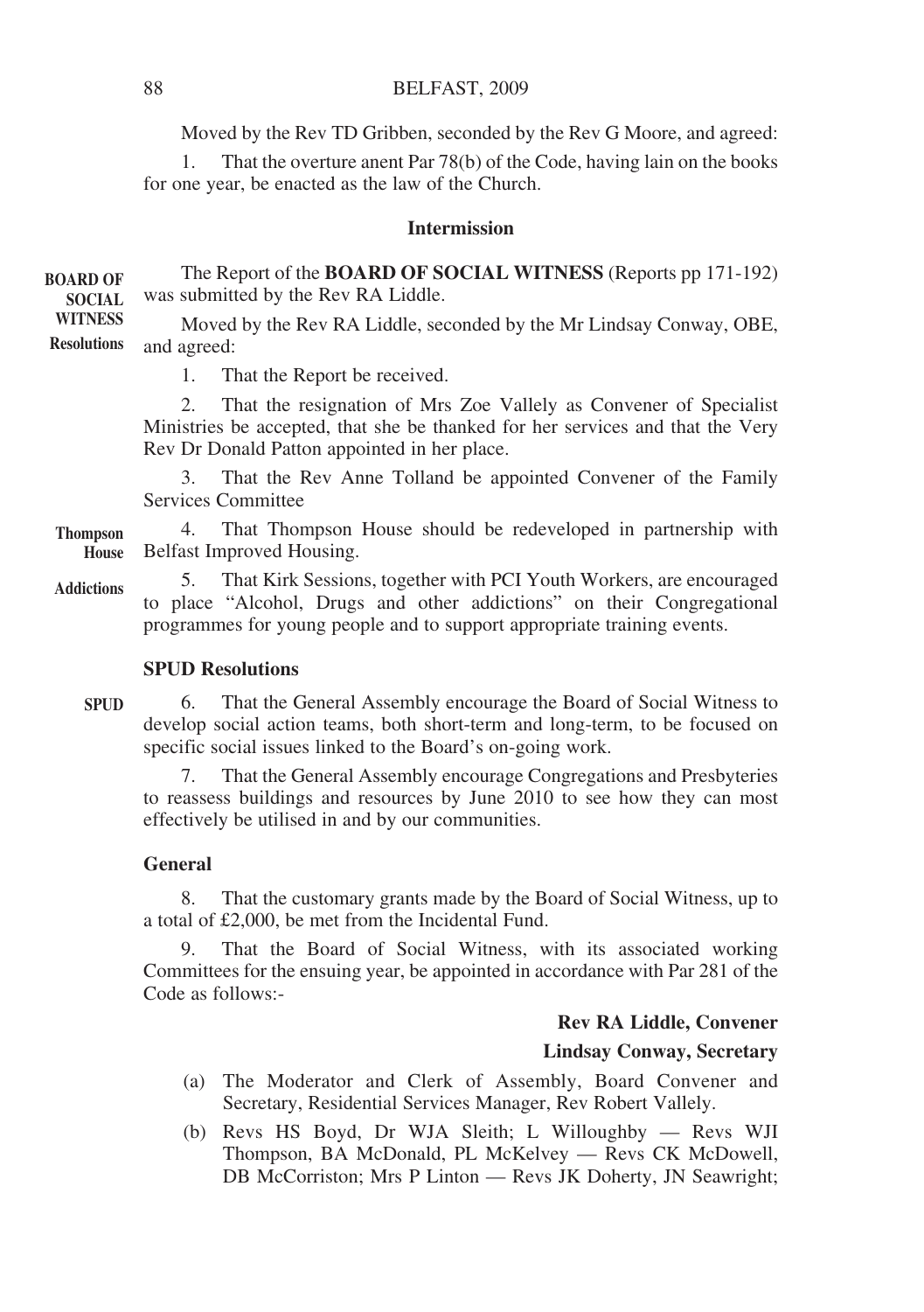Moved by the Rev TD Gribben, seconded by the Rev G Moore, and agreed:

1. That the overture anent Par 78(b) of the Code, having lain on the books for one year, be enacted as the law of the Church.

### Intermission

**BOARD OF SOCIAL WITNESS Resolutions**

The Report of the **BOARD OF SOCIAL WITNESS** (Reports pp 171-192) was submitted by the Rev RA Liddle.

Moved by the Rev RA Liddle, seconded by the Mr Lindsay Conway, OBE, and agreed:

1. That the Report be received.

2. That the resignation of Mrs Zoe Vallely as Convener of Specialist Ministries be accepted, that she be thanked for her services and that the Very Rev Dr Donald Patton appointed in her place.

3. That the Rev Anne Tolland be appointed Convener of the Family Services Committee

**Thompson House**

4. That Thompson House should be redeveloped in partnership with Belfast Improved Housing.

**Addictions**

5. That Kirk Sessions, together with PCI Youth Workers, are encouraged to place "Alcohol, Drugs and other addictions" on their Congregational programmes for young people and to support appropriate training events.

#### SPUD Resolutions

**SPUD**

6. That the General Assembly encourage the Board of Social Witness to develop social action teams, both short-term and long-term, to be focused on specific social issues linked to the Board's on-going work.

7. That the General Assembly encourage Congregations and Presbyteries to reassess buildings and resources by June 2010 to see how they can most effectively be utilised in and by our communities.

#### General

8. That the customary grants made by the Board of Social Witness, up to a total of £2,000, be met from the Incidental Fund.

9. That the Board of Social Witness, with its associated working Committees for the ensuing year, be appointed in accordance with Par 281 of the Code as follows:-

**Rev RA Liddle, Convener**

**Lindsay Conway, Secretary**

(a) The Moderator and Clerk of Assembly, Board Convener and Secretary, Residential Services Manager, Rev Robert Vallely.

(b) Revs HS Boyd, Dr WJA Sleith; L Willoughby — Revs WJI Thompson, BA McDonald, PL McKelvey — Revs CK McDowell, DB McCorriston; Mrs P Linton — Revs JK Doherty, JN Seawright;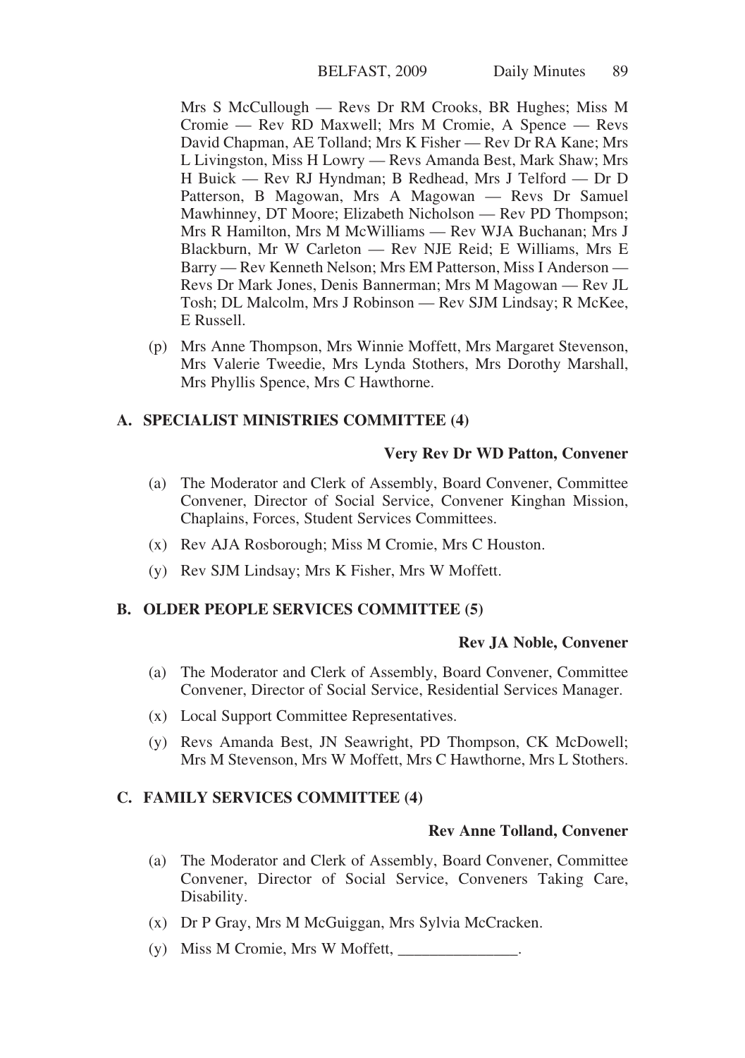Mrs S McCullough — Revs Dr RM Crooks, BR Hughes; Miss M Cromie — Rev RD Maxwell; Mrs M Cromie, A Spence — Revs David Chapman, AE Tolland; Mrs K Fisher — Rev Dr RA Kane; Mrs L Livingston, Miss H Lowry — Revs Amanda Best, Mark Shaw; Mrs H Buick — Rev RJ Hyndman; B Redhead, Mrs J Telford — Dr D Patterson, B Magowan, Mrs A Magowan — Revs Dr Samuel Mawhinney, DT Moore; Elizabeth Nicholson — Rev PD Thompson; Mrs R Hamilton, Mrs M McWilliams — Rev WJA Buchanan; Mrs J Blackburn, Mr W Carleton — Rev NJE Reid; E Williams, Mrs E Barry — Rev Kenneth Nelson; Mrs EM Patterson, Miss I Anderson — Revs Dr Mark Jones, Denis Bannerman; Mrs M Magowan — Rev JL Tosh; DL Malcolm, Mrs J Robinson — Rev SJM Lindsay; R McKee, E Russell.

(p) Mrs Anne Thompson, Mrs Winnie Moffett, Mrs Margaret Stevenson, Mrs Valerie Tweedie, Mrs Lynda Stothers, Mrs Dorothy Marshall, Mrs Phyllis Spence, Mrs C Hawthorne.

### A. SPECIALIST MINISTRIES COMMITTEE (4)

**Very Rev Dr WD Patton, Convener**

(a) The Moderator and Clerk of Assembly, Board Convener, Committee Convener, Director of Social Service, Convener Kinghan Mission, Chaplains, Forces, Student Services Committees.

(x) Rev AJA Rosborough; Miss M Cromie, Mrs C Houston.

(y) Rev SJM Lindsay; Mrs K Fisher, Mrs W Moffett.

### B. OLDER PEOPLE SERVICES COMMITTEE (5)

**Rev JA Noble, Convener**

(a) The Moderator and Clerk of Assembly, Board Convener, Committee Convener, Director of Social Service, Residential Services Manager.

(x) Local Support Committee Representatives.

(y) Revs Amanda Best, JN Seawright, PD Thompson, CK McDowell; Mrs M Stevenson, Mrs W Moffett, Mrs C Hawthorne, Mrs L Stothers.

### C. FAMILY SERVICES COMMITTEE (4)

**Rev Anne Tolland, Convener**

(a) The Moderator and Clerk of Assembly, Board Convener, Committee Convener, Director of Social Service, Conveners Taking Care, Disability.

(x) Dr P Gray, Mrs M McGuiggan, Mrs Sylvia McCracken.

(y) Miss M Cromie, Mrs W Moffett, _______________.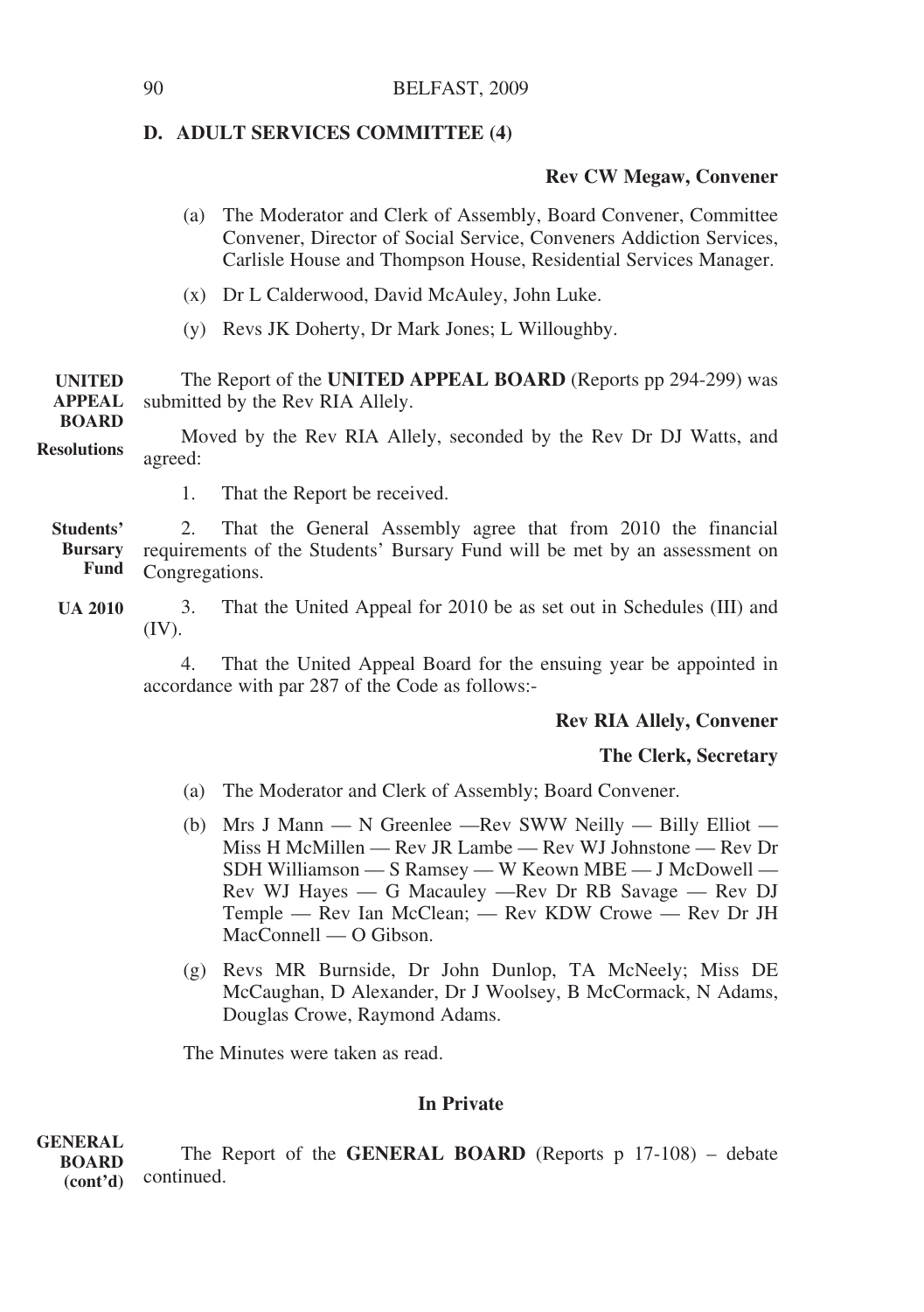### D. ADULT SERVICES COMMITTEE (4)

**Rev CW Megaw, Convener**

(a) The Moderator and Clerk of Assembly, Board Convener, Committee Convener, Director of Social Service, Conveners Addiction Services, Carlisle House and Thompson House, Residential Services Manager.

(x) Dr L Calderwood, David McAuley, John Luke.

(y) Revs JK Doherty, Dr Mark Jones; L Willoughby.

**UNITED APPEAL BOARD**

The Report of the **UNITED APPEAL BOARD** (Reports pp 294-299) was submitted by the Rev RIA Allely.

**Resolutions**

Moved by the Rev RIA Allely, seconded by the Rev Dr DJ Watts, and agreed:

1. That the Report be received.

**Students' Bursary Fund**

2. That the General Assembly agree that from 2010 the financial requirements of the Students' Bursary Fund will be met by an assessment on Congregations.

**UA 2010**

3. That the United Appeal for 2010 be as set out in Schedules (III) and (IV).

4. That the United Appeal Board for the ensuing year be appointed in accordance with par 287 of the Code as follows:-

**Rev RIA Allely, Convener**

**The Clerk, Secretary**

(a) The Moderator and Clerk of Assembly; Board Convener.

(b) Mrs J Mann — N Greenlee —Rev SWW Neilly — Billy Elliot — Miss H McMillen — Rev JR Lambe — Rev WJ Johnstone — Rev Dr SDH Williamson — S Ramsey — W Keown MBE — J McDowell — Rev WJ Hayes — G Macauley —Rev Dr RB Savage — Rev DJ Temple — Rev Ian McClean; — Rev KDW Crowe — Rev Dr JH MacConnell — O Gibson.

(g) Revs MR Burnside, Dr John Dunlop, TA McNeely; Miss DE McCaughan, D Alexander, Dr J Woolsey, B McCormack, N Adams, Douglas Crowe, Raymond Adams.

The Minutes were taken as read.

**In Private**

**GENERAL BOARD (cont'd)**

The Report of the **GENERAL BOARD** (Reports p 17-108) – debate continued.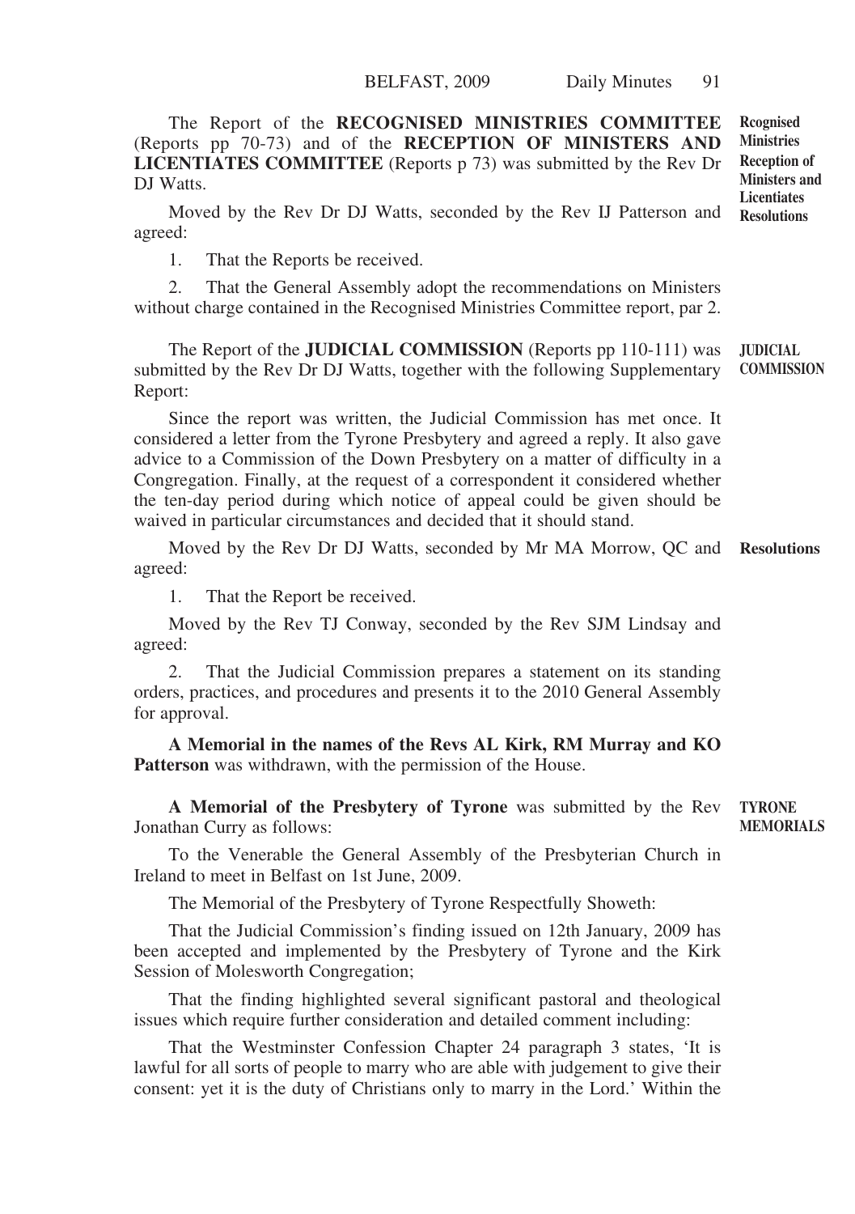The Report of the **RECOGNISED MINISTRIES COMMITTEE** (Reports pp 70-73) and of the **RECEPTION OF MINISTERS AND LICENTIATES COMMITTEE** (Reports p 73) was submitted by the Rev Dr DJ Watts.

**Rcognised Ministries Reception of Ministers and Licentiates Resolutions**

Moved by the Rev Dr DJ Watts, seconded by the Rev IJ Patterson and agreed:

1. That the Reports be received.

2. That the General Assembly adopt the recommendations on Ministers without charge contained in the Recognised Ministries Committee report, par 2.

**JUDICIAL COMMISSION**

The Report of the **JUDICIAL COMMISSION** (Reports pp 110-111) was submitted by the Rev Dr DJ Watts, together with the following Supplementary Report:

Since the report was written, the Judicial Commission has met once. It considered a letter from the Tyrone Presbytery and agreed a reply. It also gave advice to a Commission of the Down Presbytery on a matter of difficulty in a Congregation. Finally, at the request of a correspondent it considered whether the ten-day period during which notice of appeal could be given should be waived in particular circumstances and decided that it should stand.

**Resolutions**

Moved by the Rev Dr DJ Watts, seconded by Mr MA Morrow, QC and agreed:

1. That the Report be received.

Moved by the Rev TJ Conway, seconded by the Rev SJM Lindsay and agreed:

2. That the Judicial Commission prepares a statement on its standing orders, practices, and procedures and presents it to the 2010 General Assembly for approval.

**A Memorial in the names of the Revs AL Kirk, RM Murray and KO Patterson** was withdrawn, with the permission of the House.

**TYRONE MEMORIALS**

**A Memorial of the Presbytery of Tyrone** was submitted by the Rev Jonathan Curry as follows:

To the Venerable the General Assembly of the Presbyterian Church in Ireland to meet in Belfast on 1st June, 2009.

The Memorial of the Presbytery of Tyrone Respectfully Showeth:

That the Judicial Commission's finding issued on 12th January, 2009 has been accepted and implemented by the Presbytery of Tyrone and the Kirk Session of Molesworth Congregation;

That the finding highlighted several significant pastoral and theological issues which require further consideration and detailed comment including:

That the Westminster Confession Chapter 24 paragraph 3 states, 'It is lawful for all sorts of people to marry who are able with judgement to give their consent: yet it is the duty of Christians only to marry in the Lord.' Within the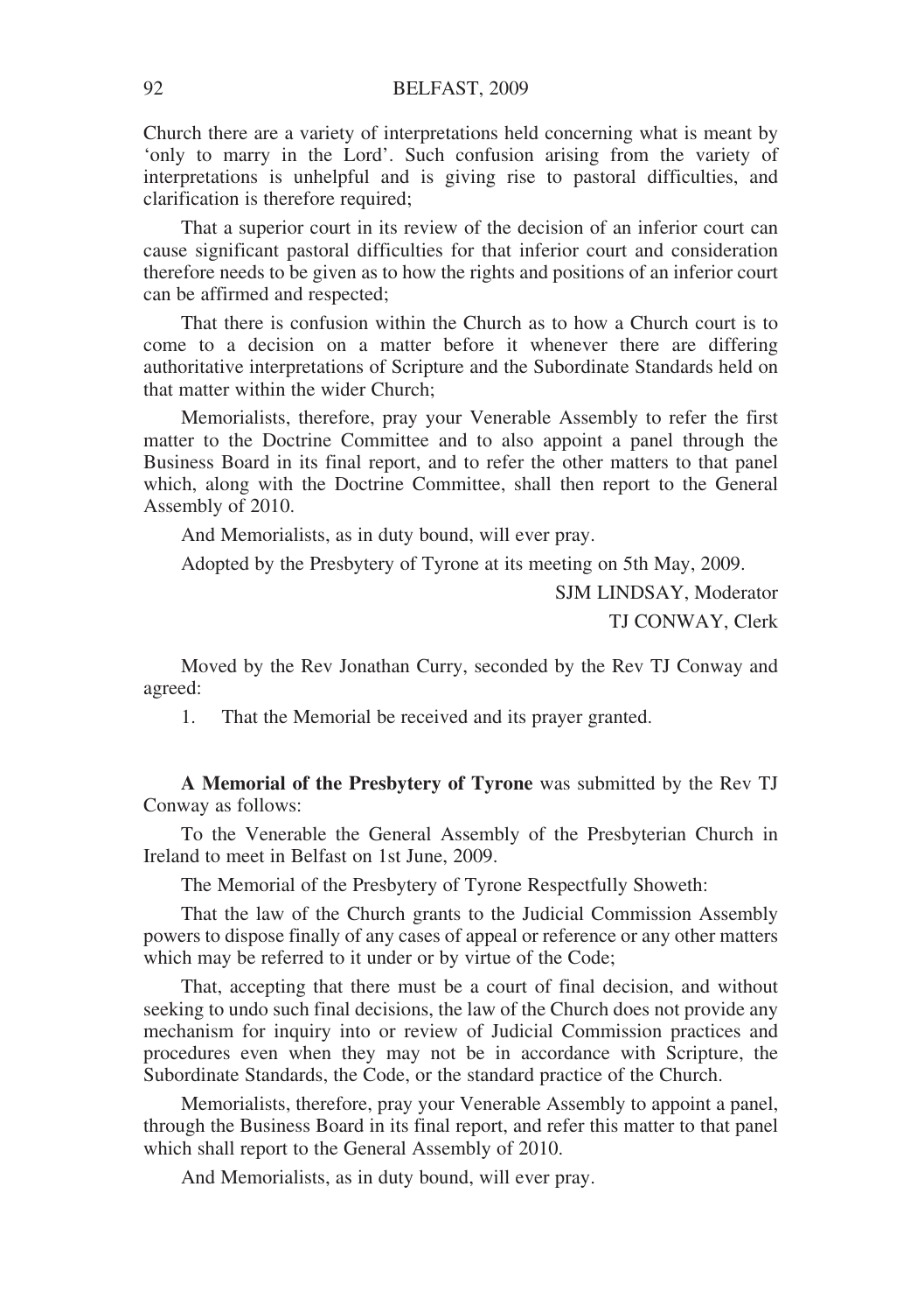Church there are a variety of interpretations held concerning what is meant by 'only to marry in the Lord'. Such confusion arising from the variety of interpretations is unhelpful and is giving rise to pastoral difficulties, and clarification is therefore required;

That a superior court in its review of the decision of an inferior court can cause significant pastoral difficulties for that inferior court and consideration therefore needs to be given as to how the rights and positions of an inferior court can be affirmed and respected;

That there is confusion within the Church as to how a Church court is to come to a decision on a matter before it whenever there are differing authoritative interpretations of Scripture and the Subordinate Standards held on that matter within the wider Church;

Memorialists, therefore, pray your Venerable Assembly to refer the first matter to the Doctrine Committee and to also appoint a panel through the Business Board in its final report, and to refer the other matters to that panel which, along with the Doctrine Committee, shall then report to the General Assembly of 2010.

And Memorialists, as in duty bound, will ever pray.

Adopted by the Presbytery of Tyrone at its meeting on 5th May, 2009.

SJM LINDSAY, Moderator

TJ CONWAY, Clerk

Moved by the Rev Jonathan Curry, seconded by the Rev TJ Conway and agreed:

1. That the Memorial be received and its prayer granted.

**A Memorial of the Presbytery of Tyrone** was submitted by the Rev TJ Conway as follows:

To the Venerable the General Assembly of the Presbyterian Church in Ireland to meet in Belfast on 1st June, 2009.

The Memorial of the Presbytery of Tyrone Respectfully Showeth:

That the law of the Church grants to the Judicial Commission Assembly powers to dispose finally of any cases of appeal or reference or any other matters which may be referred to it under or by virtue of the Code;

That, accepting that there must be a court of final decision, and without seeking to undo such final decisions, the law of the Church does not provide any mechanism for inquiry into or review of Judicial Commission practices and procedures even when they may not be in accordance with Scripture, the Subordinate Standards, the Code, or the standard practice of the Church.

Memorialists, therefore, pray your Venerable Assembly to appoint a panel, through the Business Board in its final report, and refer this matter to that panel which shall report to the General Assembly of 2010.

And Memorialists, as in duty bound, will ever pray.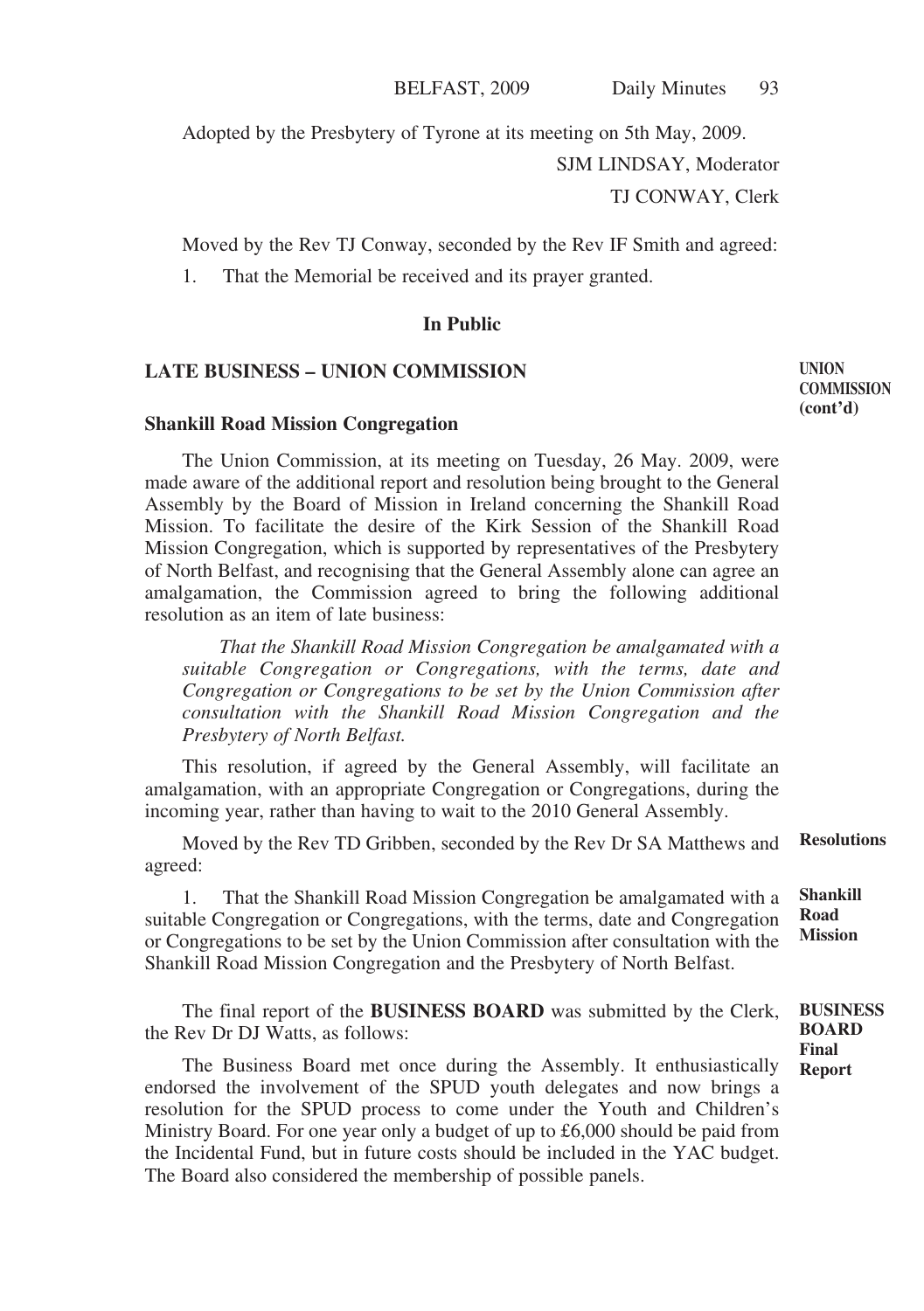Adopted by the Presbytery of Tyrone at its meeting on 5th May, 2009.

SJM LINDSAY, Moderator

TJ CONWAY, Clerk

Moved by the Rev TJ Conway, seconded by the Rev IF Smith and agreed:

1. That the Memorial be received and its prayer granted.

**In Public**

**LATE BUSINESS – UNION COMMISSION**

UNION COMMISSION (cont'd)

**Shankill Road Mission Congregation**

The Union Commission, at its meeting on Tuesday, 26 May. 2009, were made aware of the additional report and resolution being brought to the General Assembly by the Board of Mission in Ireland concerning the Shankill Road Mission. To facilitate the desire of the Kirk Session of the Shankill Road Mission Congregation, which is supported by representatives of the Presbytery of North Belfast, and recognising that the General Assembly alone can agree an amalgamation, the Commission agreed to bring the following additional resolution as an item of late business:

*That the Shankill Road Mission Congregation be amalgamated with a suitable Congregation or Congregations, with the terms, date and Congregation or Congregations to be set by the Union Commission after consultation with the Shankill Road Mission Congregation and the Presbytery of North Belfast.*

This resolution, if agreed by the General Assembly, will facilitate an amalgamation, with an appropriate Congregation or Congregations, during the incoming year, rather than having to wait to the 2010 General Assembly.

**Resolutions**

Moved by the Rev TD Gribben, seconded by the Rev Dr SA Matthews and agreed:

**Shankill Road Mission**

1. That the Shankill Road Mission Congregation be amalgamated with a suitable Congregation or Congregations, with the terms, date and Congregation or Congregations to be set by the Union Commission after consultation with the Shankill Road Mission Congregation and the Presbytery of North Belfast.

**BUSINESS BOARD Final Report**

The final report of the **BUSINESS BOARD** was submitted by the Clerk, the Rev Dr DJ Watts, as follows:

The Business Board met once during the Assembly. It enthusiastically endorsed the involvement of the SPUD youth delegates and now brings a resolution for the SPUD process to come under the Youth and Children's Ministry Board. For one year only a budget of up to £6,000 should be paid from the Incidental Fund, but in future costs should be included in the YAC budget. The Board also considered the membership of possible panels.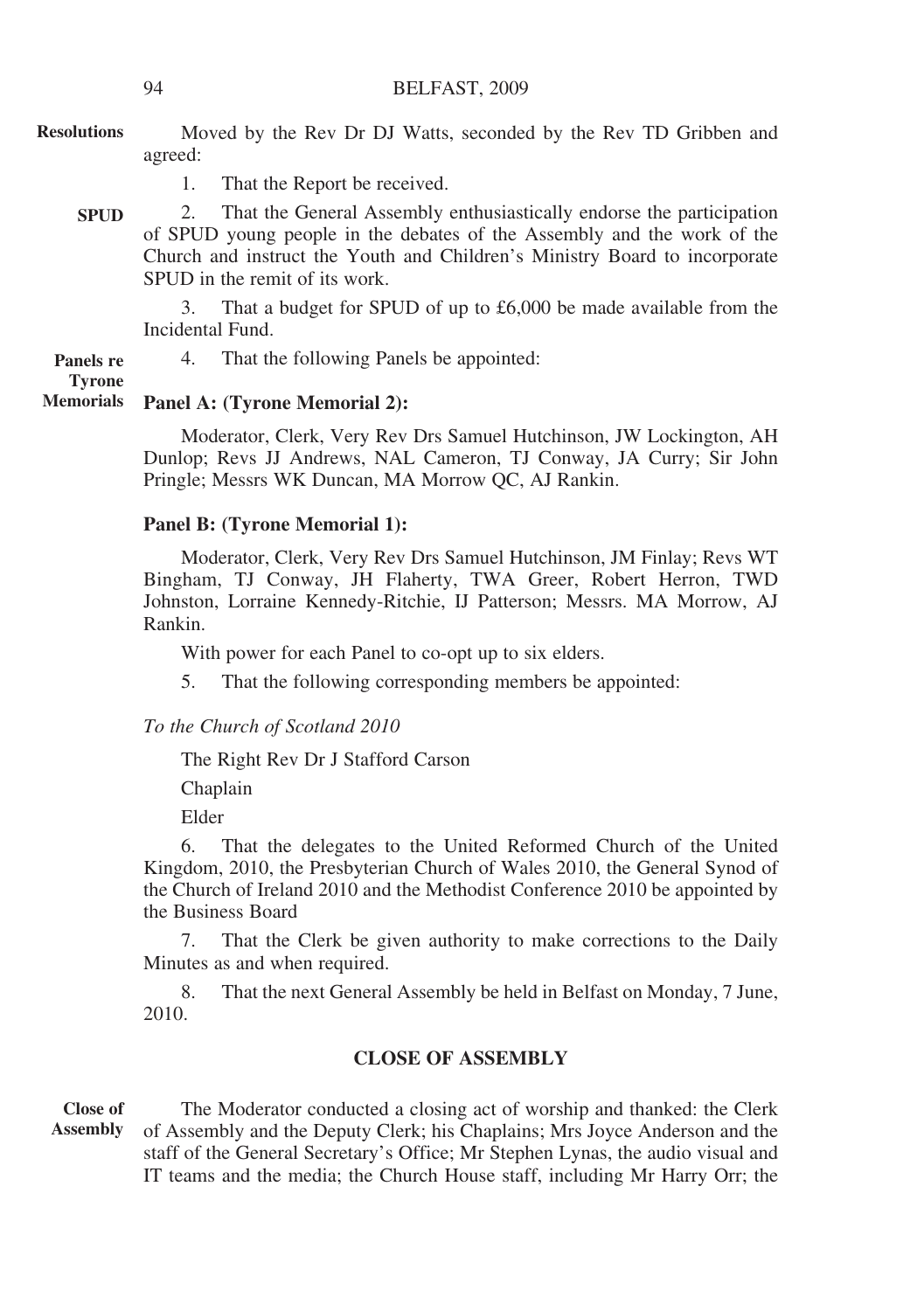**Resolutions**

Moved by the Rev Dr DJ Watts, seconded by the Rev TD Gribben and agreed:

1. That the Report be received.

**SPUD**

2. That the General Assembly enthusiastically endorse the participation of SPUD young people in the debates of the Assembly and the work of the Church and instruct the Youth and Children's Ministry Board to incorporate SPUD in the remit of its work.

3. That a budget for SPUD of up to £6,000 be made available from the Incidental Fund.

**Panels re Tyrone Memorials**

4. That the following Panels be appointed:

**Panel A: (Tyrone Memorial 2):**

Moderator, Clerk, Very Rev Drs Samuel Hutchinson, JW Lockington, AH Dunlop; Revs JJ Andrews, NAL Cameron, TJ Conway, JA Curry; Sir John Pringle; Messrs WK Duncan, MA Morrow QC, AJ Rankin.

**Panel B: (Tyrone Memorial 1):**

Moderator, Clerk, Very Rev Drs Samuel Hutchinson, JM Finlay; Revs WT Bingham, TJ Conway, JH Flaherty, TWA Greer, Robert Herron, TWD Johnston, Lorraine Kennedy-Ritchie, IJ Patterson; Messrs. MA Morrow, AJ Rankin.

With power for each Panel to co-opt up to six elders.

5. That the following corresponding members be appointed:

*To the Church of Scotland 2010*

The Right Rev Dr J Stafford Carson

Chaplain

Elder

6. That the delegates to the United Reformed Church of the United Kingdom, 2010, the Presbyterian Church of Wales 2010, the General Synod of the Church of Ireland 2010 and the Methodist Conference 2010 be appointed by the Business Board

7. That the Clerk be given authority to make corrections to the Daily Minutes as and when required.

8. That the next General Assembly be held in Belfast on Monday, 7 June, 2010.

## CLOSE OF ASSEMBLY

**Close of Assembly**

The Moderator conducted a closing act of worship and thanked: the Clerk of Assembly and the Deputy Clerk; his Chaplains; Mrs Joyce Anderson and the staff of the General Secretary's Office; Mr Stephen Lynas, the audio visual and IT teams and the media; the Church House staff, including Mr Harry Orr; the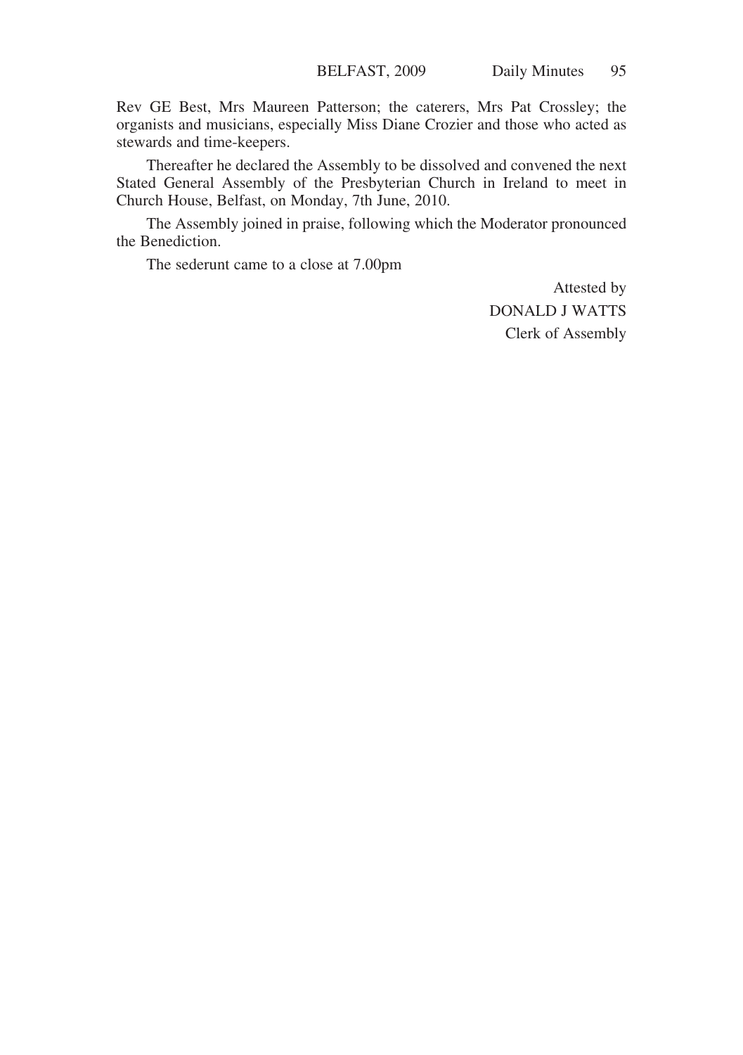Rev GE Best, Mrs Maureen Patterson; the caterers, Mrs Pat Crossley; the organists and musicians, especially Miss Diane Crozier and those who acted as stewards and time-keepers.

Thereafter he declared the Assembly to be dissolved and convened the next Stated General Assembly of the Presbyterian Church in Ireland to meet in Church House, Belfast, on Monday, 7th June, 2010.

The Assembly joined in praise, following which the Moderator pronounced the Benediction.

The sederunt came to a close at 7.00pm

Attested by
DONALD J WATTS
Clerk of Assembly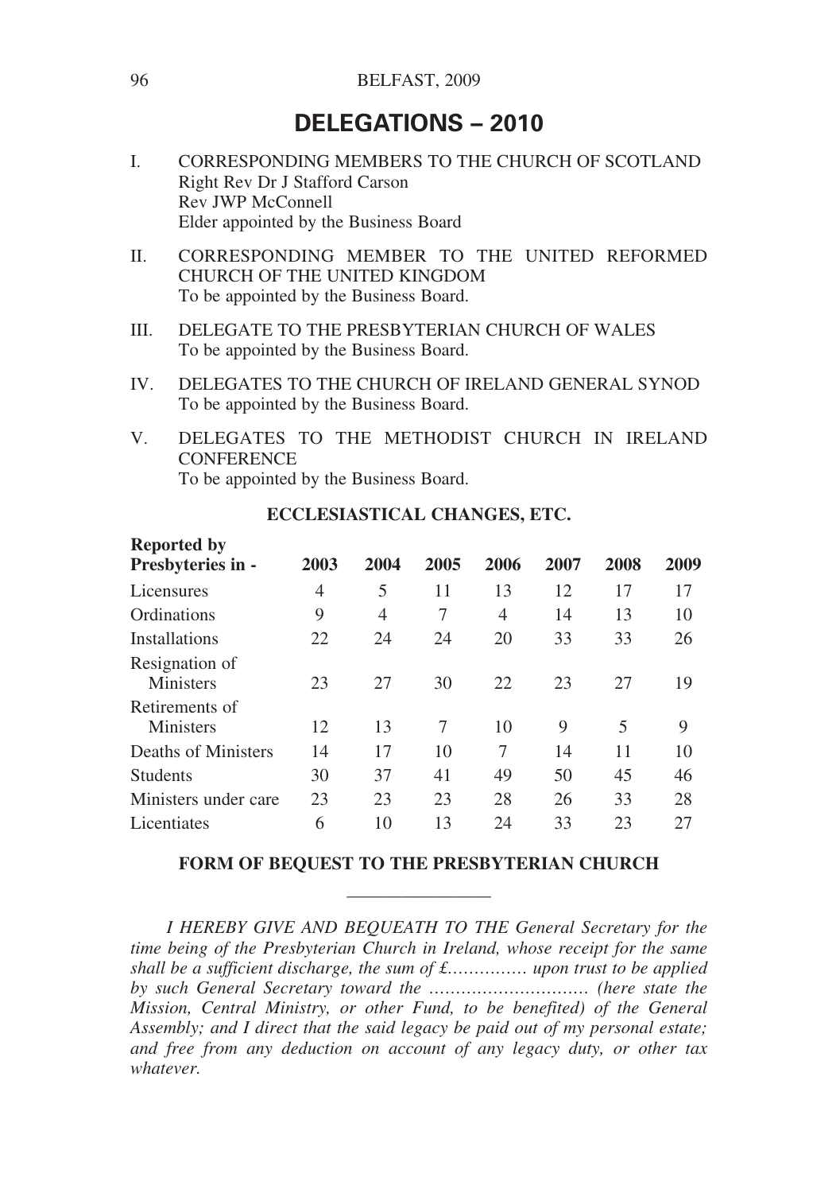# DELEGATIONS – 2010

I. CORRESPONDING MEMBERS TO THE CHURCH OF SCOTLAND
Right Rev Dr J Stafford Carson
Rev JWP McConnell
Elder appointed by the Business Board

II. CORRESPONDING MEMBER TO THE UNITED REFORMED CHURCH OF THE UNITED KINGDOM
To be appointed by the Business Board.

III. DELEGATE TO THE PRESBYTERIAN CHURCH OF WALES
To be appointed by the Business Board.

IV. DELEGATES TO THE CHURCH OF IRELAND GENERAL SYNOD
To be appointed by the Business Board.

V. DELEGATES TO THE METHODIST CHURCH IN IRELAND CONFERENCE
To be appointed by the Business Board.

## ECCLESIASTICAL CHANGES, ETC.

| Reported by Presbyteries in - | 2003 | 2004 | 2005 | 2006 | 2007 | 2008 | 2009 |
|---|---|---|---|---|---|---|---|
| Licensures | 4 | 5 | 11 | 13 | 12 | 17 | 17 |
| Ordinations | 9 | 4 | 7 | 4 | 14 | 13 | 10 |
| Installations | 22 | 24 | 24 | 20 | 33 | 33 | 26 |
| Resignation of Ministers | 23 | 27 | 30 | 22 | 23 | 27 | 19 |
| Retirements of Ministers | 12 | 13 | 7 | 10 | 9 | 5 | 9 |
| Deaths of Ministers | 14 | 17 | 10 | 7 | 14 | 11 | 10 |
| Students | 30 | 37 | 41 | 49 | 50 | 45 | 46 |
| Ministers under care | 23 | 23 | 23 | 28 | 26 | 33 | 28 |
| Licentiates | 6 | 10 | 13 | 24 | 33 | 23 | 27 |

## FORM OF BEQUEST TO THE PRESBYTERIAN CHURCH

*I HEREBY GIVE AND BEQUEATH TO THE General Secretary for the time being of the Presbyterian Church in Ireland, whose receipt for the same shall be a sufficient discharge, the sum of £…………… upon trust to be applied by such General Secretary toward the ………………………… (here state the Mission, Central Ministry, or other Fund, to be benefited) of the General Assembly; and I direct that the said legacy be paid out of my personal estate; and free from any deduction on account of any legacy duty, or other tax whatever.*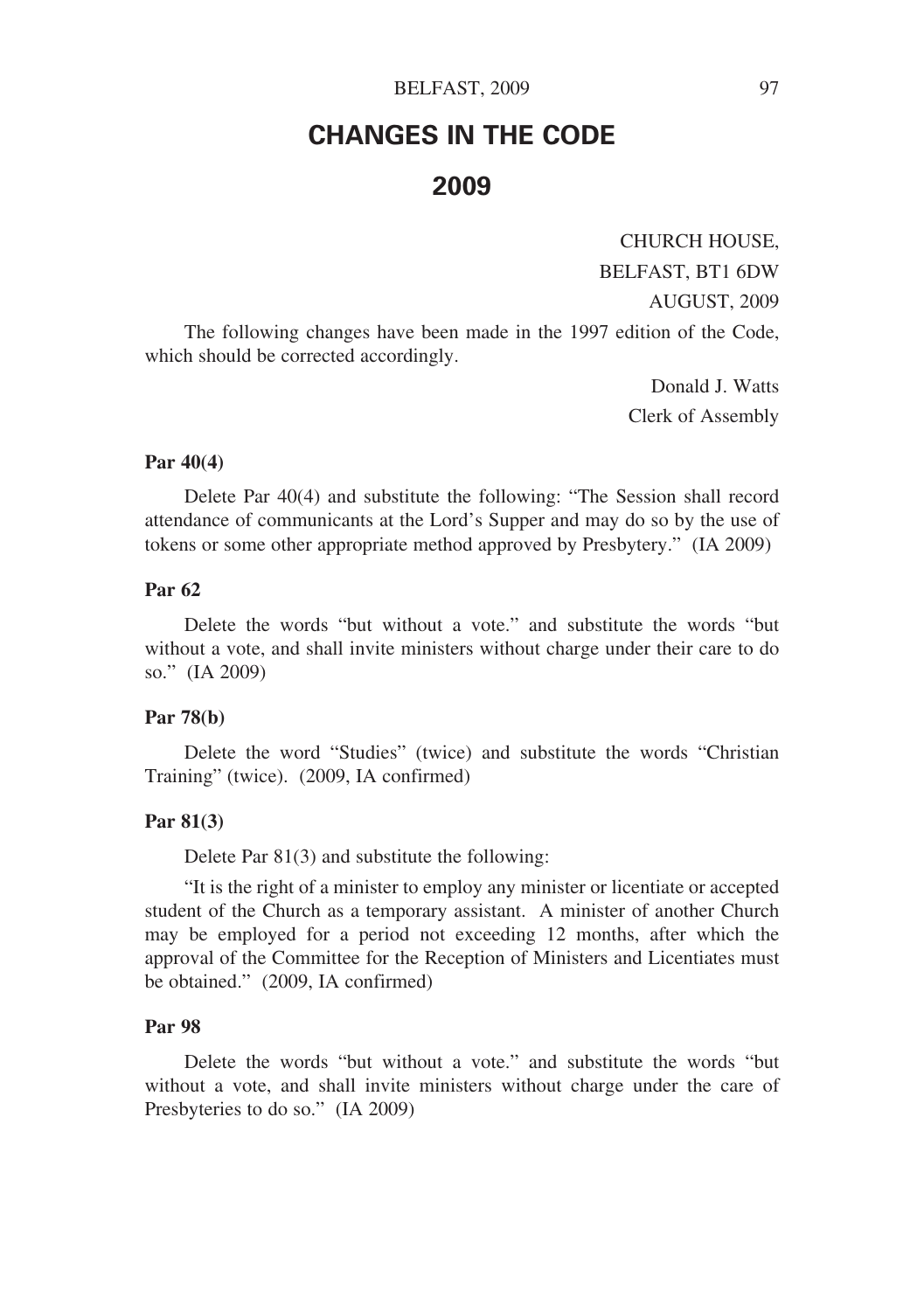# CHANGES IN THE CODE

## 2009

CHURCH HOUSE,
BELFAST, BT1 6DW
AUGUST, 2009

The following changes have been made in the 1997 edition of the Code, which should be corrected accordingly.

Donald J. Watts
Clerk of Assembly

**Par 40(4)**

Delete Par 40(4) and substitute the following: "The Session shall record attendance of communicants at the Lord's Supper and may do so by the use of tokens or some other appropriate method approved by Presbytery." (IA 2009)

**Par 62**

Delete the words "but without a vote." and substitute the words "but without a vote, and shall invite ministers without charge under their care to do so." (IA 2009)

**Par 78(b)**

Delete the word "Studies" (twice) and substitute the words "Christian Training" (twice). (2009, IA confirmed)

**Par 81(3)**

Delete Par 81(3) and substitute the following:

"It is the right of a minister to employ any minister or licentiate or accepted student of the Church as a temporary assistant. A minister of another Church may be employed for a period not exceeding 12 months, after which the approval of the Committee for the Reception of Ministers and Licentiates must be obtained." (2009, IA confirmed)

**Par 98**

Delete the words "but without a vote." and substitute the words "but without a vote, and shall invite ministers without charge under the care of Presbyteries to do so." (IA 2009)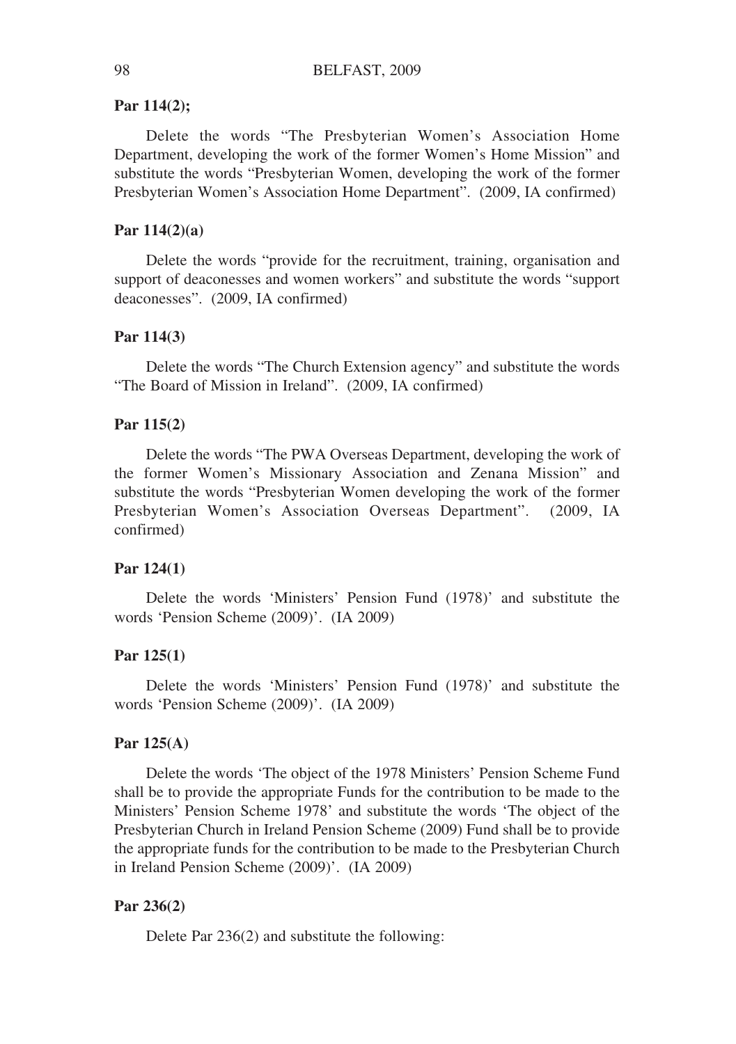**Par 114(2);**

Delete the words “The Presbyterian Women’s Association Home Department, developing the work of the former Women’s Home Mission” and substitute the words “Presbyterian Women, developing the work of the former Presbyterian Women’s Association Home Department”. (2009, IA confirmed)

**Par 114(2)(a)**

Delete the words “provide for the recruitment, training, organisation and support of deaconesses and women workers” and substitute the words “support deaconesses”. (2009, IA confirmed)

**Par 114(3)**

Delete the words “The Church Extension agency” and substitute the words “The Board of Mission in Ireland”. (2009, IA confirmed)

**Par 115(2)**

Delete the words “The PWA Overseas Department, developing the work of the former Women’s Missionary Association and Zenana Mission” and substitute the words “Presbyterian Women developing the work of the former Presbyterian Women’s Association Overseas Department”. (2009, IA confirmed)

**Par 124(1)**

Delete the words ‘Ministers’ Pension Fund (1978)’ and substitute the words ‘Pension Scheme (2009)’. (IA 2009)

**Par 125(1)**

Delete the words ‘Ministers’ Pension Fund (1978)’ and substitute the words ‘Pension Scheme (2009)’. (IA 2009)

**Par 125(A)**

Delete the words ‘The object of the 1978 Ministers’ Pension Scheme Fund shall be to provide the appropriate Funds for the contribution to be made to the Ministers’ Pension Scheme 1978’ and substitute the words ‘The object of the Presbyterian Church in Ireland Pension Scheme (2009) Fund shall be to provide the appropriate funds for the contribution to be made to the Presbyterian Church in Ireland Pension Scheme (2009)’. (IA 2009)

**Par 236(2)**

Delete Par 236(2) and substitute the following: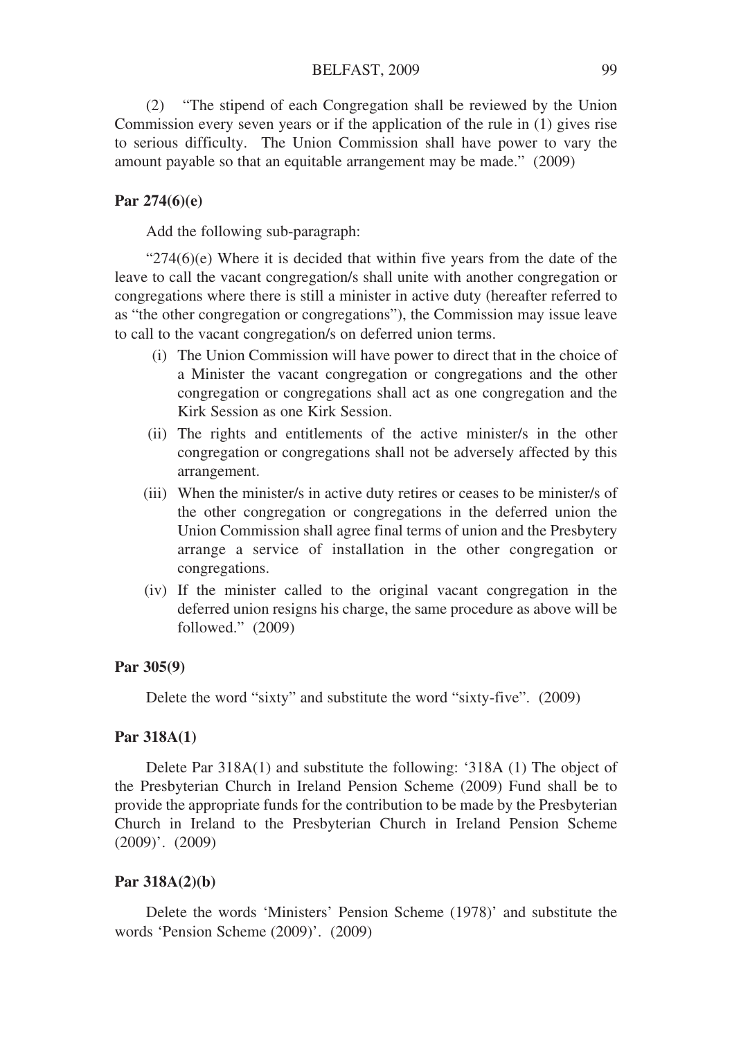(2) "The stipend of each Congregation shall be reviewed by the Union Commission every seven years or if the application of the rule in (1) gives rise to serious difficulty. The Union Commission shall have power to vary the amount payable so that an equitable arrangement may be made." (2009)

**Par 274(6)(e)**

Add the following sub-paragraph:

"274(6)(e) Where it is decided that within five years from the date of the leave to call the vacant congregation/s shall unite with another congregation or congregations where there is still a minister in active duty (hereafter referred to as "the other congregation or congregations"), the Commission may issue leave to call to the vacant congregation/s on deferred union terms.

- (i) The Union Commission will have power to direct that in the choice of a Minister the vacant congregation or congregations and the other congregation or congregations shall act as one congregation and the Kirk Session as one Kirk Session.
- (ii) The rights and entitlements of the active minister/s in the other congregation or congregations shall not be adversely affected by this arrangement.
- (iii) When the minister/s in active duty retires or ceases to be minister/s of the other congregation or congregations in the deferred union the Union Commission shall agree final terms of union and the Presbytery arrange a service of installation in the other congregation or congregations.
- (iv) If the minister called to the original vacant congregation in the deferred union resigns his charge, the same procedure as above will be followed." (2009)

**Par 305(9)**

Delete the word "sixty" and substitute the word "sixty-five". (2009)

**Par 318A(1)**

Delete Par 318A(1) and substitute the following: '318A (1) The object of the Presbyterian Church in Ireland Pension Scheme (2009) Fund shall be to provide the appropriate funds for the contribution to be made by the Presbyterian Church in Ireland to the Presbyterian Church in Ireland Pension Scheme (2009)'. (2009)

**Par 318A(2)(b)**

Delete the words 'Ministers' Pension Scheme (1978)' and substitute the words 'Pension Scheme (2009)'. (2009)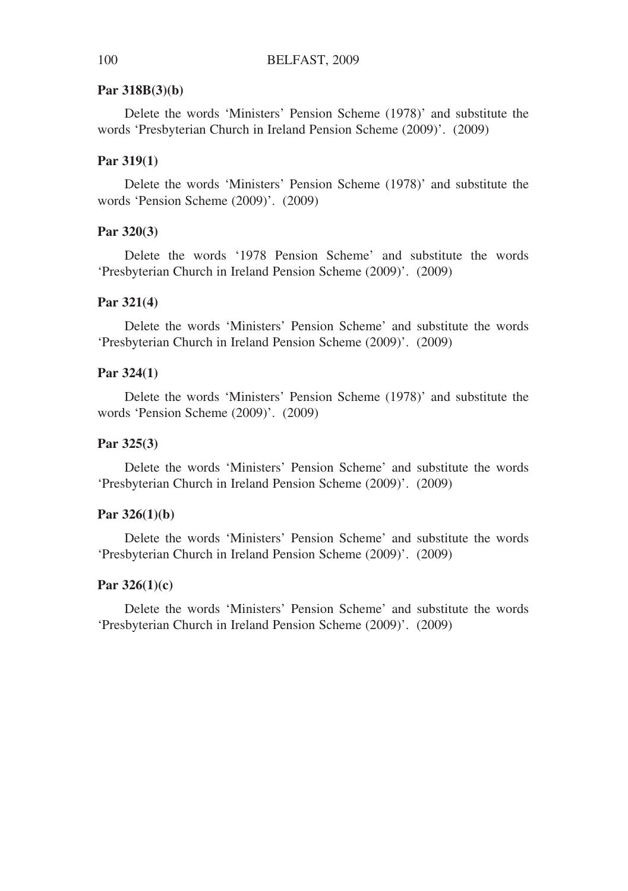**Par 318B(3)(b)**

Delete the words 'Ministers' Pension Scheme (1978)' and substitute the words 'Presbyterian Church in Ireland Pension Scheme (2009)'. (2009)

**Par 319(1)**

Delete the words 'Ministers' Pension Scheme (1978)' and substitute the words 'Pension Scheme (2009)'. (2009)

**Par 320(3)**

Delete the words '1978 Pension Scheme' and substitute the words 'Presbyterian Church in Ireland Pension Scheme (2009)'. (2009)

**Par 321(4)**

Delete the words 'Ministers' Pension Scheme' and substitute the words 'Presbyterian Church in Ireland Pension Scheme (2009)'. (2009)

**Par 324(1)**

Delete the words 'Ministers' Pension Scheme (1978)' and substitute the words 'Pension Scheme (2009)'. (2009)

**Par 325(3)**

Delete the words 'Ministers' Pension Scheme' and substitute the words 'Presbyterian Church in Ireland Pension Scheme (2009)'. (2009)

**Par 326(1)(b)**

Delete the words 'Ministers' Pension Scheme' and substitute the words 'Presbyterian Church in Ireland Pension Scheme (2009)'. (2009)

**Par 326(1)(c)**

Delete the words 'Ministers' Pension Scheme' and substitute the words 'Presbyterian Church in Ireland Pension Scheme (2009)'. (2009)